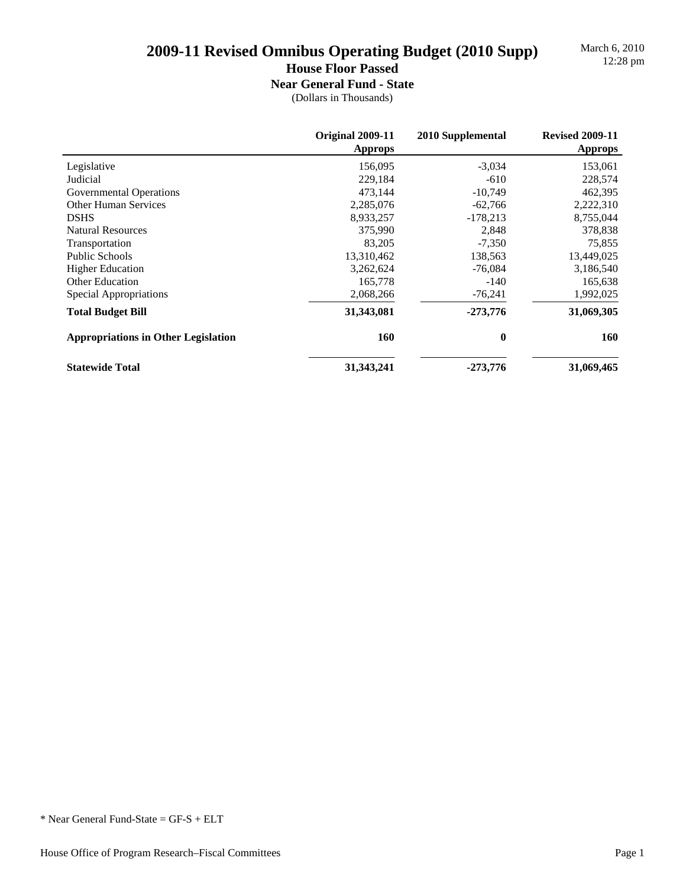# 2009-11 Revised Omnibus Operating Budget (2010 Supp)

## House Floor Passed

### Near General Fund - State

(Dollars in Thousands)

March 6, 2010
12:28 pm

| | Original 2009-11 Approps | 2010 Supplemental | Revised 2009-11 Approps |
|---|---|---|---|
| Legislative | 156,095 | -3,034 | 153,061 |
| Judicial | 229,184 | -610 | 228,574 |
| Governmental Operations | 473,144 | -10,749 | 462,395 |
| Other Human Services | 2,285,076 | -62,766 | 2,222,310 |
| DSHS | 8,933,257 | -178,213 | 8,755,044 |
| Natural Resources | 375,990 | 2,848 | 378,838 |
| Transportation | 83,205 | -7,350 | 75,855 |
| Public Schools | 13,310,462 | 138,563 | 13,449,025 |
| Higher Education | 3,262,624 | -76,084 | 3,186,540 |
| Other Education | 165,778 | -140 | 165,638 |
| Special Appropriations | 2,068,266 | -76,241 | 1,992,025 |
| **Total Budget Bill** | **31,343,081** | **-273,776** | **31,069,305** |
| **Appropriations in Other Legislation** | **160** | **0** | **160** |
| **Statewide Total** | **31,343,241** | **-273,776** | **31,069,465** |

* Near General Fund-State = GF-S + ELT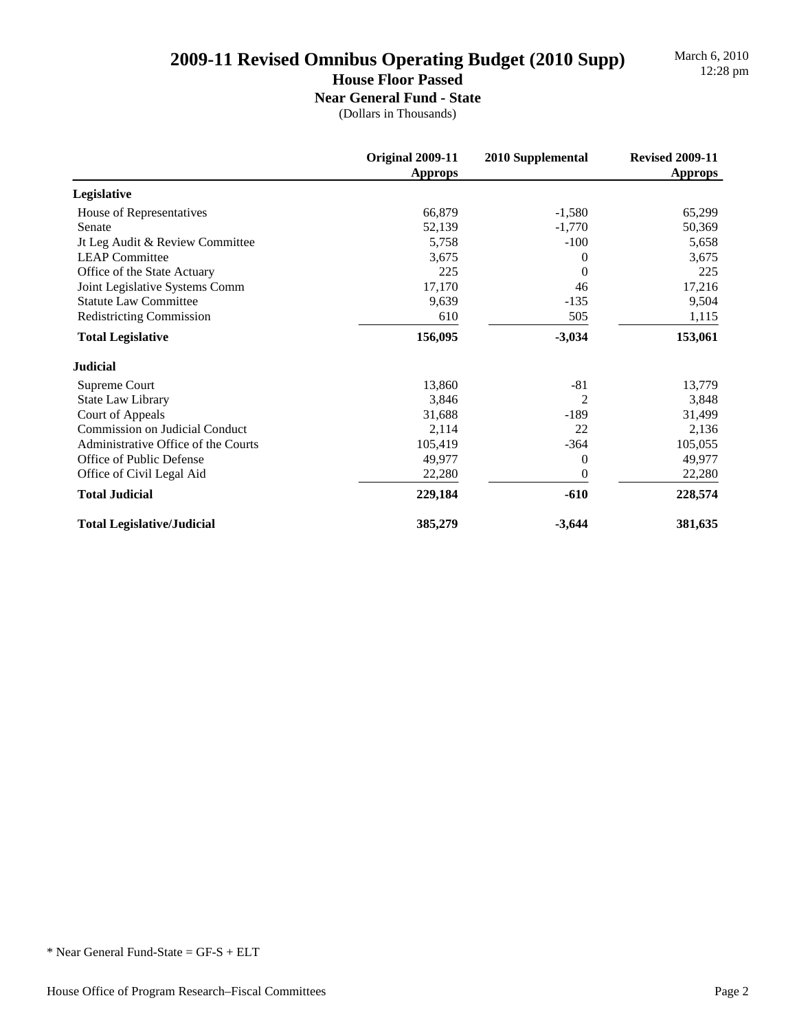# 2009-11 Revised Omnibus Operating Budget (2010 Supp)

## House Floor Passed

### Near General Fund - State

(Dollars in Thousands)

March 6, 2010
12:28 pm

| | Original 2009-11 Approps | 2010 Supplemental | Revised 2009-11 Approps |
|---|---|---|---|
| **Legislative** | | | |
| House of Representatives | 66,879 | -1,580 | 65,299 |
| Senate | 52,139 | -1,770 | 50,369 |
| Jt Leg Audit & Review Committee | 5,758 | -100 | 5,658 |
| LEAP Committee | 3,675 | 0 | 3,675 |
| Office of the State Actuary | 225 | 0 | 225 |
| Joint Legislative Systems Comm | 17,170 | 46 | 17,216 |
| Statute Law Committee | 9,639 | -135 | 9,504 |
| Redistricting Commission | 610 | 505 | 1,115 |
| **Total Legislative** | **156,095** | **-3,034** | **153,061** |
| **Judicial** | | | |
| Supreme Court | 13,860 | -81 | 13,779 |
| State Law Library | 3,846 | 2 | 3,848 |
| Court of Appeals | 31,688 | -189 | 31,499 |
| Commission on Judicial Conduct | 2,114 | 22 | 2,136 |
| Administrative Office of the Courts | 105,419 | -364 | 105,055 |
| Office of Public Defense | 49,977 | 0 | 49,977 |
| Office of Civil Legal Aid | 22,280 | 0 | 22,280 |
| **Total Judicial** | **229,184** | **-610** | **228,574** |
| **Total Legislative/Judicial** | **385,279** | **-3,644** | **381,635** |

* Near General Fund-State = GF-S + ELT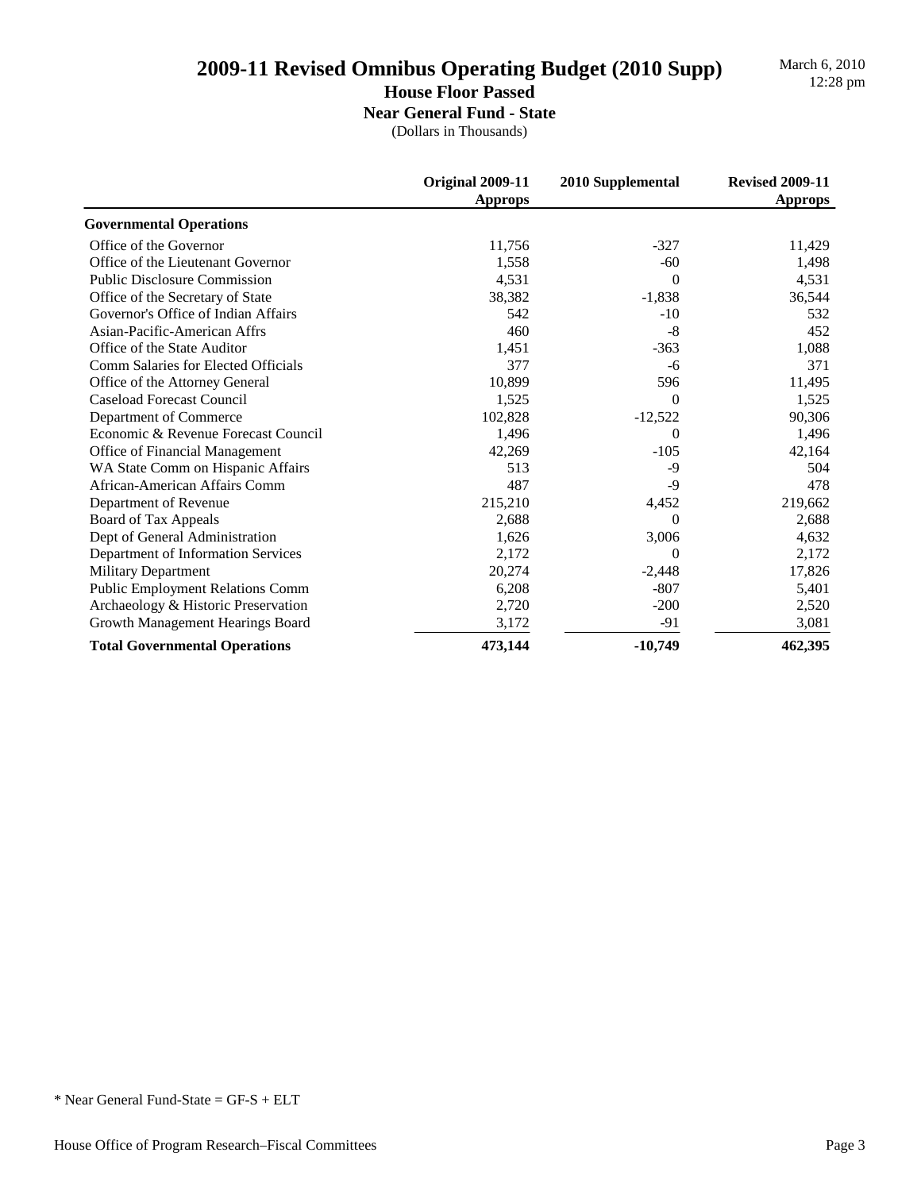# 2009-11 Revised Omnibus Operating Budget (2010 Supp)

March 6, 2010
12:28 pm

## House Floor Passed

### Near General Fund - State

(Dollars in Thousands)

| | Original 2009-11 Approps | 2010 Supplemental | Revised 2009-11 Approps |
|---|---|---|---|
| **Governmental Operations** | | | |
| Office of the Governor | 11,756 | -327 | 11,429 |
| Office of the Lieutenant Governor | 1,558 | -60 | 1,498 |
| Public Disclosure Commission | 4,531 | 0 | 4,531 |
| Office of the Secretary of State | 38,382 | -1,838 | 36,544 |
| Governor's Office of Indian Affairs | 542 | -10 | 532 |
| Asian-Pacific-American Affrs | 460 | -8 | 452 |
| Office of the State Auditor | 1,451 | -363 | 1,088 |
| Comm Salaries for Elected Officials | 377 | -6 | 371 |
| Office of the Attorney General | 10,899 | 596 | 11,495 |
| Caseload Forecast Council | 1,525 | 0 | 1,525 |
| Department of Commerce | 102,828 | -12,522 | 90,306 |
| Economic & Revenue Forecast Council | 1,496 | 0 | 1,496 |
| Office of Financial Management | 42,269 | -105 | 42,164 |
| WA State Comm on Hispanic Affairs | 513 | -9 | 504 |
| African-American Affairs Comm | 487 | -9 | 478 |
| Department of Revenue | 215,210 | 4,452 | 219,662 |
| Board of Tax Appeals | 2,688 | 0 | 2,688 |
| Dept of General Administration | 1,626 | 3,006 | 4,632 |
| Department of Information Services | 2,172 | 0 | 2,172 |
| Military Department | 20,274 | -2,448 | 17,826 |
| Public Employment Relations Comm | 6,208 | -807 | 5,401 |
| Archaeology & Historic Preservation | 2,720 | -200 | 2,520 |
| Growth Management Hearings Board | 3,172 | -91 | 3,081 |
| **Total Governmental Operations** | **473,144** | **-10,749** | **462,395** |

* Near General Fund-State = GF-S + ELT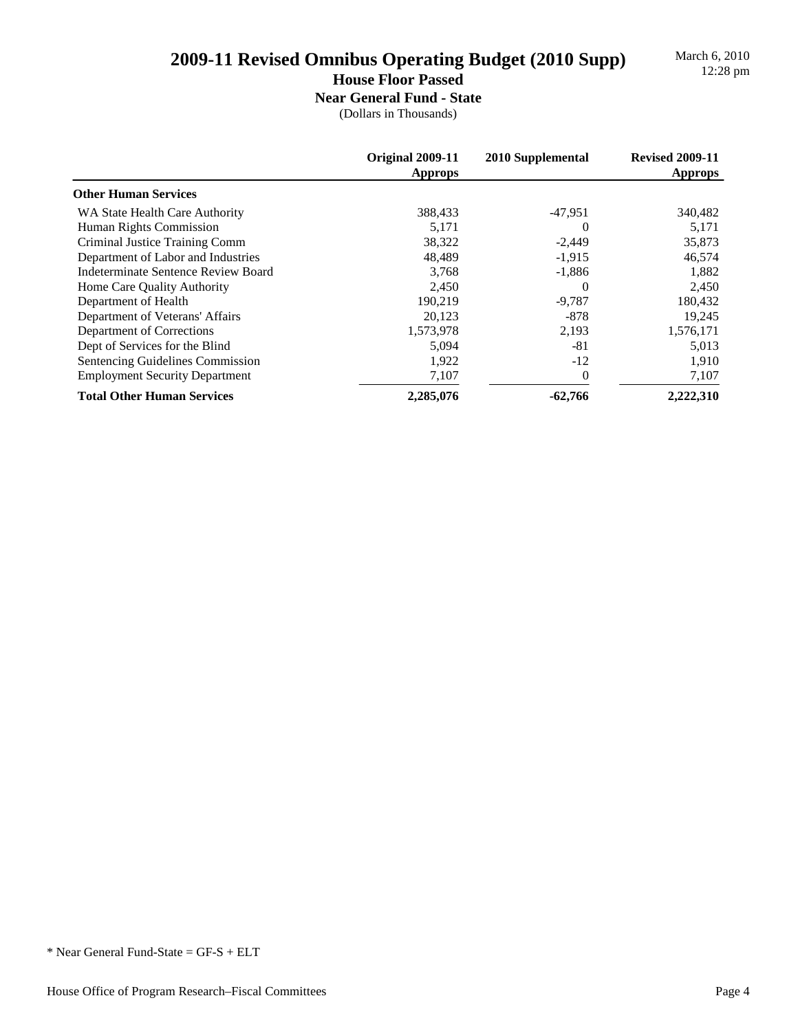# 2009-11 Revised Omnibus Operating Budget (2010 Supp)

## House Floor Passed

### Near General Fund - State

(Dollars in Thousands)

March 6, 2010
12:28 pm

| | Original 2009-11 Approps | 2010 Supplemental | Revised 2009-11 Approps |
|---|---|---|---|
| **Other Human Services** | | | |
| WA State Health Care Authority | 388,433 | -47,951 | 340,482 |
| Human Rights Commission | 5,171 | 0 | 5,171 |
| Criminal Justice Training Comm | 38,322 | -2,449 | 35,873 |
| Department of Labor and Industries | 48,489 | -1,915 | 46,574 |
| Indeterminate Sentence Review Board | 3,768 | -1,886 | 1,882 |
| Home Care Quality Authority | 2,450 | 0 | 2,450 |
| Department of Health | 190,219 | -9,787 | 180,432 |
| Department of Veterans' Affairs | 20,123 | -878 | 19,245 |
| Department of Corrections | 1,573,978 | 2,193 | 1,576,171 |
| Dept of Services for the Blind | 5,094 | -81 | 5,013 |
| Sentencing Guidelines Commission | 1,922 | -12 | 1,910 |
| Employment Security Department | 7,107 | 0 | 7,107 |
| **Total Other Human Services** | **2,285,076** | **-62,766** | **2,222,310** |

* Near General Fund-State = GF-S + ELT

House Office of Program Research–Fiscal Committees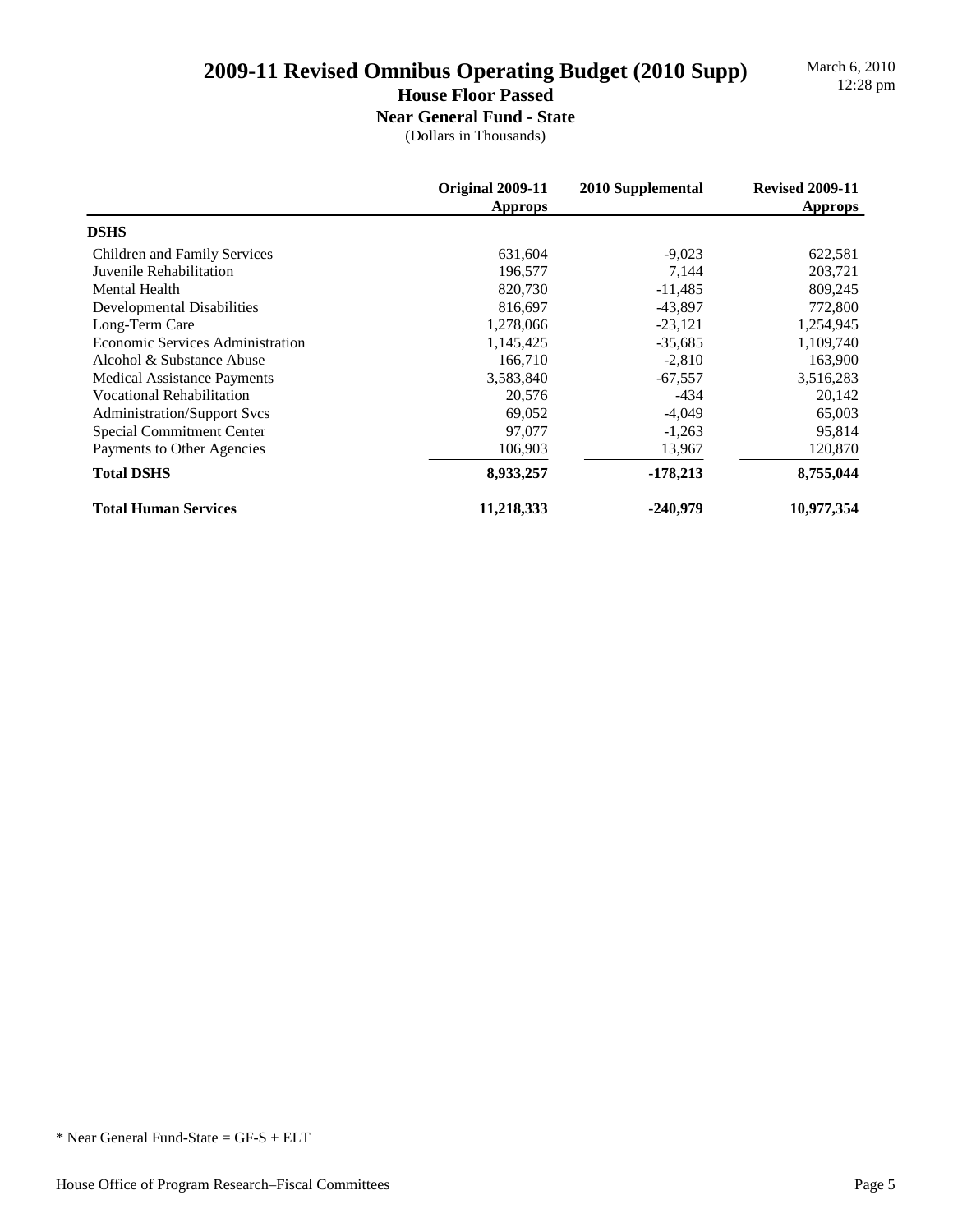# 2009-11 Revised Omnibus Operating Budget (2010 Supp)

## House Floor Passed

### Near General Fund - State

(Dollars in Thousands)

March 6, 2010
12:28 pm

| | Original 2009-11 Approps | 2010 Supplemental | Revised 2009-11 Approps |
|---|---|---|---|
| **DSHS** | | | |
| Children and Family Services | 631,604 | -9,023 | 622,581 |
| Juvenile Rehabilitation | 196,577 | 7,144 | 203,721 |
| Mental Health | 820,730 | -11,485 | 809,245 |
| Developmental Disabilities | 816,697 | -43,897 | 772,800 |
| Long-Term Care | 1,278,066 | -23,121 | 1,254,945 |
| Economic Services Administration | 1,145,425 | -35,685 | 1,109,740 |
| Alcohol & Substance Abuse | 166,710 | -2,810 | 163,900 |
| Medical Assistance Payments | 3,583,840 | -67,557 | 3,516,283 |
| Vocational Rehabilitation | 20,576 | -434 | 20,142 |
| Administration/Support Svcs | 69,052 | -4,049 | 65,003 |
| Special Commitment Center | 97,077 | -1,263 | 95,814 |
| Payments to Other Agencies | 106,903 | 13,967 | 120,870 |
| **Total DSHS** | **8,933,257** | **-178,213** | **8,755,044** |
| **Total Human Services** | **11,218,333** | **-240,979** | **10,977,354** |

* Near General Fund-State = GF-S + ELT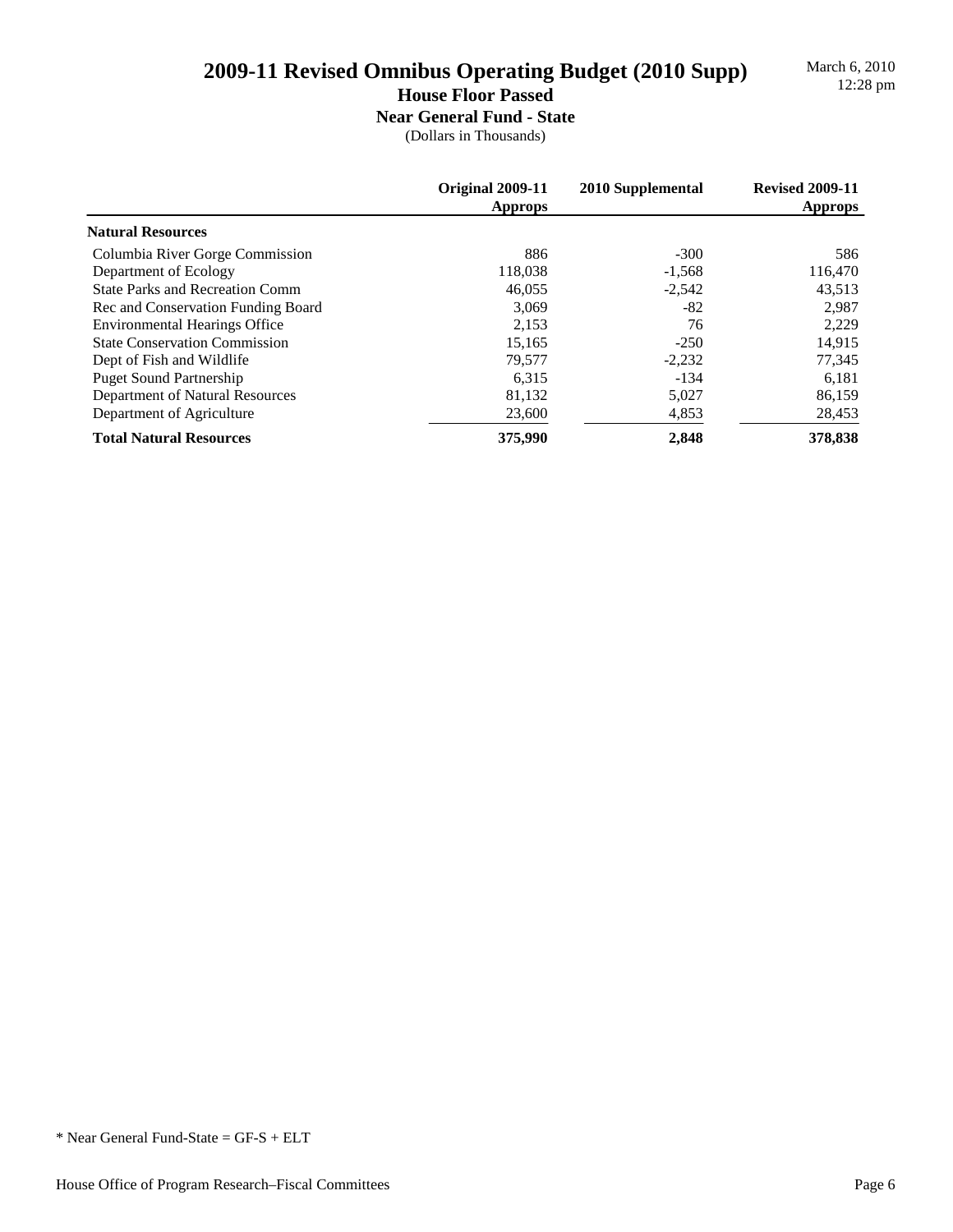# 2009-11 Revised Omnibus Operating Budget (2010 Supp)

## House Floor Passed

### Near General Fund - State

(Dollars in Thousands)

March 6, 2010
12:28 pm

| | Original 2009-11 Approps | 2010 Supplemental | Revised 2009-11 Approps |
|---|---|---|---|
| **Natural Resources** | | | |
| Columbia River Gorge Commission | 886 | -300 | 586 |
| Department of Ecology | 118,038 | -1,568 | 116,470 |
| State Parks and Recreation Comm | 46,055 | -2,542 | 43,513 |
| Rec and Conservation Funding Board | 3,069 | -82 | 2,987 |
| Environmental Hearings Office | 2,153 | 76 | 2,229 |
| State Conservation Commission | 15,165 | -250 | 14,915 |
| Dept of Fish and Wildlife | 79,577 | -2,232 | 77,345 |
| Puget Sound Partnership | 6,315 | -134 | 6,181 |
| Department of Natural Resources | 81,132 | 5,027 | 86,159 |
| Department of Agriculture | 23,600 | 4,853 | 28,453 |
| **Total Natural Resources** | **375,990** | **2,848** | **378,838** |

* Near General Fund-State = GF-S + ELT

House Office of Program Research–Fiscal Committees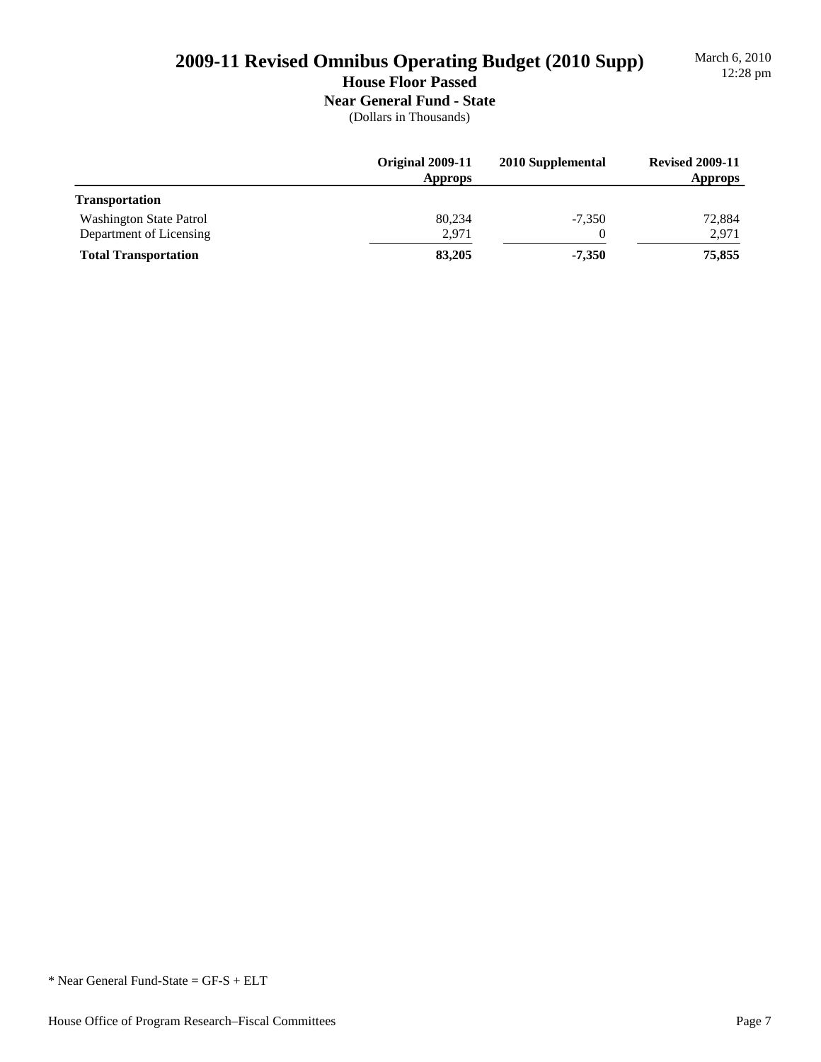# 2009-11 Revised Omnibus Operating Budget (2010 Supp)

## House Floor Passed

### Near General Fund - State

(Dollars in Thousands)

March 6, 2010
12:28 pm

| | Original 2009-11 Approps | 2010 Supplemental | Revised 2009-11 Approps |
|---|---|---|---|
| **Transportation** | | | |
| Washington State Patrol | 80,234 | -7,350 | 72,884 |
| Department of Licensing | 2,971 | 0 | 2,971 |
| **Total Transportation** | **83,205** | **-7,350** | **75,855** |

* Near General Fund-State = GF-S + ELT

House Office of Program Research–Fiscal Committees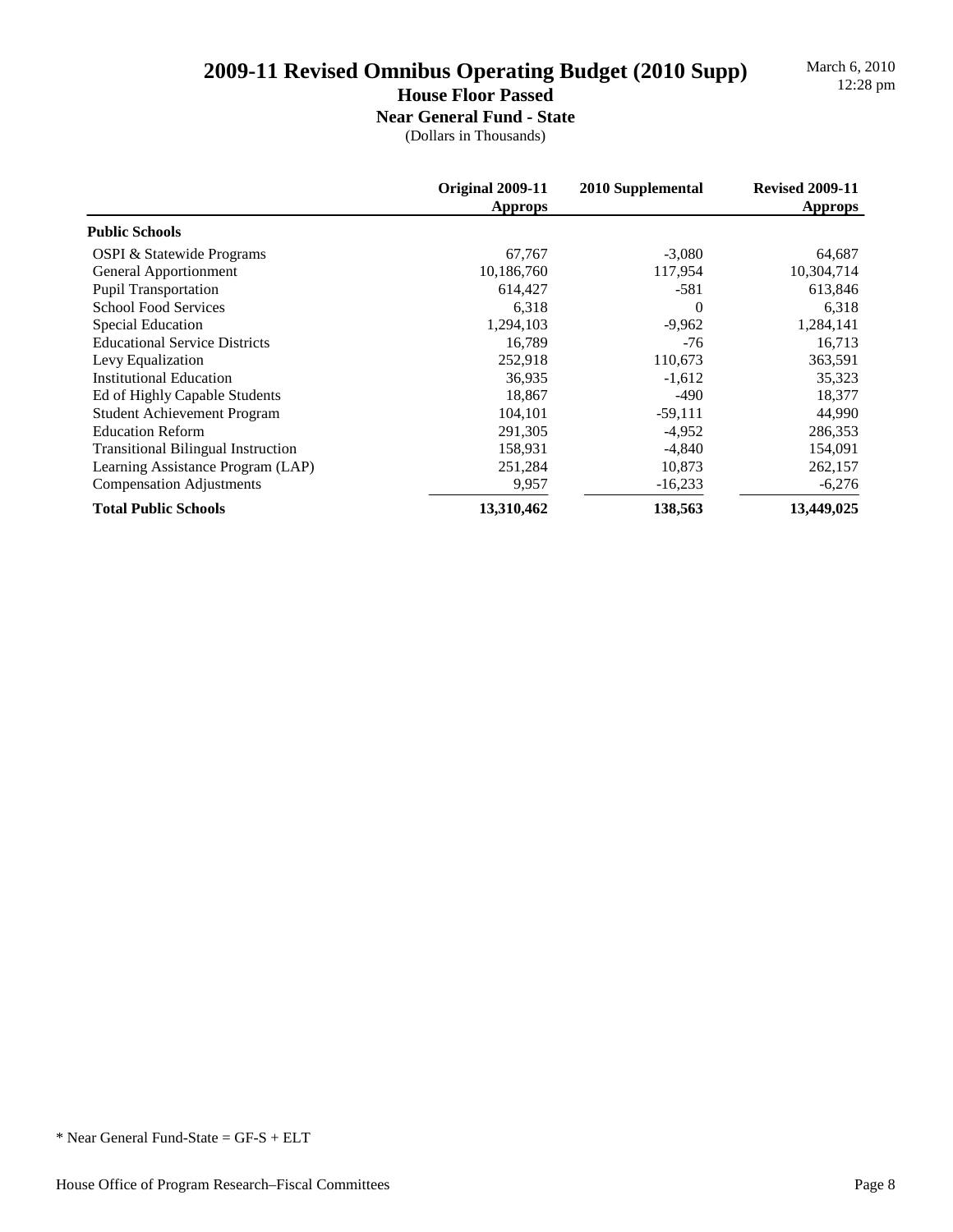# 2009-11 Revised Omnibus Operating Budget (2010 Supp)

## House Floor Passed

### Near General Fund - State

(Dollars in Thousands)

March 6, 2010
12:28 pm

| | Original 2009-11 Approps | 2010 Supplemental | Revised 2009-11 Approps |
|---|---|---|---|
| **Public Schools** | | | |
| OSPI & Statewide Programs | 67,767 | -3,080 | 64,687 |
| General Apportionment | 10,186,760 | 117,954 | 10,304,714 |
| Pupil Transportation | 614,427 | -581 | 613,846 |
| School Food Services | 6,318 | 0 | 6,318 |
| Special Education | 1,294,103 | -9,962 | 1,284,141 |
| Educational Service Districts | 16,789 | -76 | 16,713 |
| Levy Equalization | 252,918 | 110,673 | 363,591 |
| Institutional Education | 36,935 | -1,612 | 35,323 |
| Ed of Highly Capable Students | 18,867 | -490 | 18,377 |
| Student Achievement Program | 104,101 | -59,111 | 44,990 |
| Education Reform | 291,305 | -4,952 | 286,353 |
| Transitional Bilingual Instruction | 158,931 | -4,840 | 154,091 |
| Learning Assistance Program (LAP) | 251,284 | 10,873 | 262,157 |
| Compensation Adjustments | 9,957 | -16,233 | -6,276 |
| **Total Public Schools** | **13,310,462** | **138,563** | **13,449,025** |

* Near General Fund-State = GF-S + ELT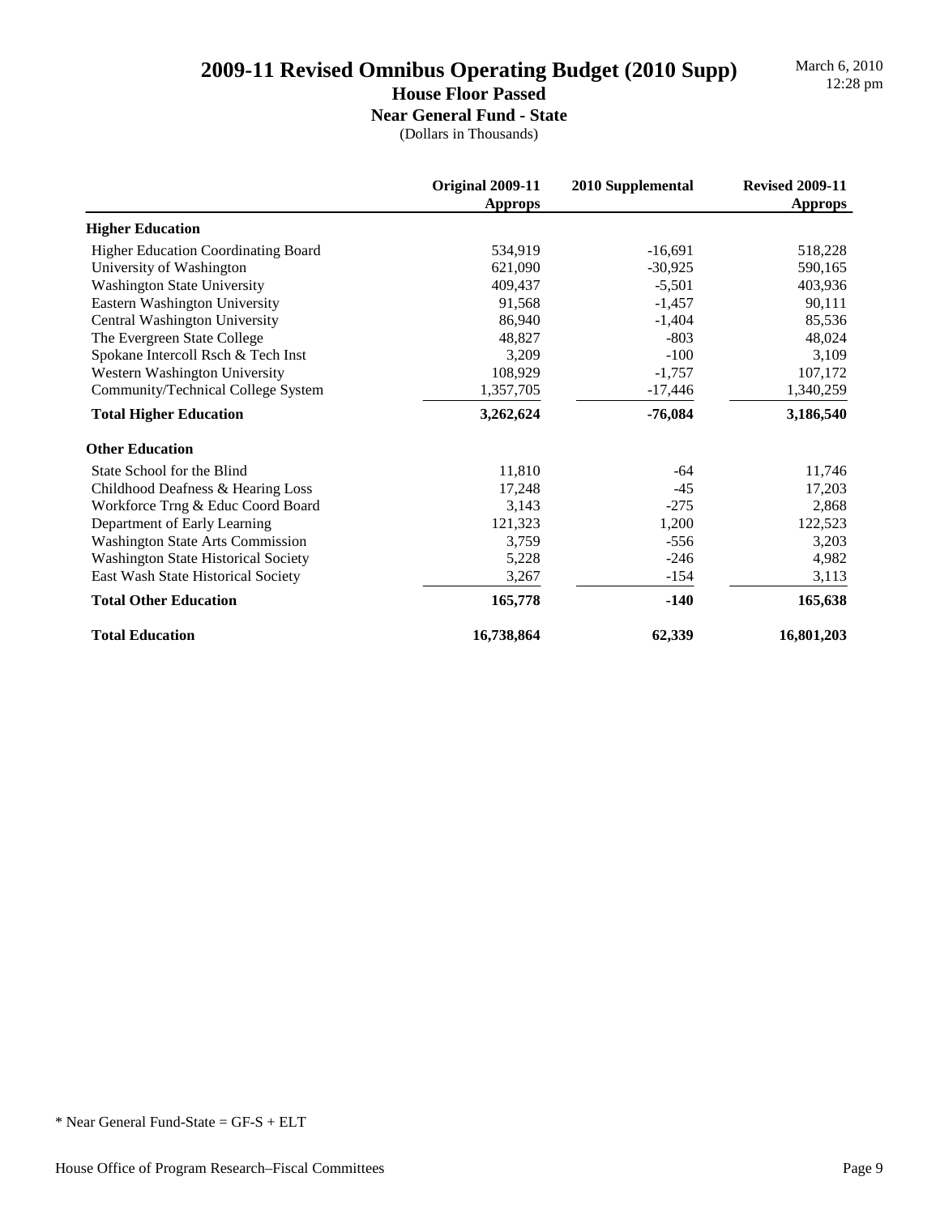# 2009-11 Revised Omnibus Operating Budget (2010 Supp)

March 6, 2010
12:28 pm

## House Floor Passed

### Near General Fund - State

(Dollars in Thousands)

| | Original 2009-11 Approps | 2010 Supplemental | Revised 2009-11 Approps |
|---|---|---|---|
| **Higher Education** | | | |
| Higher Education Coordinating Board | 534,919 | -16,691 | 518,228 |
| University of Washington | 621,090 | -30,925 | 590,165 |
| Washington State University | 409,437 | -5,501 | 403,936 |
| Eastern Washington University | 91,568 | -1,457 | 90,111 |
| Central Washington University | 86,940 | -1,404 | 85,536 |
| The Evergreen State College | 48,827 | -803 | 48,024 |
| Spokane Intercoll Rsch & Tech Inst | 3,209 | -100 | 3,109 |
| Western Washington University | 108,929 | -1,757 | 107,172 |
| Community/Technical College System | 1,357,705 | -17,446 | 1,340,259 |
| **Total Higher Education** | **3,262,624** | **-76,084** | **3,186,540** |
| **Other Education** | | | |
| State School for the Blind | 11,810 | -64 | 11,746 |
| Childhood Deafness & Hearing Loss | 17,248 | -45 | 17,203 |
| Workforce Trng & Educ Coord Board | 3,143 | -275 | 2,868 |
| Department of Early Learning | 121,323 | 1,200 | 122,523 |
| Washington State Arts Commission | 3,759 | -556 | 3,203 |
| Washington State Historical Society | 5,228 | -246 | 4,982 |
| East Wash State Historical Society | 3,267 | -154 | 3,113 |
| **Total Other Education** | **165,778** | **-140** | **165,638** |
| **Total Education** | **16,738,864** | **62,339** | **16,801,203** |

\* Near General Fund-State = GF-S + ELT

House Office of Program Research–Fiscal Committees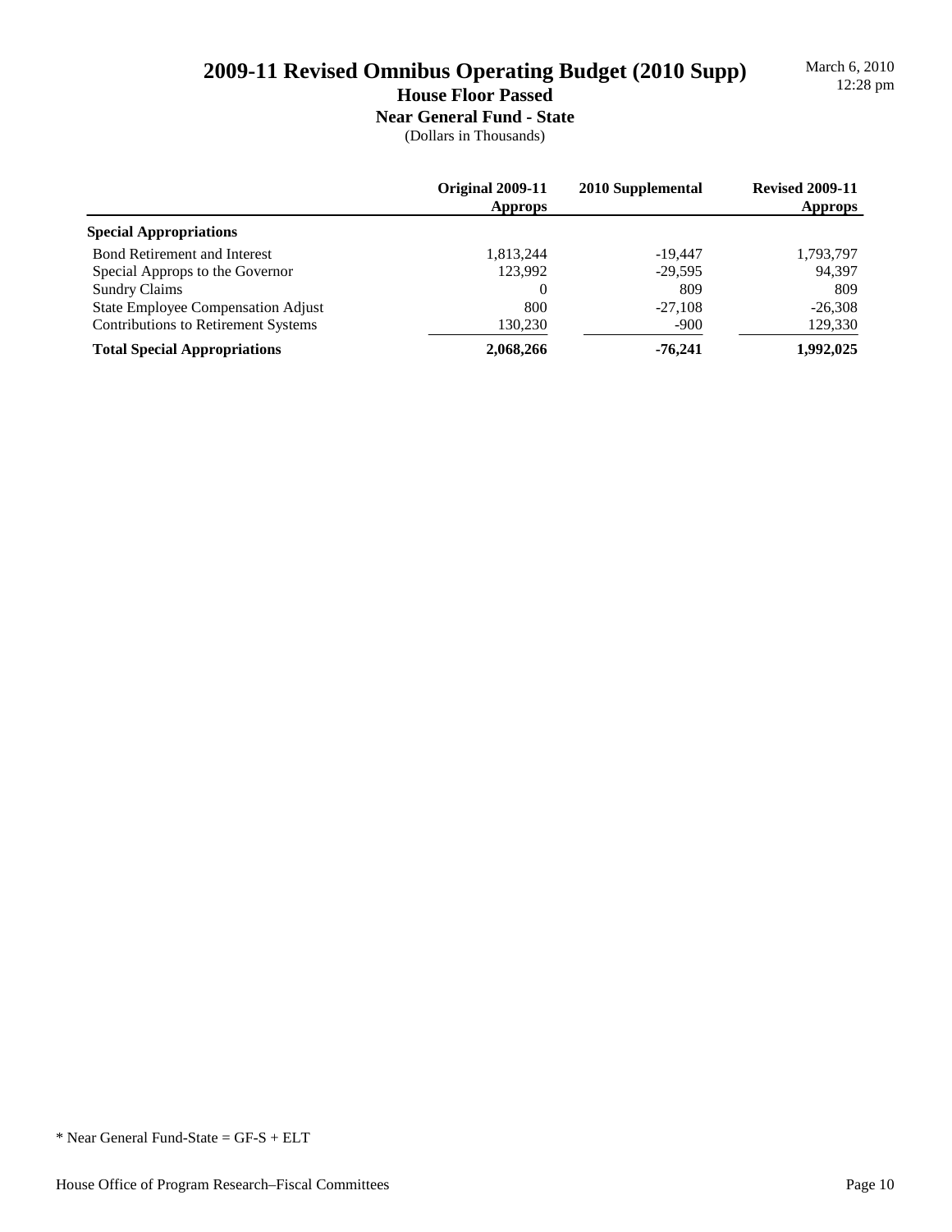# 2009-11 Revised Omnibus Operating Budget (2010 Supp)

March 6, 2010
12:28 pm

## House Floor Passed

### Near General Fund - State

(Dollars in Thousands)

| | Original 2009-11 Approps | 2010 Supplemental | Revised 2009-11 Approps |
|---|---|---|---|
| **Special Appropriations** | | | |
| Bond Retirement and Interest | 1,813,244 | -19,447 | 1,793,797 |
| Special Approps to the Governor | 123,992 | -29,595 | 94,397 |
| Sundry Claims | 0 | 809 | 809 |
| State Employee Compensation Adjust | 800 | -27,108 | -26,308 |
| Contributions to Retirement Systems | 130,230 | -900 | 129,330 |
| **Total Special Appropriations** | **2,068,266** | **-76,241** | **1,992,025** |

* Near General Fund-State = GF-S + ELT

House Office of Program Research–Fiscal Committees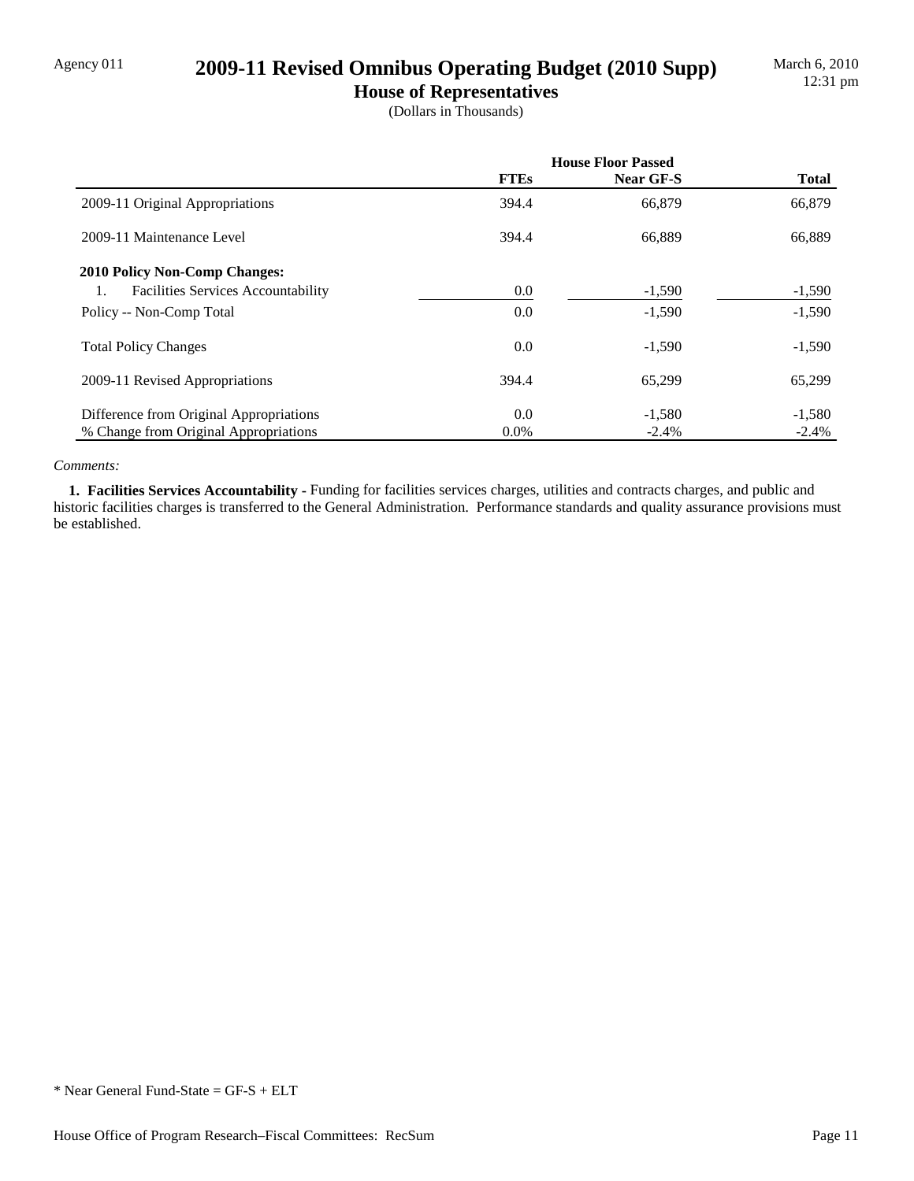Agency 011

# 2009-11 Revised Omnibus Operating Budget (2010 Supp)

## House of Representatives

(Dollars in Thousands)

March 6, 2010
12:31 pm

| | House Floor Passed | | |
|---|---|---|---|
| | **FTEs** | **Near GF-S** | **Total** |
| 2009-11 Original Appropriations | 394.4 | 66,879 | 66,879 |
| 2009-11 Maintenance Level | 394.4 | 66,889 | 66,889 |
| **2010 Policy Non-Comp Changes:** | | | |
| 1. Facilities Services Accountability | 0.0 | -1,590 | -1,590 |
| Policy -- Non-Comp Total | 0.0 | -1,590 | -1,590 |
| Total Policy Changes | 0.0 | -1,590 | -1,590 |
| 2009-11 Revised Appropriations | 394.4 | 65,299 | 65,299 |
| Difference from Original Appropriations | 0.0 | -1,580 | -1,580 |
| % Change from Original Appropriations | 0.0% | -2.4% | -2.4% |

*Comments:*

**1. Facilities Services Accountability -** Funding for facilities services charges, utilities and contracts charges, and public and historic facilities charges is transferred to the General Administration. Performance standards and quality assurance provisions must be established.

* Near General Fund-State = GF-S + ELT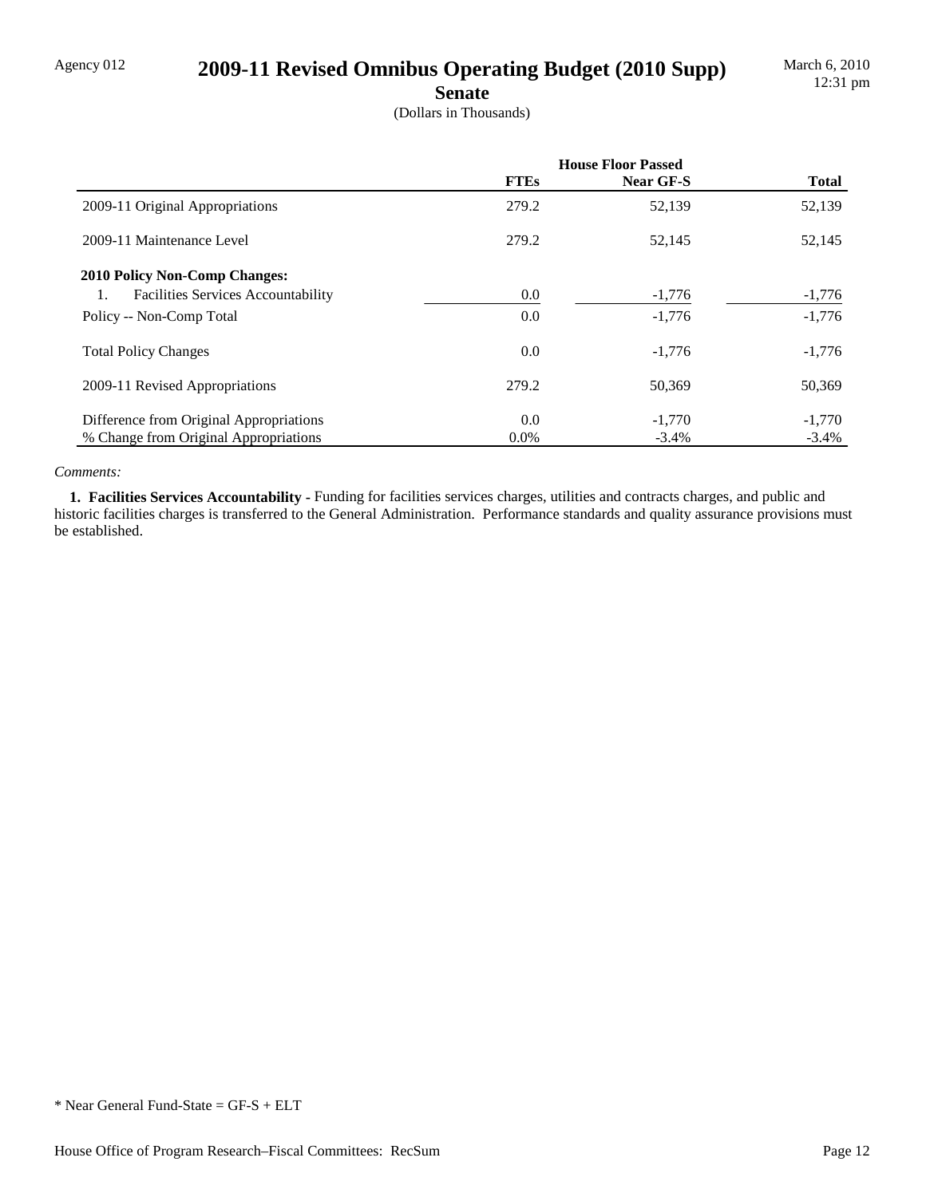Agency 012

# 2009-11 Revised Omnibus Operating Budget (2010 Supp)

## Senate

(Dollars in Thousands)

| | House Floor Passed | | |
|---|---|---|---|
| | **FTEs** | **Near GF-S** | **Total** |
| 2009-11 Original Appropriations | 279.2 | 52,139 | 52,139 |
| 2009-11 Maintenance Level | 279.2 | 52,145 | 52,145 |
| **2010 Policy Non-Comp Changes:** | | | |
| 1. Facilities Services Accountability | 0.0 | -1,776 | -1,776 |
| Policy -- Non-Comp Total | 0.0 | -1,776 | -1,776 |
| Total Policy Changes | 0.0 | -1,776 | -1,776 |
| 2009-11 Revised Appropriations | 279.2 | 50,369 | 50,369 |
| Difference from Original Appropriations | 0.0 | -1,770 | -1,770 |
| % Change from Original Appropriations | 0.0% | -3.4% | -3.4% |

*Comments:*

**1. Facilities Services Accountability -** Funding for facilities services charges, utilities and contracts charges, and public and historic facilities charges is transferred to the General Administration. Performance standards and quality assurance provisions must be established.

\* Near General Fund-State = GF-S + ELT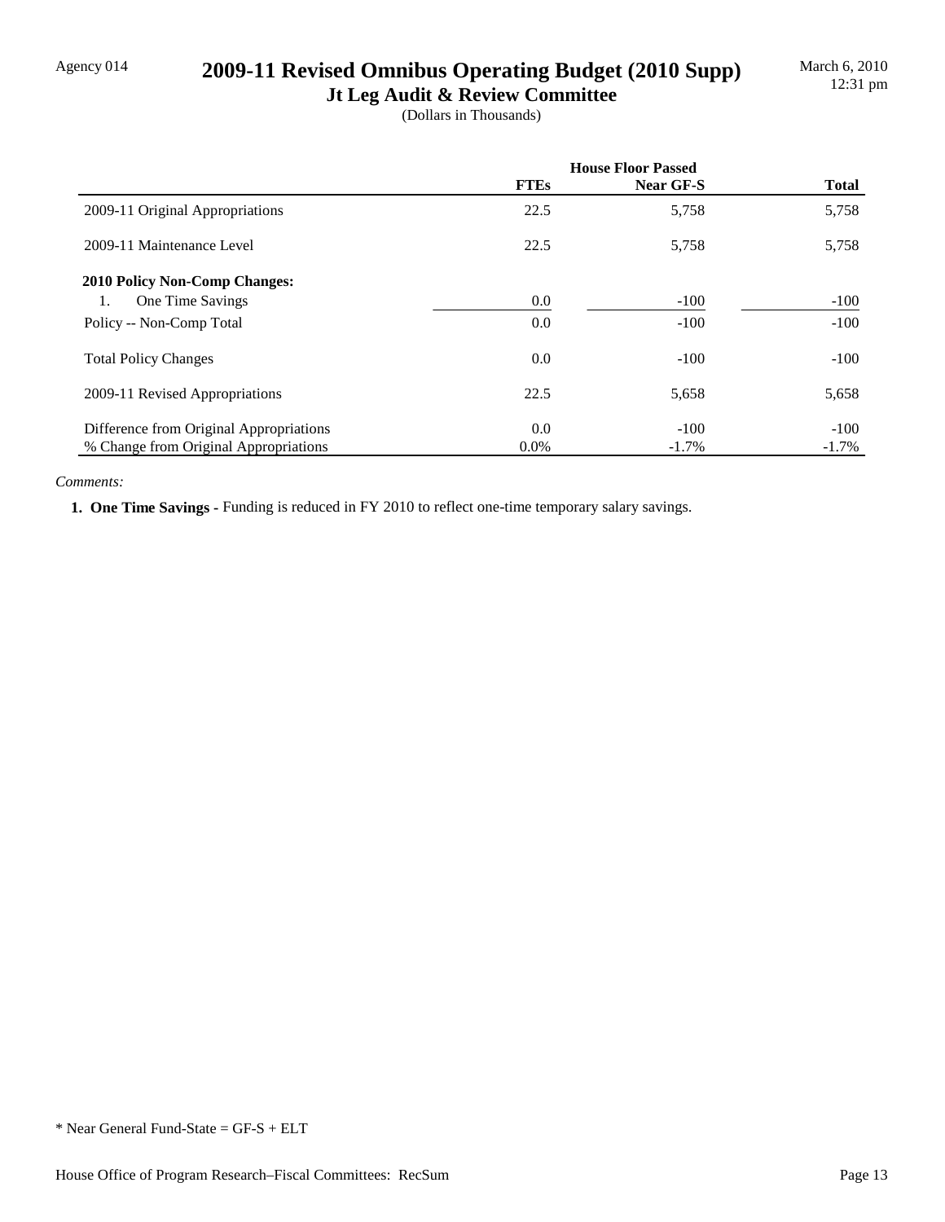Agency 014

# 2009-11 Revised Omnibus Operating Budget (2010 Supp)

## Jt Leg Audit & Review Committee

(Dollars in Thousands)

March 6, 2010
12:31 pm

| | House Floor Passed | | |
|---|---|---|---|
| | **FTEs** | **Near GF-S** | **Total** |
| 2009-11 Original Appropriations | 22.5 | 5,758 | 5,758 |
| 2009-11 Maintenance Level | 22.5 | 5,758 | 5,758 |
| **2010 Policy Non-Comp Changes:** | | | |
| 1. One Time Savings | 0.0 | -100 | -100 |
| Policy -- Non-Comp Total | 0.0 | -100 | -100 |
| Total Policy Changes | 0.0 | -100 | -100 |
| 2009-11 Revised Appropriations | 22.5 | 5,658 | 5,658 |
| Difference from Original Appropriations | 0.0 | -100 | -100 |
| % Change from Original Appropriations | 0.0% | -1.7% | -1.7% |

*Comments:*

**1. One Time Savings -** Funding is reduced in FY 2010 to reflect one-time temporary salary savings.

* Near General Fund-State = GF-S + ELT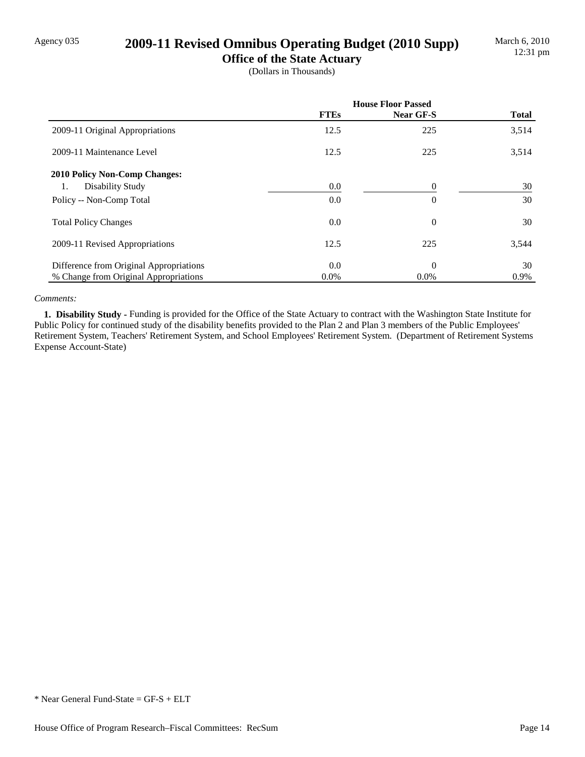Agency 035

# 2009-11 Revised Omnibus Operating Budget (2010 Supp)

## Office of the State Actuary

(Dollars in Thousands)

March 6, 2010
12:31 pm

| | House Floor Passed | | |
|---|---|---|---|
| | **FTEs** | **Near GF-S** | **Total** |
| 2009-11 Original Appropriations | 12.5 | 225 | 3,514 |
| 2009-11 Maintenance Level | 12.5 | 225 | 3,514 |
| **2010 Policy Non-Comp Changes:** | | | |
| 1. Disability Study | 0.0 | 0 | 30 |
| Policy -- Non-Comp Total | 0.0 | 0 | 30 |
| Total Policy Changes | 0.0 | 0 | 30 |
| 2009-11 Revised Appropriations | 12.5 | 225 | 3,544 |
| Difference from Original Appropriations | 0.0 | 0 | 30 |
| % Change from Original Appropriations | 0.0% | 0.0% | 0.9% |

*Comments:*

**1. Disability Study -** Funding is provided for the Office of the State Actuary to contract with the Washington State Institute for Public Policy for continued study of the disability benefits provided to the Plan 2 and Plan 3 members of the Public Employees' Retirement System, Teachers' Retirement System, and School Employees' Retirement System. (Department of Retirement Systems Expense Account-State)

* Near General Fund-State = GF-S + ELT

House Office of Program Research–Fiscal Committees: RecSum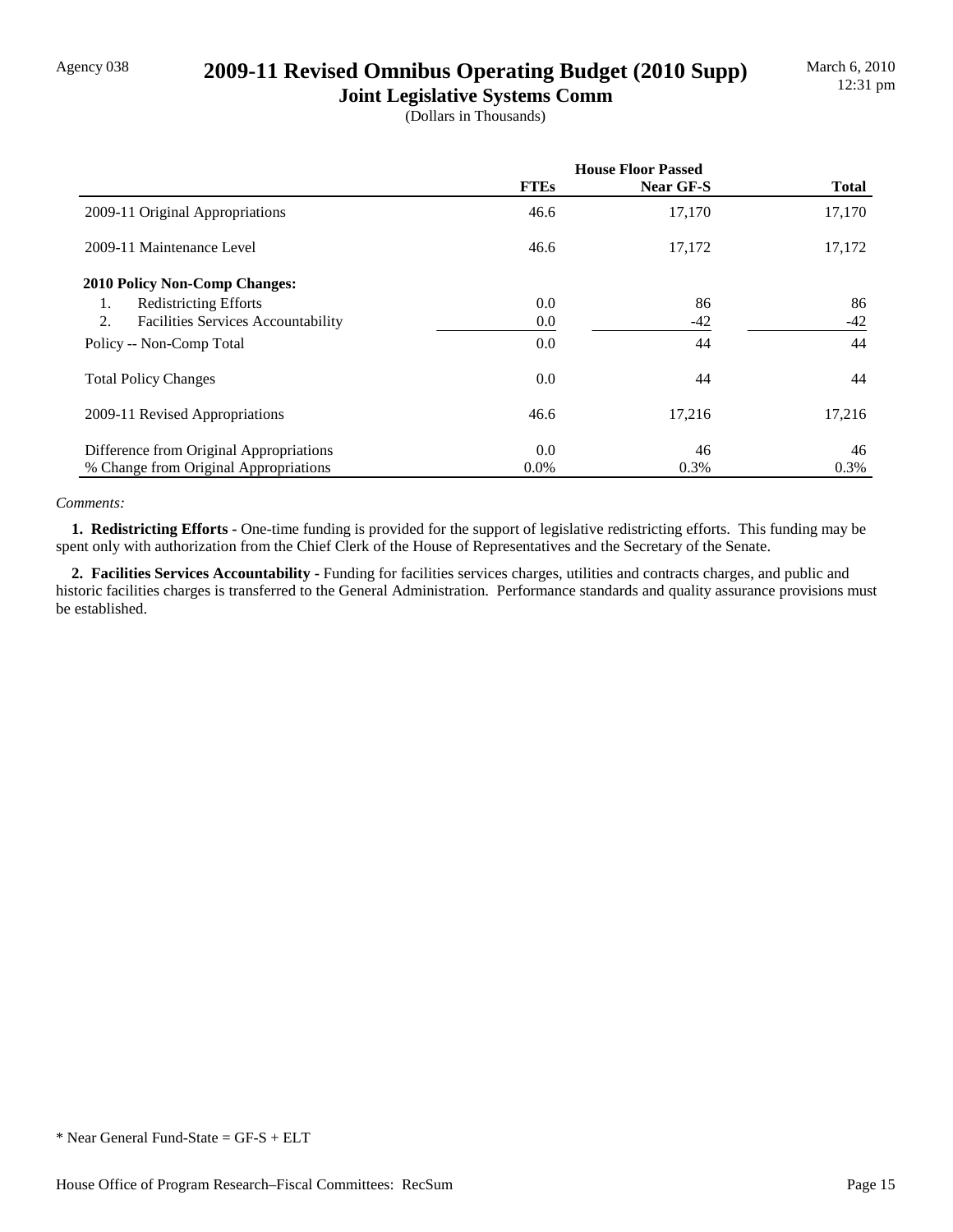Agency 038

# 2009-11 Revised Omnibus Operating Budget (2010 Supp)

## Joint Legislative Systems Comm

(Dollars in Thousands)

| | House Floor Passed | | |
|---|---|---|---|
| | FTEs | Near GF-S | Total |
| 2009-11 Original Appropriations | 46.6 | 17,170 | 17,170 |
| 2009-11 Maintenance Level | 46.6 | 17,172 | 17,172 |
| **2010 Policy Non-Comp Changes:** | | | |
| 1. Redistricting Efforts | 0.0 | 86 | 86 |
| 2. Facilities Services Accountability | 0.0 | -42 | -42 |
| Policy -- Non-Comp Total | 0.0 | 44 | 44 |
| Total Policy Changes | 0.0 | 44 | 44 |
| 2009-11 Revised Appropriations | 46.6 | 17,216 | 17,216 |
| Difference from Original Appropriations | 0.0 | 46 | 46 |
| % Change from Original Appropriations | 0.0% | 0.3% | 0.3% |

*Comments:*

**1. Redistricting Efforts -** One-time funding is provided for the support of legislative redistricting efforts. This funding may be spent only with authorization from the Chief Clerk of the House of Representatives and the Secretary of the Senate.

**2. Facilities Services Accountability -** Funding for facilities services charges, utilities and contracts charges, and public and historic facilities charges is transferred to the General Administration. Performance standards and quality assurance provisions must be established.

\* Near General Fund-State = GF-S + ELT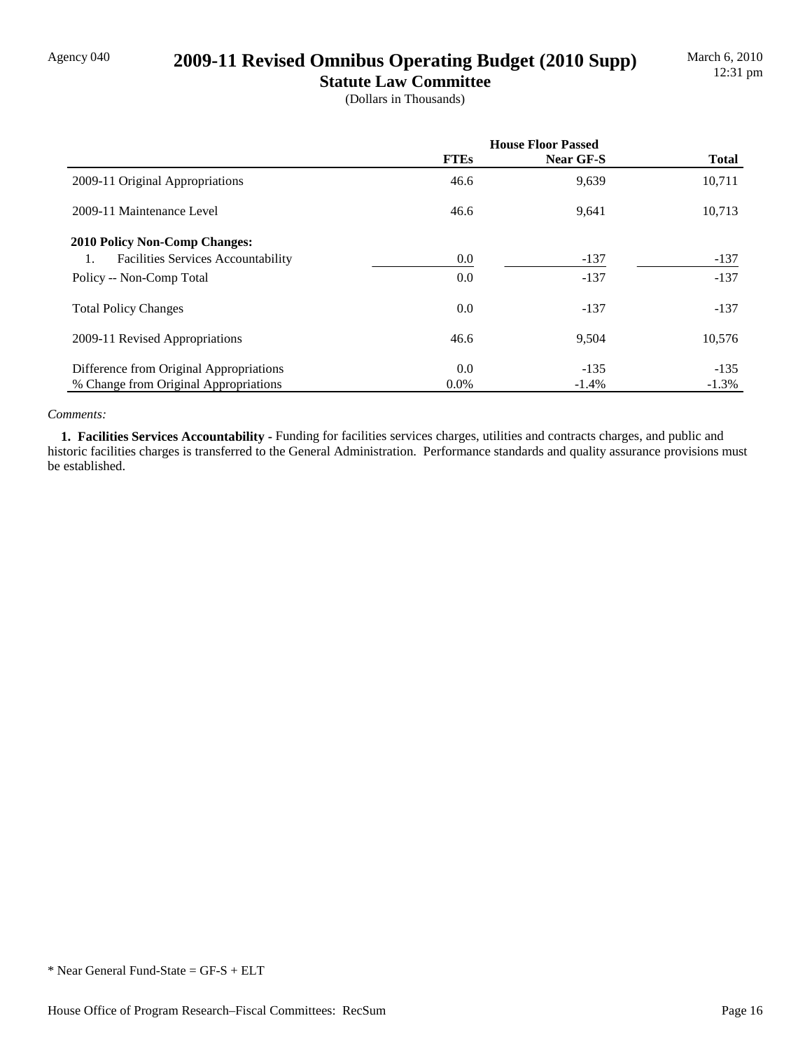Agency 040

# 2009-11 Revised Omnibus Operating Budget (2010 Supp)

## Statute Law Committee

(Dollars in Thousands)

| | House Floor Passed | | |
|---|---|---|---|
| | **FTEs** | **Near GF-S** | **Total** |
| 2009-11 Original Appropriations | 46.6 | 9,639 | 10,711 |
| 2009-11 Maintenance Level | 46.6 | 9,641 | 10,713 |
| **2010 Policy Non-Comp Changes:** | | | |
| 1. Facilities Services Accountability | 0.0 | -137 | -137 |
| Policy -- Non-Comp Total | 0.0 | -137 | -137 |
| Total Policy Changes | 0.0 | -137 | -137 |
| 2009-11 Revised Appropriations | 46.6 | 9,504 | 10,576 |
| Difference from Original Appropriations | 0.0 | -135 | -135 |
| % Change from Original Appropriations | 0.0% | -1.4% | -1.3% |

*Comments:*

**1. Facilities Services Accountability -** Funding for facilities services charges, utilities and contracts charges, and public and historic facilities charges is transferred to the General Administration. Performance standards and quality assurance provisions must be established.

\* Near General Fund-State = GF-S + ELT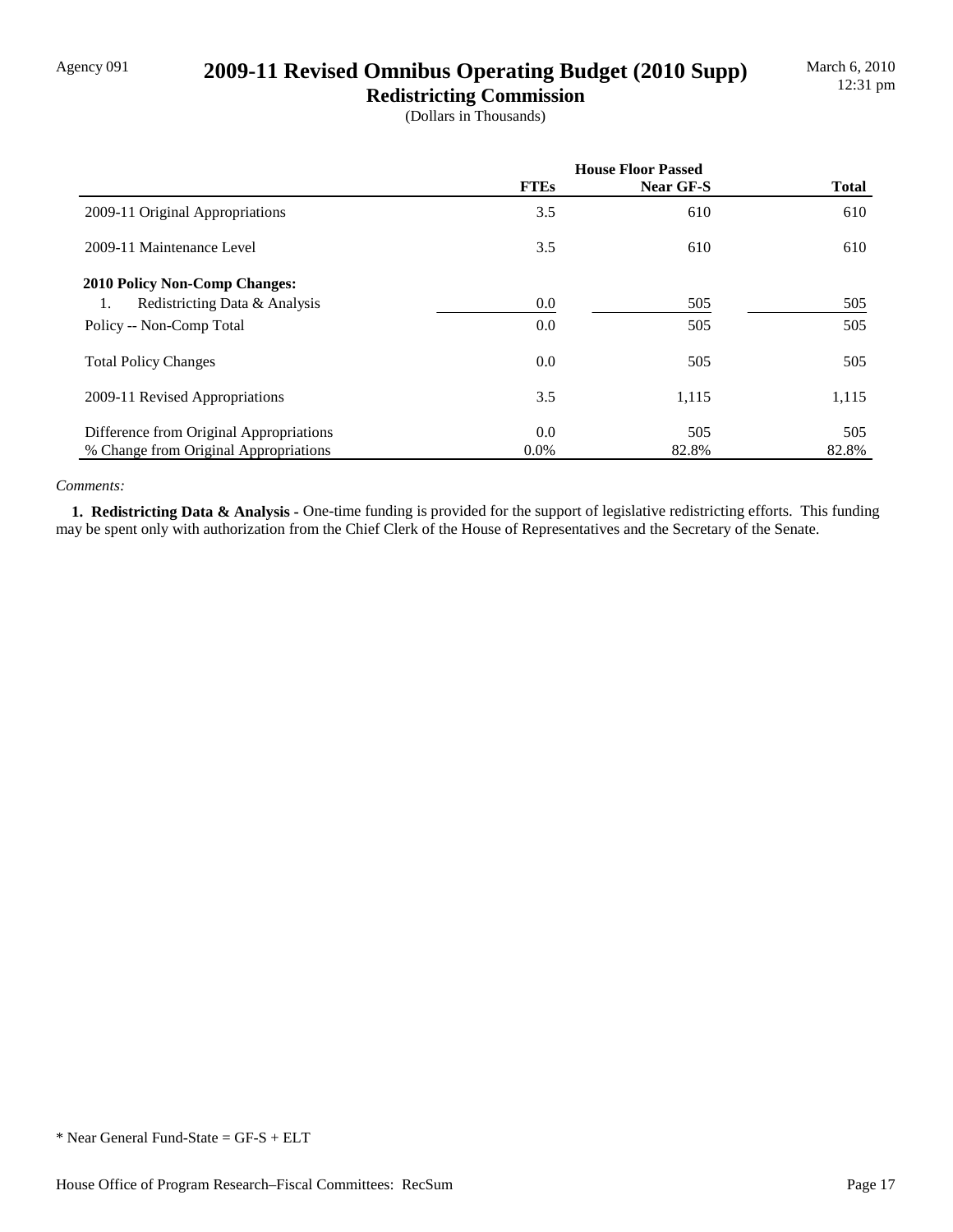Agency 091

# 2009-11 Revised Omnibus Operating Budget (2010 Supp)

## Redistricting Commission

(Dollars in Thousands)

March 6, 2010
12:31 pm

| | House Floor Passed | | |
|---|---|---|---|
| | **FTEs** | **Near GF-S** | **Total** |
| 2009-11 Original Appropriations | 3.5 | 610 | 610 |
| 2009-11 Maintenance Level | 3.5 | 610 | 610 |
| **2010 Policy Non-Comp Changes:** | | | |
| 1. Redistricting Data & Analysis | 0.0 | 505 | 505 |
| Policy -- Non-Comp Total | 0.0 | 505 | 505 |
| Total Policy Changes | 0.0 | 505 | 505 |
| 2009-11 Revised Appropriations | 3.5 | 1,115 | 1,115 |
| Difference from Original Appropriations | 0.0 | 505 | 505 |
| % Change from Original Appropriations | 0.0% | 82.8% | 82.8% |

*Comments:*

**1. Redistricting Data & Analysis -** One-time funding is provided for the support of legislative redistricting efforts. This funding may be spent only with authorization from the Chief Clerk of the House of Representatives and the Secretary of the Senate.

* Near General Fund-State = GF-S + ELT

House Office of Program Research–Fiscal Committees: RecSum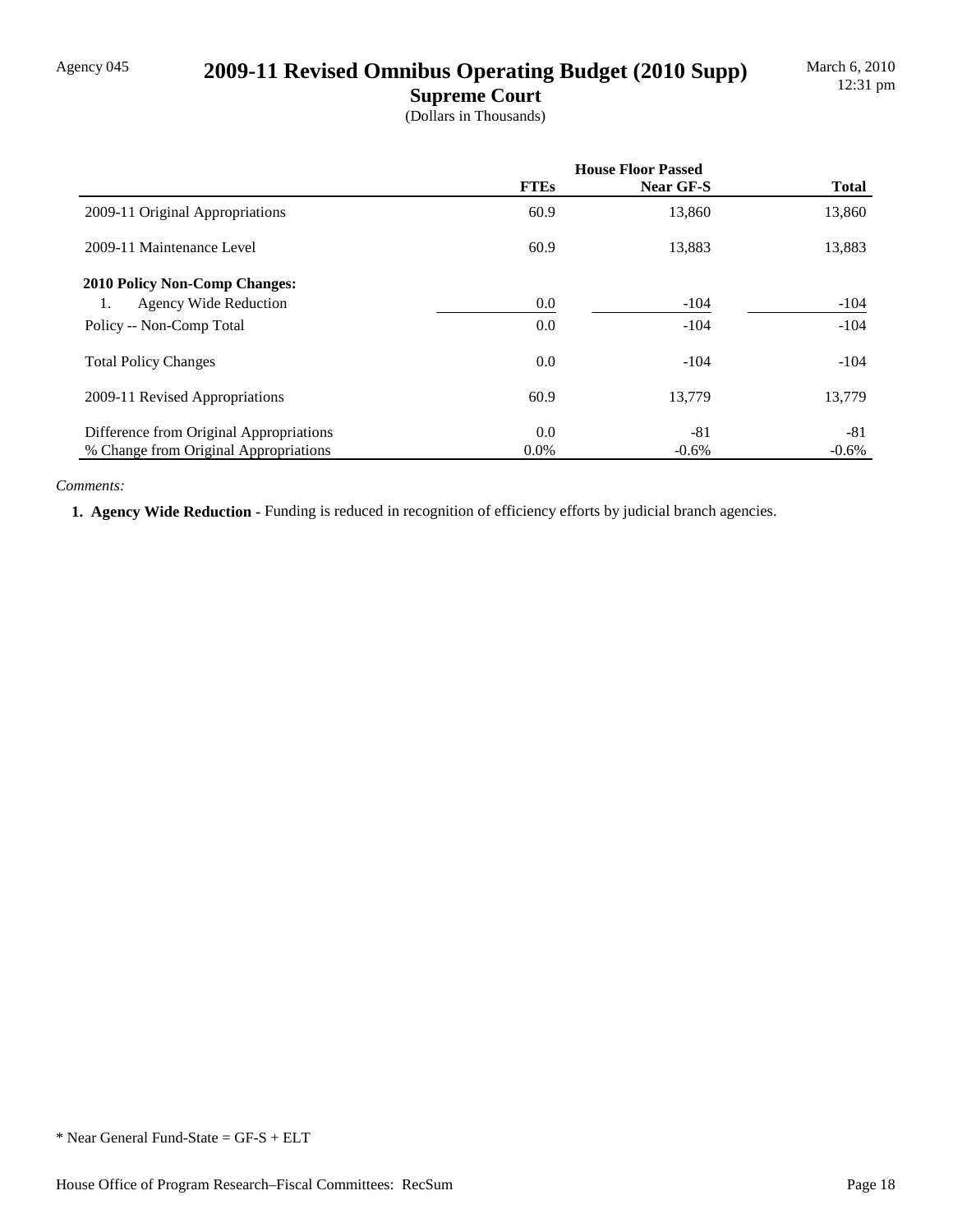Agency 045

# 2009-11 Revised Omnibus Operating Budget (2010 Supp)

## Supreme Court

(Dollars in Thousands)

March 6, 2010
12:31 pm

| | House Floor Passed | | |
|---|---|---|---|
| | **FTEs** | **Near GF-S** | **Total** |
| 2009-11 Original Appropriations | 60.9 | 13,860 | 13,860 |
| 2009-11 Maintenance Level | 60.9 | 13,883 | 13,883 |
| **2010 Policy Non-Comp Changes:** | | | |
| 1. Agency Wide Reduction | 0.0 | -104 | -104 |
| Policy -- Non-Comp Total | 0.0 | -104 | -104 |
| Total Policy Changes | 0.0 | -104 | -104 |
| 2009-11 Revised Appropriations | 60.9 | 13,779 | 13,779 |
| Difference from Original Appropriations | 0.0 | -81 | -81 |
| % Change from Original Appropriations | 0.0% | -0.6% | -0.6% |

*Comments:*

**1. Agency Wide Reduction -** Funding is reduced in recognition of efficiency efforts by judicial branch agencies.

* Near General Fund-State = GF-S + ELT

House Office of Program Research–Fiscal Committees: RecSum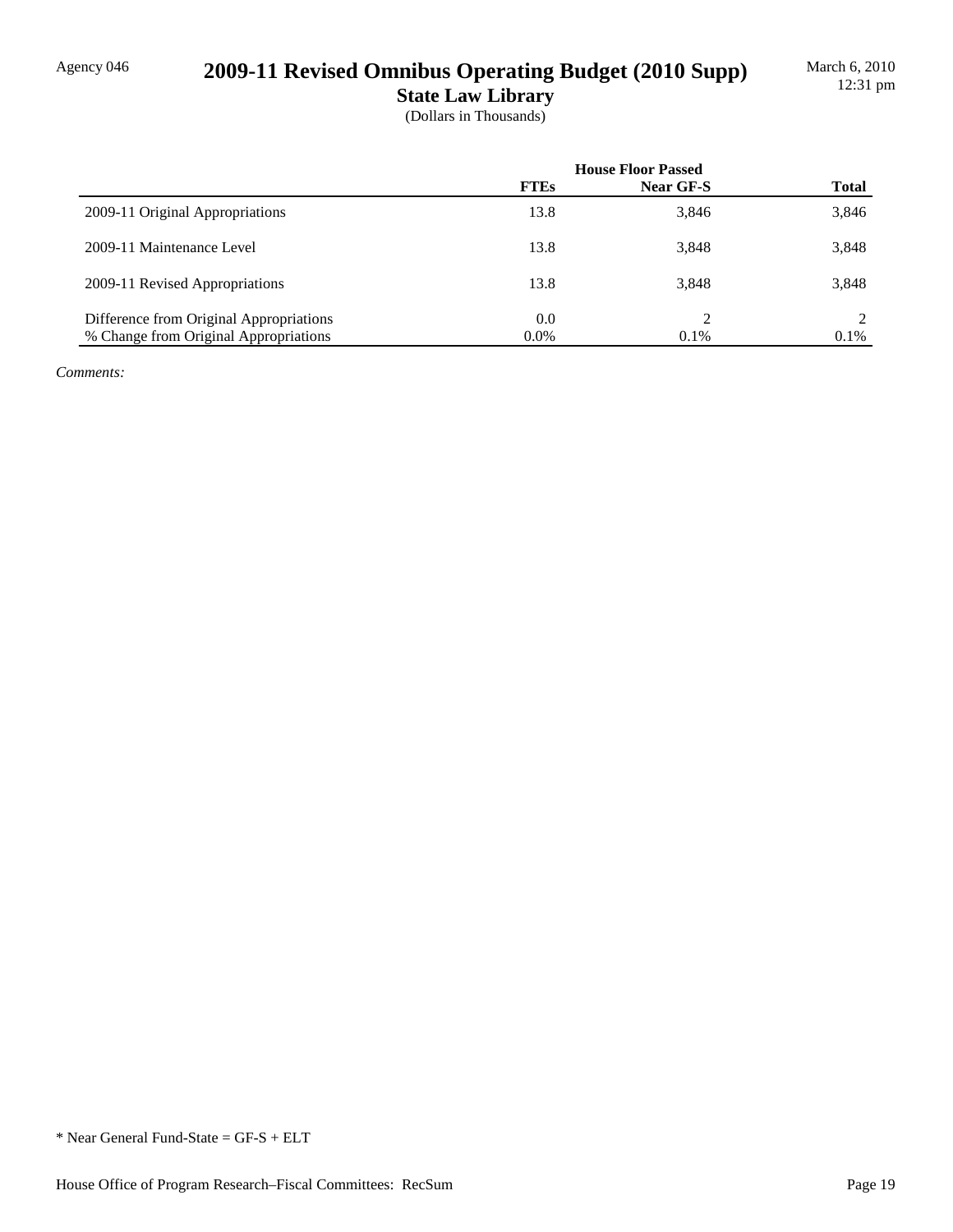Agency 046

# 2009-11 Revised Omnibus Operating Budget (2010 Supp)

## State Law Library

(Dollars in Thousands)

March 6, 2010
12:31 pm

| | House Floor Passed | | |
|---|---|---|---|
| | **FTEs** | **Near GF-S** | **Total** |
| 2009-11 Original Appropriations | 13.8 | 3,846 | 3,846 |
| 2009-11 Maintenance Level | 13.8 | 3,848 | 3,848 |
| 2009-11 Revised Appropriations | 13.8 | 3,848 | 3,848 |
| Difference from Original Appropriations | 0.0 | 2 | 2 |
| % Change from Original Appropriations | 0.0% | 0.1% | 0.1% |

*Comments:*

* Near General Fund-State = GF-S + ELT

House Office of Program Research–Fiscal Committees: RecSum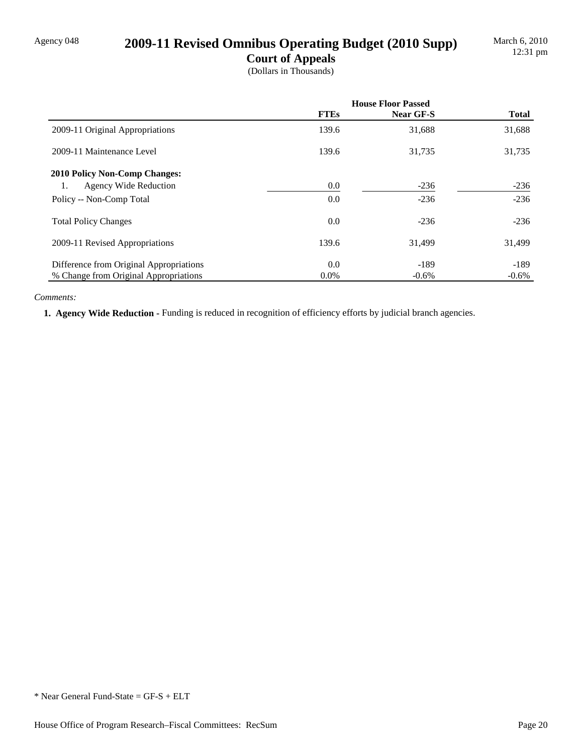Agency 048

# 2009-11 Revised Omnibus Operating Budget (2010 Supp)

## Court of Appeals

(Dollars in Thousands)

March 6, 2010
12:31 pm

| | House Floor Passed | | |
|---|---|---|---|
| | **FTEs** | **Near GF-S** | **Total** |
| 2009-11 Original Appropriations | 139.6 | 31,688 | 31,688 |
| 2009-11 Maintenance Level | 139.6 | 31,735 | 31,735 |
| **2010 Policy Non-Comp Changes:** | | | |
| 1. Agency Wide Reduction | 0.0 | -236 | -236 |
| Policy -- Non-Comp Total | 0.0 | -236 | -236 |
| Total Policy Changes | 0.0 | -236 | -236 |
| 2009-11 Revised Appropriations | 139.6 | 31,499 | 31,499 |
| Difference from Original Appropriations | 0.0 | -189 | -189 |
| % Change from Original Appropriations | 0.0% | -0.6% | -0.6% |

*Comments:*

**1. Agency Wide Reduction -** Funding is reduced in recognition of efficiency efforts by judicial branch agencies.

* Near General Fund-State = GF-S + ELT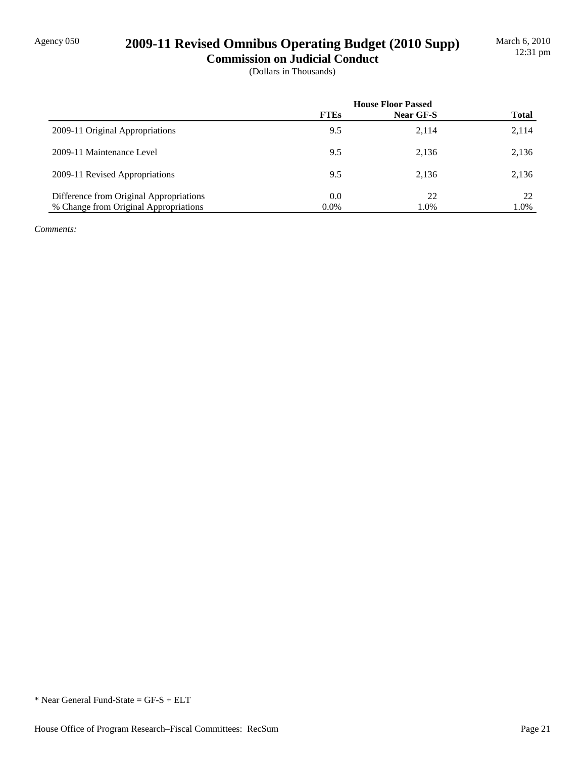Agency 050

# 2009-11 Revised Omnibus Operating Budget (2010 Supp)

## Commission on Judicial Conduct

(Dollars in Thousands)

| | House Floor Passed | | |
|---|---|---|---|
| | **FTEs** | **Near GF-S** | **Total** |
| 2009-11 Original Appropriations | 9.5 | 2,114 | 2,114 |
| 2009-11 Maintenance Level | 9.5 | 2,136 | 2,136 |
| 2009-11 Revised Appropriations | 9.5 | 2,136 | 2,136 |
| Difference from Original Appropriations | 0.0 | 22 | 22 |
| % Change from Original Appropriations | 0.0% | 1.0% | 1.0% |

*Comments:*

* Near General Fund-State = GF-S + ELT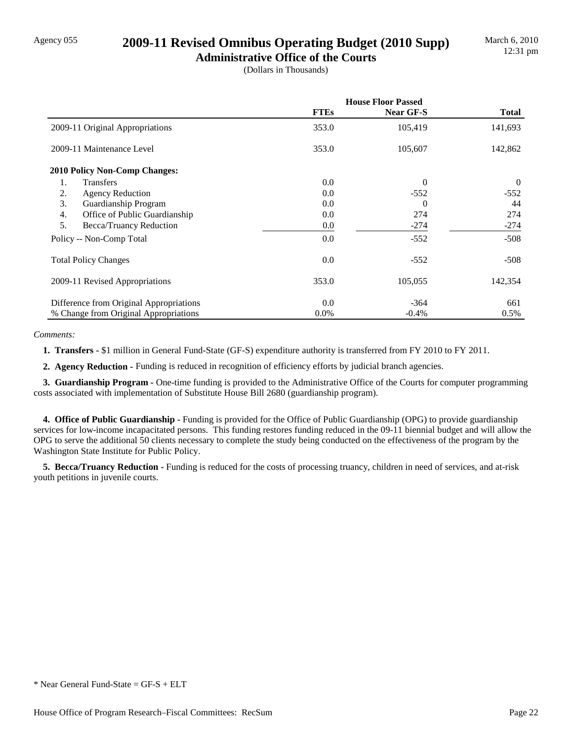Agency 055

# 2009-11 Revised Omnibus Operating Budget (2010 Supp)

## Administrative Office of the Courts

(Dollars in Thousands)

March 6, 2010
12:31 pm

| | House Floor Passed | | |
|---|---|---|---|
| | **FTEs** | **Near GF-S** | **Total** |
| 2009-11 Original Appropriations | 353.0 | 105,419 | 141,693 |
| 2009-11 Maintenance Level | 353.0 | 105,607 | 142,862 |
| **2010 Policy Non-Comp Changes:** | | | |
| 1. Transfers | 0.0 | 0 | 0 |
| 2. Agency Reduction | 0.0 | -552 | -552 |
| 3. Guardianship Program | 0.0 | 0 | 44 |
| 4. Office of Public Guardianship | 0.0 | 274 | 274 |
| 5. Becca/Truancy Reduction | 0.0 | -274 | -274 |
| Policy -- Non-Comp Total | 0.0 | -552 | -508 |
| Total Policy Changes | 0.0 | -552 | -508 |
| 2009-11 Revised Appropriations | 353.0 | 105,055 | 142,354 |
| Difference from Original Appropriations | 0.0 | -364 | 661 |
| % Change from Original Appropriations | 0.0% | -0.4% | 0.5% |

*Comments:*

**1. Transfers -** $1 million in General Fund-State (GF-S) expenditure authority is transferred from FY 2010 to FY 2011.

**2. Agency Reduction -** Funding is reduced in recognition of efficiency efforts by judicial branch agencies.

**3. Guardianship Program -** One-time funding is provided to the Administrative Office of the Courts for computer programming costs associated with implementation of Substitute House Bill 2680 (guardianship program).

**4. Office of Public Guardianship -** Funding is provided for the Office of Public Guardianship (OPG) to provide guardianship services for low-income incapacitated persons. This funding restores funding reduced in the 09-11 biennial budget and will allow the OPG to serve the additional 50 clients necessary to complete the study being conducted on the effectiveness of the program by the Washington State Institute for Public Policy.

**5. Becca/Truancy Reduction -** Funding is reduced for the costs of processing truancy, children in need of services, and at-risk youth petitions in juvenile courts.

* Near General Fund-State = GF-S + ELT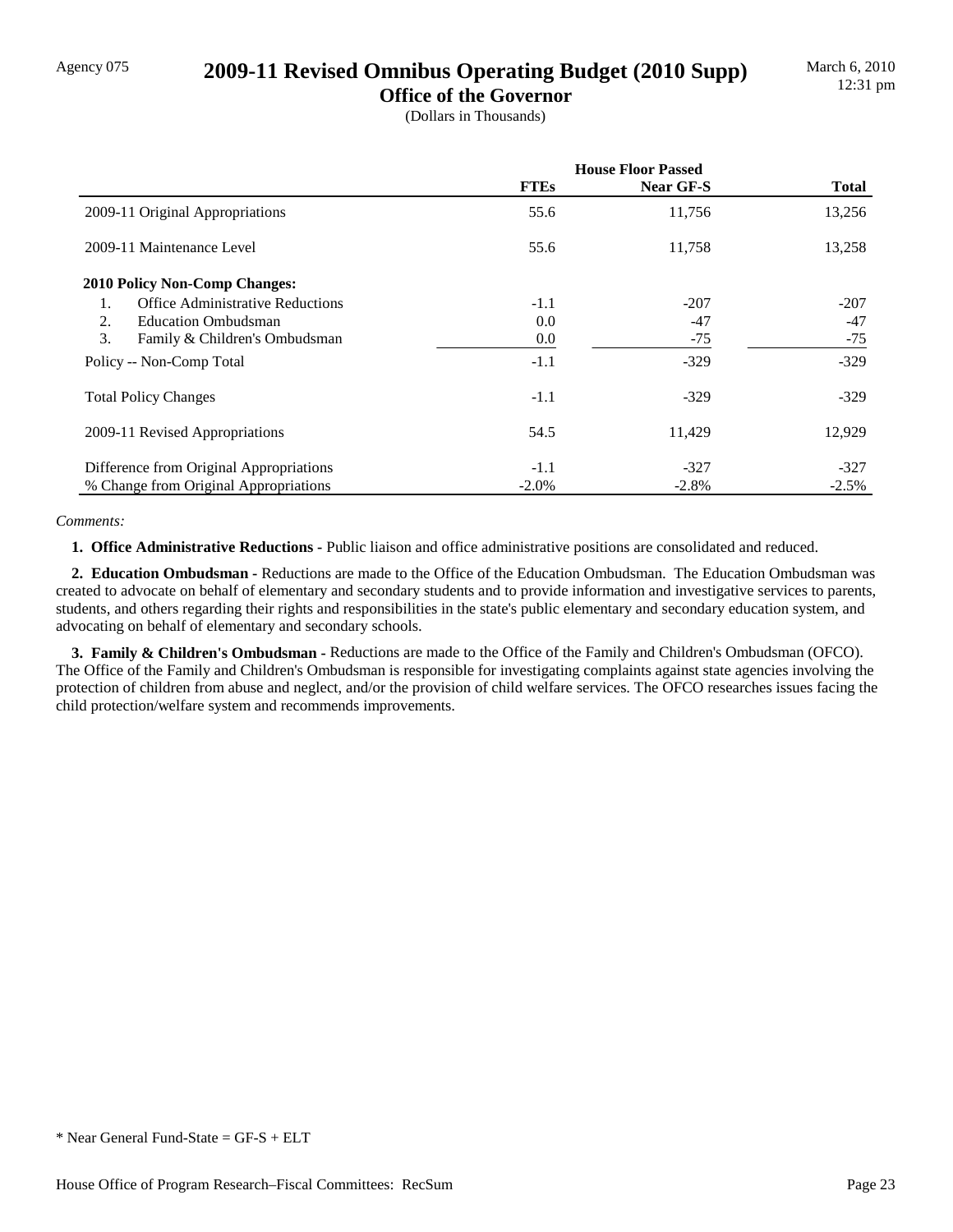Agency 075

# 2009-11 Revised Omnibus Operating Budget (2010 Supp)

## Office of the Governor

(Dollars in Thousands)

March 6, 2010
12:31 pm

| | House Floor Passed | | |
|---|---|---|---|
| | **FTEs** | **Near GF-S** | **Total** |
| 2009-11 Original Appropriations | 55.6 | 11,756 | 13,256 |
| 2009-11 Maintenance Level | 55.6 | 11,758 | 13,258 |
| **2010 Policy Non-Comp Changes:** | | | |
| 1. Office Administrative Reductions | -1.1 | -207 | -207 |
| 2. Education Ombudsman | 0.0 | -47 | -47 |
| 3. Family & Children's Ombudsman | 0.0 | -75 | -75 |
| Policy -- Non-Comp Total | -1.1 | -329 | -329 |
| Total Policy Changes | -1.1 | -329 | -329 |
| 2009-11 Revised Appropriations | 54.5 | 11,429 | 12,929 |
| Difference from Original Appropriations | -1.1 | -327 | -327 |
| % Change from Original Appropriations | -2.0% | -2.8% | -2.5% |

*Comments:*

**1. Office Administrative Reductions -** Public liaison and office administrative positions are consolidated and reduced.

**2. Education Ombudsman -** Reductions are made to the Office of the Education Ombudsman. The Education Ombudsman was created to advocate on behalf of elementary and secondary students and to provide information and investigative services to parents, students, and others regarding their rights and responsibilities in the state's public elementary and secondary education system, and advocating on behalf of elementary and secondary schools.

**3. Family & Children's Ombudsman -** Reductions are made to the Office of the Family and Children's Ombudsman (OFCO). The Office of the Family and Children's Ombudsman is responsible for investigating complaints against state agencies involving the protection of children from abuse and neglect, and/or the provision of child welfare services. The OFCO researches issues facing the child protection/welfare system and recommends improvements.

* Near General Fund-State = GF-S + ELT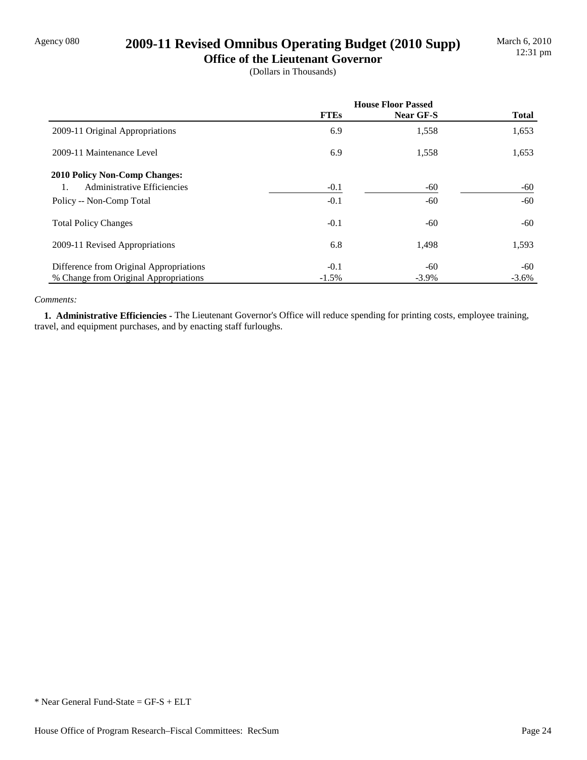Agency 080

# 2009-11 Revised Omnibus Operating Budget (2010 Supp)

## Office of the Lieutenant Governor

(Dollars in Thousands)

| | House Floor Passed | | |
|---|---|---|---|
| | **FTEs** | **Near GF-S** | **Total** |
| 2009-11 Original Appropriations | 6.9 | 1,558 | 1,653 |
| 2009-11 Maintenance Level | 6.9 | 1,558 | 1,653 |
| **2010 Policy Non-Comp Changes:** | | | |
| 1. Administrative Efficiencies | -0.1 | -60 | -60 |
| Policy -- Non-Comp Total | -0.1 | -60 | -60 |
| Total Policy Changes | -0.1 | -60 | -60 |
| 2009-11 Revised Appropriations | 6.8 | 1,498 | 1,593 |
| Difference from Original Appropriations | -0.1 | -60 | -60 |
| % Change from Original Appropriations | -1.5% | -3.9% | -3.6% |

*Comments:*

**1. Administrative Efficiencies -** The Lieutenant Governor's Office will reduce spending for printing costs, employee training, travel, and equipment purchases, and by enacting staff furloughs.

\* Near General Fund-State = GF-S + ELT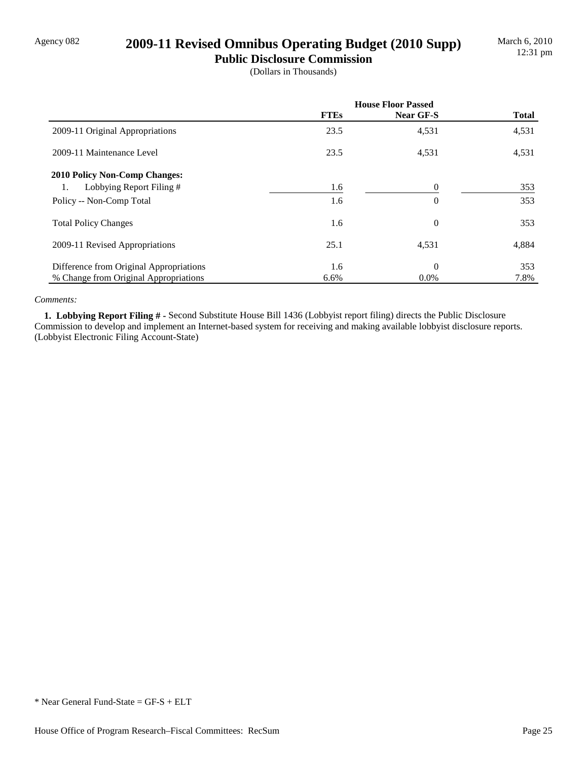Agency 082

# 2009-11 Revised Omnibus Operating Budget (2010 Supp)

## Public Disclosure Commission

(Dollars in Thousands)

| | House Floor Passed | | |
|---|---|---|---|
| | **FTEs** | **Near GF-S** | **Total** |
| 2009-11 Original Appropriations | 23.5 | 4,531 | 4,531 |
| 2009-11 Maintenance Level | 23.5 | 4,531 | 4,531 |
| **2010 Policy Non-Comp Changes:** | | | |
| 1. Lobbying Report Filing # | 1.6 | 0 | 353 |
| Policy -- Non-Comp Total | 1.6 | 0 | 353 |
| Total Policy Changes | 1.6 | 0 | 353 |
| 2009-11 Revised Appropriations | 25.1 | 4,531 | 4,884 |
| Difference from Original Appropriations | 1.6 | 0 | 353 |
| % Change from Original Appropriations | 6.6% | 0.0% | 7.8% |

*Comments:*

**1. Lobbying Report Filing # -** Second Substitute House Bill 1436 (Lobbyist report filing) directs the Public Disclosure Commission to develop and implement an Internet-based system for receiving and making available lobbyist disclosure reports. (Lobbyist Electronic Filing Account-State)

* Near General Fund-State = GF-S + ELT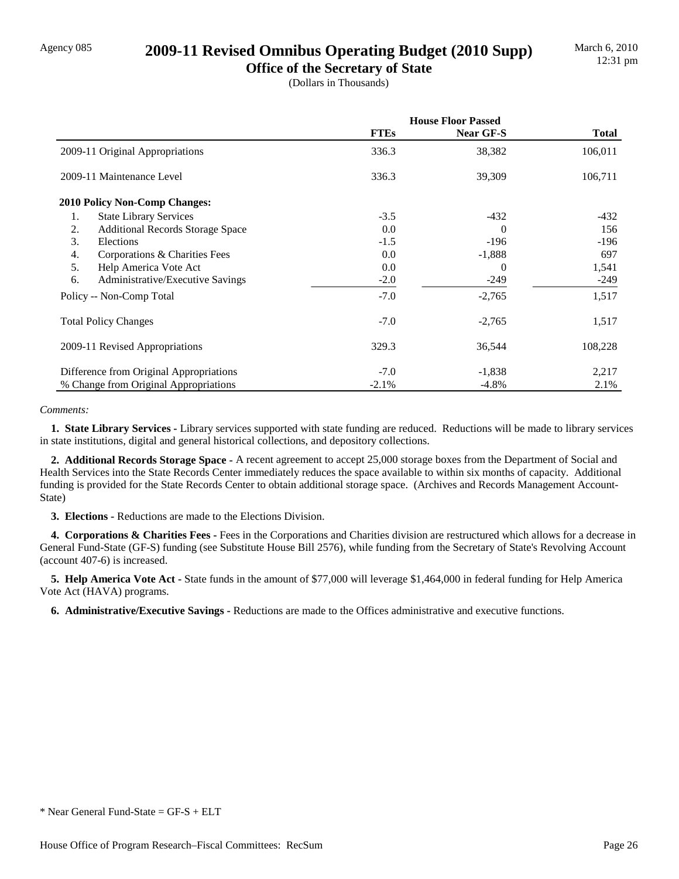Agency 085

# 2009-11 Revised Omnibus Operating Budget (2010 Supp)

## Office of the Secretary of State

(Dollars in Thousands)

March 6, 2010
12:31 pm

| | House Floor Passed | | |
|---|---|---|---|
| | **FTEs** | **Near GF-S** | **Total** |
| 2009-11 Original Appropriations | 336.3 | 38,382 | 106,011 |
| 2009-11 Maintenance Level | 336.3 | 39,309 | 106,711 |
| **2010 Policy Non-Comp Changes:** | | | |
| 1. State Library Services | -3.5 | -432 | -432 |
| 2. Additional Records Storage Space | 0.0 | 0 | 156 |
| 3. Elections | -1.5 | -196 | -196 |
| 4. Corporations & Charities Fees | 0.0 | -1,888 | 697 |
| 5. Help America Vote Act | 0.0 | 0 | 1,541 |
| 6. Administrative/Executive Savings | -2.0 | -249 | -249 |
| Policy -- Non-Comp Total | -7.0 | -2,765 | 1,517 |
| Total Policy Changes | -7.0 | -2,765 | 1,517 |
| 2009-11 Revised Appropriations | 329.3 | 36,544 | 108,228 |
| Difference from Original Appropriations | -7.0 | -1,838 | 2,217 |
| % Change from Original Appropriations | -2.1% | -4.8% | 2.1% |

*Comments:*

**1. State Library Services -** Library services supported with state funding are reduced. Reductions will be made to library services in state institutions, digital and general historical collections, and depository collections.

**2. Additional Records Storage Space -** A recent agreement to accept 25,000 storage boxes from the Department of Social and Health Services into the State Records Center immediately reduces the space available to within six months of capacity. Additional funding is provided for the State Records Center to obtain additional storage space. (Archives and Records Management Account-State)

**3. Elections -** Reductions are made to the Elections Division.

**4. Corporations & Charities Fees -** Fees in the Corporations and Charities division are restructured which allows for a decrease in General Fund-State (GF-S) funding (see Substitute House Bill 2576), while funding from the Secretary of State's Revolving Account (account 407-6) is increased.

**5. Help America Vote Act -** State funds in the amount of $77,000 will leverage $1,464,000 in federal funding for Help America Vote Act (HAVA) programs.

**6. Administrative/Executive Savings -** Reductions are made to the Offices administrative and executive functions.

* Near General Fund-State = GF-S + ELT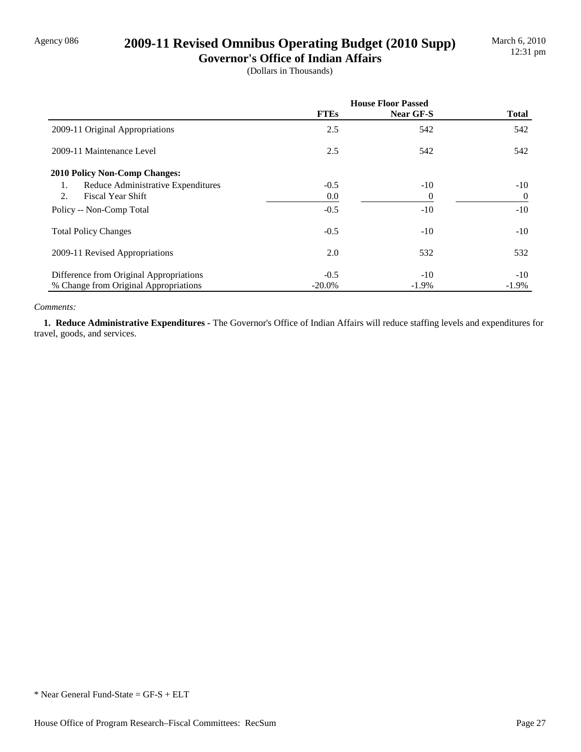# 2009-11 Revised Omnibus Operating Budget (2010 Supp)

## Governor's Office of Indian Affairs

(Dollars in Thousands)

| | House Floor Passed | | |
|---|---|---|---|
| | **FTEs** | **Near GF-S** | **Total** |
| 2009-11 Original Appropriations | 2.5 | 542 | 542 |
| 2009-11 Maintenance Level | 2.5 | 542 | 542 |
| **2010 Policy Non-Comp Changes:** | | | |
| 1. Reduce Administrative Expenditures | -0.5 | -10 | -10 |
| 2. Fiscal Year Shift | 0.0 | 0 | 0 |
| Policy -- Non-Comp Total | -0.5 | -10 | -10 |
| Total Policy Changes | -0.5 | -10 | -10 |
| 2009-11 Revised Appropriations | 2.0 | 532 | 532 |
| Difference from Original Appropriations | -0.5 | -10 | -10 |
| % Change from Original Appropriations | -20.0% | -1.9% | -1.9% |

*Comments:*

**1. Reduce Administrative Expenditures -** The Governor's Office of Indian Affairs will reduce staffing levels and expenditures for travel, goods, and services.

\* Near General Fund-State = GF-S + ELT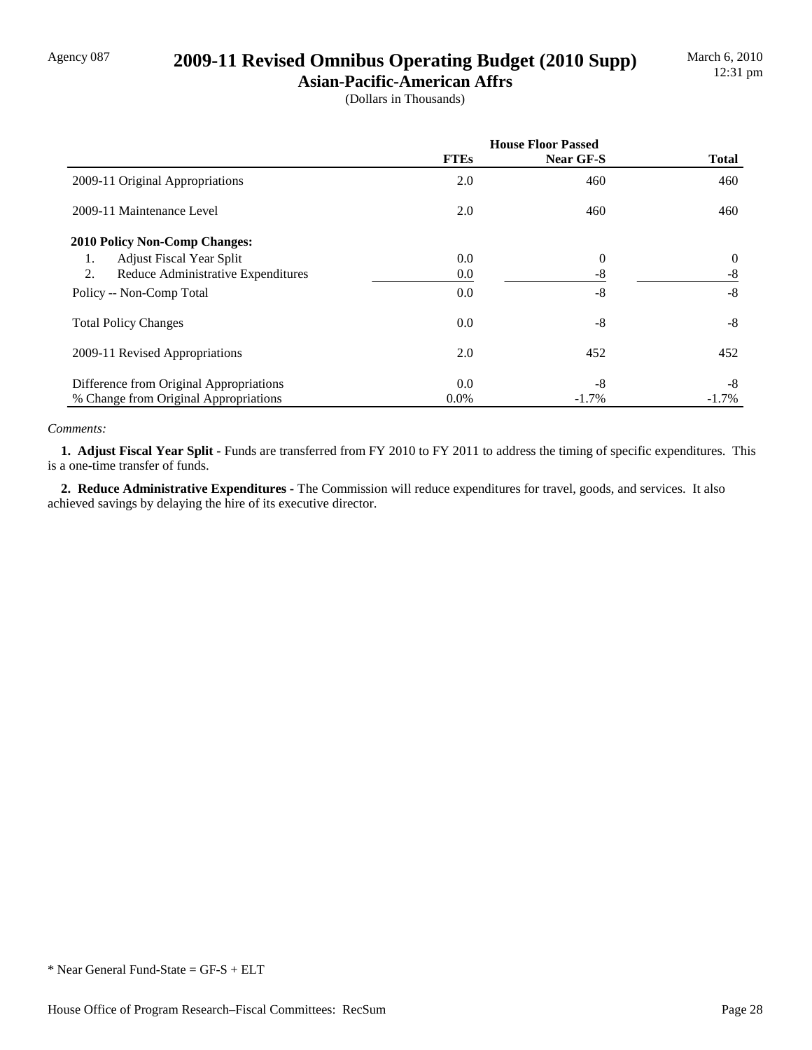Agency 087

# 2009-11 Revised Omnibus Operating Budget (2010 Supp)

## Asian-Pacific-American Affrs

(Dollars in Thousands)

| | House Floor Passed | | |
|---|---|---|---|
| | FTEs | Near GF-S | Total |
| 2009-11 Original Appropriations | 2.0 | 460 | 460 |
| 2009-11 Maintenance Level | 2.0 | 460 | 460 |
| **2010 Policy Non-Comp Changes:** | | | |
| 1. Adjust Fiscal Year Split | 0.0 | 0 | 0 |
| 2. Reduce Administrative Expenditures | 0.0 | -8 | -8 |
| Policy -- Non-Comp Total | 0.0 | -8 | -8 |
| Total Policy Changes | 0.0 | -8 | -8 |
| 2009-11 Revised Appropriations | 2.0 | 452 | 452 |
| Difference from Original Appropriations | 0.0 | -8 | -8 |
| % Change from Original Appropriations | 0.0% | -1.7% | -1.7% |

*Comments:*

**1. Adjust Fiscal Year Split -** Funds are transferred from FY 2010 to FY 2011 to address the timing of specific expenditures. This is a one-time transfer of funds.

**2. Reduce Administrative Expenditures -** The Commission will reduce expenditures for travel, goods, and services. It also achieved savings by delaying the hire of its executive director.

\* Near General Fund-State = GF-S + ELT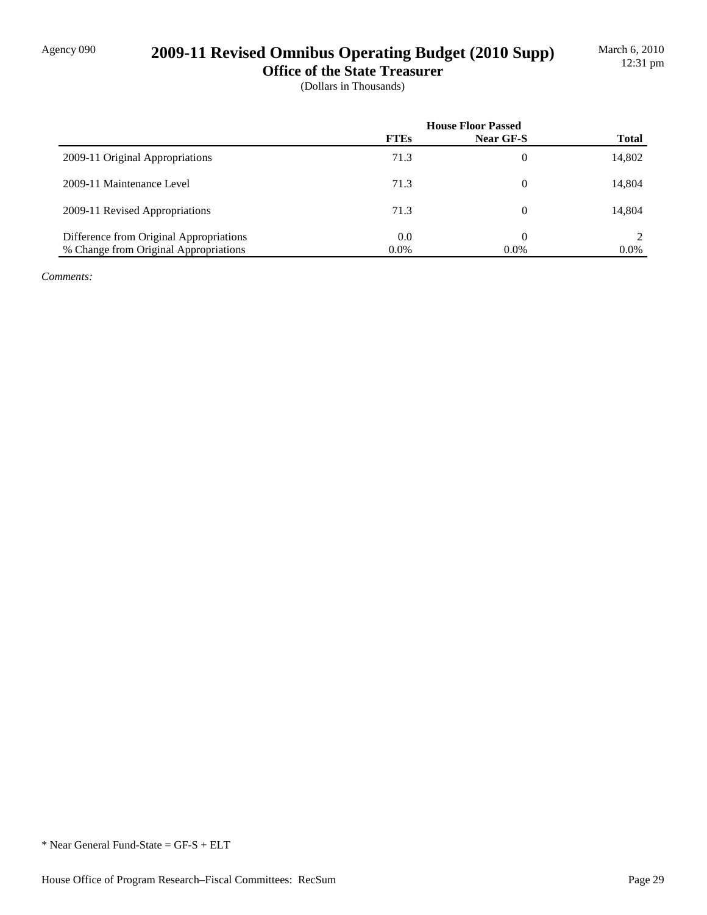Agency 090

# 2009-11 Revised Omnibus Operating Budget (2010 Supp)

## Office of the State Treasurer

(Dollars in Thousands)

March 6, 2010
12:31 pm

| | House Floor Passed | | |
|---|---|---|---|
| | **FTEs** | **Near GF-S** | **Total** |
| 2009-11 Original Appropriations | 71.3 | 0 | 14,802 |
| 2009-11 Maintenance Level | 71.3 | 0 | 14,804 |
| 2009-11 Revised Appropriations | 71.3 | 0 | 14,804 |
| Difference from Original Appropriations | 0.0 | 0 | 2 |
| % Change from Original Appropriations | 0.0% | 0.0% | 0.0% |

*Comments:*

\* Near General Fund-State = GF-S + ELT

House Office of Program Research–Fiscal Committees: RecSum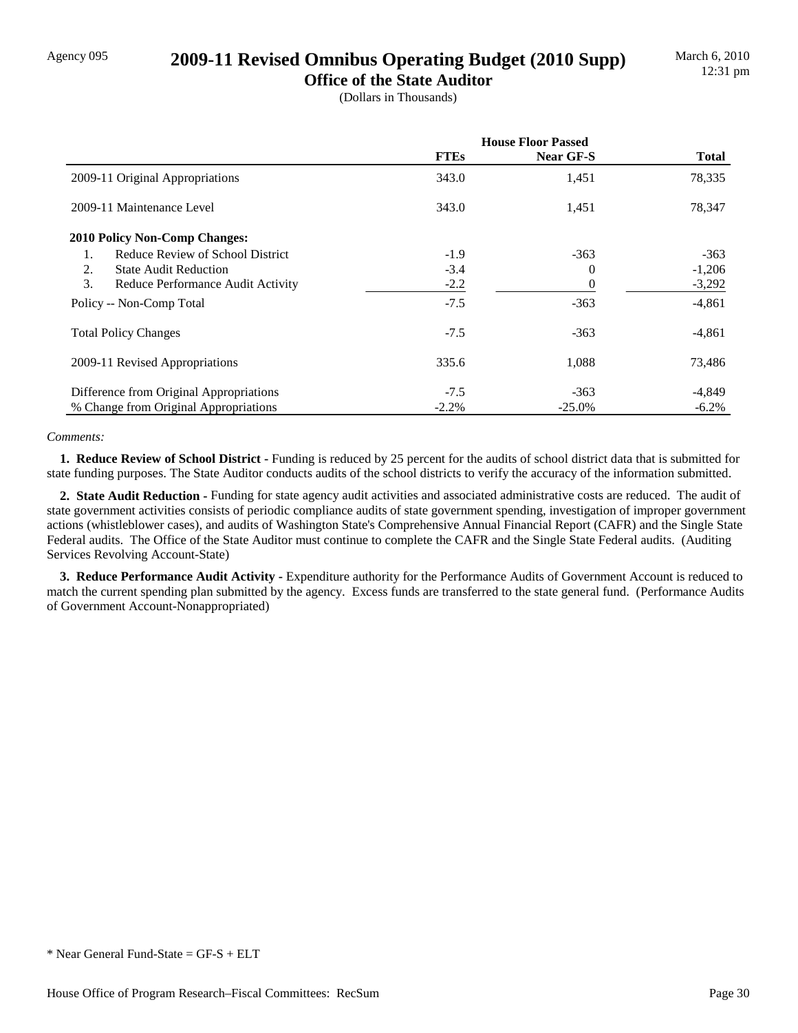Agency 095

# 2009-11 Revised Omnibus Operating Budget (2010 Supp)

## Office of the State Auditor

(Dollars in Thousands)

March 6, 2010
12:31 pm

| | House Floor Passed | | |
|---|---|---|---|
| | **FTEs** | **Near GF-S** | **Total** |
| 2009-11 Original Appropriations | 343.0 | 1,451 | 78,335 |
| 2009-11 Maintenance Level | 343.0 | 1,451 | 78,347 |
| **2010 Policy Non-Comp Changes:** | | | |
| 1. Reduce Review of School District | -1.9 | -363 | -363 |
| 2. State Audit Reduction | -3.4 | 0 | -1,206 |
| 3. Reduce Performance Audit Activity | -2.2 | 0 | -3,292 |
| Policy -- Non-Comp Total | -7.5 | -363 | -4,861 |
| Total Policy Changes | -7.5 | -363 | -4,861 |
| 2009-11 Revised Appropriations | 335.6 | 1,088 | 73,486 |
| Difference from Original Appropriations | -7.5 | -363 | -4,849 |
| % Change from Original Appropriations | -2.2% | -25.0% | -6.2% |

*Comments:*

**1. Reduce Review of School District -** Funding is reduced by 25 percent for the audits of school district data that is submitted for state funding purposes. The State Auditor conducts audits of the school districts to verify the accuracy of the information submitted.

**2. State Audit Reduction -** Funding for state agency audit activities and associated administrative costs are reduced. The audit of state government activities consists of periodic compliance audits of state government spending, investigation of improper government actions (whistleblower cases), and audits of Washington State's Comprehensive Annual Financial Report (CAFR) and the Single State Federal audits. The Office of the State Auditor must continue to complete the CAFR and the Single State Federal audits. (Auditing Services Revolving Account-State)

**3. Reduce Performance Audit Activity -** Expenditure authority for the Performance Audits of Government Account is reduced to match the current spending plan submitted by the agency. Excess funds are transferred to the state general fund. (Performance Audits of Government Account-Nonappropriated)

\* Near General Fund-State = GF-S + ELT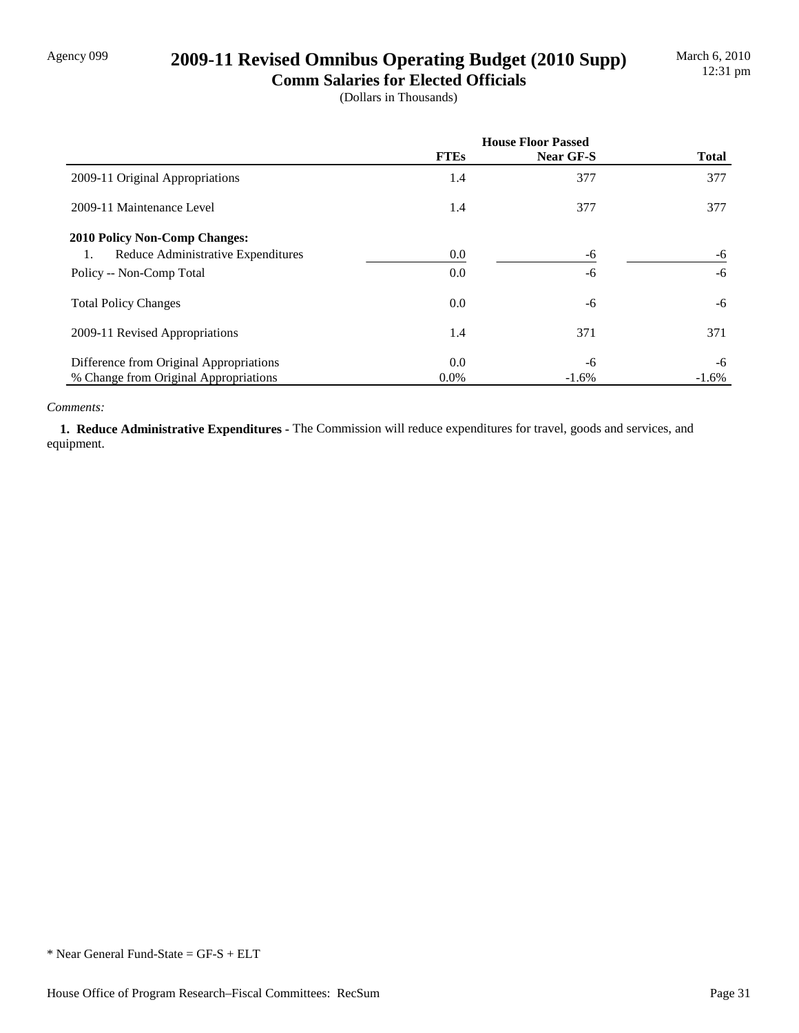Agency 099

# 2009-11 Revised Omnibus Operating Budget (2010 Supp)

## Comm Salaries for Elected Officials

(Dollars in Thousands)

March 6, 2010
12:31 pm

| | House Floor Passed | | |
|---|---|---|---|
| | **FTEs** | **Near GF-S** | **Total** |
| 2009-11 Original Appropriations | 1.4 | 377 | 377 |
| 2009-11 Maintenance Level | 1.4 | 377 | 377 |
| **2010 Policy Non-Comp Changes:** | | | |
| 1. Reduce Administrative Expenditures | 0.0 | -6 | -6 |
| Policy -- Non-Comp Total | 0.0 | -6 | -6 |
| Total Policy Changes | 0.0 | -6 | -6 |
| 2009-11 Revised Appropriations | 1.4 | 371 | 371 |
| Difference from Original Appropriations | 0.0 | -6 | -6 |
| % Change from Original Appropriations | 0.0% | -1.6% | -1.6% |

*Comments:*

**1. Reduce Administrative Expenditures -** The Commission will reduce expenditures for travel, goods and services, and equipment.

\* Near General Fund-State = GF-S + ELT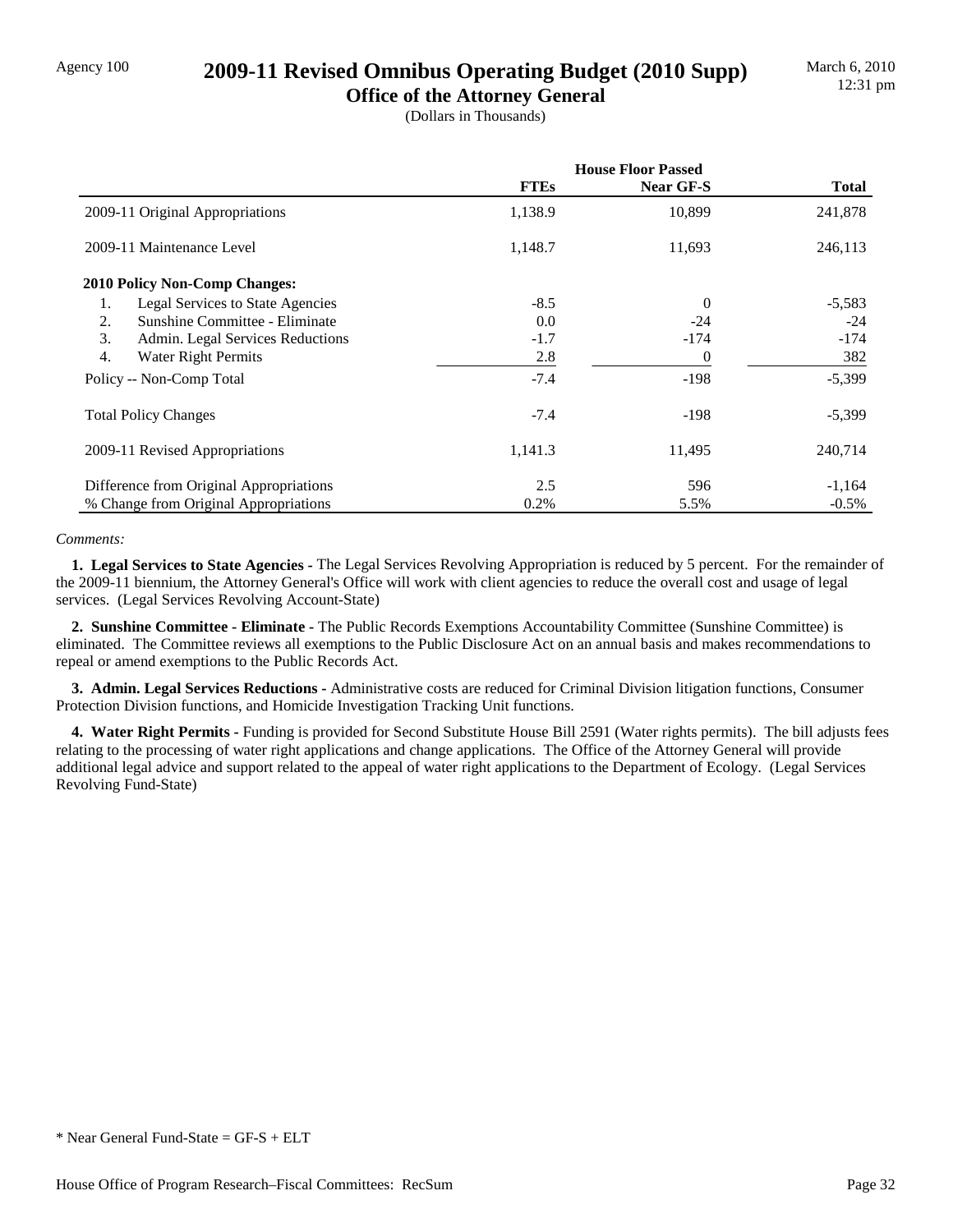# 2009-11 Revised Omnibus Operating Budget (2010 Supp)

## Office of the Attorney General

(Dollars in Thousands)

Agency 100

March 6, 2010
12:31 pm

| | House Floor Passed | | |
|---|---|---|---|
| | **FTEs** | **Near GF-S** | **Total** |
| 2009-11 Original Appropriations | 1,138.9 | 10,899 | 241,878 |
| 2009-11 Maintenance Level | 1,148.7 | 11,693 | 246,113 |
| **2010 Policy Non-Comp Changes:** | | | |
| 1. Legal Services to State Agencies | -8.5 | 0 | -5,583 |
| 2. Sunshine Committee - Eliminate | 0.0 | -24 | -24 |
| 3. Admin. Legal Services Reductions | -1.7 | -174 | -174 |
| 4. Water Right Permits | 2.8 | 0 | 382 |
| Policy -- Non-Comp Total | -7.4 | -198 | -5,399 |
| Total Policy Changes | -7.4 | -198 | -5,399 |
| 2009-11 Revised Appropriations | 1,141.3 | 11,495 | 240,714 |
| Difference from Original Appropriations | 2.5 | 596 | -1,164 |
| % Change from Original Appropriations | 0.2% | 5.5% | -0.5% |

*Comments:*

**1. Legal Services to State Agencies -** The Legal Services Revolving Appropriation is reduced by 5 percent. For the remainder of the 2009-11 biennium, the Attorney General's Office will work with client agencies to reduce the overall cost and usage of legal services. (Legal Services Revolving Account-State)

**2. Sunshine Committee - Eliminate -** The Public Records Exemptions Accountability Committee (Sunshine Committee) is eliminated. The Committee reviews all exemptions to the Public Disclosure Act on an annual basis and makes recommendations to repeal or amend exemptions to the Public Records Act.

**3. Admin. Legal Services Reductions -** Administrative costs are reduced for Criminal Division litigation functions, Consumer Protection Division functions, and Homicide Investigation Tracking Unit functions.

**4. Water Right Permits -** Funding is provided for Second Substitute House Bill 2591 (Water rights permits). The bill adjusts fees relating to the processing of water right applications and change applications. The Office of the Attorney General will provide additional legal advice and support related to the appeal of water right applications to the Department of Ecology. (Legal Services Revolving Fund-State)

\* Near General Fund-State = GF-S + ELT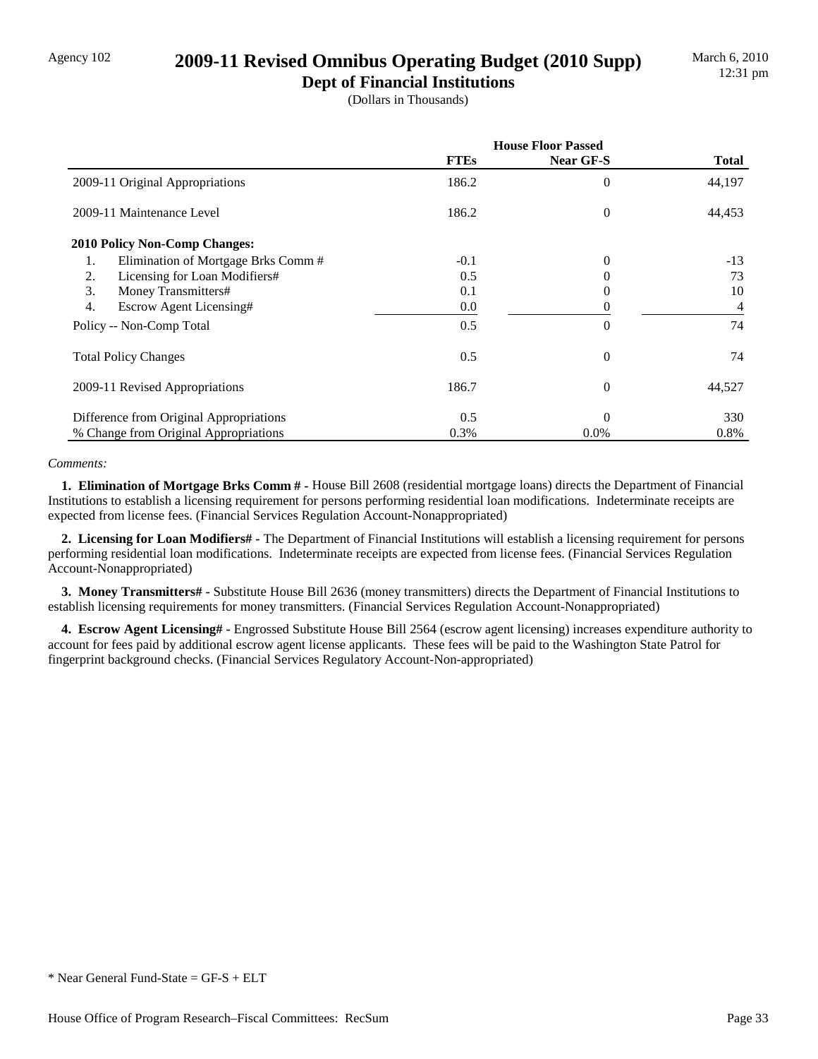Agency 102

# 2009-11 Revised Omnibus Operating Budget (2010 Supp)

## Dept of Financial Institutions

(Dollars in Thousands)

March 6, 2010
12:31 pm

| | House Floor Passed | | |
|---|---|---|---|
| | **FTEs** | **Near GF-S** | **Total** |
| 2009-11 Original Appropriations | 186.2 | 0 | 44,197 |
| 2009-11 Maintenance Level | 186.2 | 0 | 44,453 |
| **2010 Policy Non-Comp Changes:** | | | |
| 1. Elimination of Mortgage Brks Comm # | -0.1 | 0 | -13 |
| 2. Licensing for Loan Modifiers# | 0.5 | 0 | 73 |
| 3. Money Transmitters# | 0.1 | 0 | 10 |
| 4. Escrow Agent Licensing# | 0.0 | 0 | 4 |
| Policy -- Non-Comp Total | 0.5 | 0 | 74 |
| Total Policy Changes | 0.5 | 0 | 74 |
| 2009-11 Revised Appropriations | 186.7 | 0 | 44,527 |
| Difference from Original Appropriations | 0.5 | 0 | 330 |
| % Change from Original Appropriations | 0.3% | 0.0% | 0.8% |

*Comments:*

**1. Elimination of Mortgage Brks Comm # -** House Bill 2608 (residential mortgage loans) directs the Department of Financial Institutions to establish a licensing requirement for persons performing residential loan modifications. Indeterminate receipts are expected from license fees. (Financial Services Regulation Account-Nonappropriated)

**2. Licensing for Loan Modifiers# -** The Department of Financial Institutions will establish a licensing requirement for persons performing residential loan modifications. Indeterminate receipts are expected from license fees. (Financial Services Regulation Account-Nonappropriated)

**3. Money Transmitters# -** Substitute House Bill 2636 (money transmitters) directs the Department of Financial Institutions to establish licensing requirements for money transmitters. (Financial Services Regulation Account-Nonappropriated)

**4. Escrow Agent Licensing# -** Engrossed Substitute House Bill 2564 (escrow agent licensing) increases expenditure authority to account for fees paid by additional escrow agent license applicants. These fees will be paid to the Washington State Patrol for fingerprint background checks. (Financial Services Regulatory Account-Non-appropriated)

* Near General Fund-State = GF-S + ELT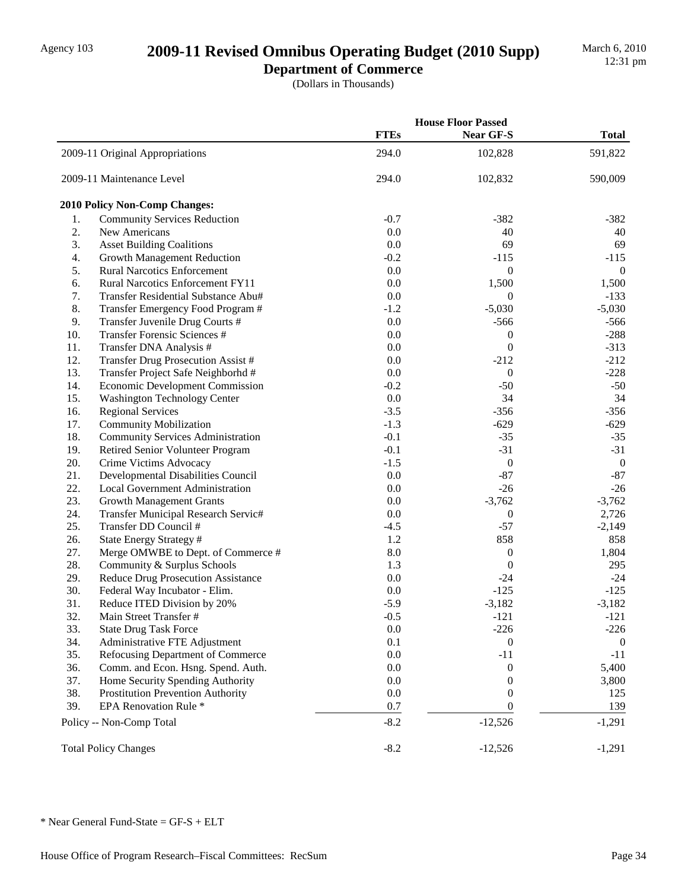Agency 103

# 2009-11 Revised Omnibus Operating Budget (2010 Supp)

## Department of Commerce

(Dollars in Thousands)

March 6, 2010
12:31 pm

| | House Floor Passed | | |
|---|---|---|---|
| | FTEs | Near GF-S | Total |
| 2009-11 Original Appropriations | 294.0 | 102,828 | 591,822 |
| 2009-11 Maintenance Level | 294.0 | 102,832 | 590,009 |
| **2010 Policy Non-Comp Changes:** | | | |
| 1. Community Services Reduction | -0.7 | -382 | -382 |
| 2. New Americans | 0.0 | 40 | 40 |
| 3. Asset Building Coalitions | 0.0 | 69 | 69 |
| 4. Growth Management Reduction | -0.2 | -115 | -115 |
| 5. Rural Narcotics Enforcement | 0.0 | 0 | 0 |
| 6. Rural Narcotics Enforcement FY11 | 0.0 | 1,500 | 1,500 |
| 7. Transfer Residential Substance Abu# | 0.0 | 0 | -133 |
| 8. Transfer Emergency Food Program # | -1.2 | -5,030 | -5,030 |
| 9. Transfer Juvenile Drug Courts # | 0.0 | -566 | -566 |
| 10. Transfer Forensic Sciences # | 0.0 | 0 | -288 |
| 11. Transfer DNA Analysis # | 0.0 | 0 | -313 |
| 12. Transfer Drug Prosecution Assist # | 0.0 | -212 | -212 |
| 13. Transfer Project Safe Neighborhd # | 0.0 | 0 | -228 |
| 14. Economic Development Commission | -0.2 | -50 | -50 |
| 15. Washington Technology Center | 0.0 | 34 | 34 |
| 16. Regional Services | -3.5 | -356 | -356 |
| 17. Community Mobilization | -1.3 | -629 | -629 |
| 18. Community Services Administration | -0.1 | -35 | -35 |
| 19. Retired Senior Volunteer Program | -0.1 | -31 | -31 |
| 20. Crime Victims Advocacy | -1.5 | 0 | 0 |
| 21. Developmental Disabilities Council | 0.0 | -87 | -87 |
| 22. Local Government Administration | 0.0 | -26 | -26 |
| 23. Growth Management Grants | 0.0 | -3,762 | -3,762 |
| 24. Transfer Municipal Research Servic# | 0.0 | 0 | 2,726 |
| 25. Transfer DD Council # | -4.5 | -57 | -2,149 |
| 26. State Energy Strategy # | 1.2 | 858 | 858 |
| 27. Merge OMWBE to Dept. of Commerce # | 8.0 | 0 | 1,804 |
| 28. Community & Surplus Schools | 1.3 | 0 | 295 |
| 29. Reduce Drug Prosecution Assistance | 0.0 | -24 | -24 |
| 30. Federal Way Incubator - Elim. | 0.0 | -125 | -125 |
| 31. Reduce ITED Division by 20% | -5.9 | -3,182 | -3,182 |
| 32. Main Street Transfer # | -0.5 | -121 | -121 |
| 33. State Drug Task Force | 0.0 | -226 | -226 |
| 34. Administrative FTE Adjustment | 0.1 | 0 | 0 |
| 35. Refocusing Department of Commerce | 0.0 | -11 | -11 |
| 36. Comm. and Econ. Hsng. Spend. Auth. | 0.0 | 0 | 5,400 |
| 37. Home Security Spending Authority | 0.0 | 0 | 3,800 |
| 38. Prostitution Prevention Authority | 0.0 | 0 | 125 |
| 39. EPA Renovation Rule * | 0.7 | 0 | 139 |
| Policy -- Non-Comp Total | -8.2 | -12,526 | -1,291 |
| Total Policy Changes | -8.2 | -12,526 | -1,291 |

* Near General Fund-State = GF-S + ELT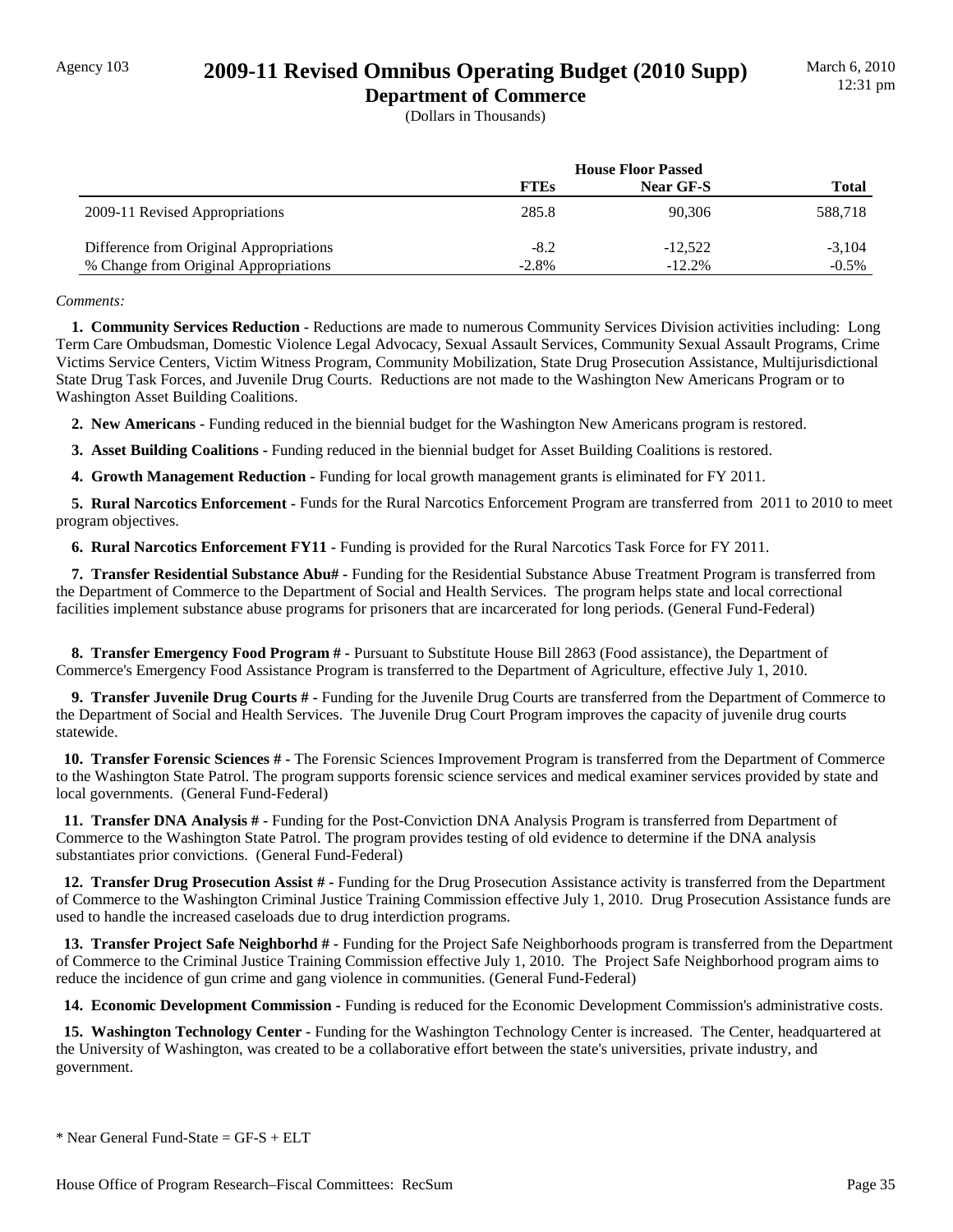# 2009-11 Revised Omnibus Operating Budget (2010 Supp)

## Department of Commerce

(Dollars in Thousands)

| | House Floor Passed | | |
|---|---|---|---|
| | FTEs | Near GF-S | Total |
| 2009-11 Revised Appropriations | 285.8 | 90,306 | 588,718 |
| Difference from Original Appropriations | -8.2 | -12,522 | -3,104 |
| % Change from Original Appropriations | -2.8% | -12.2% | -0.5% |

*Comments:*

**1. Community Services Reduction -** Reductions are made to numerous Community Services Division activities including: Long Term Care Ombudsman, Domestic Violence Legal Advocacy, Sexual Assault Services, Community Sexual Assault Programs, Crime Victims Service Centers, Victim Witness Program, Community Mobilization, State Drug Prosecution Assistance, Multijurisdictional State Drug Task Forces, and Juvenile Drug Courts. Reductions are not made to the Washington New Americans Program or to Washington Asset Building Coalitions.

**2. New Americans -** Funding reduced in the biennial budget for the Washington New Americans program is restored.

**3. Asset Building Coalitions -** Funding reduced in the biennial budget for Asset Building Coalitions is restored.

**4. Growth Management Reduction -** Funding for local growth management grants is eliminated for FY 2011.

**5. Rural Narcotics Enforcement -** Funds for the Rural Narcotics Enforcement Program are transferred from 2011 to 2010 to meet program objectives.

**6. Rural Narcotics Enforcement FY11 -** Funding is provided for the Rural Narcotics Task Force for FY 2011.

**7. Transfer Residential Substance Abu# -** Funding for the Residential Substance Abuse Treatment Program is transferred from the Department of Commerce to the Department of Social and Health Services. The program helps state and local correctional facilities implement substance abuse programs for prisoners that are incarcerated for long periods. (General Fund-Federal)

**8. Transfer Emergency Food Program # -** Pursuant to Substitute House Bill 2863 (Food assistance), the Department of Commerce's Emergency Food Assistance Program is transferred to the Department of Agriculture, effective July 1, 2010.

**9. Transfer Juvenile Drug Courts # -** Funding for the Juvenile Drug Courts are transferred from the Department of Commerce to the Department of Social and Health Services. The Juvenile Drug Court Program improves the capacity of juvenile drug courts statewide.

**10. Transfer Forensic Sciences # -** The Forensic Sciences Improvement Program is transferred from the Department of Commerce to the Washington State Patrol. The program supports forensic science services and medical examiner services provided by state and local governments. (General Fund-Federal)

**11. Transfer DNA Analysis # -** Funding for the Post-Conviction DNA Analysis Program is transferred from Department of Commerce to the Washington State Patrol. The program provides testing of old evidence to determine if the DNA analysis substantiates prior convictions. (General Fund-Federal)

**12. Transfer Drug Prosecution Assist # -** Funding for the Drug Prosecution Assistance activity is transferred from the Department of Commerce to the Washington Criminal Justice Training Commission effective July 1, 2010. Drug Prosecution Assistance funds are used to handle the increased caseloads due to drug interdiction programs.

**13. Transfer Project Safe Neighborhd # -** Funding for the Project Safe Neighborhoods program is transferred from the Department of Commerce to the Criminal Justice Training Commission effective July 1, 2010. The Project Safe Neighborhood program aims to reduce the incidence of gun crime and gang violence in communities. (General Fund-Federal)

**14. Economic Development Commission -** Funding is reduced for the Economic Development Commission's administrative costs.

**15. Washington Technology Center -** Funding for the Washington Technology Center is increased. The Center, headquartered at the University of Washington, was created to be a collaborative effort between the state's universities, private industry, and government.

\* Near General Fund-State = GF-S + ELT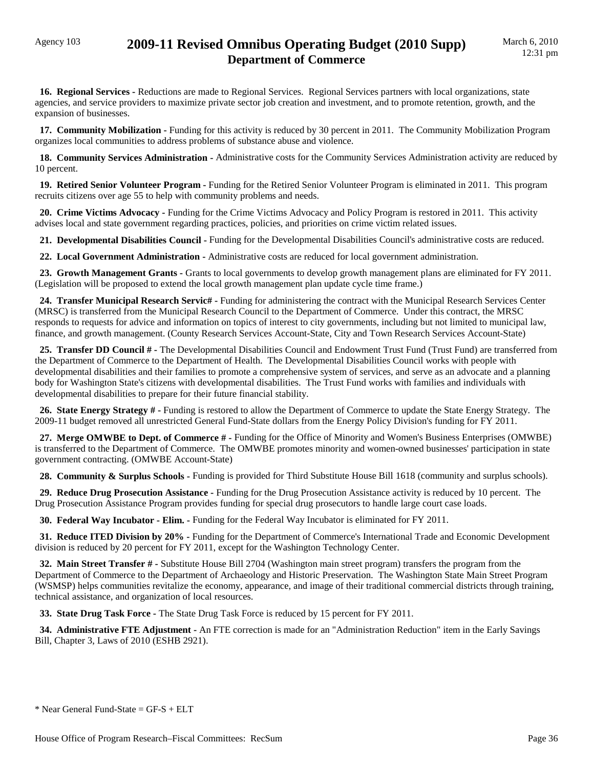**16. Regional Services -** Reductions are made to Regional Services. Regional Services partners with local organizations, state agencies, and service providers to maximize private sector job creation and investment, and to promote retention, growth, and the expansion of businesses.

**17. Community Mobilization -** Funding for this activity is reduced by 30 percent in 2011. The Community Mobilization Program organizes local communities to address problems of substance abuse and violence.

**18. Community Services Administration -** Administrative costs for the Community Services Administration activity are reduced by 10 percent.

**19. Retired Senior Volunteer Program -** Funding for the Retired Senior Volunteer Program is eliminated in 2011. This program recruits citizens over age 55 to help with community problems and needs.

**20. Crime Victims Advocacy -** Funding for the Crime Victims Advocacy and Policy Program is restored in 2011. This activity advises local and state government regarding practices, policies, and priorities on crime victim related issues.

**21. Developmental Disabilities Council -** Funding for the Developmental Disabilities Council's administrative costs are reduced.

**22. Local Government Administration -** Administrative costs are reduced for local government administration.

**23. Growth Management Grants -** Grants to local governments to develop growth management plans are eliminated for FY 2011. (Legislation will be proposed to extend the local growth management plan update cycle time frame.)

**24. Transfer Municipal Research Servic# -** Funding for administering the contract with the Municipal Research Services Center (MRSC) is transferred from the Municipal Research Council to the Department of Commerce. Under this contract, the MRSC responds to requests for advice and information on topics of interest to city governments, including but not limited to municipal law, finance, and growth management. (County Research Services Account-State, City and Town Research Services Account-State)

**25. Transfer DD Council # -** The Developmental Disabilities Council and Endowment Trust Fund (Trust Fund) are transferred from the Department of Commerce to the Department of Health. The Developmental Disabilities Council works with people with developmental disabilities and their families to promote a comprehensive system of services, and serve as an advocate and a planning body for Washington State's citizens with developmental disabilities. The Trust Fund works with families and individuals with developmental disabilities to prepare for their future financial stability.

**26. State Energy Strategy # -** Funding is restored to allow the Department of Commerce to update the State Energy Strategy. The 2009-11 budget removed all unrestricted General Fund-State dollars from the Energy Policy Division's funding for FY 2011.

**27. Merge OMWBE to Dept. of Commerce # -** Funding for the Office of Minority and Women's Business Enterprises (OMWBE) is transferred to the Department of Commerce. The OMWBE promotes minority and women-owned businesses' participation in state government contracting. (OMWBE Account-State)

**28. Community & Surplus Schools -** Funding is provided for Third Substitute House Bill 1618 (community and surplus schools).

**29. Reduce Drug Prosecution Assistance -** Funding for the Drug Prosecution Assistance activity is reduced by 10 percent. The Drug Prosecution Assistance Program provides funding for special drug prosecutors to handle large court case loads.

**30. Federal Way Incubator - Elim. -** Funding for the Federal Way Incubator is eliminated for FY 2011.

**31. Reduce ITED Division by 20% -** Funding for the Department of Commerce's International Trade and Economic Development division is reduced by 20 percent for FY 2011, except for the Washington Technology Center.

**32. Main Street Transfer # -** Substitute House Bill 2704 (Washington main street program) transfers the program from the Department of Commerce to the Department of Archaeology and Historic Preservation. The Washington State Main Street Program (WSMSP) helps communities revitalize the economy, appearance, and image of their traditional commercial districts through training, technical assistance, and organization of local resources.

**33. State Drug Task Force -** The State Drug Task Force is reduced by 15 percent for FY 2011.

**34. Administrative FTE Adjustment -** An FTE correction is made for an "Administration Reduction" item in the Early Savings Bill, Chapter 3, Laws of 2010 (ESHB 2921).

* Near General Fund-State = GF-S + ELT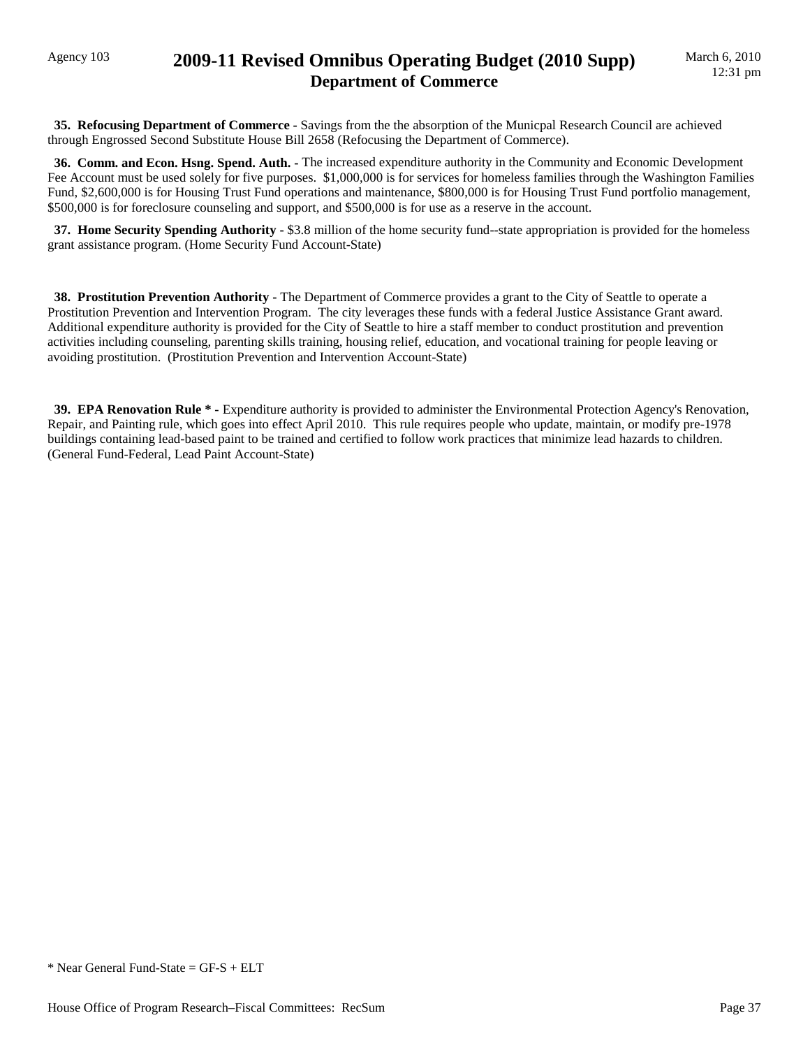**35. Refocusing Department of Commerce -** Savings from the the absorption of the Municpal Research Council are achieved through Engrossed Second Substitute House Bill 2658 (Refocusing the Department of Commerce).

**36. Comm. and Econ. Hsng. Spend. Auth. -** The increased expenditure authority in the Community and Economic Development Fee Account must be used solely for five purposes. $1,000,000 is for services for homeless families through the Washington Families Fund, $2,600,000 is for Housing Trust Fund operations and maintenance, $800,000 is for Housing Trust Fund portfolio management, $500,000 is for foreclosure counseling and support, and $500,000 is for use as a reserve in the account.

**37. Home Security Spending Authority -** $3.8 million of the home security fund--state appropriation is provided for the homeless grant assistance program. (Home Security Fund Account-State)

**38. Prostitution Prevention Authority -** The Department of Commerce provides a grant to the City of Seattle to operate a Prostitution Prevention and Intervention Program. The city leverages these funds with a federal Justice Assistance Grant award. Additional expenditure authority is provided for the City of Seattle to hire a staff member to conduct prostitution and prevention activities including counseling, parenting skills training, housing relief, education, and vocational training for people leaving or avoiding prostitution. (Prostitution Prevention and Intervention Account-State)

**39. EPA Renovation Rule * -** Expenditure authority is provided to administer the Environmental Protection Agency's Renovation, Repair, and Painting rule, which goes into effect April 2010. This rule requires people who update, maintain, or modify pre-1978 buildings containing lead-based paint to be trained and certified to follow work practices that minimize lead hazards to children. (General Fund-Federal, Lead Paint Account-State)

* Near General Fund-State = GF-S + ELT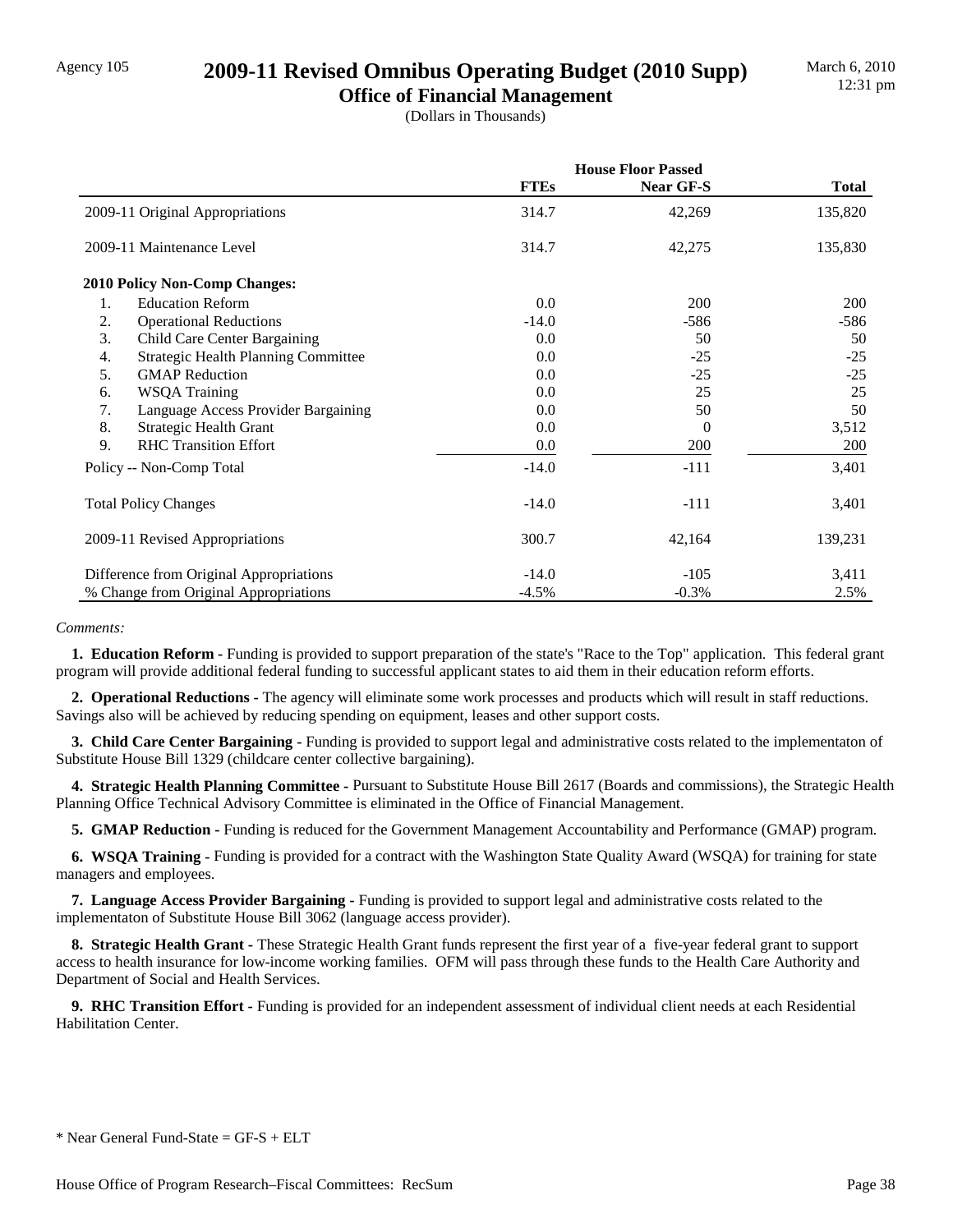# 2009-11 Revised Omnibus Operating Budget (2010 Supp)

## Office of Financial Management

(Dollars in Thousands)

| | House Floor Passed | | |
|---|---|---|---|
| | **FTEs** | **Near GF-S** | **Total** |
| 2009-11 Original Appropriations | 314.7 | 42,269 | 135,820 |
| 2009-11 Maintenance Level | 314.7 | 42,275 | 135,830 |
| **2010 Policy Non-Comp Changes:** | | | |
| 1. Education Reform | 0.0 | 200 | 200 |
| 2. Operational Reductions | -14.0 | -586 | -586 |
| 3. Child Care Center Bargaining | 0.0 | 50 | 50 |
| 4. Strategic Health Planning Committee | 0.0 | -25 | -25 |
| 5. GMAP Reduction | 0.0 | -25 | -25 |
| 6. WSQA Training | 0.0 | 25 | 25 |
| 7. Language Access Provider Bargaining | 0.0 | 50 | 50 |
| 8. Strategic Health Grant | 0.0 | 0 | 3,512 |
| 9. RHC Transition Effort | 0.0 | 200 | 200 |
| Policy -- Non-Comp Total | -14.0 | -111 | 3,401 |
| Total Policy Changes | -14.0 | -111 | 3,401 |
| 2009-11 Revised Appropriations | 300.7 | 42,164 | 139,231 |
| Difference from Original Appropriations | -14.0 | -105 | 3,411 |
| % Change from Original Appropriations | -4.5% | -0.3% | 2.5% |

*Comments:*

**1. Education Reform -** Funding is provided to support preparation of the state's "Race to the Top" application. This federal grant program will provide additional federal funding to successful applicant states to aid them in their education reform efforts.

**2. Operational Reductions -** The agency will eliminate some work processes and products which will result in staff reductions. Savings also will be achieved by reducing spending on equipment, leases and other support costs.

**3. Child Care Center Bargaining -** Funding is provided to support legal and administrative costs related to the implementaton of Substitute House Bill 1329 (childcare center collective bargaining).

**4. Strategic Health Planning Committee -** Pursuant to Substitute House Bill 2617 (Boards and commissions), the Strategic Health Planning Office Technical Advisory Committee is eliminated in the Office of Financial Management.

**5. GMAP Reduction -** Funding is reduced for the Government Management Accountability and Performance (GMAP) program.

**6. WSQA Training -** Funding is provided for a contract with the Washington State Quality Award (WSQA) for training for state managers and employees.

**7. Language Access Provider Bargaining -** Funding is provided to support legal and administrative costs related to the implementaton of Substitute House Bill 3062 (language access provider).

**8. Strategic Health Grant -** These Strategic Health Grant funds represent the first year of a five-year federal grant to support access to health insurance for low-income working families. OFM will pass through these funds to the Health Care Authority and Department of Social and Health Services.

**9. RHC Transition Effort -** Funding is provided for an independent assessment of individual client needs at each Residential Habilitation Center.

* Near General Fund-State = GF-S + ELT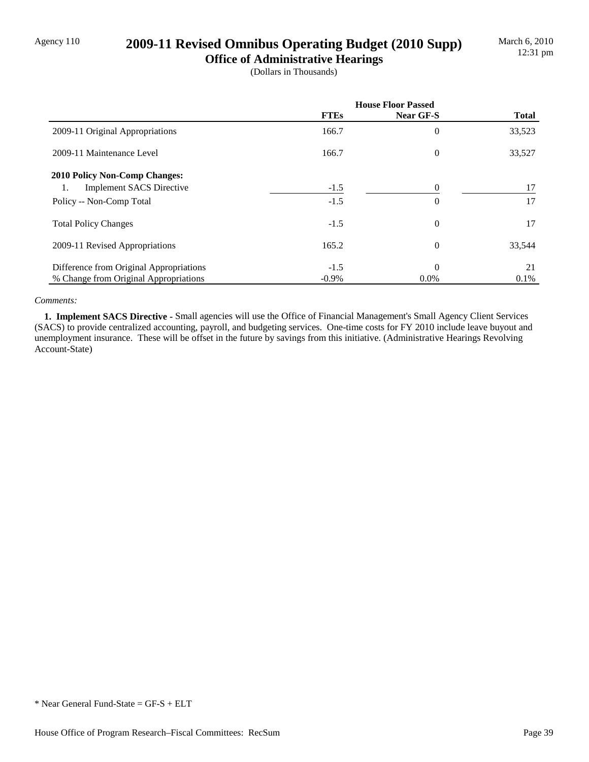Agency 110

# 2009-11 Revised Omnibus Operating Budget (2010 Supp)

## Office of Administrative Hearings

(Dollars in Thousands)

March 6, 2010
12:31 pm

| | House Floor Passed | | |
|---|---|---|---|
| | **FTEs** | **Near GF-S** | **Total** |
| 2009-11 Original Appropriations | 166.7 | 0 | 33,523 |
| 2009-11 Maintenance Level | 166.7 | 0 | 33,527 |
| **2010 Policy Non-Comp Changes:** | | | |
| 1. Implement SACS Directive | -1.5 | 0 | 17 |
| Policy -- Non-Comp Total | -1.5 | 0 | 17 |
| Total Policy Changes | -1.5 | 0 | 17 |
| 2009-11 Revised Appropriations | 165.2 | 0 | 33,544 |
| Difference from Original Appropriations | -1.5 | 0 | 21 |
| % Change from Original Appropriations | -0.9% | 0.0% | 0.1% |

*Comments:*

**1. Implement SACS Directive -** Small agencies will use the Office of Financial Management's Small Agency Client Services (SACS) to provide centralized accounting, payroll, and budgeting services. One-time costs for FY 2010 include leave buyout and unemployment insurance. These will be offset in the future by savings from this initiative. (Administrative Hearings Revolving Account-State)

* Near General Fund-State = GF-S + ELT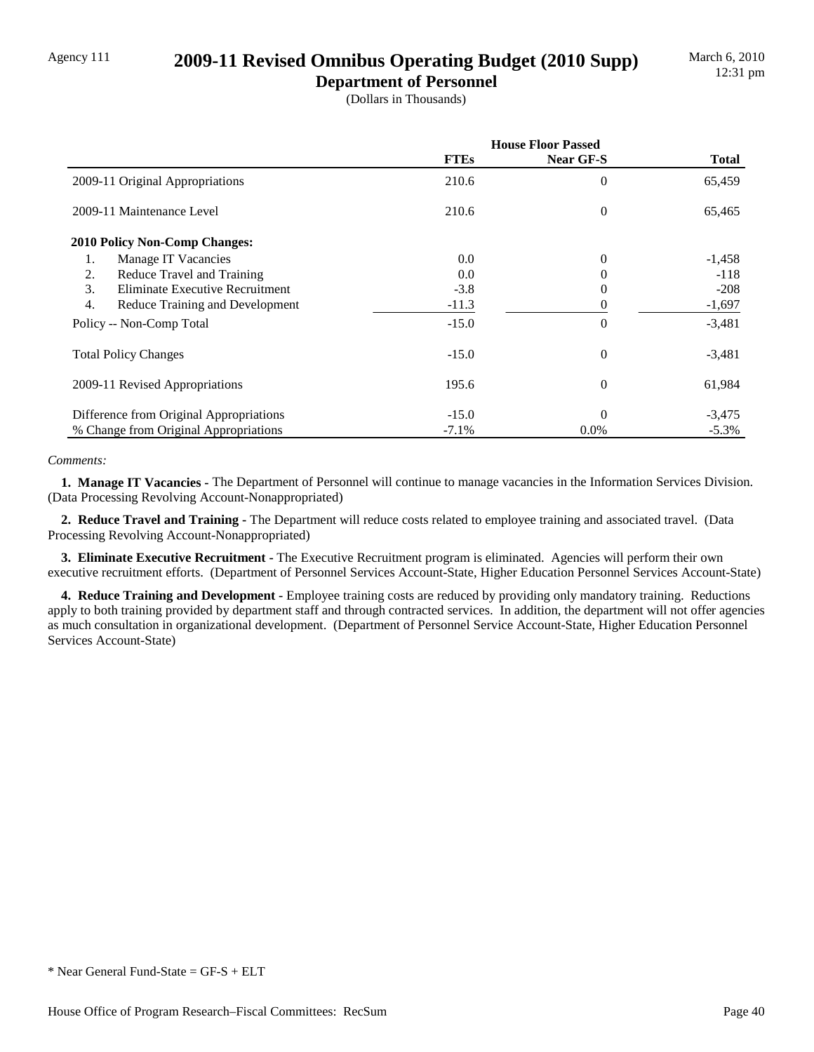Agency 111

# 2009-11 Revised Omnibus Operating Budget (2010 Supp)

## Department of Personnel

(Dollars in Thousands)

| | House Floor Passed | | |
|---|---|---|---|
| | **FTEs** | **Near GF-S** | **Total** |
| 2009-11 Original Appropriations | 210.6 | 0 | 65,459 |
| 2009-11 Maintenance Level | 210.6 | 0 | 65,465 |
| **2010 Policy Non-Comp Changes:** | | | |
| 1. Manage IT Vacancies | 0.0 | 0 | -1,458 |
| 2. Reduce Travel and Training | 0.0 | 0 | -118 |
| 3. Eliminate Executive Recruitment | -3.8 | 0 | -208 |
| 4. Reduce Training and Development | -11.3 | 0 | -1,697 |
| Policy -- Non-Comp Total | -15.0 | 0 | -3,481 |
| Total Policy Changes | -15.0 | 0 | -3,481 |
| 2009-11 Revised Appropriations | 195.6 | 0 | 61,984 |
| Difference from Original Appropriations | -15.0 | 0 | -3,475 |
| % Change from Original Appropriations | -7.1% | 0.0% | -5.3% |

*Comments:*

**1. Manage IT Vacancies -** The Department of Personnel will continue to manage vacancies in the Information Services Division. (Data Processing Revolving Account-Nonappropriated)

**2. Reduce Travel and Training -** The Department will reduce costs related to employee training and associated travel. (Data Processing Revolving Account-Nonappropriated)

**3. Eliminate Executive Recruitment -** The Executive Recruitment program is eliminated. Agencies will perform their own executive recruitment efforts. (Department of Personnel Services Account-State, Higher Education Personnel Services Account-State)

**4. Reduce Training and Development -** Employee training costs are reduced by providing only mandatory training. Reductions apply to both training provided by department staff and through contracted services. In addition, the department will not offer agencies as much consultation in organizational development. (Department of Personnel Service Account-State, Higher Education Personnel Services Account-State)

* Near General Fund-State = GF-S + ELT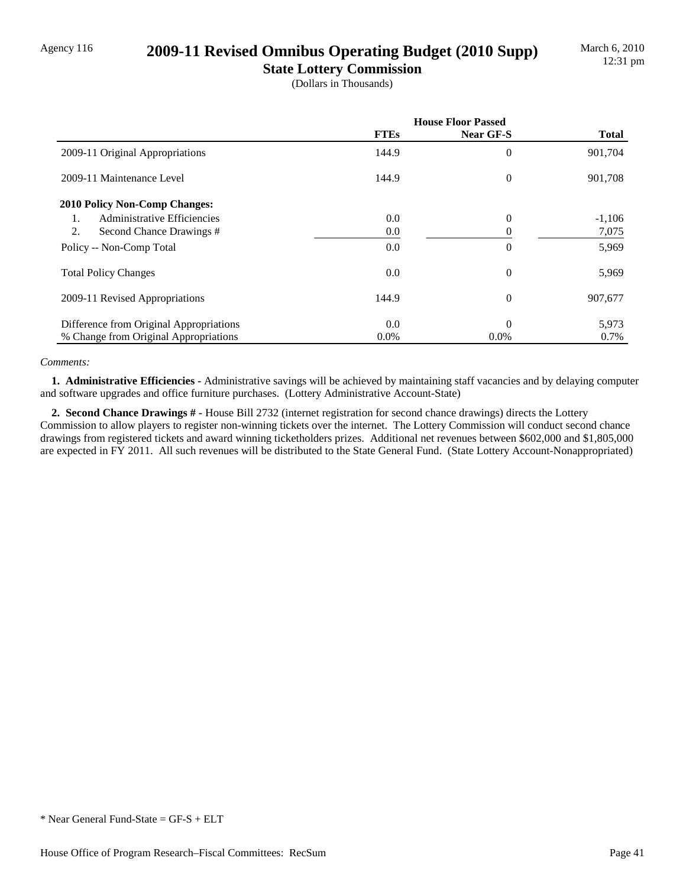Agency 116

# 2009-11 Revised Omnibus Operating Budget (2010 Supp)

## State Lottery Commission

(Dollars in Thousands)

March 6, 2010
12:31 pm

| | House Floor Passed | | |
|---|---|---|---|
| | **FTEs** | **Near GF-S** | **Total** |
| 2009-11 Original Appropriations | 144.9 | 0 | 901,704 |
| 2009-11 Maintenance Level | 144.9 | 0 | 901,708 |
| **2010 Policy Non-Comp Changes:** | | | |
| 1. Administrative Efficiencies | 0.0 | 0 | -1,106 |
| 2. Second Chance Drawings # | 0.0 | 0 | 7,075 |
| Policy -- Non-Comp Total | 0.0 | 0 | 5,969 |
| Total Policy Changes | 0.0 | 0 | 5,969 |
| 2009-11 Revised Appropriations | 144.9 | 0 | 907,677 |
| Difference from Original Appropriations | 0.0 | 0 | 5,973 |
| % Change from Original Appropriations | 0.0% | 0.0% | 0.7% |

*Comments:*

**1. Administrative Efficiencies -** Administrative savings will be achieved by maintaining staff vacancies and by delaying computer and software upgrades and office furniture purchases. (Lottery Administrative Account-State)

**2. Second Chance Drawings # -** House Bill 2732 (internet registration for second chance drawings) directs the Lottery Commission to allow players to register non-winning tickets over the internet. The Lottery Commission will conduct second chance drawings from registered tickets and award winning ticketholders prizes. Additional net revenues between $602,000 and $1,805,000 are expected in FY 2011. All such revenues will be distributed to the State General Fund. (State Lottery Account-Nonappropriated)

* Near General Fund-State = GF-S + ELT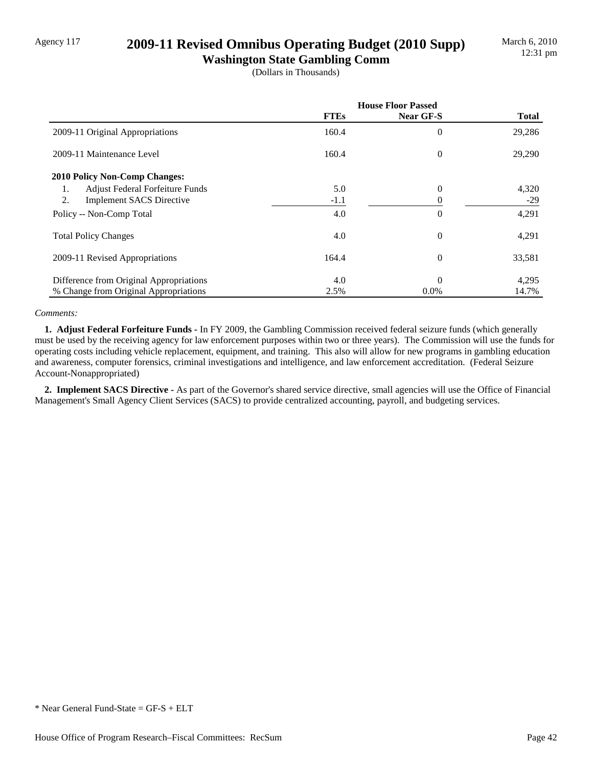Agency 117

# 2009-11 Revised Omnibus Operating Budget (2010 Supp)

## Washington State Gambling Comm

(Dollars in Thousands)

March 6, 2010
12:31 pm

| | House Floor Passed | | |
|---|---|---|---|
| | **FTEs** | **Near GF-S** | **Total** |
| 2009-11 Original Appropriations | 160.4 | 0 | 29,286 |
| 2009-11 Maintenance Level | 160.4 | 0 | 29,290 |
| **2010 Policy Non-Comp Changes:** | | | |
| 1. Adjust Federal Forfeiture Funds | 5.0 | 0 | 4,320 |
| 2. Implement SACS Directive | -1.1 | 0 | -29 |
| Policy -- Non-Comp Total | 4.0 | 0 | 4,291 |
| Total Policy Changes | 4.0 | 0 | 4,291 |
| 2009-11 Revised Appropriations | 164.4 | 0 | 33,581 |
| Difference from Original Appropriations | 4.0 | 0 | 4,295 |
| % Change from Original Appropriations | 2.5% | 0.0% | 14.7% |

*Comments:*

**1. Adjust Federal Forfeiture Funds -** In FY 2009, the Gambling Commission received federal seizure funds (which generally must be used by the receiving agency for law enforcement purposes within two or three years). The Commission will use the funds for operating costs including vehicle replacement, equipment, and training. This also will allow for new programs in gambling education and awareness, computer forensics, criminal investigations and intelligence, and law enforcement accreditation. (Federal Seizure Account-Nonappropriated)

**2. Implement SACS Directive -** As part of the Governor's shared service directive, small agencies will use the Office of Financial Management's Small Agency Client Services (SACS) to provide centralized accounting, payroll, and budgeting services.

* Near General Fund-State = GF-S + ELT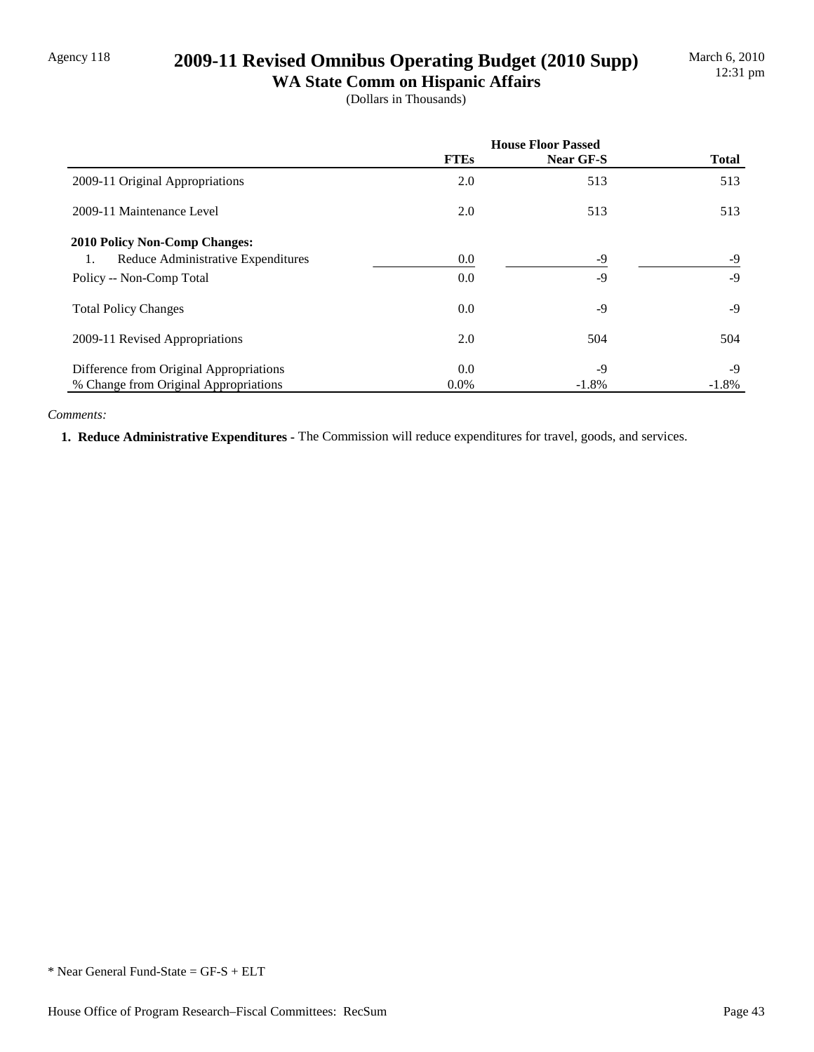Agency 118

# 2009-11 Revised Omnibus Operating Budget (2010 Supp)

## WA State Comm on Hispanic Affairs

(Dollars in Thousands)

| | House Floor Passed | | |
|---|---|---|---|
| | **FTEs** | **Near GF-S** | **Total** |
| 2009-11 Original Appropriations | 2.0 | 513 | 513 |
| 2009-11 Maintenance Level | 2.0 | 513 | 513 |
| **2010 Policy Non-Comp Changes:** | | | |
| 1. Reduce Administrative Expenditures | 0.0 | -9 | -9 |
| Policy -- Non-Comp Total | 0.0 | -9 | -9 |
| Total Policy Changes | 0.0 | -9 | -9 |
| 2009-11 Revised Appropriations | 2.0 | 504 | 504 |
| Difference from Original Appropriations | 0.0 | -9 | -9 |
| % Change from Original Appropriations | 0.0% | -1.8% | -1.8% |

*Comments:*

**1. Reduce Administrative Expenditures -** The Commission will reduce expenditures for travel, goods, and services.

* Near General Fund-State = GF-S + ELT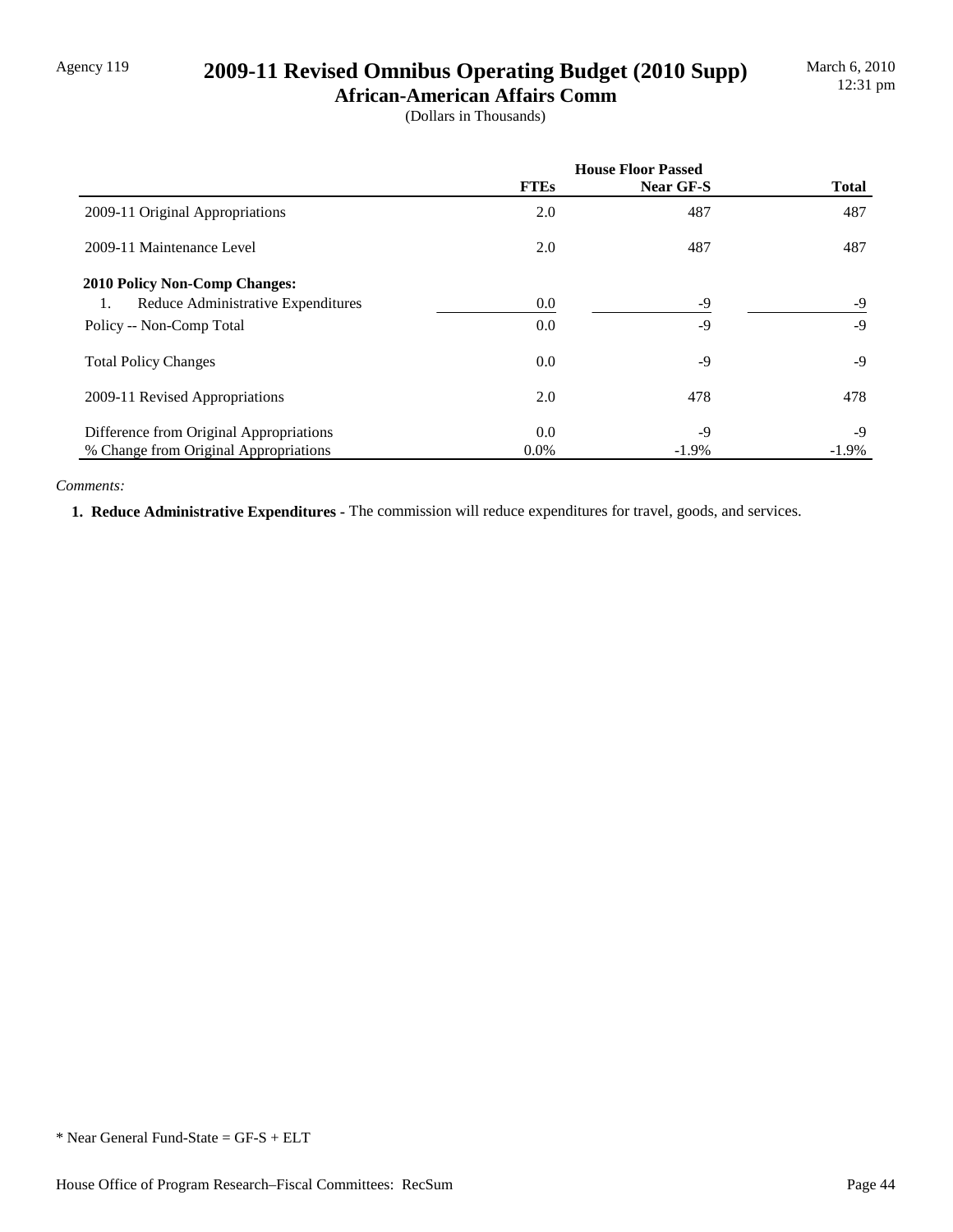# 2009-11 Revised Omnibus Operating Budget (2010 Supp)

## African-American Affairs Comm

(Dollars in Thousands)

| | House Floor Passed | | |
|---|---|---|---|
| | FTEs | Near GF-S | Total |
| 2009-11 Original Appropriations | 2.0 | 487 | 487 |
| 2009-11 Maintenance Level | 2.0 | 487 | 487 |
| **2010 Policy Non-Comp Changes:** | | | |
| 1. Reduce Administrative Expenditures | 0.0 | -9 | -9 |
| Policy -- Non-Comp Total | 0.0 | -9 | -9 |
| Total Policy Changes | 0.0 | -9 | -9 |
| 2009-11 Revised Appropriations | 2.0 | 478 | 478 |
| Difference from Original Appropriations | 0.0 | -9 | -9 |
| % Change from Original Appropriations | 0.0% | -1.9% | -1.9% |

*Comments:*

**1. Reduce Administrative Expenditures -** The commission will reduce expenditures for travel, goods, and services.

* Near General Fund-State = GF-S + ELT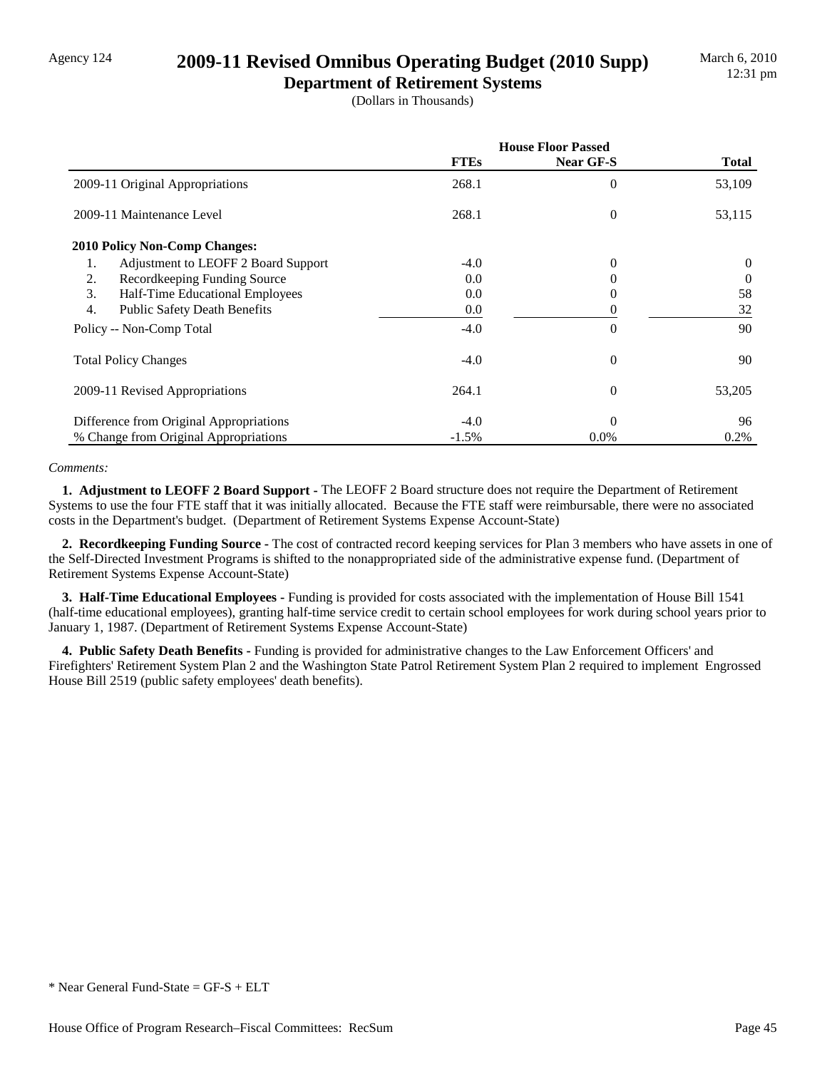Agency 124

# 2009-11 Revised Omnibus Operating Budget (2010 Supp)

## Department of Retirement Systems

(Dollars in Thousands)

| | House Floor Passed | | |
|---|---|---|---|
| | **FTEs** | **Near GF-S** | **Total** |
| 2009-11 Original Appropriations | 268.1 | 0 | 53,109 |
| 2009-11 Maintenance Level | 268.1 | 0 | 53,115 |
| **2010 Policy Non-Comp Changes:** | | | |
| 1. Adjustment to LEOFF 2 Board Support | -4.0 | 0 | 0 |
| 2. Recordkeeping Funding Source | 0.0 | 0 | 0 |
| 3. Half-Time Educational Employees | 0.0 | 0 | 58 |
| 4. Public Safety Death Benefits | 0.0 | 0 | 32 |
| Policy -- Non-Comp Total | -4.0 | 0 | 90 |
| Total Policy Changes | -4.0 | 0 | 90 |
| 2009-11 Revised Appropriations | 264.1 | 0 | 53,205 |
| Difference from Original Appropriations | -4.0 | 0 | 96 |
| % Change from Original Appropriations | -1.5% | 0.0% | 0.2% |

*Comments:*

**1. Adjustment to LEOFF 2 Board Support -** The LEOFF 2 Board structure does not require the Department of Retirement Systems to use the four FTE staff that it was initially allocated. Because the FTE staff were reimbursable, there were no associated costs in the Department's budget. (Department of Retirement Systems Expense Account-State)

**2. Recordkeeping Funding Source -** The cost of contracted record keeping services for Plan 3 members who have assets in one of the Self-Directed Investment Programs is shifted to the nonappropriated side of the administrative expense fund. (Department of Retirement Systems Expense Account-State)

**3. Half-Time Educational Employees -** Funding is provided for costs associated with the implementation of House Bill 1541 (half-time educational employees), granting half-time service credit to certain school employees for work during school years prior to January 1, 1987. (Department of Retirement Systems Expense Account-State)

**4. Public Safety Death Benefits -** Funding is provided for administrative changes to the Law Enforcement Officers' and Firefighters' Retirement System Plan 2 and the Washington State Patrol Retirement System Plan 2 required to implement Engrossed House Bill 2519 (public safety employees' death benefits).

* Near General Fund-State = GF-S + ELT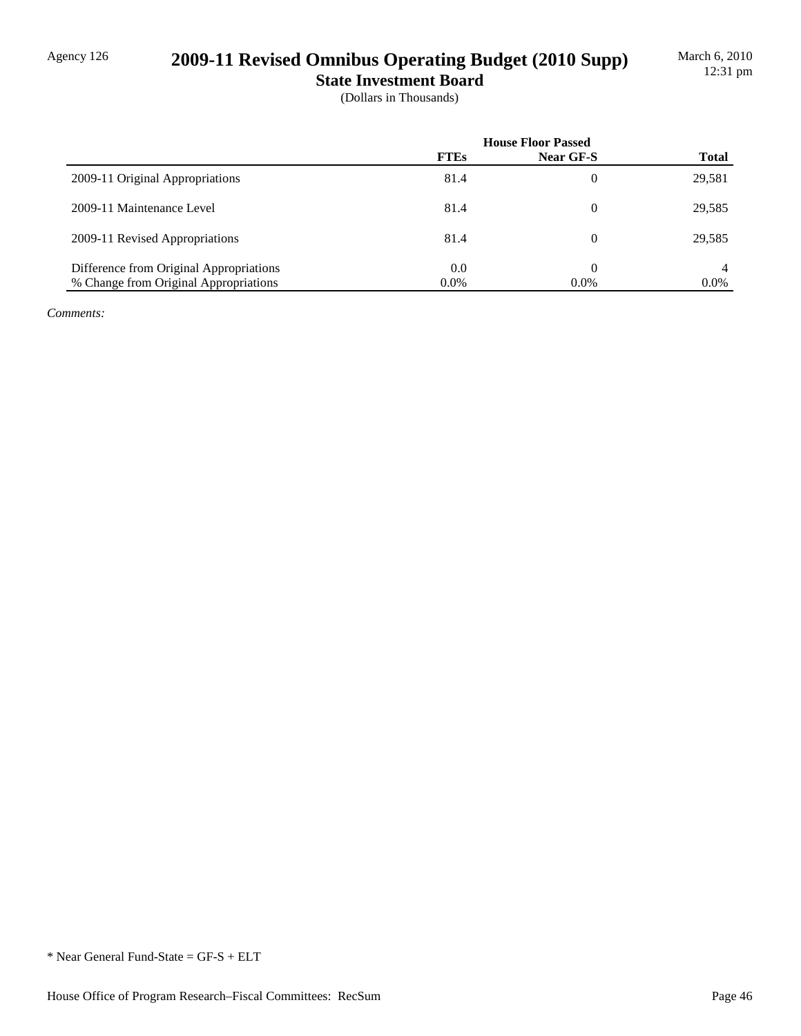Agency 126

# 2009-11 Revised Omnibus Operating Budget (2010 Supp)

## State Investment Board

(Dollars in Thousands)

March 6, 2010
12:31 pm

| | House Floor Passed | | |
|---|---|---|---|
| | **FTEs** | **Near GF-S** | **Total** |
| 2009-11 Original Appropriations | 81.4 | 0 | 29,581 |
| 2009-11 Maintenance Level | 81.4 | 0 | 29,585 |
| 2009-11 Revised Appropriations | 81.4 | 0 | 29,585 |
| Difference from Original Appropriations | 0.0 | 0 | 4 |
| % Change from Original Appropriations | 0.0% | 0.0% | 0.0% |

*Comments:*

* Near General Fund-State = GF-S + ELT

House Office of Program Research–Fiscal Committees: RecSum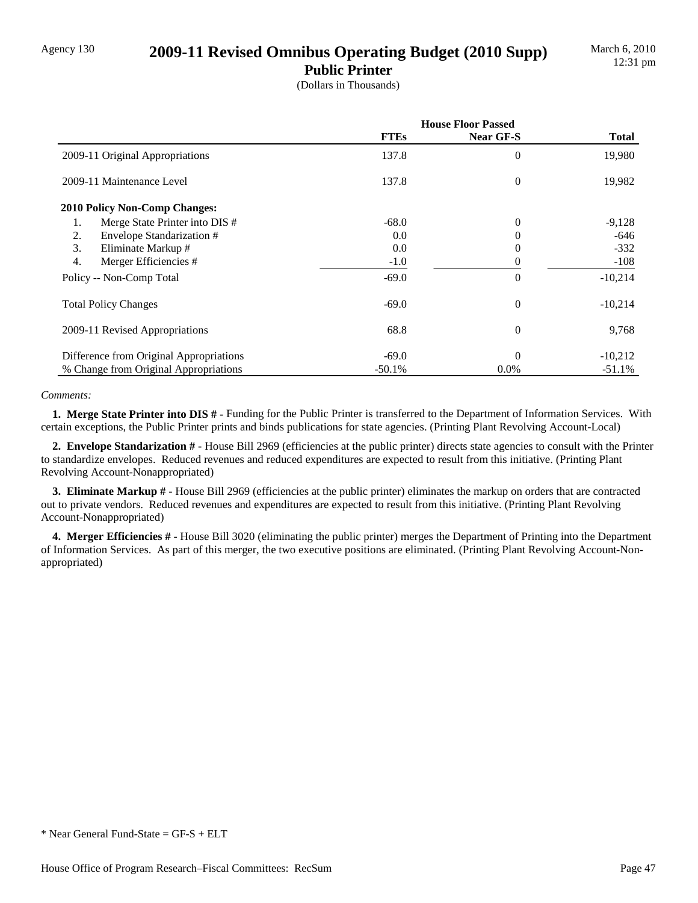Agency 130

# 2009-11 Revised Omnibus Operating Budget (2010 Supp)

## Public Printer

(Dollars in Thousands)

March 6, 2010
12:31 pm

| | House Floor Passed | | |
|---|---|---|---|
| | **FTEs** | **Near GF-S** | **Total** |
| 2009-11 Original Appropriations | 137.8 | 0 | 19,980 |
| 2009-11 Maintenance Level | 137.8 | 0 | 19,982 |
| **2010 Policy Non-Comp Changes:** | | | |
| 1. Merge State Printer into DIS # | -68.0 | 0 | -9,128 |
| 2. Envelope Standarization # | 0.0 | 0 | -646 |
| 3. Eliminate Markup # | 0.0 | 0 | -332 |
| 4. Merger Efficiencies # | -1.0 | 0 | -108 |
| Policy -- Non-Comp Total | -69.0 | 0 | -10,214 |
| Total Policy Changes | -69.0 | 0 | -10,214 |
| 2009-11 Revised Appropriations | 68.8 | 0 | 9,768 |
| Difference from Original Appropriations | -69.0 | 0 | -10,212 |
| % Change from Original Appropriations | -50.1% | 0.0% | -51.1% |

*Comments:*

**1. Merge State Printer into DIS # -** Funding for the Public Printer is transferred to the Department of Information Services. With certain exceptions, the Public Printer prints and binds publications for state agencies. (Printing Plant Revolving Account-Local)

**2. Envelope Standarization # -** House Bill 2969 (efficiencies at the public printer) directs state agencies to consult with the Printer to standardize envelopes. Reduced revenues and reduced expenditures are expected to result from this initiative. (Printing Plant Revolving Account-Nonappropriated)

**3. Eliminate Markup # -** House Bill 2969 (efficiencies at the public printer) eliminates the markup on orders that are contracted out to private vendors. Reduced revenues and expenditures are expected to result from this initiative. (Printing Plant Revolving Account-Nonappropriated)

**4. Merger Efficiencies # -** House Bill 3020 (eliminating the public printer) merges the Department of Printing into the Department of Information Services. As part of this merger, the two executive positions are eliminated. (Printing Plant Revolving Account-Non-appropriated)

* Near General Fund-State = GF-S + ELT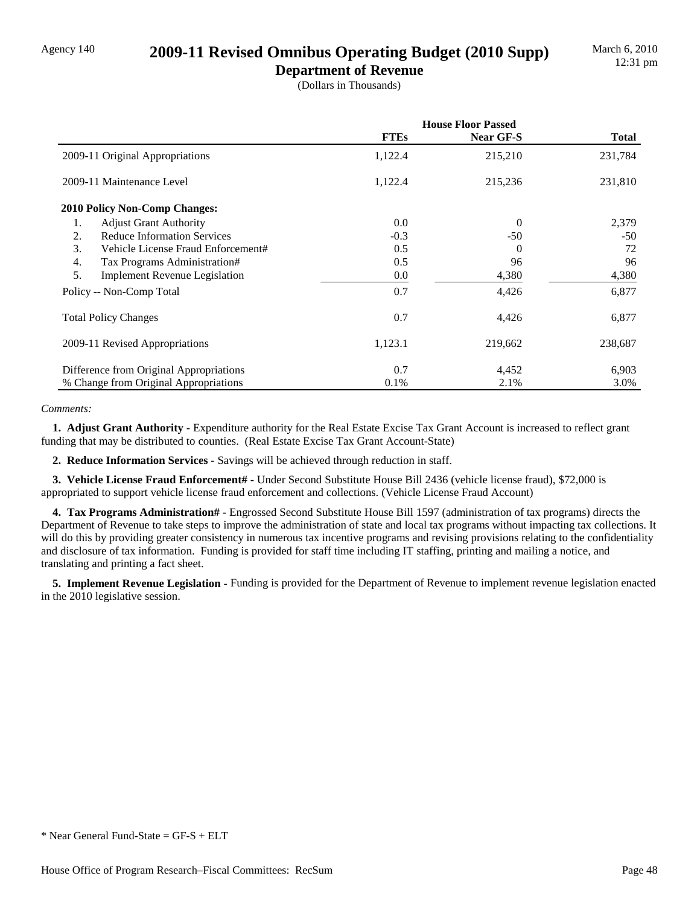Agency 140

# 2009-11 Revised Omnibus Operating Budget (2010 Supp)

## Department of Revenue

(Dollars in Thousands)

| | House Floor Passed | | |
|---|---|---|---|
| | **FTEs** | **Near GF-S** | **Total** |
| 2009-11 Original Appropriations | 1,122.4 | 215,210 | 231,784 |
| 2009-11 Maintenance Level | 1,122.4 | 215,236 | 231,810 |
| **2010 Policy Non-Comp Changes:** | | | |
| 1. Adjust Grant Authority | 0.0 | 0 | 2,379 |
| 2. Reduce Information Services | -0.3 | -50 | -50 |
| 3. Vehicle License Fraud Enforcement# | 0.5 | 0 | 72 |
| 4. Tax Programs Administration# | 0.5 | 96 | 96 |
| 5. Implement Revenue Legislation | 0.0 | 4,380 | 4,380 |
| Policy -- Non-Comp Total | 0.7 | 4,426 | 6,877 |
| Total Policy Changes | 0.7 | 4,426 | 6,877 |
| 2009-11 Revised Appropriations | 1,123.1 | 219,662 | 238,687 |
| Difference from Original Appropriations | 0.7 | 4,452 | 6,903 |
| % Change from Original Appropriations | 0.1% | 2.1% | 3.0% |

*Comments:*

**1. Adjust Grant Authority -** Expenditure authority for the Real Estate Excise Tax Grant Account is increased to reflect grant funding that may be distributed to counties. (Real Estate Excise Tax Grant Account-State)

**2. Reduce Information Services -** Savings will be achieved through reduction in staff.

**3. Vehicle License Fraud Enforcement# -** Under Second Substitute House Bill 2436 (vehicle license fraud), $72,000 is appropriated to support vehicle license fraud enforcement and collections. (Vehicle License Fraud Account)

**4. Tax Programs Administration# -** Engrossed Second Substitute House Bill 1597 (administration of tax programs) directs the Department of Revenue to take steps to improve the administration of state and local tax programs without impacting tax collections. It will do this by providing greater consistency in numerous tax incentive programs and revising provisions relating to the confidentiality and disclosure of tax information. Funding is provided for staff time including IT staffing, printing and mailing a notice, and translating and printing a fact sheet.

**5. Implement Revenue Legislation -** Funding is provided for the Department of Revenue to implement revenue legislation enacted in the 2010 legislative session.

* Near General Fund-State = GF-S + ELT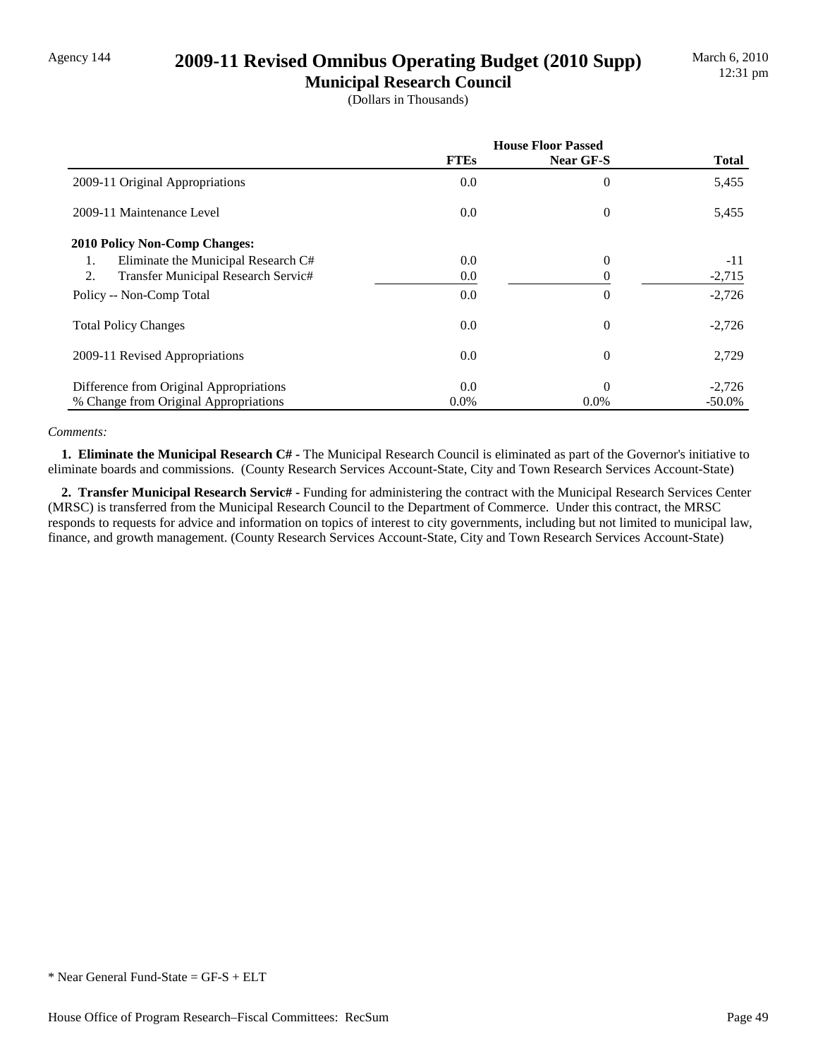Agency 144

# 2009-11 Revised Omnibus Operating Budget (2010 Supp)

## Municipal Research Council

(Dollars in Thousands)

| | House Floor Passed | | |
|---|---|---|---|
| | **FTEs** | **Near GF-S** | **Total** |
| 2009-11 Original Appropriations | 0.0 | 0 | 5,455 |
| 2009-11 Maintenance Level | 0.0 | 0 | 5,455 |
| **2010 Policy Non-Comp Changes:** | | | |
| 1. Eliminate the Municipal Research C# | 0.0 | 0 | -11 |
| 2. Transfer Municipal Research Servic# | 0.0 | 0 | -2,715 |
| Policy -- Non-Comp Total | 0.0 | 0 | -2,726 |
| Total Policy Changes | 0.0 | 0 | -2,726 |
| 2009-11 Revised Appropriations | 0.0 | 0 | 2,729 |
| Difference from Original Appropriations | 0.0 | 0 | -2,726 |
| % Change from Original Appropriations | 0.0% | 0.0% | -50.0% |

*Comments:*

**1. Eliminate the Municipal Research C# -** The Municipal Research Council is eliminated as part of the Governor's initiative to eliminate boards and commissions. (County Research Services Account-State, City and Town Research Services Account-State)

**2. Transfer Municipal Research Servic# -** Funding for administering the contract with the Municipal Research Services Center (MRSC) is transferred from the Municipal Research Council to the Department of Commerce. Under this contract, the MRSC responds to requests for advice and information on topics of interest to city governments, including but not limited to municipal law, finance, and growth management. (County Research Services Account-State, City and Town Research Services Account-State)

\* Near General Fund-State = GF-S + ELT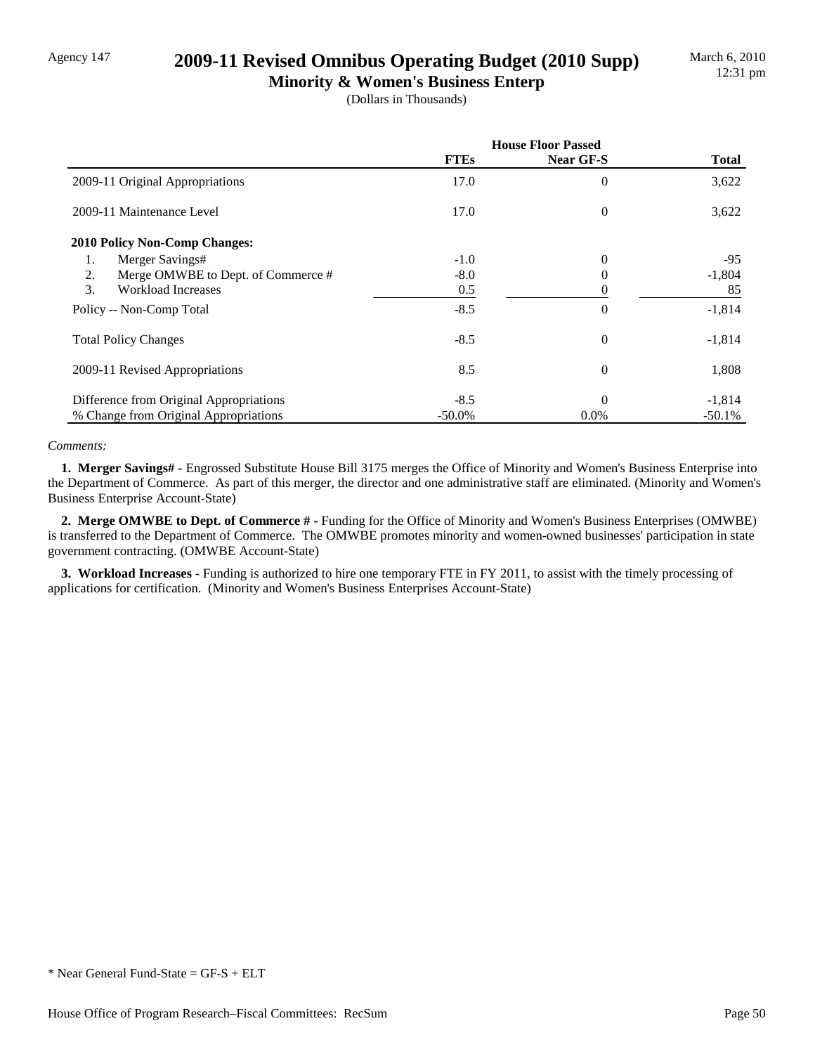Agency 147

# 2009-11 Revised Omnibus Operating Budget (2010 Supp)

## Minority & Women's Business Enterp

(Dollars in Thousands)

| | House Floor Passed | | |
|---|---|---|---|
| | **FTEs** | **Near GF-S** | **Total** |
| 2009-11 Original Appropriations | 17.0 | 0 | 3,622 |
| 2009-11 Maintenance Level | 17.0 | 0 | 3,622 |
| **2010 Policy Non-Comp Changes:** | | | |
| 1. Merger Savings# | -1.0 | 0 | -95 |
| 2. Merge OMWBE to Dept. of Commerce # | -8.0 | 0 | -1,804 |
| 3. Workload Increases | 0.5 | 0 | 85 |
| Policy -- Non-Comp Total | -8.5 | 0 | -1,814 |
| Total Policy Changes | -8.5 | 0 | -1,814 |
| 2009-11 Revised Appropriations | 8.5 | 0 | 1,808 |
| Difference from Original Appropriations | -8.5 | 0 | -1,814 |
| % Change from Original Appropriations | -50.0% | 0.0% | -50.1% |

*Comments:*

**1. Merger Savings# -** Engrossed Substitute House Bill 3175 merges the Office of Minority and Women's Business Enterprise into the Department of Commerce. As part of this merger, the director and one administrative staff are eliminated. (Minority and Women's Business Enterprise Account-State)

**2. Merge OMWBE to Dept. of Commerce # -** Funding for the Office of Minority and Women's Business Enterprises (OMWBE) is transferred to the Department of Commerce. The OMWBE promotes minority and women-owned businesses' participation in state government contracting. (OMWBE Account-State)

**3. Workload Increases -** Funding is authorized to hire one temporary FTE in FY 2011, to assist with the timely processing of applications for certification. (Minority and Women's Business Enterprises Account-State)

\* Near General Fund-State = GF-S + ELT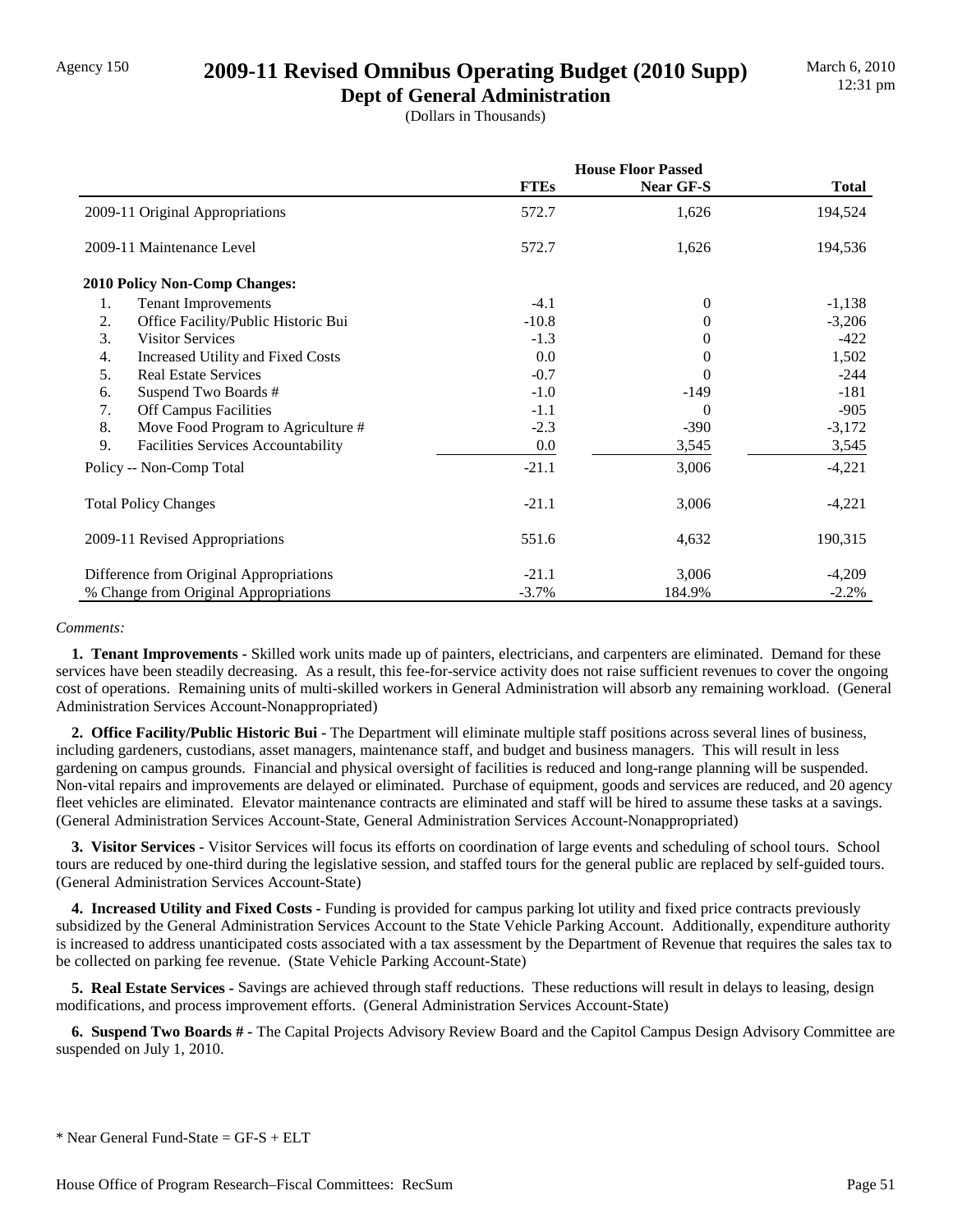Agency 150

# 2009-11 Revised Omnibus Operating Budget (2010 Supp)

## Dept of General Administration

(Dollars in Thousands)

March 6, 2010
12:31 pm

| | House Floor Passed | | |
|---|---|---|---|
| | FTEs | Near GF-S | Total |
| 2009-11 Original Appropriations | 572.7 | 1,626 | 194,524 |
| 2009-11 Maintenance Level | 572.7 | 1,626 | 194,536 |
| **2010 Policy Non-Comp Changes:** | | | |
| 1. Tenant Improvements | -4.1 | 0 | -1,138 |
| 2. Office Facility/Public Historic Bui | -10.8 | 0 | -3,206 |
| 3. Visitor Services | -1.3 | 0 | -422 |
| 4. Increased Utility and Fixed Costs | 0.0 | 0 | 1,502 |
| 5. Real Estate Services | -0.7 | 0 | -244 |
| 6. Suspend Two Boards # | -1.0 | -149 | -181 |
| 7. Off Campus Facilities | -1.1 | 0 | -905 |
| 8. Move Food Program to Agriculture # | -2.3 | -390 | -3,172 |
| 9. Facilities Services Accountability | 0.0 | 3,545 | 3,545 |
| Policy -- Non-Comp Total | -21.1 | 3,006 | -4,221 |
| Total Policy Changes | -21.1 | 3,006 | -4,221 |
| 2009-11 Revised Appropriations | 551.6 | 4,632 | 190,315 |
| Difference from Original Appropriations | -21.1 | 3,006 | -4,209 |
| % Change from Original Appropriations | -3.7% | 184.9% | -2.2% |

*Comments:*

**1. Tenant Improvements -** Skilled work units made up of painters, electricians, and carpenters are eliminated. Demand for these services have been steadily decreasing. As a result, this fee-for-service activity does not raise sufficient revenues to cover the ongoing cost of operations. Remaining units of multi-skilled workers in General Administration will absorb any remaining workload. (General Administration Services Account-Nonappropriated)

**2. Office Facility/Public Historic Bui -** The Department will eliminate multiple staff positions across several lines of business, including gardeners, custodians, asset managers, maintenance staff, and budget and business managers. This will result in less gardening on campus grounds. Financial and physical oversight of facilities is reduced and long-range planning will be suspended. Non-vital repairs and improvements are delayed or eliminated. Purchase of equipment, goods and services are reduced, and 20 agency fleet vehicles are eliminated. Elevator maintenance contracts are eliminated and staff will be hired to assume these tasks at a savings. (General Administration Services Account-State, General Administration Services Account-Nonappropriated)

**3. Visitor Services -** Visitor Services will focus its efforts on coordination of large events and scheduling of school tours. School tours are reduced by one-third during the legislative session, and staffed tours for the general public are replaced by self-guided tours. (General Administration Services Account-State)

**4. Increased Utility and Fixed Costs -** Funding is provided for campus parking lot utility and fixed price contracts previously subsidized by the General Administration Services Account to the State Vehicle Parking Account. Additionally, expenditure authority is increased to address unanticipated costs associated with a tax assessment by the Department of Revenue that requires the sales tax to be collected on parking fee revenue. (State Vehicle Parking Account-State)

**5. Real Estate Services -** Savings are achieved through staff reductions. These reductions will result in delays to leasing, design modifications, and process improvement efforts. (General Administration Services Account-State)

**6. Suspend Two Boards # -** The Capital Projects Advisory Review Board and the Capitol Campus Design Advisory Committee are suspended on July 1, 2010.

* Near General Fund-State = GF-S + ELT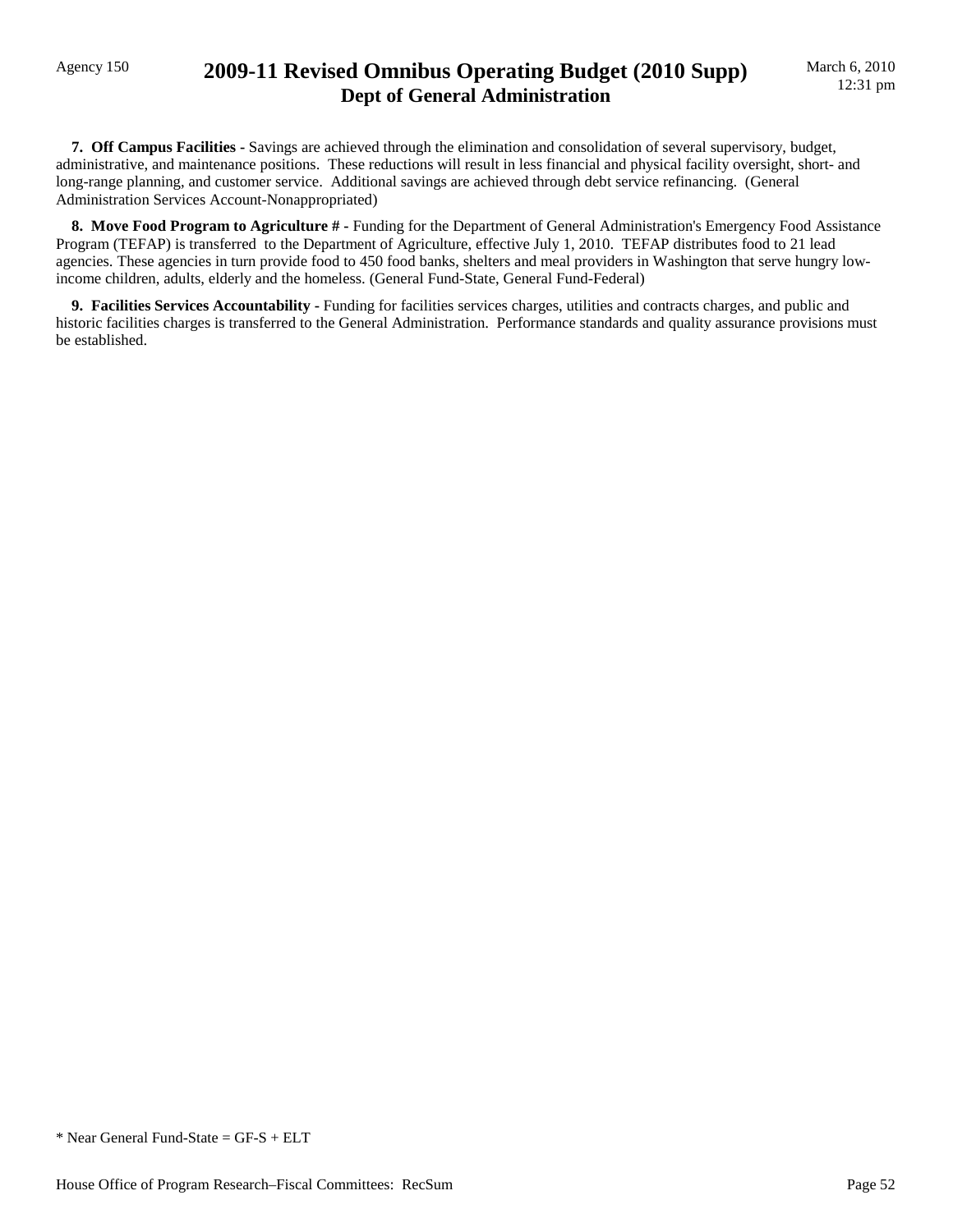**7. Off Campus Facilities -** Savings are achieved through the elimination and consolidation of several supervisory, budget, administrative, and maintenance positions. These reductions will result in less financial and physical facility oversight, short- and long-range planning, and customer service. Additional savings are achieved through debt service refinancing. (General Administration Services Account-Nonappropriated)

**8. Move Food Program to Agriculture # -** Funding for the Department of General Administration's Emergency Food Assistance Program (TEFAP) is transferred to the Department of Agriculture, effective July 1, 2010. TEFAP distributes food to 21 lead agencies. These agencies in turn provide food to 450 food banks, shelters and meal providers in Washington that serve hungry low-income children, adults, elderly and the homeless. (General Fund-State, General Fund-Federal)

**9. Facilities Services Accountability -** Funding for facilities services charges, utilities and contracts charges, and public and historic facilities charges is transferred to the General Administration. Performance standards and quality assurance provisions must be established.

* Near General Fund-State = GF-S + ELT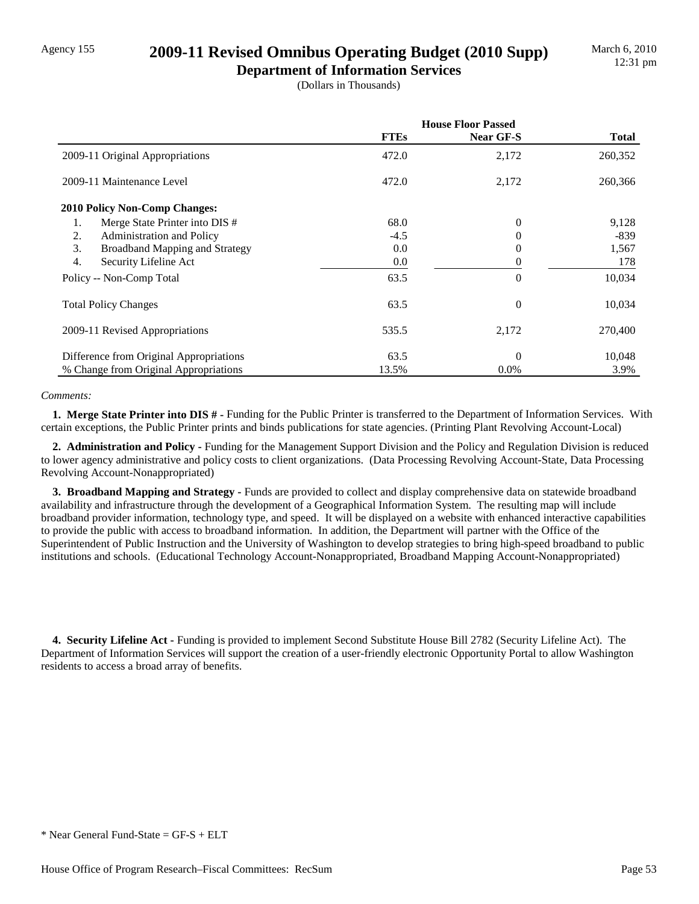Agency 155

# 2009-11 Revised Omnibus Operating Budget (2010 Supp)

## Department of Information Services

(Dollars in Thousands)

| | House Floor Passed | | |
|---|---|---|---|
| | **FTEs** | **Near GF-S** | **Total** |
| 2009-11 Original Appropriations | 472.0 | 2,172 | 260,352 |
| 2009-11 Maintenance Level | 472.0 | 2,172 | 260,366 |
| **2010 Policy Non-Comp Changes:** | | | |
| 1. Merge State Printer into DIS # | 68.0 | 0 | 9,128 |
| 2. Administration and Policy | -4.5 | 0 | -839 |
| 3. Broadband Mapping and Strategy | 0.0 | 0 | 1,567 |
| 4. Security Lifeline Act | 0.0 | 0 | 178 |
| Policy -- Non-Comp Total | 63.5 | 0 | 10,034 |
| Total Policy Changes | 63.5 | 0 | 10,034 |
| 2009-11 Revised Appropriations | 535.5 | 2,172 | 270,400 |
| Difference from Original Appropriations | 63.5 | 0 | 10,048 |
| % Change from Original Appropriations | 13.5% | 0.0% | 3.9% |

*Comments:*

**1. Merge State Printer into DIS # -** Funding for the Public Printer is transferred to the Department of Information Services. With certain exceptions, the Public Printer prints and binds publications for state agencies. (Printing Plant Revolving Account-Local)

**2. Administration and Policy -** Funding for the Management Support Division and the Policy and Regulation Division is reduced to lower agency administrative and policy costs to client organizations. (Data Processing Revolving Account-State, Data Processing Revolving Account-Nonappropriated)

**3. Broadband Mapping and Strategy -** Funds are provided to collect and display comprehensive data on statewide broadband availability and infrastructure through the development of a Geographical Information System. The resulting map will include broadband provider information, technology type, and speed. It will be displayed on a website with enhanced interactive capabilities to provide the public with access to broadband information. In addition, the Department will partner with the Office of the Superintendent of Public Instruction and the University of Washington to develop strategies to bring high-speed broadband to public institutions and schools. (Educational Technology Account-Nonappropriated, Broadband Mapping Account-Nonappropriated)

**4. Security Lifeline Act -** Funding is provided to implement Second Substitute House Bill 2782 (Security Lifeline Act). The Department of Information Services will support the creation of a user-friendly electronic Opportunity Portal to allow Washington residents to access a broad array of benefits.

\* Near General Fund-State = GF-S + ELT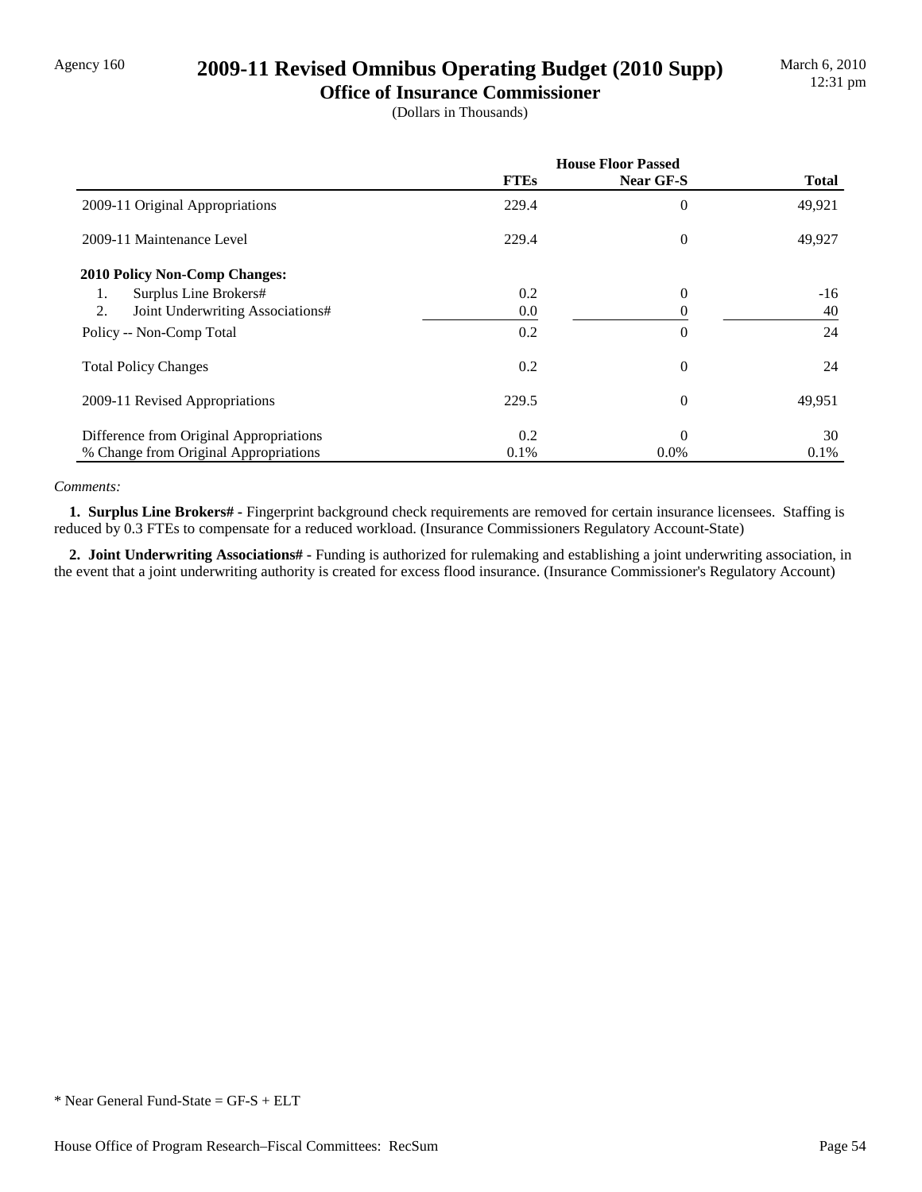Agency 160

# 2009-11 Revised Omnibus Operating Budget (2010 Supp)

## Office of Insurance Commissioner

(Dollars in Thousands)

| | House Floor Passed | | |
|---|---|---|---|
| | FTEs | Near GF-S | Total |
| 2009-11 Original Appropriations | 229.4 | 0 | 49,921 |
| 2009-11 Maintenance Level | 229.4 | 0 | 49,927 |
| **2010 Policy Non-Comp Changes:** | | | |
| 1. Surplus Line Brokers# | 0.2 | 0 | -16 |
| 2. Joint Underwriting Associations# | 0.0 | 0 | 40 |
| Policy -- Non-Comp Total | 0.2 | 0 | 24 |
| Total Policy Changes | 0.2 | 0 | 24 |
| 2009-11 Revised Appropriations | 229.5 | 0 | 49,951 |
| Difference from Original Appropriations | 0.2 | 0 | 30 |
| % Change from Original Appropriations | 0.1% | 0.0% | 0.1% |

*Comments:*

**1. Surplus Line Brokers# -** Fingerprint background check requirements are removed for certain insurance licensees. Staffing is reduced by 0.3 FTEs to compensate for a reduced workload. (Insurance Commissioners Regulatory Account-State)

**2. Joint Underwriting Associations# -** Funding is authorized for rulemaking and establishing a joint underwriting association, in the event that a joint underwriting authority is created for excess flood insurance. (Insurance Commissioner's Regulatory Account)

\* Near General Fund-State = GF-S + ELT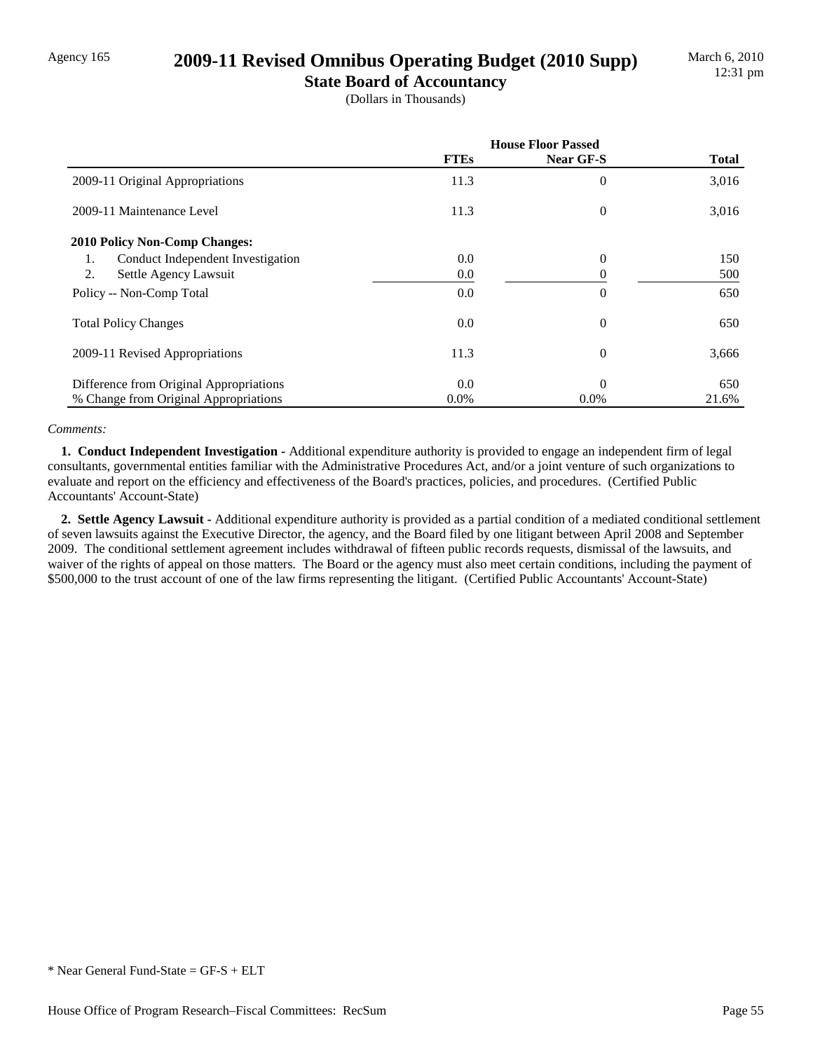# 2009-11 Revised Omnibus Operating Budget (2010 Supp)

## State Board of Accountancy

(Dollars in Thousands)

| | House Floor Passed | | |
|---|---|---|---|
| | FTEs | Near GF-S | Total |
| 2009-11 Original Appropriations | 11.3 | 0 | 3,016 |
| 2009-11 Maintenance Level | 11.3 | 0 | 3,016 |
| **2010 Policy Non-Comp Changes:** | | | |
| 1. Conduct Independent Investigation | 0.0 | 0 | 150 |
| 2. Settle Agency Lawsuit | 0.0 | 0 | 500 |
| Policy -- Non-Comp Total | 0.0 | 0 | 650 |
| Total Policy Changes | 0.0 | 0 | 650 |
| 2009-11 Revised Appropriations | 11.3 | 0 | 3,666 |
| Difference from Original Appropriations | 0.0 | 0 | 650 |
| % Change from Original Appropriations | 0.0% | 0.0% | 21.6% |

*Comments:*

**1. Conduct Independent Investigation -** Additional expenditure authority is provided to engage an independent firm of legal consultants, governmental entities familiar with the Administrative Procedures Act, and/or a joint venture of such organizations to evaluate and report on the efficiency and effectiveness of the Board's practices, policies, and procedures. (Certified Public Accountants' Account-State)

**2. Settle Agency Lawsuit -** Additional expenditure authority is provided as a partial condition of a mediated conditional settlement of seven lawsuits against the Executive Director, the agency, and the Board filed by one litigant between April 2008 and September 2009. The conditional settlement agreement includes withdrawal of fifteen public records requests, dismissal of the lawsuits, and waiver of the rights of appeal on those matters. The Board or the agency must also meet certain conditions, including the payment of $500,000 to the trust account of one of the law firms representing the litigant. (Certified Public Accountants' Account-State)

* Near General Fund-State = GF-S + ELT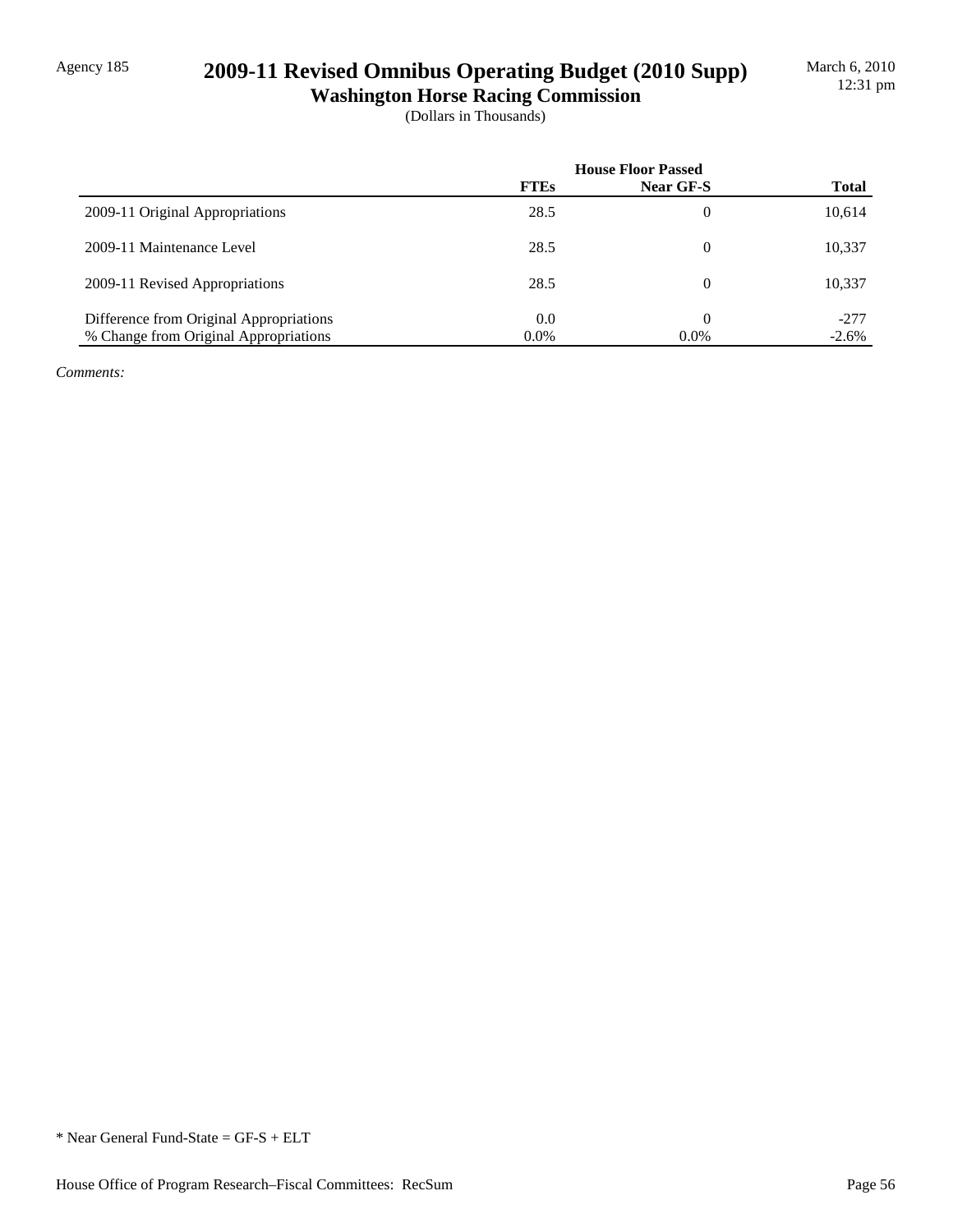Agency 185

# 2009-11 Revised Omnibus Operating Budget (2010 Supp)
## Washington Horse Racing Commission

(Dollars in Thousands)

| | House Floor Passed | | |
|---|---|---|---|
| | FTEs | Near GF-S | Total |
| 2009-11 Original Appropriations | 28.5 | 0 | 10,614 |
| 2009-11 Maintenance Level | 28.5 | 0 | 10,337 |
| 2009-11 Revised Appropriations | 28.5 | 0 | 10,337 |
| Difference from Original Appropriations | 0.0 | 0 | -277 |
| % Change from Original Appropriations | 0.0% | 0.0% | -2.6% |

*Comments:*

\* Near General Fund-State = GF-S + ELT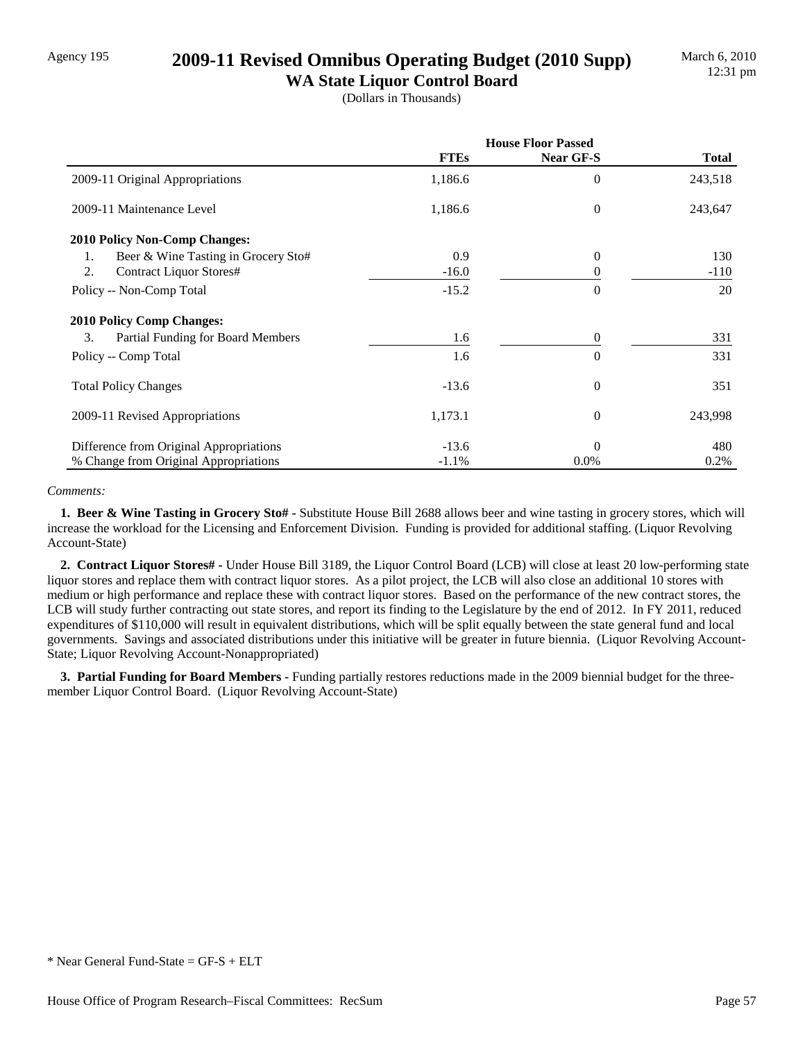Agency 195

# 2009-11 Revised Omnibus Operating Budget (2010 Supp)

## WA State Liquor Control Board

(Dollars in Thousands)

March 6, 2010
12:31 pm

| | House Floor Passed | | |
|---|---|---|---|
| | **FTEs** | **Near GF-S** | **Total** |
| 2009-11 Original Appropriations | 1,186.6 | 0 | 243,518 |
| 2009-11 Maintenance Level | 1,186.6 | 0 | 243,647 |
| **2010 Policy Non-Comp Changes:** | | | |
| 1. Beer & Wine Tasting in Grocery Sto# | 0.9 | 0 | 130 |
| 2. Contract Liquor Stores# | -16.0 | 0 | -110 |
| Policy -- Non-Comp Total | -15.2 | 0 | 20 |
| **2010 Policy Comp Changes:** | | | |
| 3. Partial Funding for Board Members | 1.6 | 0 | 331 |
| Policy -- Comp Total | 1.6 | 0 | 331 |
| Total Policy Changes | -13.6 | 0 | 351 |
| 2009-11 Revised Appropriations | 1,173.1 | 0 | 243,998 |
| Difference from Original Appropriations | -13.6 | 0 | 480 |
| % Change from Original Appropriations | -1.1% | 0.0% | 0.2% |

*Comments:*

**1. Beer & Wine Tasting in Grocery Sto# -** Substitute House Bill 2688 allows beer and wine tasting in grocery stores, which will increase the workload for the Licensing and Enforcement Division. Funding is provided for additional staffing. (Liquor Revolving Account-State)

**2. Contract Liquor Stores# -** Under House Bill 3189, the Liquor Control Board (LCB) will close at least 20 low-performing state liquor stores and replace them with contract liquor stores. As a pilot project, the LCB will also close an additional 10 stores with medium or high performance and replace these with contract liquor stores. Based on the performance of the new contract stores, the LCB will study further contracting out state stores, and report its finding to the Legislature by the end of 2012. In FY 2011, reduced expenditures of $110,000 will result in equivalent distributions, which will be split equally between the state general fund and local governments. Savings and associated distributions under this initiative will be greater in future biennia. (Liquor Revolving Account-State; Liquor Revolving Account-Nonappropriated)

**3. Partial Funding for Board Members -** Funding partially restores reductions made in the 2009 biennial budget for the three-member Liquor Control Board. (Liquor Revolving Account-State)

* Near General Fund-State = GF-S + ELT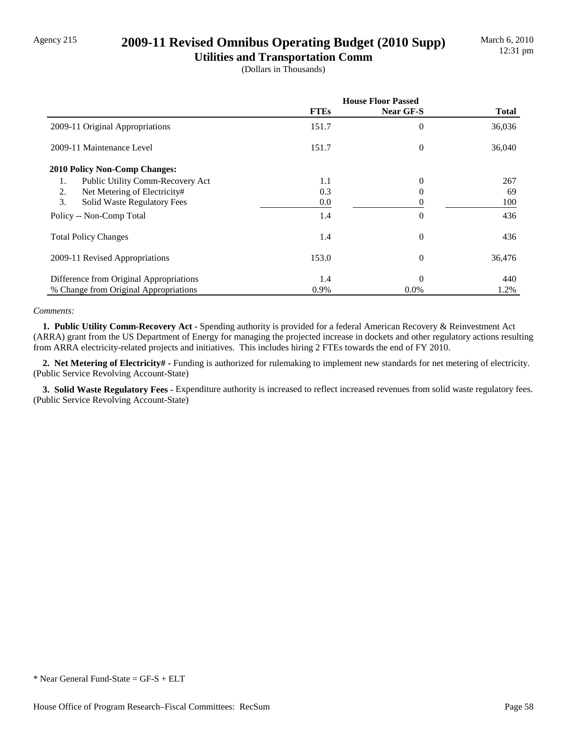Agency 215

# 2009-11 Revised Omnibus Operating Budget (2010 Supp)

## Utilities and Transportation Comm

(Dollars in Thousands)

| | House Floor Passed | | |
|---|---|---|---|
| | **FTEs** | **Near GF-S** | **Total** |
| 2009-11 Original Appropriations | 151.7 | 0 | 36,036 |
| 2009-11 Maintenance Level | 151.7 | 0 | 36,040 |
| **2010 Policy Non-Comp Changes:** | | | |
| 1. Public Utility Comm-Recovery Act | 1.1 | 0 | 267 |
| 2. Net Metering of Electricity# | 0.3 | 0 | 69 |
| 3. Solid Waste Regulatory Fees | 0.0 | 0 | 100 |
| Policy -- Non-Comp Total | 1.4 | 0 | 436 |
| Total Policy Changes | 1.4 | 0 | 436 |
| 2009-11 Revised Appropriations | 153.0 | 0 | 36,476 |
| Difference from Original Appropriations | 1.4 | 0 | 440 |
| % Change from Original Appropriations | 0.9% | 0.0% | 1.2% |

*Comments:*

**1. Public Utility Comm-Recovery Act -** Spending authority is provided for a federal American Recovery & Reinvestment Act (ARRA) grant from the US Department of Energy for managing the projected increase in dockets and other regulatory actions resulting from ARRA electricity-related projects and initiatives. This includes hiring 2 FTEs towards the end of FY 2010.

**2. Net Metering of Electricity# -** Funding is authorized for rulemaking to implement new standards for net metering of electricity. (Public Service Revolving Account-State)

**3. Solid Waste Regulatory Fees -** Expenditure authority is increased to reflect increased revenues from solid waste regulatory fees. (Public Service Revolving Account-State)

* Near General Fund-State = GF-S + ELT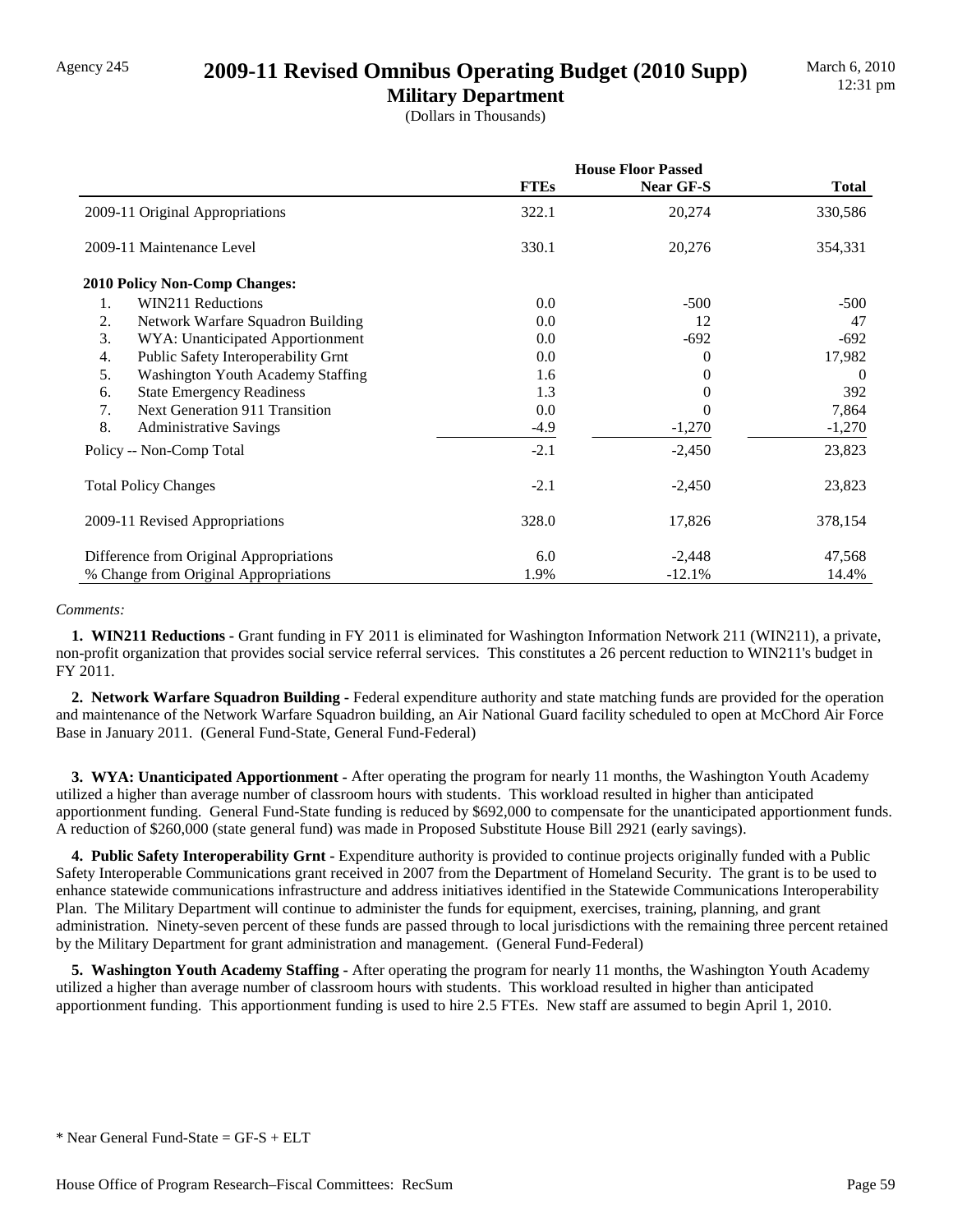Agency 245

# 2009-11 Revised Omnibus Operating Budget (2010 Supp)

## Military Department

(Dollars in Thousands)

March 6, 2010
12:31 pm

| | House Floor Passed | | |
|---|---|---|---|
| | **FTEs** | **Near GF-S** | **Total** |
| 2009-11 Original Appropriations | 322.1 | 20,274 | 330,586 |
| 2009-11 Maintenance Level | 330.1 | 20,276 | 354,331 |
| **2010 Policy Non-Comp Changes:** | | | |
| 1. WIN211 Reductions | 0.0 | -500 | -500 |
| 2. Network Warfare Squadron Building | 0.0 | 12 | 47 |
| 3. WYA: Unanticipated Apportionment | 0.0 | -692 | -692 |
| 4. Public Safety Interoperability Grnt | 0.0 | 0 | 17,982 |
| 5. Washington Youth Academy Staffing | 1.6 | 0 | 0 |
| 6. State Emergency Readiness | 1.3 | 0 | 392 |
| 7. Next Generation 911 Transition | 0.0 | 0 | 7,864 |
| 8. Administrative Savings | -4.9 | -1,270 | -1,270 |
| Policy -- Non-Comp Total | -2.1 | -2,450 | 23,823 |
| Total Policy Changes | -2.1 | -2,450 | 23,823 |
| 2009-11 Revised Appropriations | 328.0 | 17,826 | 378,154 |
| Difference from Original Appropriations | 6.0 | -2,448 | 47,568 |
| % Change from Original Appropriations | 1.9% | -12.1% | 14.4% |

*Comments:*

**1. WIN211 Reductions -** Grant funding in FY 2011 is eliminated for Washington Information Network 211 (WIN211), a private, non-profit organization that provides social service referral services. This constitutes a 26 percent reduction to WIN211's budget in FY 2011.

**2. Network Warfare Squadron Building -** Federal expenditure authority and state matching funds are provided for the operation and maintenance of the Network Warfare Squadron building, an Air National Guard facility scheduled to open at McChord Air Force Base in January 2011. (General Fund-State, General Fund-Federal)

**3. WYA: Unanticipated Apportionment -** After operating the program for nearly 11 months, the Washington Youth Academy utilized a higher than average number of classroom hours with students. This workload resulted in higher than anticipated apportionment funding. General Fund-State funding is reduced by $692,000 to compensate for the unanticipated apportionment funds. A reduction of $260,000 (state general fund) was made in Proposed Substitute House Bill 2921 (early savings).

**4. Public Safety Interoperability Grnt -** Expenditure authority is provided to continue projects originally funded with a Public Safety Interoperable Communications grant received in 2007 from the Department of Homeland Security. The grant is to be used to enhance statewide communications infrastructure and address initiatives identified in the Statewide Communications Interoperability Plan. The Military Department will continue to administer the funds for equipment, exercises, training, planning, and grant administration. Ninety-seven percent of these funds are passed through to local jurisdictions with the remaining three percent retained by the Military Department for grant administration and management. (General Fund-Federal)

**5. Washington Youth Academy Staffing -** After operating the program for nearly 11 months, the Washington Youth Academy utilized a higher than average number of classroom hours with students. This workload resulted in higher than anticipated apportionment funding. This apportionment funding is used to hire 2.5 FTEs. New staff are assumed to begin April 1, 2010.

\* Near General Fund-State = GF-S + ELT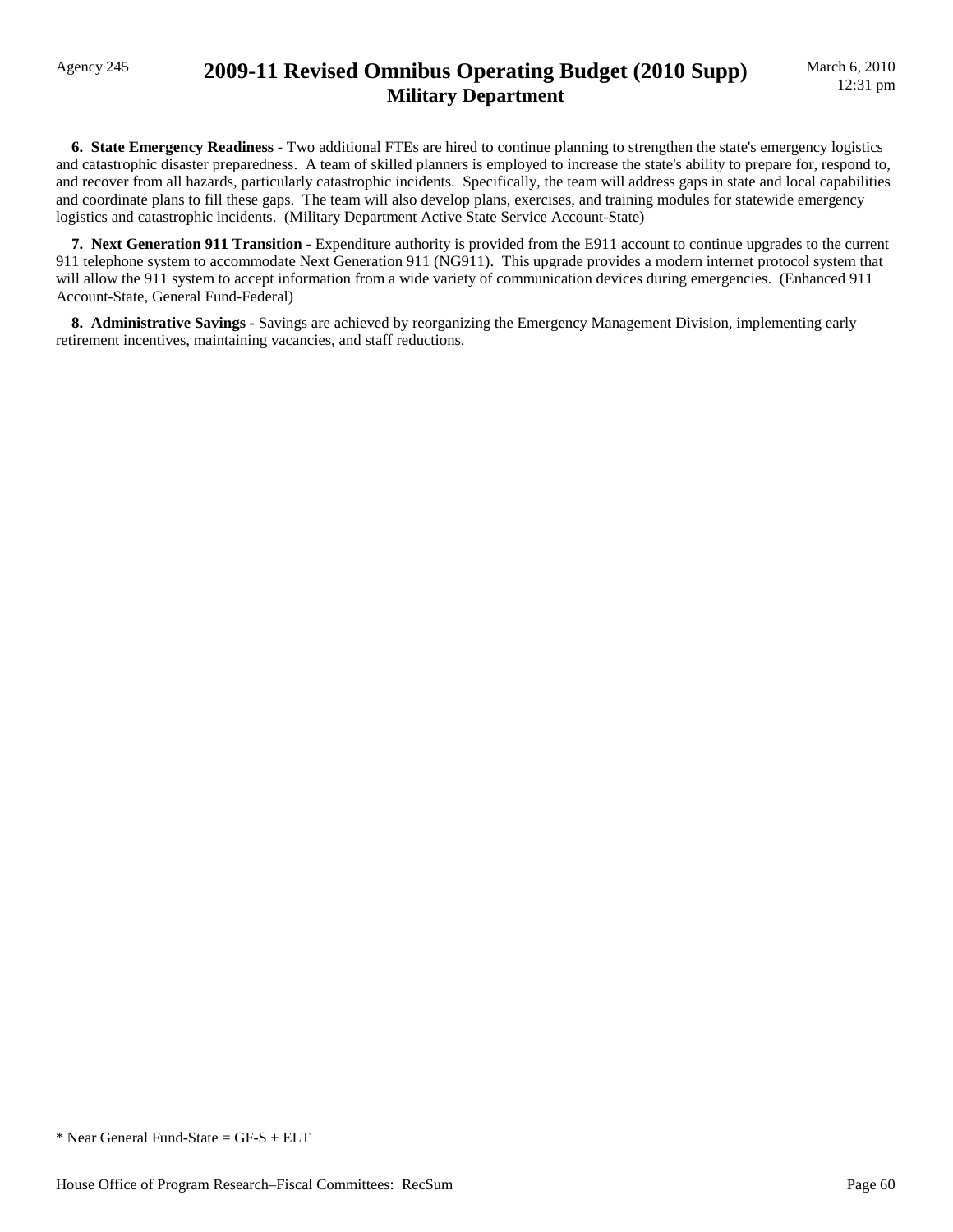**6. State Emergency Readiness -** Two additional FTEs are hired to continue planning to strengthen the state's emergency logistics and catastrophic disaster preparedness. A team of skilled planners is employed to increase the state's ability to prepare for, respond to, and recover from all hazards, particularly catastrophic incidents. Specifically, the team will address gaps in state and local capabilities and coordinate plans to fill these gaps. The team will also develop plans, exercises, and training modules for statewide emergency logistics and catastrophic incidents. (Military Department Active State Service Account-State)

**7. Next Generation 911 Transition -** Expenditure authority is provided from the E911 account to continue upgrades to the current 911 telephone system to accommodate Next Generation 911 (NG911). This upgrade provides a modern internet protocol system that will allow the 911 system to accept information from a wide variety of communication devices during emergencies. (Enhanced 911 Account-State, General Fund-Federal)

**8. Administrative Savings -** Savings are achieved by reorganizing the Emergency Management Division, implementing early retirement incentives, maintaining vacancies, and staff reductions.

* Near General Fund-State = GF-S + ELT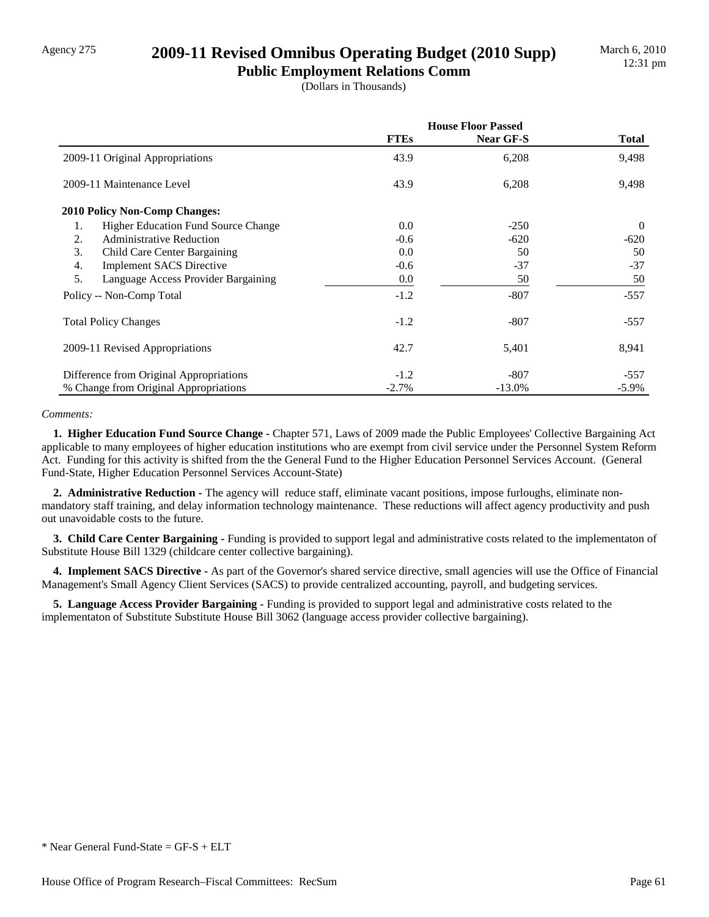Agency 275

# 2009-11 Revised Omnibus Operating Budget (2010 Supp)

## Public Employment Relations Comm

(Dollars in Thousands)

March 6, 2010
12:31 pm

| | House Floor Passed | | |
|---|---|---|---|
| | FTEs | Near GF-S | Total |
| 2009-11 Original Appropriations | 43.9 | 6,208 | 9,498 |
| 2009-11 Maintenance Level | 43.9 | 6,208 | 9,498 |
| **2010 Policy Non-Comp Changes:** | | | |
| 1. Higher Education Fund Source Change | 0.0 | -250 | 0 |
| 2. Administrative Reduction | -0.6 | -620 | -620 |
| 3. Child Care Center Bargaining | 0.0 | 50 | 50 |
| 4. Implement SACS Directive | -0.6 | -37 | -37 |
| 5. Language Access Provider Bargaining | 0.0 | 50 | 50 |
| Policy -- Non-Comp Total | -1.2 | -807 | -557 |
| Total Policy Changes | -1.2 | -807 | -557 |
| 2009-11 Revised Appropriations | 42.7 | 5,401 | 8,941 |
| Difference from Original Appropriations | -1.2 | -807 | -557 |
| % Change from Original Appropriations | -2.7% | -13.0% | -5.9% |

*Comments:*

**1. Higher Education Fund Source Change -** Chapter 571, Laws of 2009 made the Public Employees' Collective Bargaining Act applicable to many employees of higher education institutions who are exempt from civil service under the Personnel System Reform Act. Funding for this activity is shifted from the the General Fund to the Higher Education Personnel Services Account. (General Fund-State, Higher Education Personnel Services Account-State)

**2. Administrative Reduction -** The agency will reduce staff, eliminate vacant positions, impose furloughs, eliminate non-mandatory staff training, and delay information technology maintenance. These reductions will affect agency productivity and push out unavoidable costs to the future.

**3. Child Care Center Bargaining -** Funding is provided to support legal and administrative costs related to the implementaton of Substitute House Bill 1329 (childcare center collective bargaining).

**4. Implement SACS Directive -** As part of the Governor's shared service directive, small agencies will use the Office of Financial Management's Small Agency Client Services (SACS) to provide centralized accounting, payroll, and budgeting services.

**5. Language Access Provider Bargaining -** Funding is provided to support legal and administrative costs related to the implementaton of Substitute Substitute House Bill 3062 (language access provider collective bargaining).

* Near General Fund-State = GF-S + ELT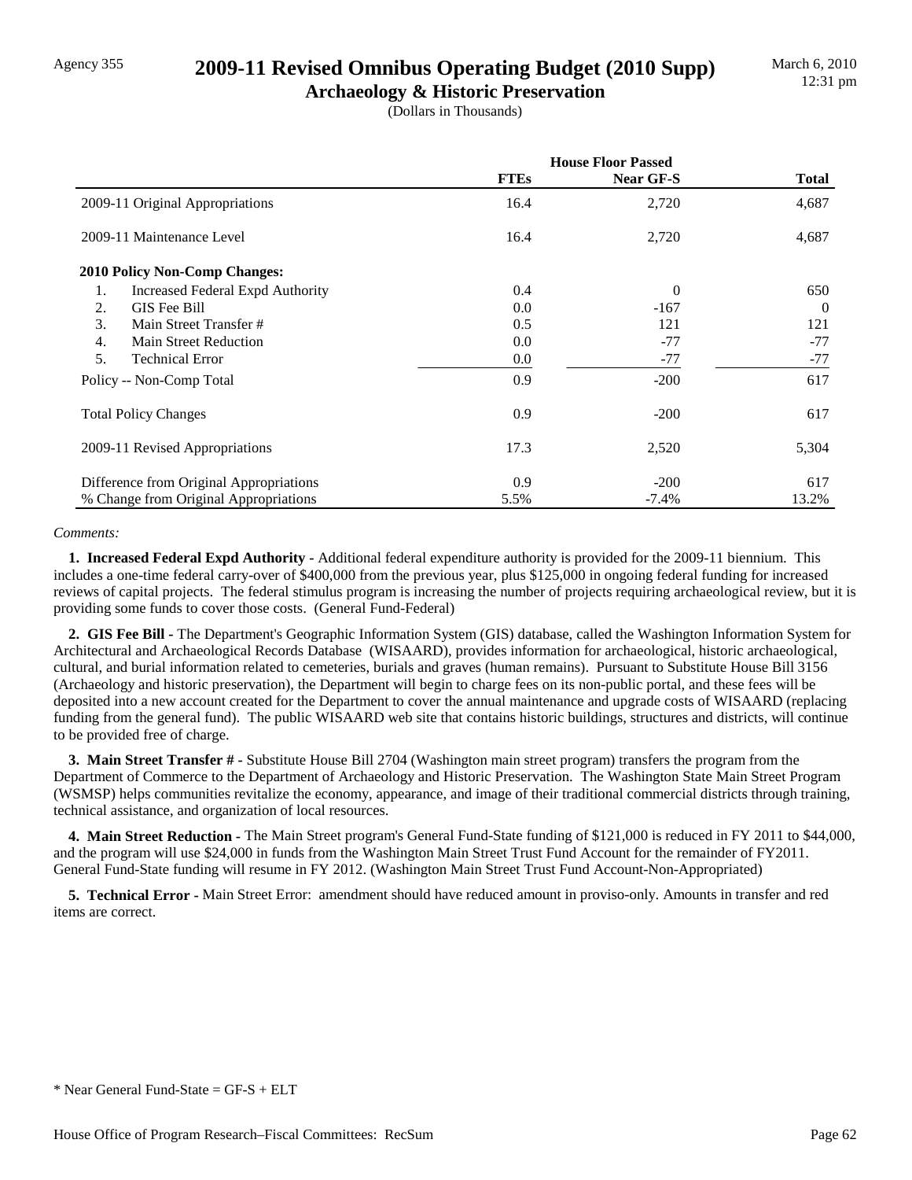Agency 355

# 2009-11 Revised Omnibus Operating Budget (2010 Supp)

## Archaeology & Historic Preservation

(Dollars in Thousands)

March 6, 2010
12:31 pm

| | House Floor Passed | | |
|---|---|---|---|
| | **FTEs** | **Near GF-S** | **Total** |
| 2009-11 Original Appropriations | 16.4 | 2,720 | 4,687 |
| 2009-11 Maintenance Level | 16.4 | 2,720 | 4,687 |
| **2010 Policy Non-Comp Changes:** | | | |
| 1. Increased Federal Expd Authority | 0.4 | 0 | 650 |
| 2. GIS Fee Bill | 0.0 | -167 | 0 |
| 3. Main Street Transfer # | 0.5 | 121 | 121 |
| 4. Main Street Reduction | 0.0 | -77 | -77 |
| 5. Technical Error | 0.0 | -77 | -77 |
| Policy -- Non-Comp Total | 0.9 | -200 | 617 |
| Total Policy Changes | 0.9 | -200 | 617 |
| 2009-11 Revised Appropriations | 17.3 | 2,520 | 5,304 |
| Difference from Original Appropriations | 0.9 | -200 | 617 |
| % Change from Original Appropriations | 5.5% | -7.4% | 13.2% |

*Comments:*

**1. Increased Federal Expd Authority -** Additional federal expenditure authority is provided for the 2009-11 biennium. This includes a one-time federal carry-over of $400,000 from the previous year, plus $125,000 in ongoing federal funding for increased reviews of capital projects. The federal stimulus program is increasing the number of projects requiring archaeological review, but it is providing some funds to cover those costs. (General Fund-Federal)

**2. GIS Fee Bill -** The Department's Geographic Information System (GIS) database, called the Washington Information System for Architectural and Archaeological Records Database (WISAARD), provides information for archaeological, historic archaeological, cultural, and burial information related to cemeteries, burials and graves (human remains). Pursuant to Substitute House Bill 3156 (Archaeology and historic preservation), the Department will begin to charge fees on its non-public portal, and these fees will be deposited into a new account created for the Department to cover the annual maintenance and upgrade costs of WISAARD (replacing funding from the general fund). The public WISAARD web site that contains historic buildings, structures and districts, will continue to be provided free of charge.

**3. Main Street Transfer # -** Substitute House Bill 2704 (Washington main street program) transfers the program from the Department of Commerce to the Department of Archaeology and Historic Preservation. The Washington State Main Street Program (WSMSP) helps communities revitalize the economy, appearance, and image of their traditional commercial districts through training, technical assistance, and organization of local resources.

**4. Main Street Reduction -** The Main Street program's General Fund-State funding of $121,000 is reduced in FY 2011 to $44,000, and the program will use $24,000 in funds from the Washington Main Street Trust Fund Account for the remainder of FY2011. General Fund-State funding will resume in FY 2012. (Washington Main Street Trust Fund Account-Non-Appropriated)

**5. Technical Error -** Main Street Error: amendment should have reduced amount in proviso-only. Amounts in transfer and red items are correct.

\* Near General Fund-State = GF-S + ELT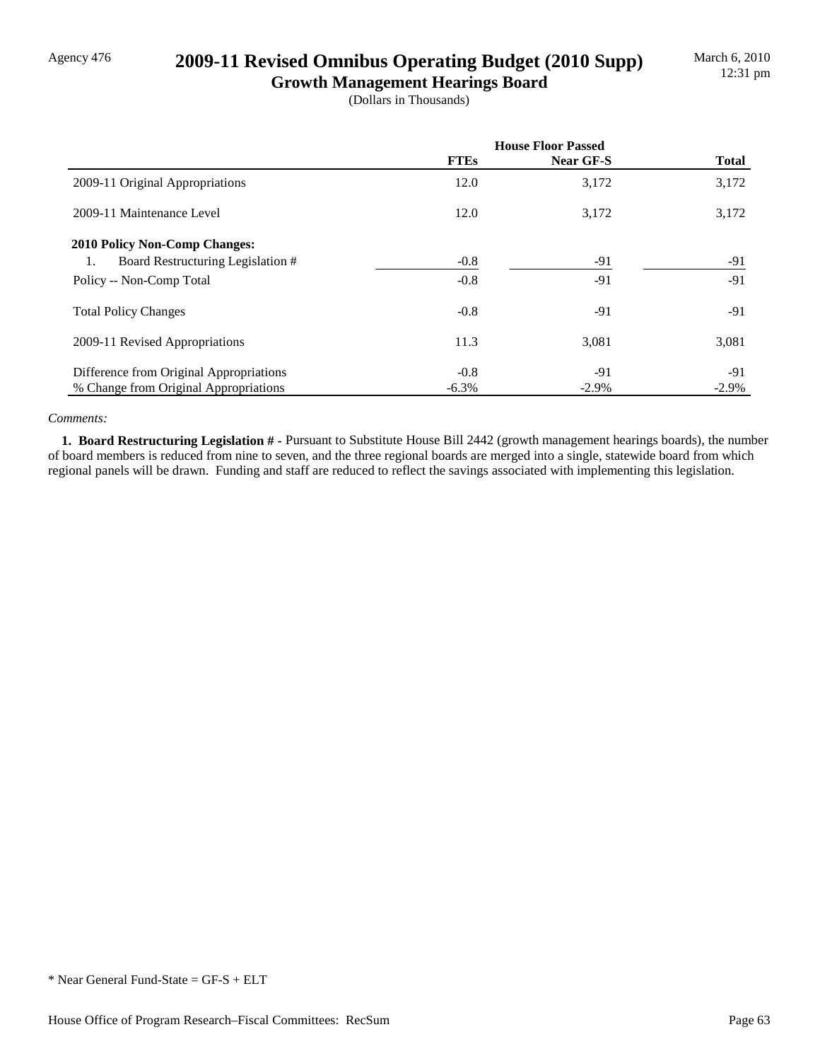# 2009-11 Revised Omnibus Operating Budget (2010 Supp)

## Growth Management Hearings Board

(Dollars in Thousands)

| | House Floor Passed | | |
|---|---|---|---|
| | **FTEs** | **Near GF-S** | **Total** |
| 2009-11 Original Appropriations | 12.0 | 3,172 | 3,172 |
| 2009-11 Maintenance Level | 12.0 | 3,172 | 3,172 |
| **2010 Policy Non-Comp Changes:** | | | |
| 1. Board Restructuring Legislation # | -0.8 | -91 | -91 |
| Policy -- Non-Comp Total | -0.8 | -91 | -91 |
| Total Policy Changes | -0.8 | -91 | -91 |
| 2009-11 Revised Appropriations | 11.3 | 3,081 | 3,081 |
| Difference from Original Appropriations | -0.8 | -91 | -91 |
| % Change from Original Appropriations | -6.3% | -2.9% | -2.9% |

*Comments:*

**1. Board Restructuring Legislation # -** Pursuant to Substitute House Bill 2442 (growth management hearings boards), the number of board members is reduced from nine to seven, and the three regional boards are merged into a single, statewide board from which regional panels will be drawn. Funding and staff are reduced to reflect the savings associated with implementing this legislation.

* Near General Fund-State = GF-S + ELT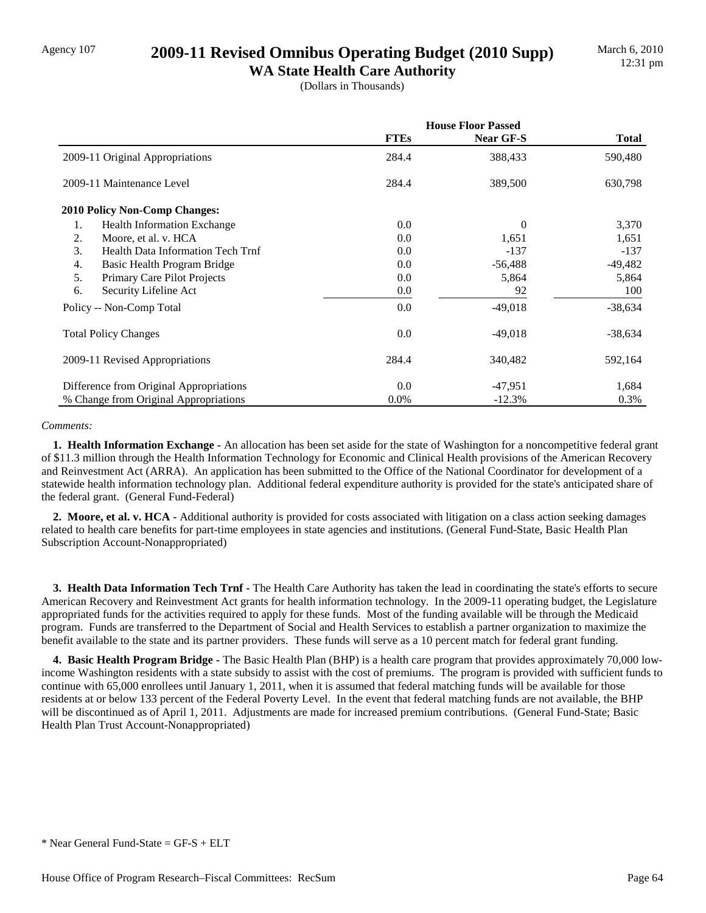Agency 107

# 2009-11 Revised Omnibus Operating Budget (2010 Supp)

## WA State Health Care Authority

(Dollars in Thousands)

March 6, 2010
12:31 pm

| | House Floor Passed | | |
|---|---|---|---|
| | **FTEs** | **Near GF-S** | **Total** |
| 2009-11 Original Appropriations | 284.4 | 388,433 | 590,480 |
| 2009-11 Maintenance Level | 284.4 | 389,500 | 630,798 |
| **2010 Policy Non-Comp Changes:** | | | |
| 1. Health Information Exchange | 0.0 | 0 | 3,370 |
| 2. Moore, et al. v. HCA | 0.0 | 1,651 | 1,651 |
| 3. Health Data Information Tech Trnf | 0.0 | -137 | -137 |
| 4. Basic Health Program Bridge | 0.0 | -56,488 | -49,482 |
| 5. Primary Care Pilot Projects | 0.0 | 5,864 | 5,864 |
| 6. Security Lifeline Act | 0.0 | 92 | 100 |
| Policy -- Non-Comp Total | 0.0 | -49,018 | -38,634 |
| Total Policy Changes | 0.0 | -49,018 | -38,634 |
| 2009-11 Revised Appropriations | 284.4 | 340,482 | 592,164 |
| Difference from Original Appropriations | 0.0 | -47,951 | 1,684 |
| % Change from Original Appropriations | 0.0% | -12.3% | 0.3% |

*Comments:*

**1. Health Information Exchange -** An allocation has been set aside for the state of Washington for a noncompetitive federal grant of $11.3 million through the Health Information Technology for Economic and Clinical Health provisions of the American Recovery and Reinvestment Act (ARRA). An application has been submitted to the Office of the National Coordinator for development of a statewide health information technology plan. Additional federal expenditure authority is provided for the state's anticipated share of the federal grant. (General Fund-Federal)

**2. Moore, et al. v. HCA -** Additional authority is provided for costs associated with litigation on a class action seeking damages related to health care benefits for part-time employees in state agencies and institutions. (General Fund-State, Basic Health Plan Subscription Account-Nonappropriated)

**3. Health Data Information Tech Trnf -** The Health Care Authority has taken the lead in coordinating the state's efforts to secure American Recovery and Reinvestment Act grants for health information technology. In the 2009-11 operating budget, the Legislature appropriated funds for the activities required to apply for these funds. Most of the funding available will be through the Medicaid program. Funds are transferred to the Department of Social and Health Services to establish a partner organization to maximize the benefit available to the state and its partner providers. These funds will serve as a 10 percent match for federal grant funding.

**4. Basic Health Program Bridge -** The Basic Health Plan (BHP) is a health care program that provides approximately 70,000 low-income Washington residents with a state subsidy to assist with the cost of premiums. The program is provided with sufficient funds to continue with 65,000 enrollees until January 1, 2011, when it is assumed that federal matching funds will be available for those residents at or below 133 percent of the Federal Poverty Level. In the event that federal matching funds are not available, the BHP will be discontinued as of April 1, 2011. Adjustments are made for increased premium contributions. (General Fund-State; Basic Health Plan Trust Account-Nonappropriated)

\* Near General Fund-State = GF-S + ELT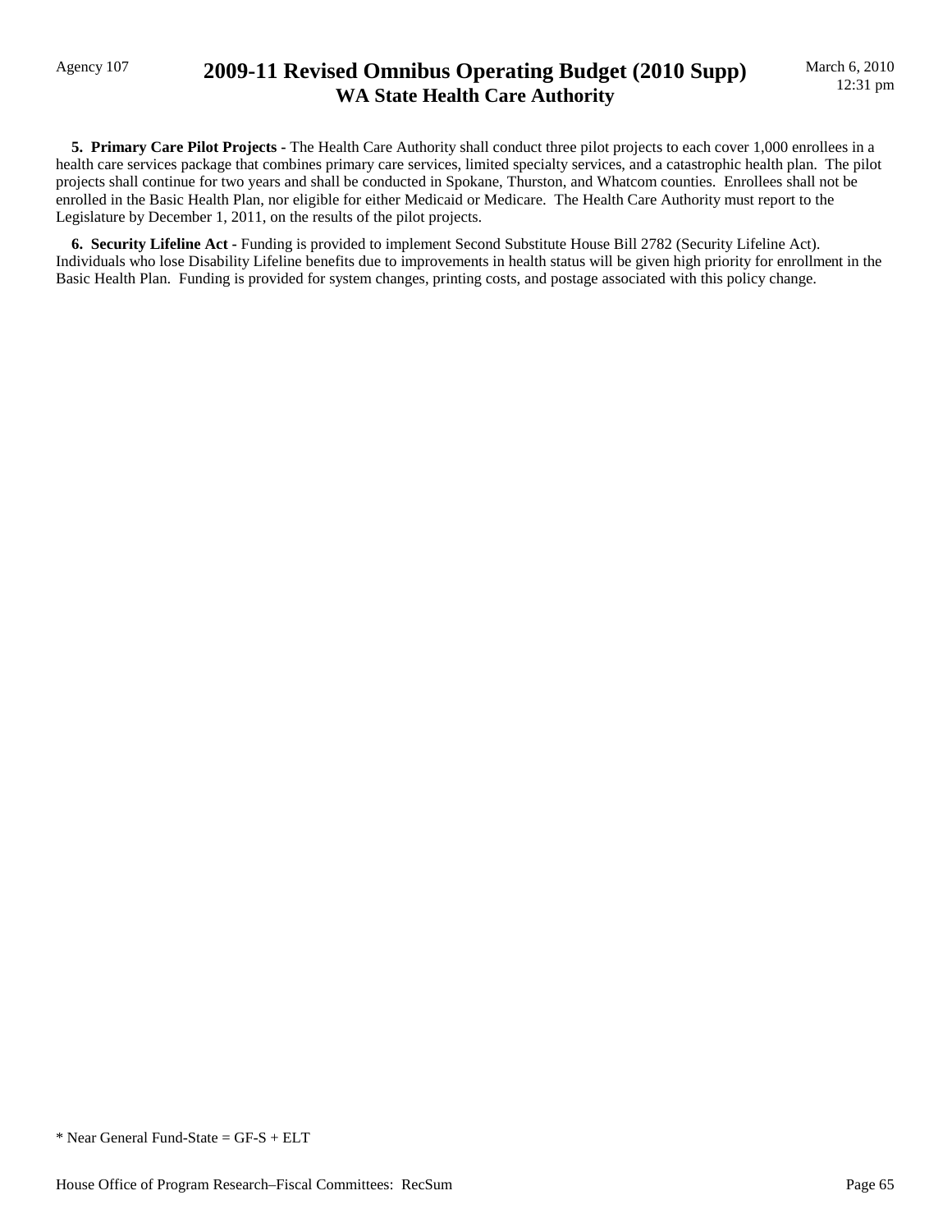**5. Primary Care Pilot Projects -** The Health Care Authority shall conduct three pilot projects to each cover 1,000 enrollees in a health care services package that combines primary care services, limited specialty services, and a catastrophic health plan. The pilot projects shall continue for two years and shall be conducted in Spokane, Thurston, and Whatcom counties. Enrollees shall not be enrolled in the Basic Health Plan, nor eligible for either Medicaid or Medicare. The Health Care Authority must report to the Legislature by December 1, 2011, on the results of the pilot projects.

**6. Security Lifeline Act -** Funding is provided to implement Second Substitute House Bill 2782 (Security Lifeline Act). Individuals who lose Disability Lifeline benefits due to improvements in health status will be given high priority for enrollment in the Basic Health Plan. Funding is provided for system changes, printing costs, and postage associated with this policy change.

* Near General Fund-State = GF-S + ELT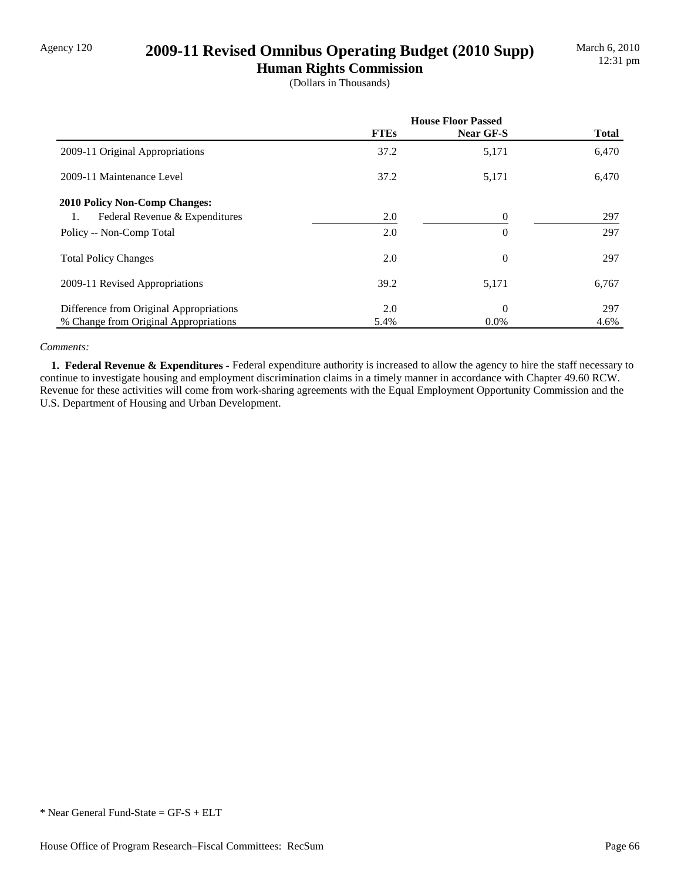Agency 120

# 2009-11 Revised Omnibus Operating Budget (2010 Supp)

## Human Rights Commission

(Dollars in Thousands)

| | House Floor Passed | | |
|---|---|---|---|
| | FTEs | Near GF-S | Total |
| 2009-11 Original Appropriations | 37.2 | 5,171 | 6,470 |
| 2009-11 Maintenance Level | 37.2 | 5,171 | 6,470 |
| **2010 Policy Non-Comp Changes:** | | | |
| 1. Federal Revenue & Expenditures | 2.0 | 0 | 297 |
| Policy -- Non-Comp Total | 2.0 | 0 | 297 |
| Total Policy Changes | 2.0 | 0 | 297 |
| 2009-11 Revised Appropriations | 39.2 | 5,171 | 6,767 |
| Difference from Original Appropriations | 2.0 | 0 | 297 |
| % Change from Original Appropriations | 5.4% | 0.0% | 4.6% |

*Comments:*

**1. Federal Revenue & Expenditures -** Federal expenditure authority is increased to allow the agency to hire the staff necessary to continue to investigate housing and employment discrimination claims in a timely manner in accordance with Chapter 49.60 RCW. Revenue for these activities will come from work-sharing agreements with the Equal Employment Opportunity Commission and the U.S. Department of Housing and Urban Development.

* Near General Fund-State = GF-S + ELT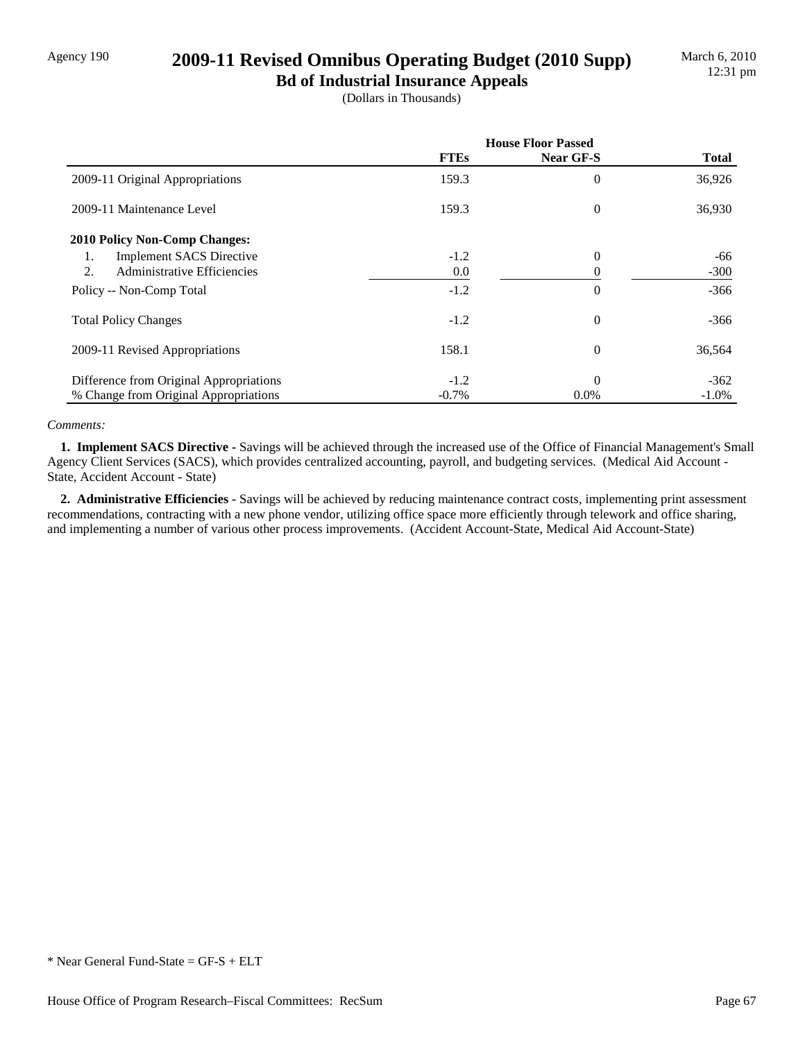Agency 190

# 2009-11 Revised Omnibus Operating Budget (2010 Supp)

## Bd of Industrial Insurance Appeals

(Dollars in Thousands)

| | House Floor Passed | | |
|---|---|---|---|
| | **FTEs** | **Near GF-S** | **Total** |
| 2009-11 Original Appropriations | 159.3 | 0 | 36,926 |
| 2009-11 Maintenance Level | 159.3 | 0 | 36,930 |
| **2010 Policy Non-Comp Changes:** | | | |
| 1. Implement SACS Directive | -1.2 | 0 | -66 |
| 2. Administrative Efficiencies | 0.0 | 0 | -300 |
| Policy -- Non-Comp Total | -1.2 | 0 | -366 |
| Total Policy Changes | -1.2 | 0 | -366 |
| 2009-11 Revised Appropriations | 158.1 | 0 | 36,564 |
| Difference from Original Appropriations | -1.2 | 0 | -362 |
| % Change from Original Appropriations | -0.7% | 0.0% | -1.0% |

*Comments:*

**1. Implement SACS Directive -** Savings will be achieved through the increased use of the Office of Financial Management's Small Agency Client Services (SACS), which provides centralized accounting, payroll, and budgeting services. (Medical Aid Account - State, Accident Account - State)

**2. Administrative Efficiencies -** Savings will be achieved by reducing maintenance contract costs, implementing print assessment recommendations, contracting with a new phone vendor, utilizing office space more efficiently through telework and office sharing, and implementing a number of various other process improvements. (Accident Account-State, Medical Aid Account-State)

* Near General Fund-State = GF-S + ELT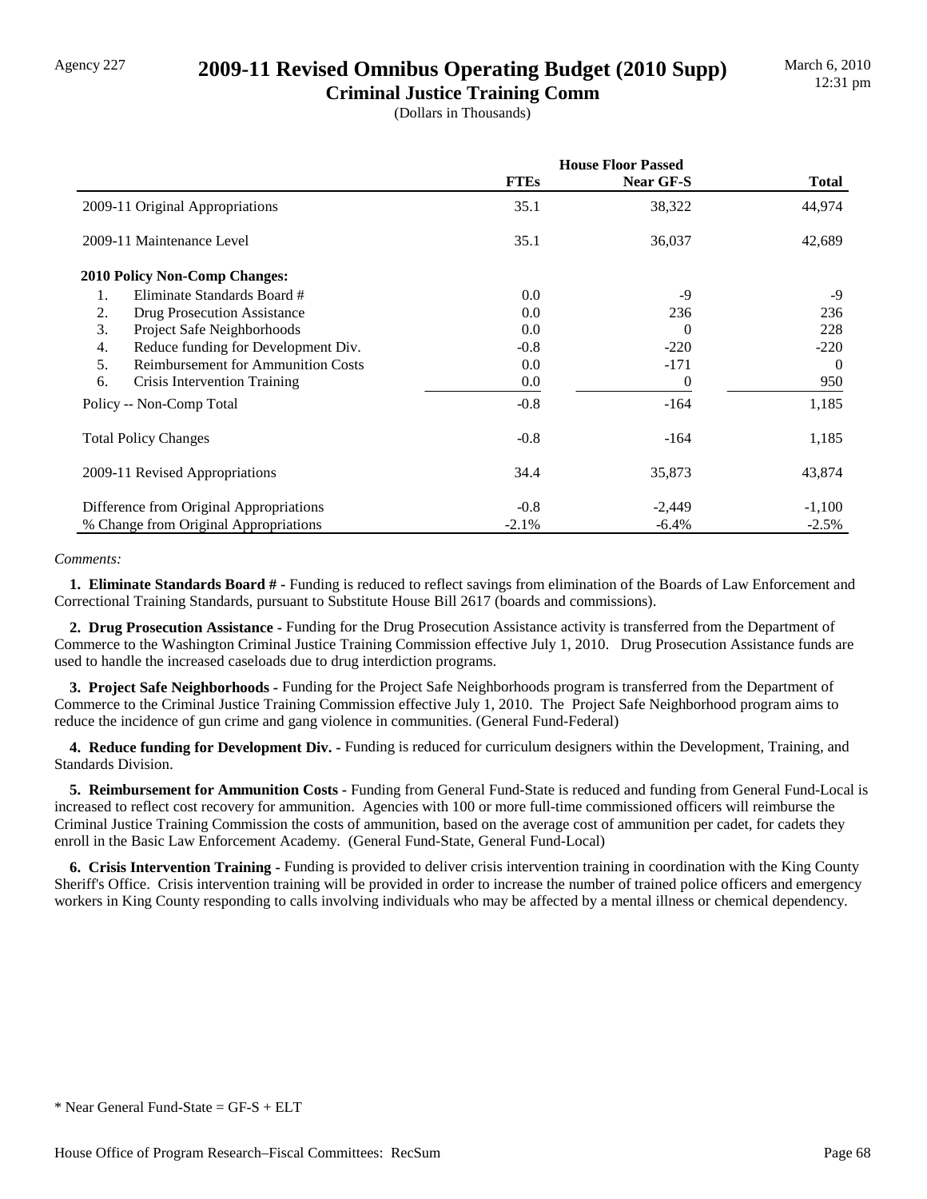Agency 227

# 2009-11 Revised Omnibus Operating Budget (2010 Supp)

## Criminal Justice Training Comm

(Dollars in Thousands)

March 6, 2010
12:31 pm

| | House Floor Passed | | |
|---|---|---|---|
| | **FTEs** | **Near GF-S** | **Total** |
| 2009-11 Original Appropriations | 35.1 | 38,322 | 44,974 |
| 2009-11 Maintenance Level | 35.1 | 36,037 | 42,689 |
| **2010 Policy Non-Comp Changes:** | | | |
| 1. Eliminate Standards Board # | 0.0 | -9 | -9 |
| 2. Drug Prosecution Assistance | 0.0 | 236 | 236 |
| 3. Project Safe Neighborhoods | 0.0 | 0 | 228 |
| 4. Reduce funding for Development Div. | -0.8 | -220 | -220 |
| 5. Reimbursement for Ammunition Costs | 0.0 | -171 | 0 |
| 6. Crisis Intervention Training | 0.0 | 0 | 950 |
| Policy -- Non-Comp Total | -0.8 | -164 | 1,185 |
| Total Policy Changes | -0.8 | -164 | 1,185 |
| 2009-11 Revised Appropriations | 34.4 | 35,873 | 43,874 |
| Difference from Original Appropriations | -0.8 | -2,449 | -1,100 |
| % Change from Original Appropriations | -2.1% | -6.4% | -2.5% |

*Comments:*

**1. Eliminate Standards Board # -** Funding is reduced to reflect savings from elimination of the Boards of Law Enforcement and Correctional Training Standards, pursuant to Substitute House Bill 2617 (boards and commissions).

**2. Drug Prosecution Assistance -** Funding for the Drug Prosecution Assistance activity is transferred from the Department of Commerce to the Washington Criminal Justice Training Commission effective July 1, 2010. Drug Prosecution Assistance funds are used to handle the increased caseloads due to drug interdiction programs.

**3. Project Safe Neighborhoods -** Funding for the Project Safe Neighborhoods program is transferred from the Department of Commerce to the Criminal Justice Training Commission effective July 1, 2010. The Project Safe Neighborhood program aims to reduce the incidence of gun crime and gang violence in communities. (General Fund-Federal)

**4. Reduce funding for Development Div. -** Funding is reduced for curriculum designers within the Development, Training, and Standards Division.

**5. Reimbursement for Ammunition Costs -** Funding from General Fund-State is reduced and funding from General Fund-Local is increased to reflect cost recovery for ammunition. Agencies with 100 or more full-time commissioned officers will reimburse the Criminal Justice Training Commission the costs of ammunition, based on the average cost of ammunition per cadet, for cadets they enroll in the Basic Law Enforcement Academy. (General Fund-State, General Fund-Local)

**6. Crisis Intervention Training -** Funding is provided to deliver crisis intervention training in coordination with the King County Sheriff's Office. Crisis intervention training will be provided in order to increase the number of trained police officers and emergency workers in King County responding to calls involving individuals who may be affected by a mental illness or chemical dependency.

\* Near General Fund-State = GF-S + ELT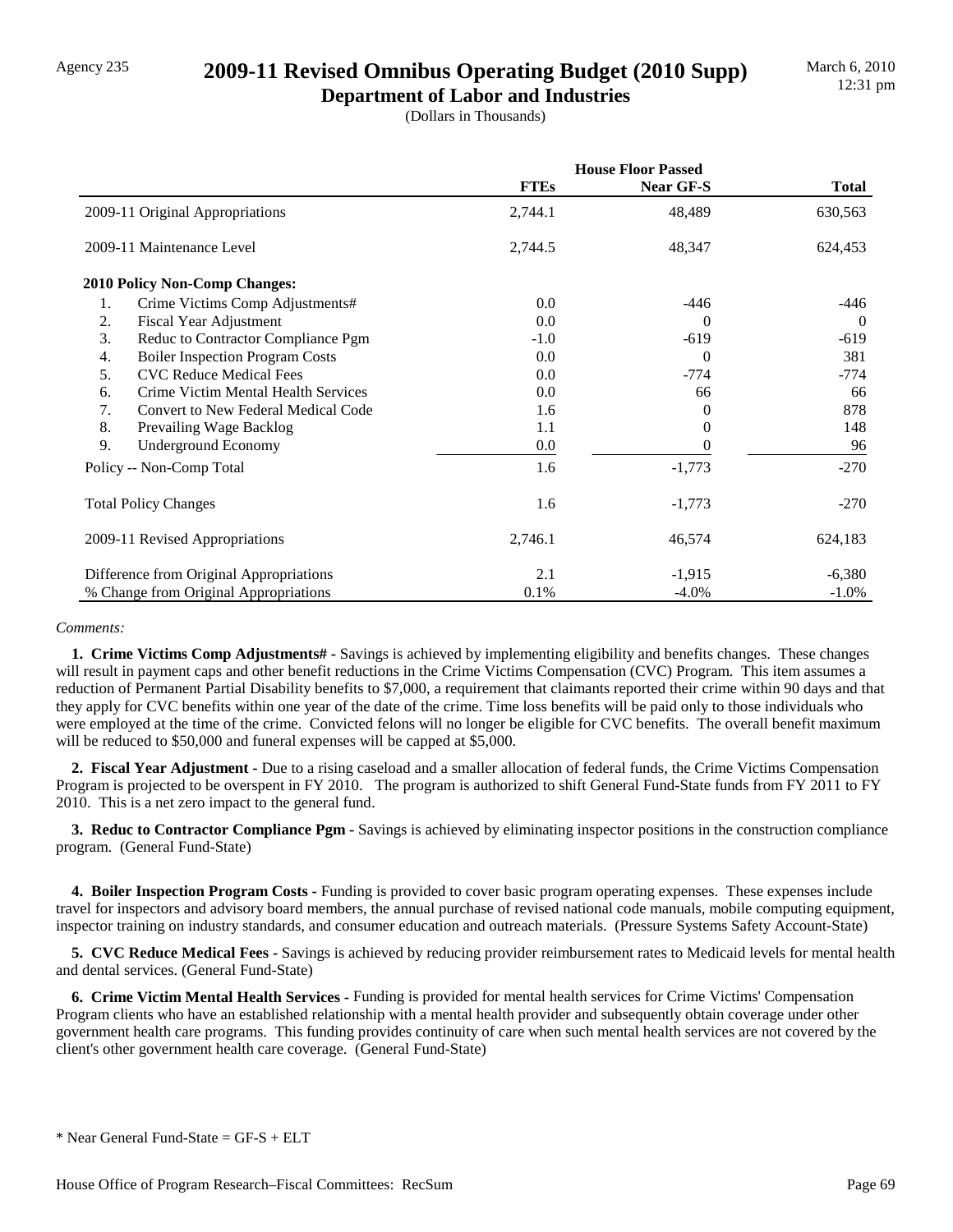Agency 235

# 2009-11 Revised Omnibus Operating Budget (2010 Supp)

## Department of Labor and Industries

(Dollars in Thousands)

March 6, 2010
12:31 pm

| | House Floor Passed | | |
|---|---|---|---|
| | **FTEs** | **Near GF-S** | **Total** |
| 2009-11 Original Appropriations | 2,744.1 | 48,489 | 630,563 |
| 2009-11 Maintenance Level | 2,744.5 | 48,347 | 624,453 |
| **2010 Policy Non-Comp Changes:** | | | |
| 1. Crime Victims Comp Adjustments# | 0.0 | -446 | -446 |
| 2. Fiscal Year Adjustment | 0.0 | 0 | 0 |
| 3. Reduc to Contractor Compliance Pgm | -1.0 | -619 | -619 |
| 4. Boiler Inspection Program Costs | 0.0 | 0 | 381 |
| 5. CVC Reduce Medical Fees | 0.0 | -774 | -774 |
| 6. Crime Victim Mental Health Services | 0.0 | 66 | 66 |
| 7. Convert to New Federal Medical Code | 1.6 | 0 | 878 |
| 8. Prevailing Wage Backlog | 1.1 | 0 | 148 |
| 9. Underground Economy | 0.0 | 0 | 96 |
| Policy -- Non-Comp Total | 1.6 | -1,773 | -270 |
| Total Policy Changes | 1.6 | -1,773 | -270 |
| 2009-11 Revised Appropriations | 2,746.1 | 46,574 | 624,183 |
| Difference from Original Appropriations | 2.1 | -1,915 | -6,380 |
| % Change from Original Appropriations | 0.1% | -4.0% | -1.0% |

*Comments:*

**1. Crime Victims Comp Adjustments# -** Savings is achieved by implementing eligibility and benefits changes. These changes will result in payment caps and other benefit reductions in the Crime Victims Compensation (CVC) Program. This item assumes a reduction of Permanent Partial Disability benefits to $7,000, a requirement that claimants reported their crime within 90 days and that they apply for CVC benefits within one year of the date of the crime. Time loss benefits will be paid only to those individuals who were employed at the time of the crime. Convicted felons will no longer be eligible for CVC benefits. The overall benefit maximum will be reduced to $50,000 and funeral expenses will be capped at $5,000.

**2. Fiscal Year Adjustment -** Due to a rising caseload and a smaller allocation of federal funds, the Crime Victims Compensation Program is projected to be overspent in FY 2010. The program is authorized to shift General Fund-State funds from FY 2011 to FY 2010. This is a net zero impact to the general fund.

**3. Reduc to Contractor Compliance Pgm -** Savings is achieved by eliminating inspector positions in the construction compliance program. (General Fund-State)

**4. Boiler Inspection Program Costs -** Funding is provided to cover basic program operating expenses. These expenses include travel for inspectors and advisory board members, the annual purchase of revised national code manuals, mobile computing equipment, inspector training on industry standards, and consumer education and outreach materials. (Pressure Systems Safety Account-State)

**5. CVC Reduce Medical Fees -** Savings is achieved by reducing provider reimbursement rates to Medicaid levels for mental health and dental services. (General Fund-State)

**6. Crime Victim Mental Health Services -** Funding is provided for mental health services for Crime Victims' Compensation Program clients who have an established relationship with a mental health provider and subsequently obtain coverage under other government health care programs. This funding provides continuity of care when such mental health services are not covered by the client's other government health care coverage. (General Fund-State)

\* Near General Fund-State = GF-S + ELT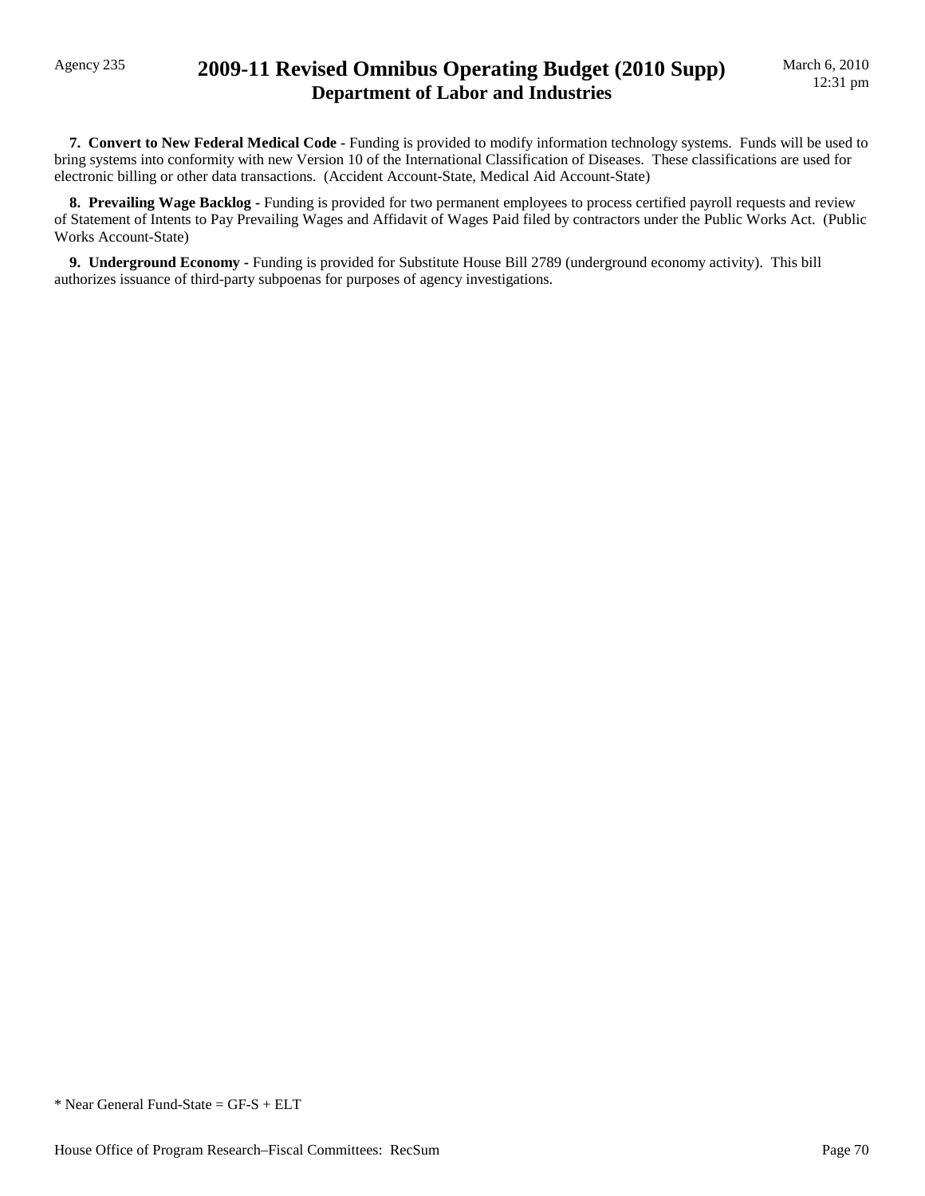**7. Convert to New Federal Medical Code -** Funding is provided to modify information technology systems. Funds will be used to bring systems into conformity with new Version 10 of the International Classification of Diseases. These classifications are used for electronic billing or other data transactions. (Accident Account-State, Medical Aid Account-State)

**8. Prevailing Wage Backlog -** Funding is provided for two permanent employees to process certified payroll requests and review of Statement of Intents to Pay Prevailing Wages and Affidavit of Wages Paid filed by contractors under the Public Works Act. (Public Works Account-State)

**9. Underground Economy -** Funding is provided for Substitute House Bill 2789 (underground economy activity). This bill authorizes issuance of third-party subpoenas for purposes of agency investigations.

* Near General Fund-State = GF-S + ELT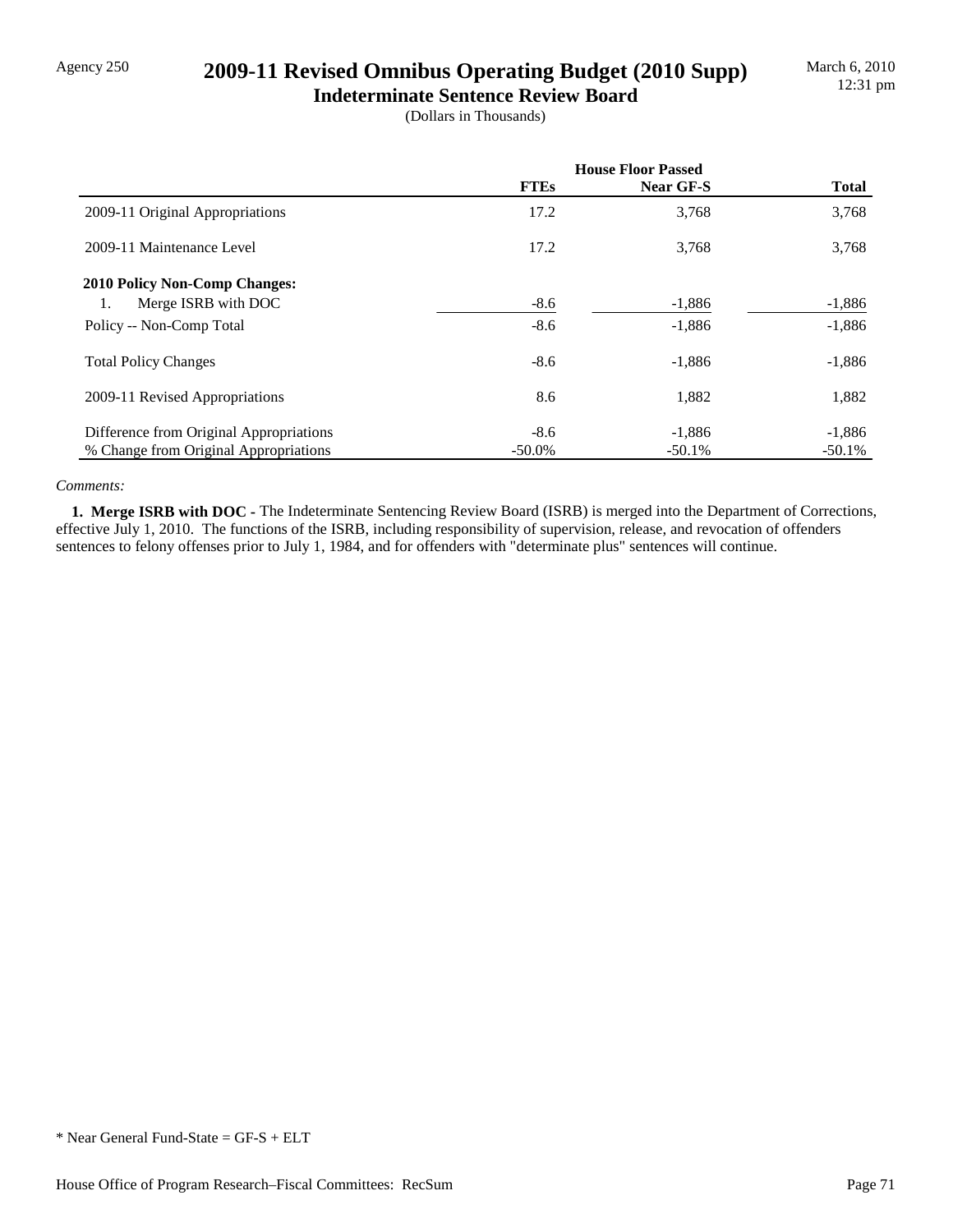Agency 250

# 2009-11 Revised Omnibus Operating Budget (2010 Supp)

## Indeterminate Sentence Review Board

(Dollars in Thousands)

March 6, 2010
12:31 pm

| | House Floor Passed | | |
|---|---|---|---|
| | **FTEs** | **Near GF-S** | **Total** |
| 2009-11 Original Appropriations | 17.2 | 3,768 | 3,768 |
| 2009-11 Maintenance Level | 17.2 | 3,768 | 3,768 |
| **2010 Policy Non-Comp Changes:** | | | |
| 1. Merge ISRB with DOC | -8.6 | -1,886 | -1,886 |
| Policy -- Non-Comp Total | -8.6 | -1,886 | -1,886 |
| Total Policy Changes | -8.6 | -1,886 | -1,886 |
| 2009-11 Revised Appropriations | 8.6 | 1,882 | 1,882 |
| Difference from Original Appropriations | -8.6 | -1,886 | -1,886 |
| % Change from Original Appropriations | -50.0% | -50.1% | -50.1% |

*Comments:*

**1. Merge ISRB with DOC** - The Indeterminate Sentencing Review Board (ISRB) is merged into the Department of Corrections, effective July 1, 2010. The functions of the ISRB, including responsibility of supervision, release, and revocation of offenders sentences to felony offenses prior to July 1, 1984, and for offenders with "determinate plus" sentences will continue.

* Near General Fund-State = GF-S + ELT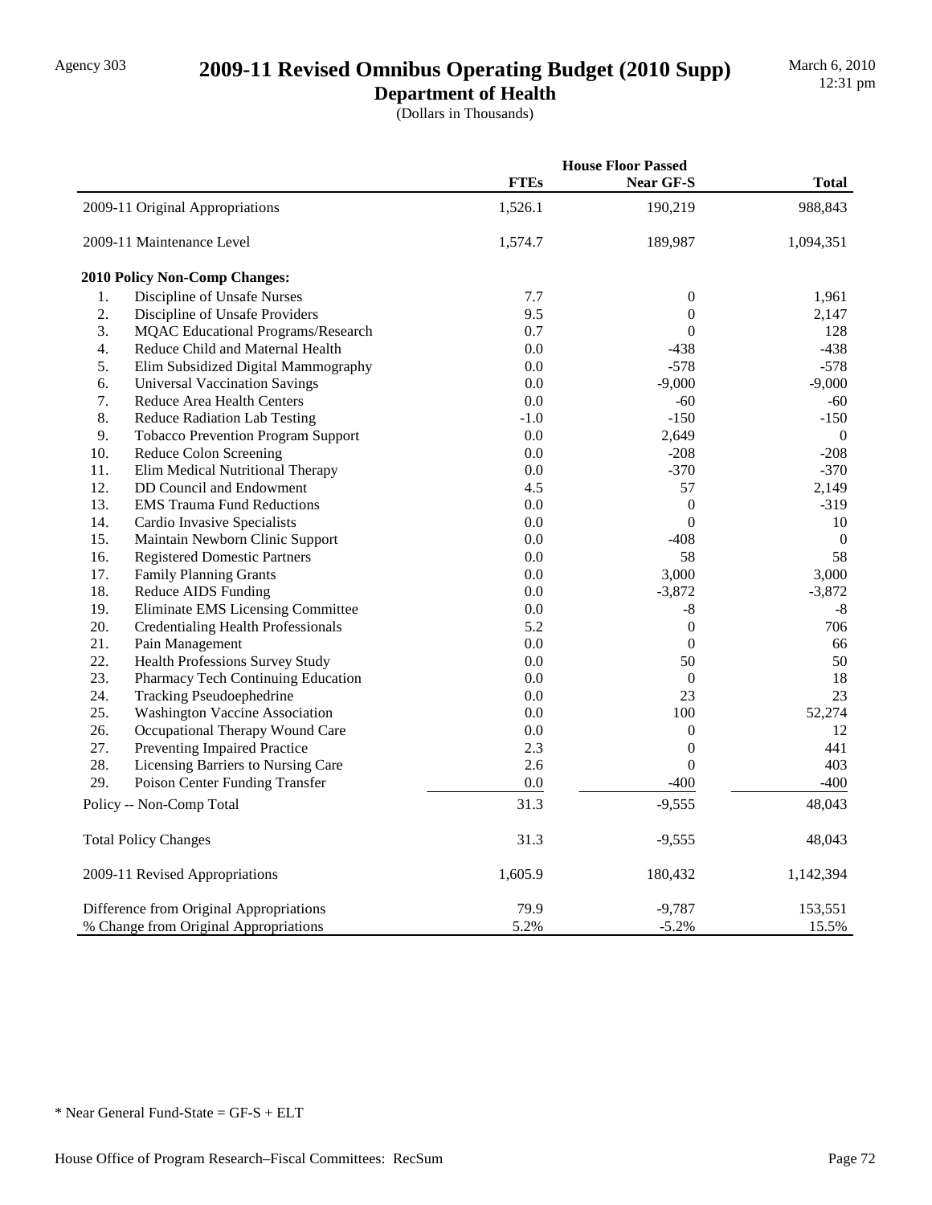# 2009-11 Revised Omnibus Operating Budget (2010 Supp)

## Department of Health

(Dollars in Thousands)

Agency 303

March 6, 2010
12:31 pm

| | House Floor Passed | | |
|---|---|---|---|
| | FTEs | Near GF-S | Total |
| 2009-11 Original Appropriations | 1,526.1 | 190,219 | 988,843 |
| 2009-11 Maintenance Level | 1,574.7 | 189,987 | 1,094,351 |
| **2010 Policy Non-Comp Changes:** | | | |
| 1. Discipline of Unsafe Nurses | 7.7 | 0 | 1,961 |
| 2. Discipline of Unsafe Providers | 9.5 | 0 | 2,147 |
| 3. MQAC Educational Programs/Research | 0.7 | 0 | 128 |
| 4. Reduce Child and Maternal Health | 0.0 | -438 | -438 |
| 5. Elim Subsidized Digital Mammography | 0.0 | -578 | -578 |
| 6. Universal Vaccination Savings | 0.0 | -9,000 | -9,000 |
| 7. Reduce Area Health Centers | 0.0 | -60 | -60 |
| 8. Reduce Radiation Lab Testing | -1.0 | -150 | -150 |
| 9. Tobacco Prevention Program Support | 0.0 | 2,649 | 0 |
| 10. Reduce Colon Screening | 0.0 | -208 | -208 |
| 11. Elim Medical Nutritional Therapy | 0.0 | -370 | -370 |
| 12. DD Council and Endowment | 4.5 | 57 | 2,149 |
| 13. EMS Trauma Fund Reductions | 0.0 | 0 | -319 |
| 14. Cardio Invasive Specialists | 0.0 | 0 | 10 |
| 15. Maintain Newborn Clinic Support | 0.0 | -408 | 0 |
| 16. Registered Domestic Partners | 0.0 | 58 | 58 |
| 17. Family Planning Grants | 0.0 | 3,000 | 3,000 |
| 18. Reduce AIDS Funding | 0.0 | -3,872 | -3,872 |
| 19. Eliminate EMS Licensing Committee | 0.0 | -8 | -8 |
| 20. Credentialing Health Professionals | 5.2 | 0 | 706 |
| 21. Pain Management | 0.0 | 0 | 66 |
| 22. Health Professions Survey Study | 0.0 | 50 | 50 |
| 23. Pharmacy Tech Continuing Education | 0.0 | 0 | 18 |
| 24. Tracking Pseudoephedrine | 0.0 | 23 | 23 |
| 25. Washington Vaccine Association | 0.0 | 100 | 52,274 |
| 26. Occupational Therapy Wound Care | 0.0 | 0 | 12 |
| 27. Preventing Impaired Practice | 2.3 | 0 | 441 |
| 28. Licensing Barriers to Nursing Care | 2.6 | 0 | 403 |
| 29. Poison Center Funding Transfer | 0.0 | -400 | -400 |
| Policy -- Non-Comp Total | 31.3 | -9,555 | 48,043 |
| Total Policy Changes | 31.3 | -9,555 | 48,043 |
| 2009-11 Revised Appropriations | 1,605.9 | 180,432 | 1,142,394 |
| Difference from Original Appropriations | 79.9 | -9,787 | 153,551 |
| % Change from Original Appropriations | 5.2% | -5.2% | 15.5% |

* Near General Fund-State = GF-S + ELT

House Office of Program Research–Fiscal Committees: RecSum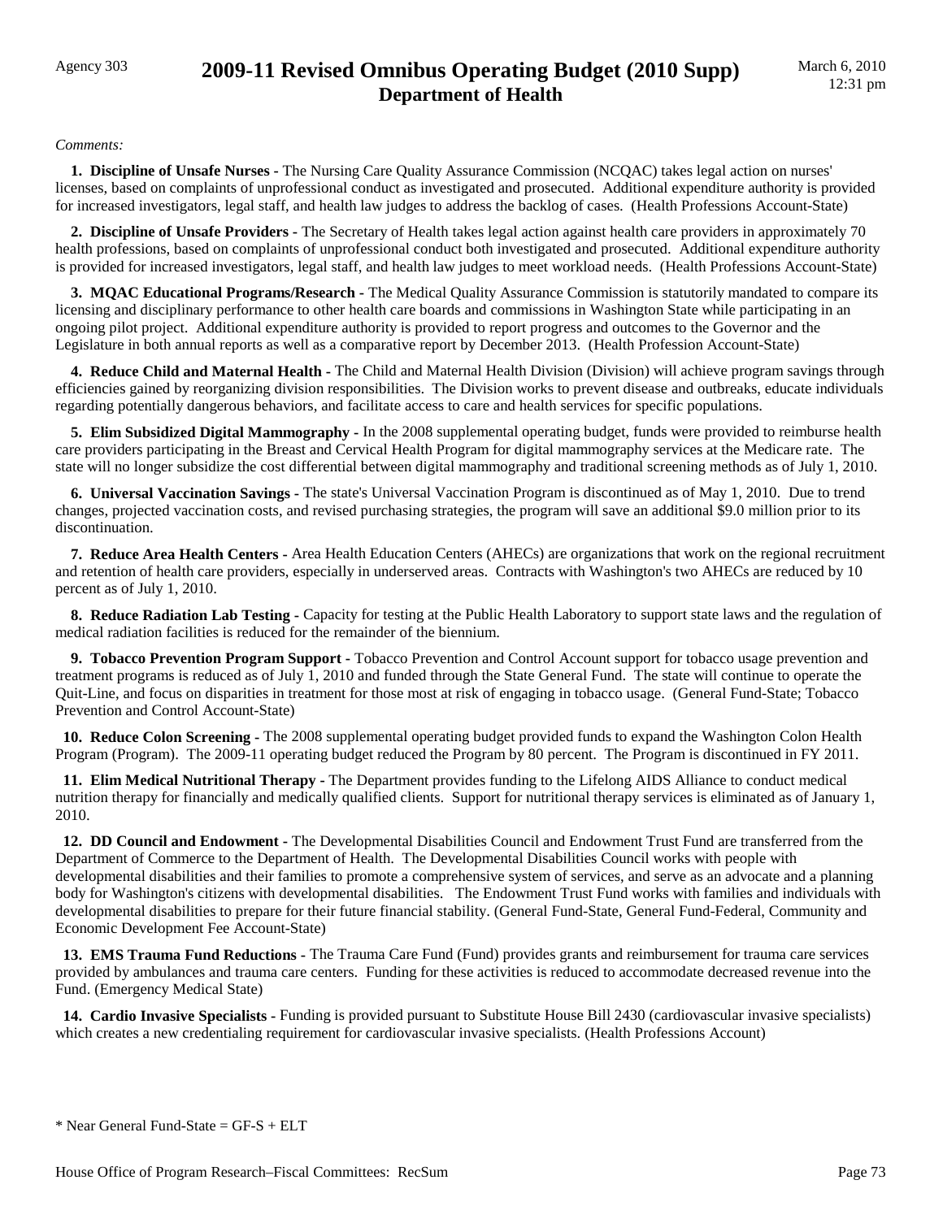*Comments:*

**1. Discipline of Unsafe Nurses -** The Nursing Care Quality Assurance Commission (NCQAC) takes legal action on nurses' licenses, based on complaints of unprofessional conduct as investigated and prosecuted. Additional expenditure authority is provided for increased investigators, legal staff, and health law judges to address the backlog of cases. (Health Professions Account-State)

**2. Discipline of Unsafe Providers -** The Secretary of Health takes legal action against health care providers in approximately 70 health professions, based on complaints of unprofessional conduct both investigated and prosecuted. Additional expenditure authority is provided for increased investigators, legal staff, and health law judges to meet workload needs. (Health Professions Account-State)

**3. MQAC Educational Programs/Research -** The Medical Quality Assurance Commission is statutorily mandated to compare its licensing and disciplinary performance to other health care boards and commissions in Washington State while participating in an ongoing pilot project. Additional expenditure authority is provided to report progress and outcomes to the Governor and the Legislature in both annual reports as well as a comparative report by December 2013. (Health Profession Account-State)

**4. Reduce Child and Maternal Health -** The Child and Maternal Health Division (Division) will achieve program savings through efficiencies gained by reorganizing division responsibilities. The Division works to prevent disease and outbreaks, educate individuals regarding potentially dangerous behaviors, and facilitate access to care and health services for specific populations.

**5. Elim Subsidized Digital Mammography -** In the 2008 supplemental operating budget, funds were provided to reimburse health care providers participating in the Breast and Cervical Health Program for digital mammography services at the Medicare rate. The state will no longer subsidize the cost differential between digital mammography and traditional screening methods as of July 1, 2010.

**6. Universal Vaccination Savings -** The state's Universal Vaccination Program is discontinued as of May 1, 2010. Due to trend changes, projected vaccination costs, and revised purchasing strategies, the program will save an additional $9.0 million prior to its discontinuation.

**7. Reduce Area Health Centers -** Area Health Education Centers (AHECs) are organizations that work on the regional recruitment and retention of health care providers, especially in underserved areas. Contracts with Washington's two AHECs are reduced by 10 percent as of July 1, 2010.

**8. Reduce Radiation Lab Testing -** Capacity for testing at the Public Health Laboratory to support state laws and the regulation of medical radiation facilities is reduced for the remainder of the biennium.

**9. Tobacco Prevention Program Support -** Tobacco Prevention and Control Account support for tobacco usage prevention and treatment programs is reduced as of July 1, 2010 and funded through the State General Fund. The state will continue to operate the Quit-Line, and focus on disparities in treatment for those most at risk of engaging in tobacco usage. (General Fund-State; Tobacco Prevention and Control Account-State)

**10. Reduce Colon Screening -** The 2008 supplemental operating budget provided funds to expand the Washington Colon Health Program (Program). The 2009-11 operating budget reduced the Program by 80 percent. The Program is discontinued in FY 2011.

**11. Elim Medical Nutritional Therapy -** The Department provides funding to the Lifelong AIDS Alliance to conduct medical nutrition therapy for financially and medically qualified clients. Support for nutritional therapy services is eliminated as of January 1, 2010.

**12. DD Council and Endowment -** The Developmental Disabilities Council and Endowment Trust Fund are transferred from the Department of Commerce to the Department of Health. The Developmental Disabilities Council works with people with developmental disabilities and their families to promote a comprehensive system of services, and serve as an advocate and a planning body for Washington's citizens with developmental disabilities. The Endowment Trust Fund works with families and individuals with developmental disabilities to prepare for their future financial stability. (General Fund-State, General Fund-Federal, Community and Economic Development Fee Account-State)

**13. EMS Trauma Fund Reductions -** The Trauma Care Fund (Fund) provides grants and reimbursement for trauma care services provided by ambulances and trauma care centers. Funding for these activities is reduced to accommodate decreased revenue into the Fund. (Emergency Medical State)

**14. Cardio Invasive Specialists -** Funding is provided pursuant to Substitute House Bill 2430 (cardiovascular invasive specialists) which creates a new credentialing requirement for cardiovascular invasive specialists. (Health Professions Account)

\* Near General Fund-State = GF-S + ELT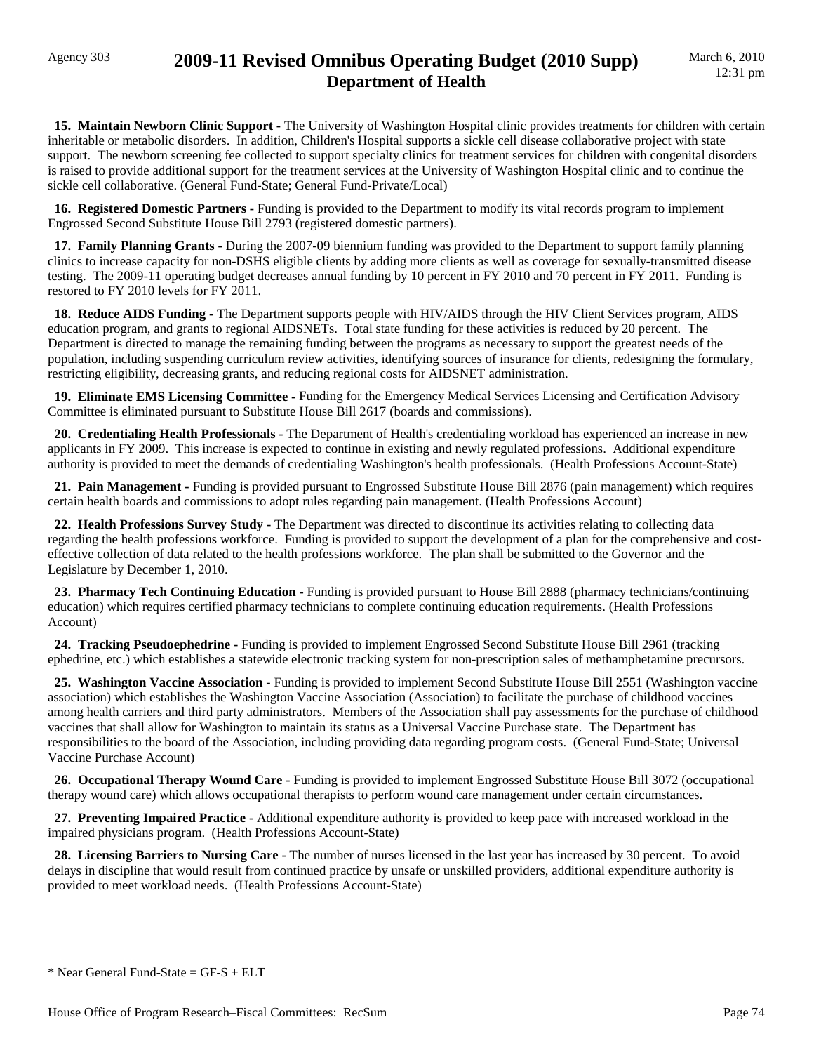**15. Maintain Newborn Clinic Support -** The University of Washington Hospital clinic provides treatments for children with certain inheritable or metabolic disorders. In addition, Children's Hospital supports a sickle cell disease collaborative project with state support. The newborn screening fee collected to support specialty clinics for treatment services for children with congenital disorders is raised to provide additional support for the treatment services at the University of Washington Hospital clinic and to continue the sickle cell collaborative. (General Fund-State; General Fund-Private/Local)

**16. Registered Domestic Partners -** Funding is provided to the Department to modify its vital records program to implement Engrossed Second Substitute House Bill 2793 (registered domestic partners).

**17. Family Planning Grants -** During the 2007-09 biennium funding was provided to the Department to support family planning clinics to increase capacity for non-DSHS eligible clients by adding more clients as well as coverage for sexually-transmitted disease testing. The 2009-11 operating budget decreases annual funding by 10 percent in FY 2010 and 70 percent in FY 2011. Funding is restored to FY 2010 levels for FY 2011.

**18. Reduce AIDS Funding -** The Department supports people with HIV/AIDS through the HIV Client Services program, AIDS education program, and grants to regional AIDSNETs. Total state funding for these activities is reduced by 20 percent. The Department is directed to manage the remaining funding between the programs as necessary to support the greatest needs of the population, including suspending curriculum review activities, identifying sources of insurance for clients, redesigning the formulary, restricting eligibility, decreasing grants, and reducing regional costs for AIDSNET administration.

**19. Eliminate EMS Licensing Committee -** Funding for the Emergency Medical Services Licensing and Certification Advisory Committee is eliminated pursuant to Substitute House Bill 2617 (boards and commissions).

**20. Credentialing Health Professionals -** The Department of Health's credentialing workload has experienced an increase in new applicants in FY 2009. This increase is expected to continue in existing and newly regulated professions. Additional expenditure authority is provided to meet the demands of credentialing Washington's health professionals. (Health Professions Account-State)

**21. Pain Management -** Funding is provided pursuant to Engrossed Substitute House Bill 2876 (pain management) which requires certain health boards and commissions to adopt rules regarding pain management. (Health Professions Account)

**22. Health Professions Survey Study -** The Department was directed to discontinue its activities relating to collecting data regarding the health professions workforce. Funding is provided to support the development of a plan for the comprehensive and cost-effective collection of data related to the health professions workforce. The plan shall be submitted to the Governor and the Legislature by December 1, 2010.

**23. Pharmacy Tech Continuing Education -** Funding is provided pursuant to House Bill 2888 (pharmacy technicians/continuing education) which requires certified pharmacy technicians to complete continuing education requirements. (Health Professions Account)

**24. Tracking Pseudoephedrine -** Funding is provided to implement Engrossed Second Substitute House Bill 2961 (tracking ephedrine, etc.) which establishes a statewide electronic tracking system for non-prescription sales of methamphetamine precursors.

**25. Washington Vaccine Association -** Funding is provided to implement Second Substitute House Bill 2551 (Washington vaccine association) which establishes the Washington Vaccine Association (Association) to facilitate the purchase of childhood vaccines among health carriers and third party administrators. Members of the Association shall pay assessments for the purchase of childhood vaccines that shall allow for Washington to maintain its status as a Universal Vaccine Purchase state. The Department has responsibilities to the board of the Association, including providing data regarding program costs. (General Fund-State; Universal Vaccine Purchase Account)

**26. Occupational Therapy Wound Care -** Funding is provided to implement Engrossed Substitute House Bill 3072 (occupational therapy wound care) which allows occupational therapists to perform wound care management under certain circumstances.

**27. Preventing Impaired Practice -** Additional expenditure authority is provided to keep pace with increased workload in the impaired physicians program. (Health Professions Account-State)

**28. Licensing Barriers to Nursing Care -** The number of nurses licensed in the last year has increased by 30 percent. To avoid delays in discipline that would result from continued practice by unsafe or unskilled providers, additional expenditure authority is provided to meet workload needs. (Health Professions Account-State)

* Near General Fund-State = GF-S + ELT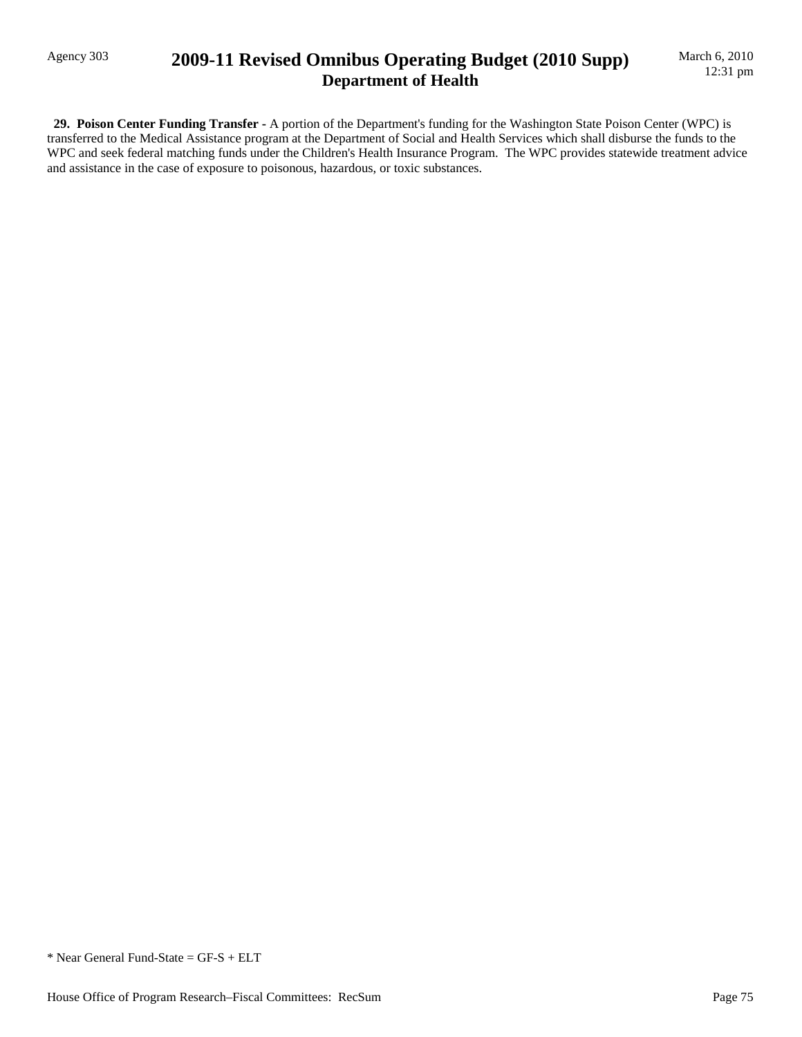**29. Poison Center Funding Transfer -** A portion of the Department's funding for the Washington State Poison Center (WPC) is transferred to the Medical Assistance program at the Department of Social and Health Services which shall disburse the funds to the WPC and seek federal matching funds under the Children's Health Insurance Program. The WPC provides statewide treatment advice and assistance in the case of exposure to poisonous, hazardous, or toxic substances.

* Near General Fund-State = GF-S + ELT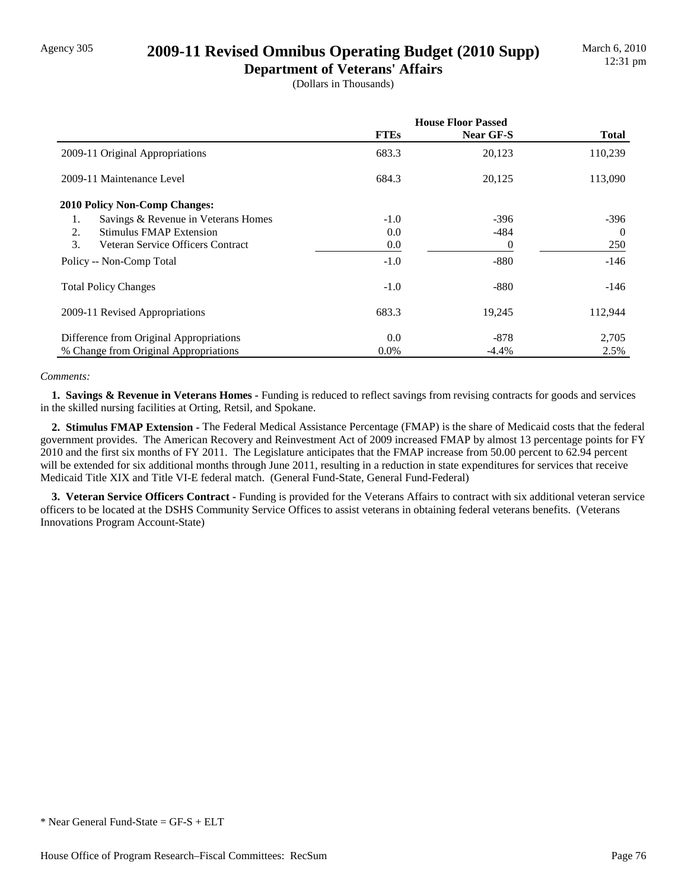Agency 305

# 2009-11 Revised Omnibus Operating Budget (2010 Supp)

## Department of Veterans' Affairs

(Dollars in Thousands)

March 6, 2010
12:31 pm

| | House Floor Passed | | |
|---|---|---|---|
| | **FTEs** | **Near GF-S** | **Total** |
| 2009-11 Original Appropriations | 683.3 | 20,123 | 110,239 |
| 2009-11 Maintenance Level | 684.3 | 20,125 | 113,090 |
| **2010 Policy Non-Comp Changes:** | | | |
| 1. Savings & Revenue in Veterans Homes | -1.0 | -396 | -396 |
| 2. Stimulus FMAP Extension | 0.0 | -484 | 0 |
| 3. Veteran Service Officers Contract | 0.0 | 0 | 250 |
| Policy -- Non-Comp Total | -1.0 | -880 | -146 |
| Total Policy Changes | -1.0 | -880 | -146 |
| 2009-11 Revised Appropriations | 683.3 | 19,245 | 112,944 |
| Difference from Original Appropriations | 0.0 | -878 | 2,705 |
| % Change from Original Appropriations | 0.0% | -4.4% | 2.5% |

*Comments:*

**1. Savings & Revenue in Veterans Homes -** Funding is reduced to reflect savings from revising contracts for goods and services in the skilled nursing facilities at Orting, Retsil, and Spokane.

**2. Stimulus FMAP Extension -** The Federal Medical Assistance Percentage (FMAP) is the share of Medicaid costs that the federal government provides. The American Recovery and Reinvestment Act of 2009 increased FMAP by almost 13 percentage points for FY 2010 and the first six months of FY 2011. The Legislature anticipates that the FMAP increase from 50.00 percent to 62.94 percent will be extended for six additional months through June 2011, resulting in a reduction in state expenditures for services that receive Medicaid Title XIX and Title VI-E federal match. (General Fund-State, General Fund-Federal)

**3. Veteran Service Officers Contract -** Funding is provided for the Veterans Affairs to contract with six additional veteran service officers to be located at the DSHS Community Service Offices to assist veterans in obtaining federal veterans benefits. (Veterans Innovations Program Account-State)

\* Near General Fund-State = GF-S + ELT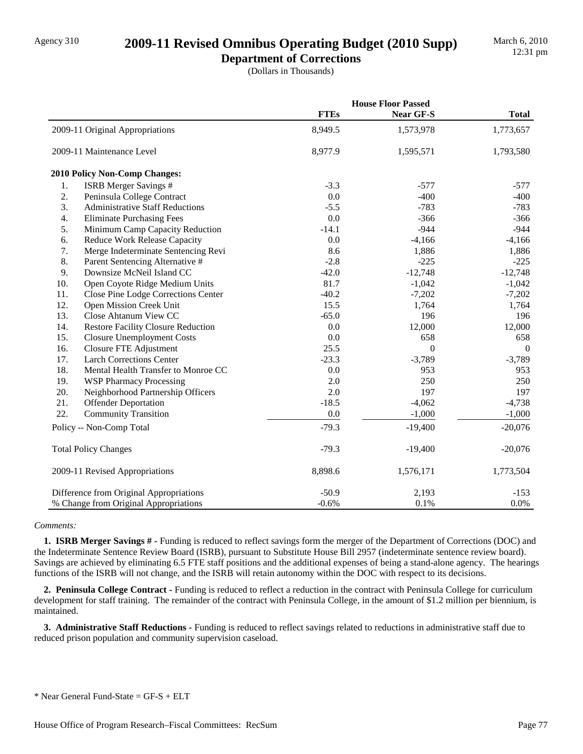# 2009-11 Revised Omnibus Operating Budget (2010 Supp)

## Department of Corrections

(Dollars in Thousands)

| | House Floor Passed | | |
|---|---|---|---|
| | **FTEs** | **Near GF-S** | **Total** |
| 2009-11 Original Appropriations | 8,949.5 | 1,573,978 | 1,773,657 |
| 2009-11 Maintenance Level | 8,977.9 | 1,595,571 | 1,793,580 |
| **2010 Policy Non-Comp Changes:** | | | |
| 1. ISRB Merger Savings # | -3.3 | -577 | -577 |
| 2. Peninsula College Contract | 0.0 | -400 | -400 |
| 3. Administrative Staff Reductions | -5.5 | -783 | -783 |
| 4. Eliminate Purchasing Fees | 0.0 | -366 | -366 |
| 5. Minimum Camp Capacity Reduction | -14.1 | -944 | -944 |
| 6. Reduce Work Release Capacity | 0.0 | -4,166 | -4,166 |
| 7. Merge Indeterminate Sentencing Revi | 8.6 | 1,886 | 1,886 |
| 8. Parent Sentencing Alternative # | -2.8 | -225 | -225 |
| 9. Downsize McNeil Island CC | -42.0 | -12,748 | -12,748 |
| 10. Open Coyote Ridge Medium Units | 81.7 | -1,042 | -1,042 |
| 11. Close Pine Lodge Corrections Center | -40.2 | -7,202 | -7,202 |
| 12. Open Mission Creek Unit | 15.5 | 1,764 | 1,764 |
| 13. Close Ahtanum View CC | -65.0 | 196 | 196 |
| 14. Restore Facility Closure Reduction | 0.0 | 12,000 | 12,000 |
| 15. Closure Unemployment Costs | 0.0 | 658 | 658 |
| 16. Closure FTE Adjustment | 25.5 | 0 | 0 |
| 17. Larch Corrections Center | -23.3 | -3,789 | -3,789 |
| 18. Mental Health Transfer to Monroe CC | 0.0 | 953 | 953 |
| 19. WSP Pharmacy Processing | 2.0 | 250 | 250 |
| 20. Neighborhood Partnership Officers | 2.0 | 197 | 197 |
| 21. Offender Deportation | -18.5 | -4,062 | -4,738 |
| 22. Community Transition | 0.0 | -1,000 | -1,000 |
| Policy -- Non-Comp Total | -79.3 | -19,400 | -20,076 |
| Total Policy Changes | -79.3 | -19,400 | -20,076 |
| 2009-11 Revised Appropriations | 8,898.6 | 1,576,171 | 1,773,504 |
| Difference from Original Appropriations | -50.9 | 2,193 | -153 |
| % Change from Original Appropriations | -0.6% | 0.1% | 0.0% |

*Comments:*

**1. ISRB Merger Savings # -** Funding is reduced to reflect savings form the merger of the Department of Corrections (DOC) and the Indeterminate Sentence Review Board (ISRB), pursuant to Substitute House Bill 2957 (indeterminate sentence review board). Savings are achieved by eliminating 6.5 FTE staff positions and the additional expenses of being a stand-alone agency. The hearings functions of the ISRB will not change, and the ISRB will retain autonomy within the DOC with respect to its decisions.

**2. Peninsula College Contract -** Funding is reduced to reflect a reduction in the contract with Peninsula College for curriculum development for staff training. The remainder of the contract with Peninsula College, in the amount of $1.2 million per biennium, is maintained.

**3. Administrative Staff Reductions -** Funding is reduced to reflect savings related to reductions in administrative staff due to reduced prison population and community supervision caseload.

* Near General Fund-State = GF-S + ELT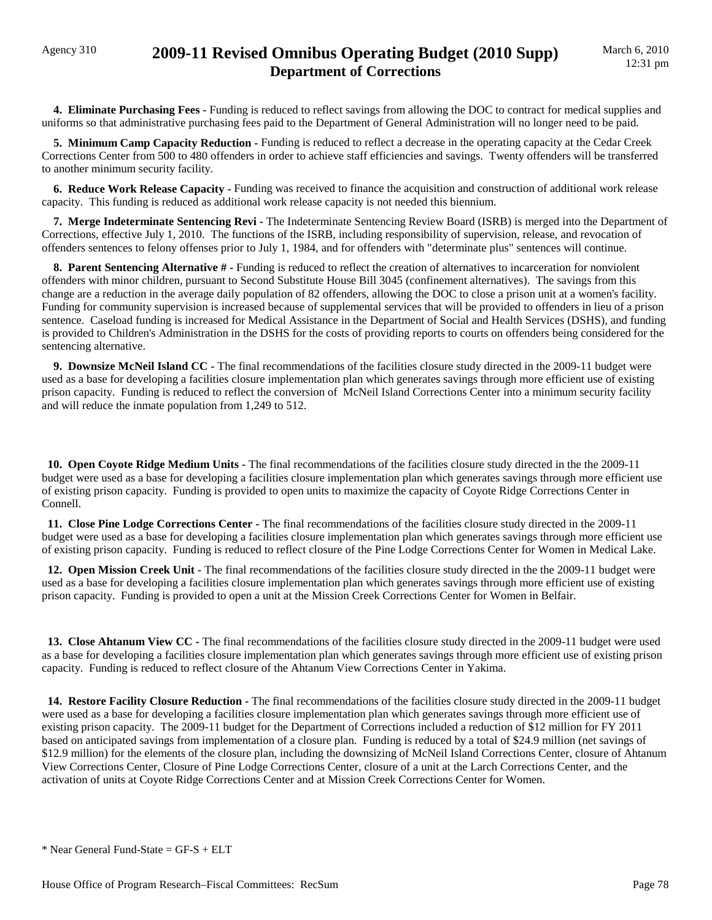**4. Eliminate Purchasing Fees -** Funding is reduced to reflect savings from allowing the DOC to contract for medical supplies and uniforms so that administrative purchasing fees paid to the Department of General Administration will no longer need to be paid.

**5. Minimum Camp Capacity Reduction -** Funding is reduced to reflect a decrease in the operating capacity at the Cedar Creek Corrections Center from 500 to 480 offenders in order to achieve staff efficiencies and savings. Twenty offenders will be transferred to another minimum security facility.

**6. Reduce Work Release Capacity -** Funding was received to finance the acquisition and construction of additional work release capacity. This funding is reduced as additional work release capacity is not needed this biennium.

**7. Merge Indeterminate Sentencing Revi -** The Indeterminate Sentencing Review Board (ISRB) is merged into the Department of Corrections, effective July 1, 2010. The functions of the ISRB, including responsibility of supervision, release, and revocation of offenders sentences to felony offenses prior to July 1, 1984, and for offenders with "determinate plus" sentences will continue.

**8. Parent Sentencing Alternative # -** Funding is reduced to reflect the creation of alternatives to incarceration for nonviolent offenders with minor children, pursuant to Second Substitute House Bill 3045 (confinement alternatives). The savings from this change are a reduction in the average daily population of 82 offenders, allowing the DOC to close a prison unit at a women's facility. Funding for community supervision is increased because of supplemental services that will be provided to offenders in lieu of a prison sentence. Caseload funding is increased for Medical Assistance in the Department of Social and Health Services (DSHS), and funding is provided to Children's Administration in the DSHS for the costs of providing reports to courts on offenders being considered for the sentencing alternative.

**9. Downsize McNeil Island CC -** The final recommendations of the facilities closure study directed in the 2009-11 budget were used as a base for developing a facilities closure implementation plan which generates savings through more efficient use of existing prison capacity. Funding is reduced to reflect the conversion of McNeil Island Corrections Center into a minimum security facility and will reduce the inmate population from 1,249 to 512.

**10. Open Coyote Ridge Medium Units -** The final recommendations of the facilities closure study directed in the the 2009-11 budget were used as a base for developing a facilities closure implementation plan which generates savings through more efficient use of existing prison capacity. Funding is provided to open units to maximize the capacity of Coyote Ridge Corrections Center in Connell.

**11. Close Pine Lodge Corrections Center -** The final recommendations of the facilities closure study directed in the 2009-11 budget were used as a base for developing a facilities closure implementation plan which generates savings through more efficient use of existing prison capacity. Funding is reduced to reflect closure of the Pine Lodge Corrections Center for Women in Medical Lake.

**12. Open Mission Creek Unit -** The final recommendations of the facilities closure study directed in the the 2009-11 budget were used as a base for developing a facilities closure implementation plan which generates savings through more efficient use of existing prison capacity. Funding is provided to open a unit at the Mission Creek Corrections Center for Women in Belfair.

**13. Close Ahtanum View CC -** The final recommendations of the facilities closure study directed in the 2009-11 budget were used as a base for developing a facilities closure implementation plan which generates savings through more efficient use of existing prison capacity. Funding is reduced to reflect closure of the Ahtanum View Corrections Center in Yakima.

**14. Restore Facility Closure Reduction -** The final recommendations of the facilities closure study directed in the 2009-11 budget were used as a base for developing a facilities closure implementation plan which generates savings through more efficient use of existing prison capacity. The 2009-11 budget for the Department of Corrections included a reduction of $12 million for FY 2011 based on anticipated savings from implementation of a closure plan. Funding is reduced by a total of $24.9 million (net savings of $12.9 million) for the elements of the closure plan, including the downsizing of McNeil Island Corrections Center, closure of Ahtanum View Corrections Center, Closure of Pine Lodge Corrections Center, closure of a unit at the Larch Corrections Center, and the activation of units at Coyote Ridge Corrections Center and at Mission Creek Corrections Center for Women.

* Near General Fund-State = GF-S + ELT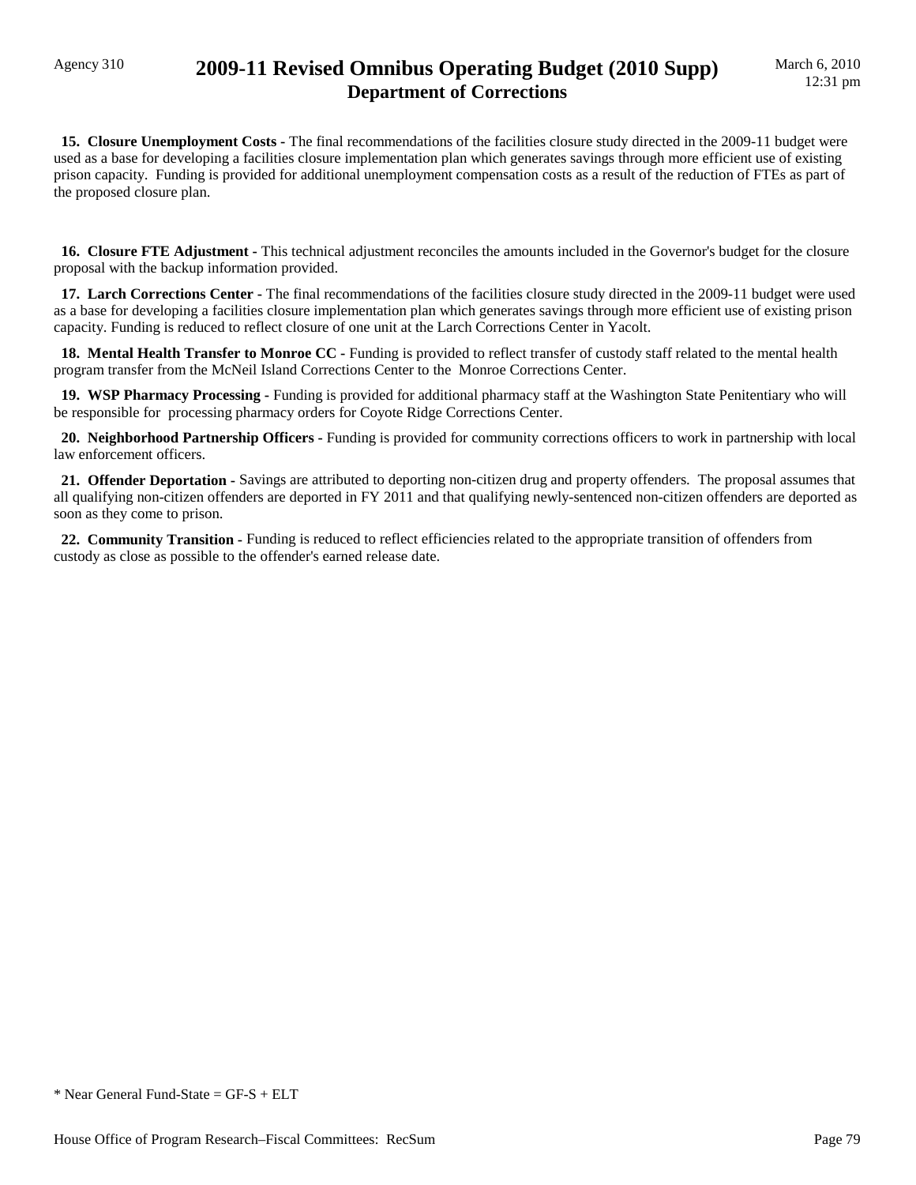**15. Closure Unemployment Costs -** The final recommendations of the facilities closure study directed in the 2009-11 budget were used as a base for developing a facilities closure implementation plan which generates savings through more efficient use of existing prison capacity. Funding is provided for additional unemployment compensation costs as a result of the reduction of FTEs as part of the proposed closure plan.

**16. Closure FTE Adjustment -** This technical adjustment reconciles the amounts included in the Governor's budget for the closure proposal with the backup information provided.

**17. Larch Corrections Center -** The final recommendations of the facilities closure study directed in the 2009-11 budget were used as a base for developing a facilities closure implementation plan which generates savings through more efficient use of existing prison capacity. Funding is reduced to reflect closure of one unit at the Larch Corrections Center in Yacolt.

**18. Mental Health Transfer to Monroe CC -** Funding is provided to reflect transfer of custody staff related to the mental health program transfer from the McNeil Island Corrections Center to the Monroe Corrections Center.

**19. WSP Pharmacy Processing -** Funding is provided for additional pharmacy staff at the Washington State Penitentiary who will be responsible for processing pharmacy orders for Coyote Ridge Corrections Center.

**20. Neighborhood Partnership Officers -** Funding is provided for community corrections officers to work in partnership with local law enforcement officers.

**21. Offender Deportation -** Savings are attributed to deporting non-citizen drug and property offenders. The proposal assumes that all qualifying non-citizen offenders are deported in FY 2011 and that qualifying newly-sentenced non-citizen offenders are deported as soon as they come to prison.

**22. Community Transition -** Funding is reduced to reflect efficiencies related to the appropriate transition of offenders from custody as close as possible to the offender's earned release date.

* Near General Fund-State = GF-S + ELT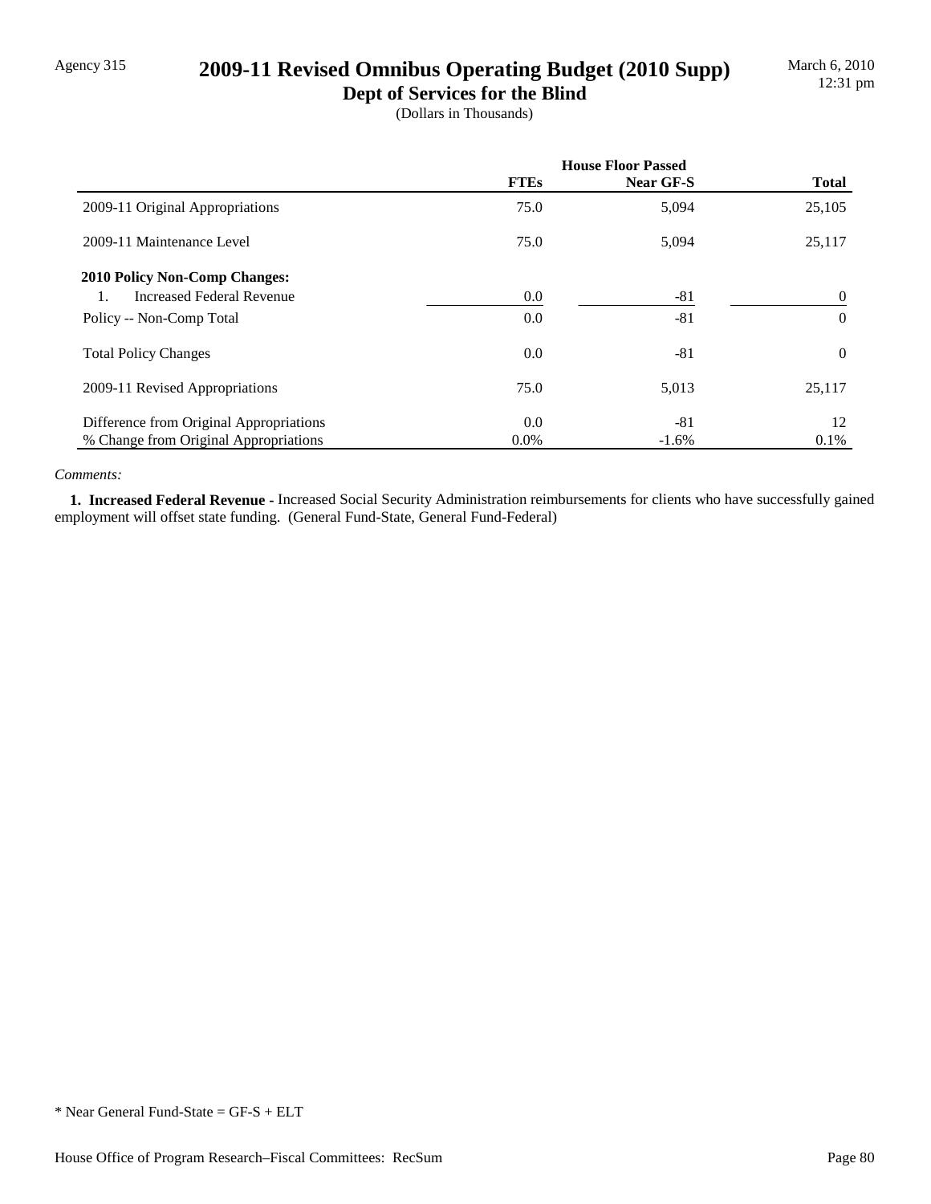Agency 315

# 2009-11 Revised Omnibus Operating Budget (2010 Supp)

## Dept of Services for the Blind

(Dollars in Thousands)

March 6, 2010
12:31 pm

| | House Floor Passed | | |
|---|---|---|---|
| | **FTEs** | **Near GF-S** | **Total** |
| 2009-11 Original Appropriations | 75.0 | 5,094 | 25,105 |
| 2009-11 Maintenance Level | 75.0 | 5,094 | 25,117 |
| **2010 Policy Non-Comp Changes:** | | | |
| 1. Increased Federal Revenue | 0.0 | -81 | 0 |
| Policy -- Non-Comp Total | 0.0 | -81 | 0 |
| Total Policy Changes | 0.0 | -81 | 0 |
| 2009-11 Revised Appropriations | 75.0 | 5,013 | 25,117 |
| Difference from Original Appropriations | 0.0 | -81 | 12 |
| % Change from Original Appropriations | 0.0% | -1.6% | 0.1% |

*Comments:*

**1. Increased Federal Revenue -** Increased Social Security Administration reimbursements for clients who have successfully gained employment will offset state funding. (General Fund-State, General Fund-Federal)

* Near General Fund-State = GF-S + ELT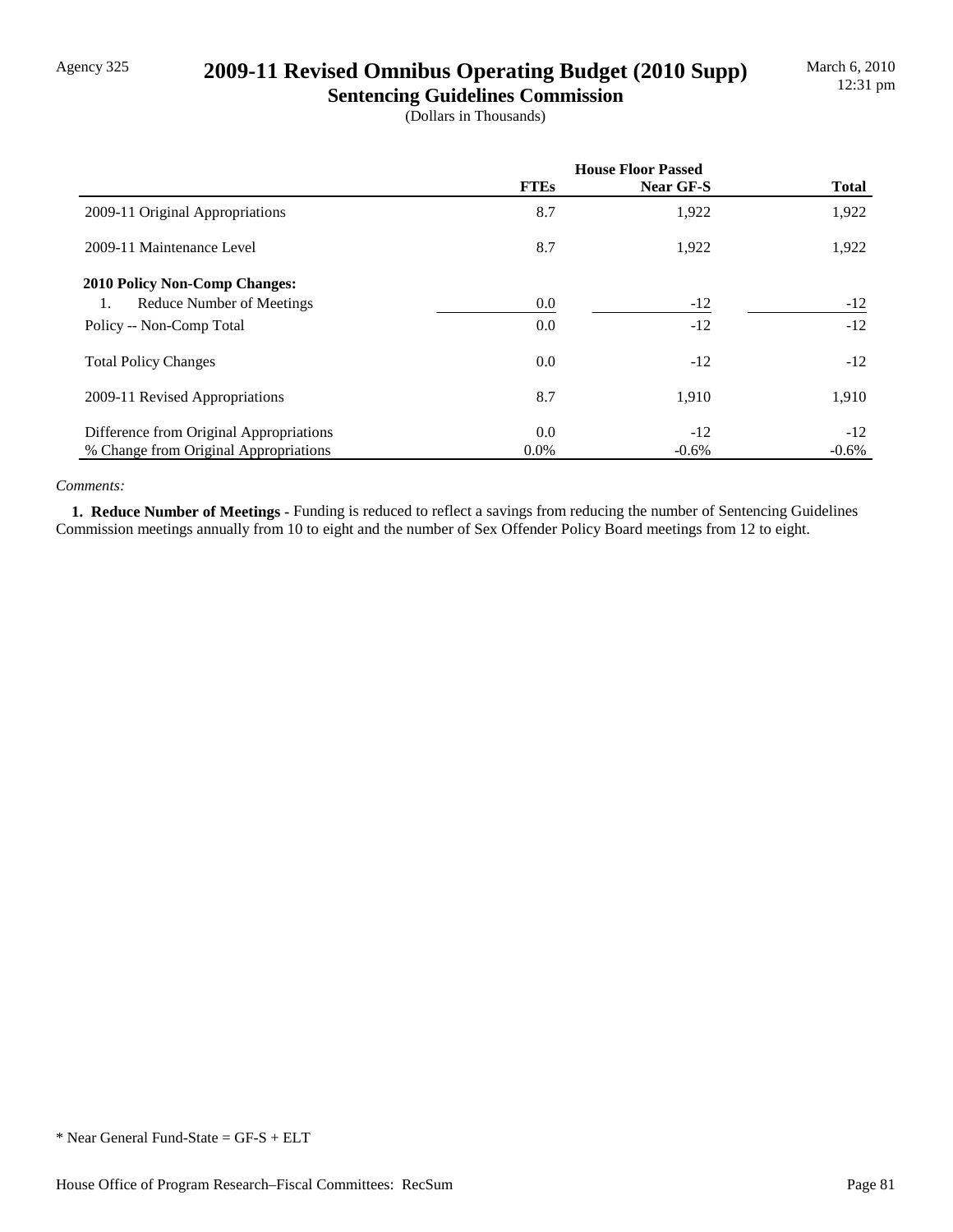Agency 325

# 2009-11 Revised Omnibus Operating Budget (2010 Supp)

## Sentencing Guidelines Commission

(Dollars in Thousands)

| | House Floor Passed | | |
|---|---|---|---|
| | **FTEs** | **Near GF-S** | **Total** |
| 2009-11 Original Appropriations | 8.7 | 1,922 | 1,922 |
| 2009-11 Maintenance Level | 8.7 | 1,922 | 1,922 |
| **2010 Policy Non-Comp Changes:** | | | |
| 1. Reduce Number of Meetings | 0.0 | -12 | -12 |
| Policy -- Non-Comp Total | 0.0 | -12 | -12 |
| Total Policy Changes | 0.0 | -12 | -12 |
| 2009-11 Revised Appropriations | 8.7 | 1,910 | 1,910 |
| Difference from Original Appropriations | 0.0 | -12 | -12 |
| % Change from Original Appropriations | 0.0% | -0.6% | -0.6% |

*Comments:*

**1. Reduce Number of Meetings -** Funding is reduced to reflect a savings from reducing the number of Sentencing Guidelines Commission meetings annually from 10 to eight and the number of Sex Offender Policy Board meetings from 12 to eight.

* Near General Fund-State = GF-S + ELT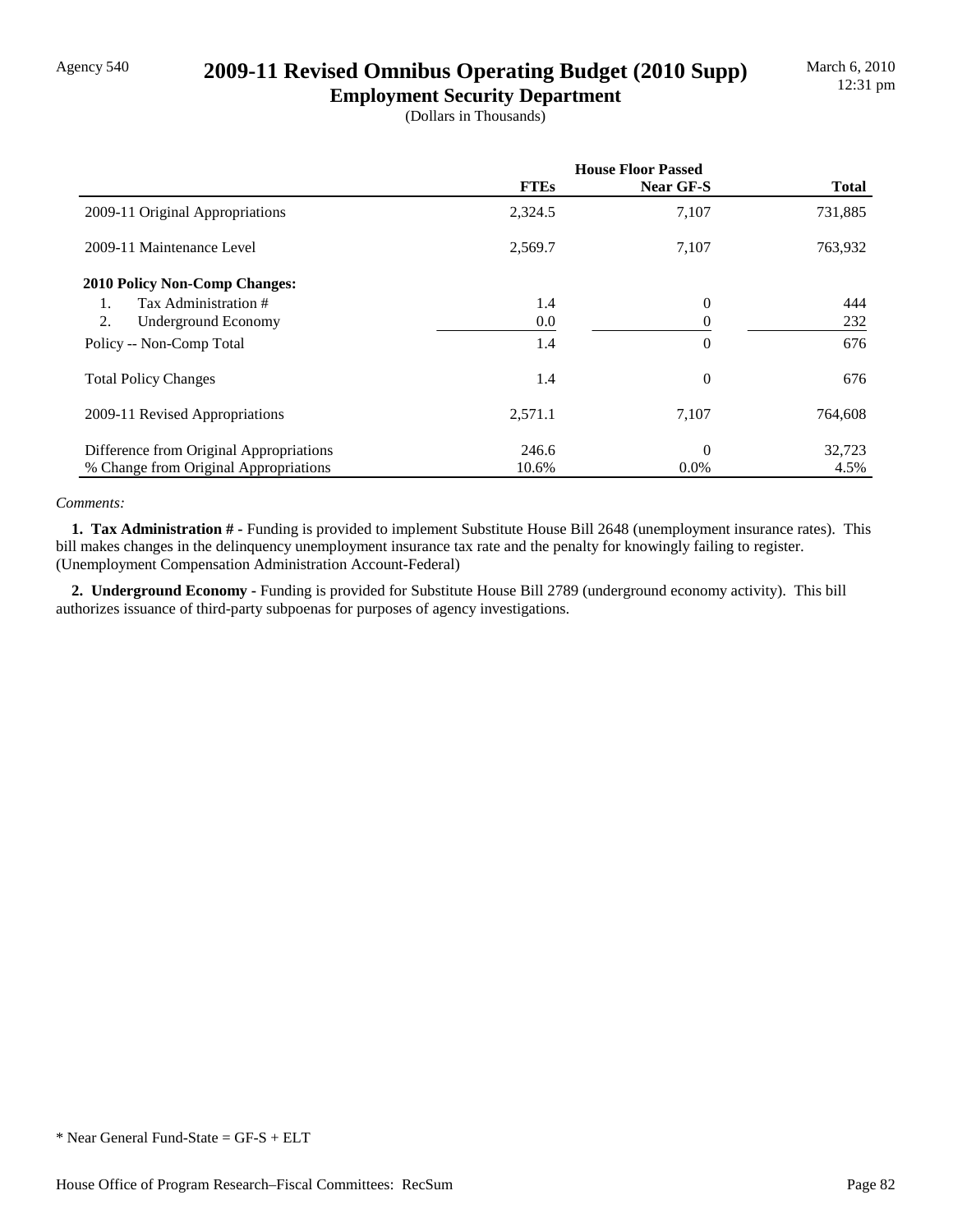Agency 540

# 2009-11 Revised Omnibus Operating Budget (2010 Supp)

## Employment Security Department

(Dollars in Thousands)

| | House Floor Passed | | |
|---|---|---|---|
| | **FTEs** | **Near GF-S** | **Total** |
| 2009-11 Original Appropriations | 2,324.5 | 7,107 | 731,885 |
| 2009-11 Maintenance Level | 2,569.7 | 7,107 | 763,932 |
| **2010 Policy Non-Comp Changes:** | | | |
| 1. Tax Administration # | 1.4 | 0 | 444 |
| 2. Underground Economy | 0.0 | 0 | 232 |
| Policy -- Non-Comp Total | 1.4 | 0 | 676 |
| Total Policy Changes | 1.4 | 0 | 676 |
| 2009-11 Revised Appropriations | 2,571.1 | 7,107 | 764,608 |
| Difference from Original Appropriations | 246.6 | 0 | 32,723 |
| % Change from Original Appropriations | 10.6% | 0.0% | 4.5% |

*Comments:*

**1. Tax Administration # -** Funding is provided to implement Substitute House Bill 2648 (unemployment insurance rates). This bill makes changes in the delinquency unemployment insurance tax rate and the penalty for knowingly failing to register. (Unemployment Compensation Administration Account-Federal)

**2. Underground Economy -** Funding is provided for Substitute House Bill 2789 (underground economy activity). This bill authorizes issuance of third-party subpoenas for purposes of agency investigations.

* Near General Fund-State = GF-S + ELT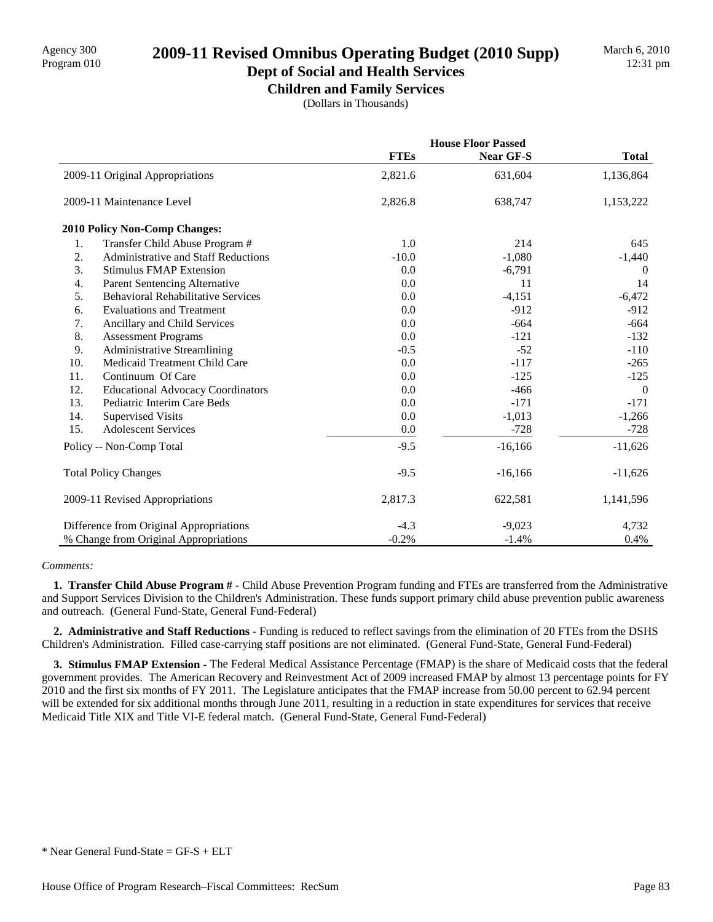# 2009-11 Revised Omnibus Operating Budget (2010 Supp)

## Dept of Social and Health Services

### Children and Family Services

(Dollars in Thousands)

| | House Floor Passed | | |
|---|---|---|---|
| | **FTEs** | **Near GF-S** | **Total** |
| 2009-11 Original Appropriations | 2,821.6 | 631,604 | 1,136,864 |
| 2009-11 Maintenance Level | 2,826.8 | 638,747 | 1,153,222 |
| **2010 Policy Non-Comp Changes:** | | | |
| 1. Transfer Child Abuse Program # | 1.0 | 214 | 645 |
| 2. Administrative and Staff Reductions | -10.0 | -1,080 | -1,440 |
| 3. Stimulus FMAP Extension | 0.0 | -6,791 | 0 |
| 4. Parent Sentencing Alternative | 0.0 | 11 | 14 |
| 5. Behavioral Rehabilitative Services | 0.0 | -4,151 | -6,472 |
| 6. Evaluations and Treatment | 0.0 | -912 | -912 |
| 7. Ancillary and Child Services | 0.0 | -664 | -664 |
| 8. Assessment Programs | 0.0 | -121 | -132 |
| 9. Administrative Streamlining | -0.5 | -52 | -110 |
| 10. Medicaid Treatment Child Care | 0.0 | -117 | -265 |
| 11. Continuum Of Care | 0.0 | -125 | -125 |
| 12. Educational Advocacy Coordinators | 0.0 | -466 | 0 |
| 13. Pediatric Interim Care Beds | 0.0 | -171 | -171 |
| 14. Supervised Visits | 0.0 | -1,013 | -1,266 |
| 15. Adolescent Services | 0.0 | -728 | -728 |
| Policy -- Non-Comp Total | -9.5 | -16,166 | -11,626 |
| Total Policy Changes | -9.5 | -16,166 | -11,626 |
| 2009-11 Revised Appropriations | 2,817.3 | 622,581 | 1,141,596 |
| Difference from Original Appropriations | -4.3 | -9,023 | 4,732 |
| % Change from Original Appropriations | -0.2% | -1.4% | 0.4% |

*Comments:*

**1. Transfer Child Abuse Program # -** Child Abuse Prevention Program funding and FTEs are transferred from the Administrative and Support Services Division to the Children's Administration. These funds support primary child abuse prevention public awareness and outreach. (General Fund-State, General Fund-Federal)

**2. Administrative and Staff Reductions -** Funding is reduced to reflect savings from the elimination of 20 FTEs from the DSHS Children's Administration. Filled case-carrying staff positions are not eliminated. (General Fund-State, General Fund-Federal)

**3. Stimulus FMAP Extension -** The Federal Medical Assistance Percentage (FMAP) is the share of Medicaid costs that the federal government provides. The American Recovery and Reinvestment Act of 2009 increased FMAP by almost 13 percentage points for FY 2010 and the first six months of FY 2011. The Legislature anticipates that the FMAP increase from 50.00 percent to 62.94 percent will be extended for six additional months through June 2011, resulting in a reduction in state expenditures for services that receive Medicaid Title XIX and Title VI-E federal match. (General Fund-State, General Fund-Federal)

* Near General Fund-State = GF-S + ELT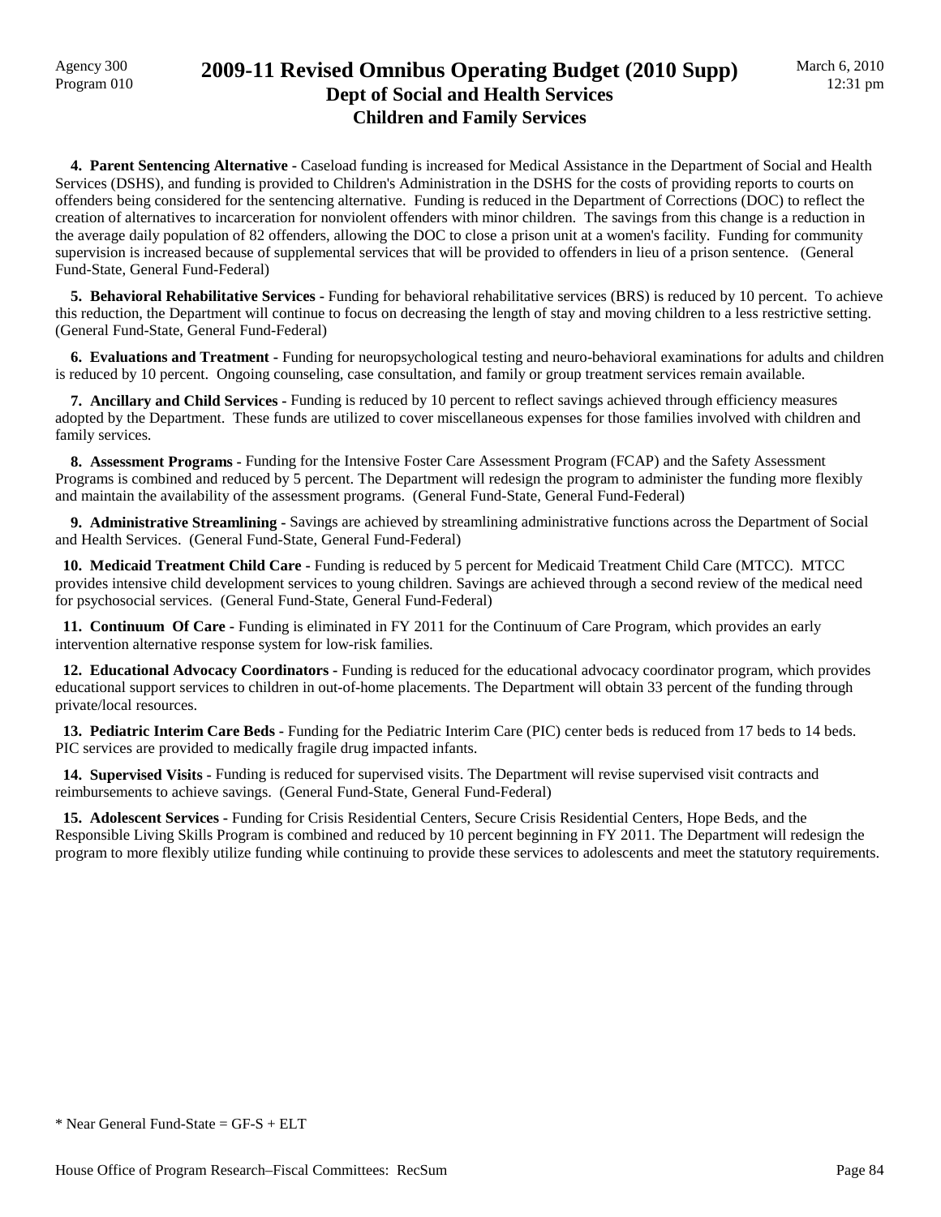# 2009-11 Revised Omnibus Operating Budget (2010 Supp)
## Dept of Social and Health Services
### Children and Family Services

Agency 300
Program 010

March 6, 2010
12:31 pm

**4. Parent Sentencing Alternative -** Caseload funding is increased for Medical Assistance in the Department of Social and Health Services (DSHS), and funding is provided to Children's Administration in the DSHS for the costs of providing reports to courts on offenders being considered for the sentencing alternative. Funding is reduced in the Department of Corrections (DOC) to reflect the creation of alternatives to incarceration for nonviolent offenders with minor children. The savings from this change is a reduction in the average daily population of 82 offenders, allowing the DOC to close a prison unit at a women's facility. Funding for community supervision is increased because of supplemental services that will be provided to offenders in lieu of a prison sentence. (General Fund-State, General Fund-Federal)

**5. Behavioral Rehabilitative Services -** Funding for behavioral rehabilitative services (BRS) is reduced by 10 percent. To achieve this reduction, the Department will continue to focus on decreasing the length of stay and moving children to a less restrictive setting. (General Fund-State, General Fund-Federal)

**6. Evaluations and Treatment -** Funding for neuropsychological testing and neuro-behavioral examinations for adults and children is reduced by 10 percent. Ongoing counseling, case consultation, and family or group treatment services remain available.

**7. Ancillary and Child Services -** Funding is reduced by 10 percent to reflect savings achieved through efficiency measures adopted by the Department. These funds are utilized to cover miscellaneous expenses for those families involved with children and family services.

**8. Assessment Programs -** Funding for the Intensive Foster Care Assessment Program (FCAP) and the Safety Assessment Programs is combined and reduced by 5 percent. The Department will redesign the program to administer the funding more flexibly and maintain the availability of the assessment programs. (General Fund-State, General Fund-Federal)

**9. Administrative Streamlining -** Savings are achieved by streamlining administrative functions across the Department of Social and Health Services. (General Fund-State, General Fund-Federal)

**10. Medicaid Treatment Child Care -** Funding is reduced by 5 percent for Medicaid Treatment Child Care (MTCC). MTCC provides intensive child development services to young children. Savings are achieved through a second review of the medical need for psychosocial services. (General Fund-State, General Fund-Federal)

**11. Continuum Of Care -** Funding is eliminated in FY 2011 for the Continuum of Care Program, which provides an early intervention alternative response system for low-risk families.

**12. Educational Advocacy Coordinators -** Funding is reduced for the educational advocacy coordinator program, which provides educational support services to children in out-of-home placements. The Department will obtain 33 percent of the funding through private/local resources.

**13. Pediatric Interim Care Beds -** Funding for the Pediatric Interim Care (PIC) center beds is reduced from 17 beds to 14 beds. PIC services are provided to medically fragile drug impacted infants.

**14. Supervised Visits -** Funding is reduced for supervised visits. The Department will revise supervised visit contracts and reimbursements to achieve savings. (General Fund-State, General Fund-Federal)

**15. Adolescent Services -** Funding for Crisis Residential Centers, Secure Crisis Residential Centers, Hope Beds, and the Responsible Living Skills Program is combined and reduced by 10 percent beginning in FY 2011. The Department will redesign the program to more flexibly utilize funding while continuing to provide these services to adolescents and meet the statutory requirements.

* Near General Fund-State = GF-S + ELT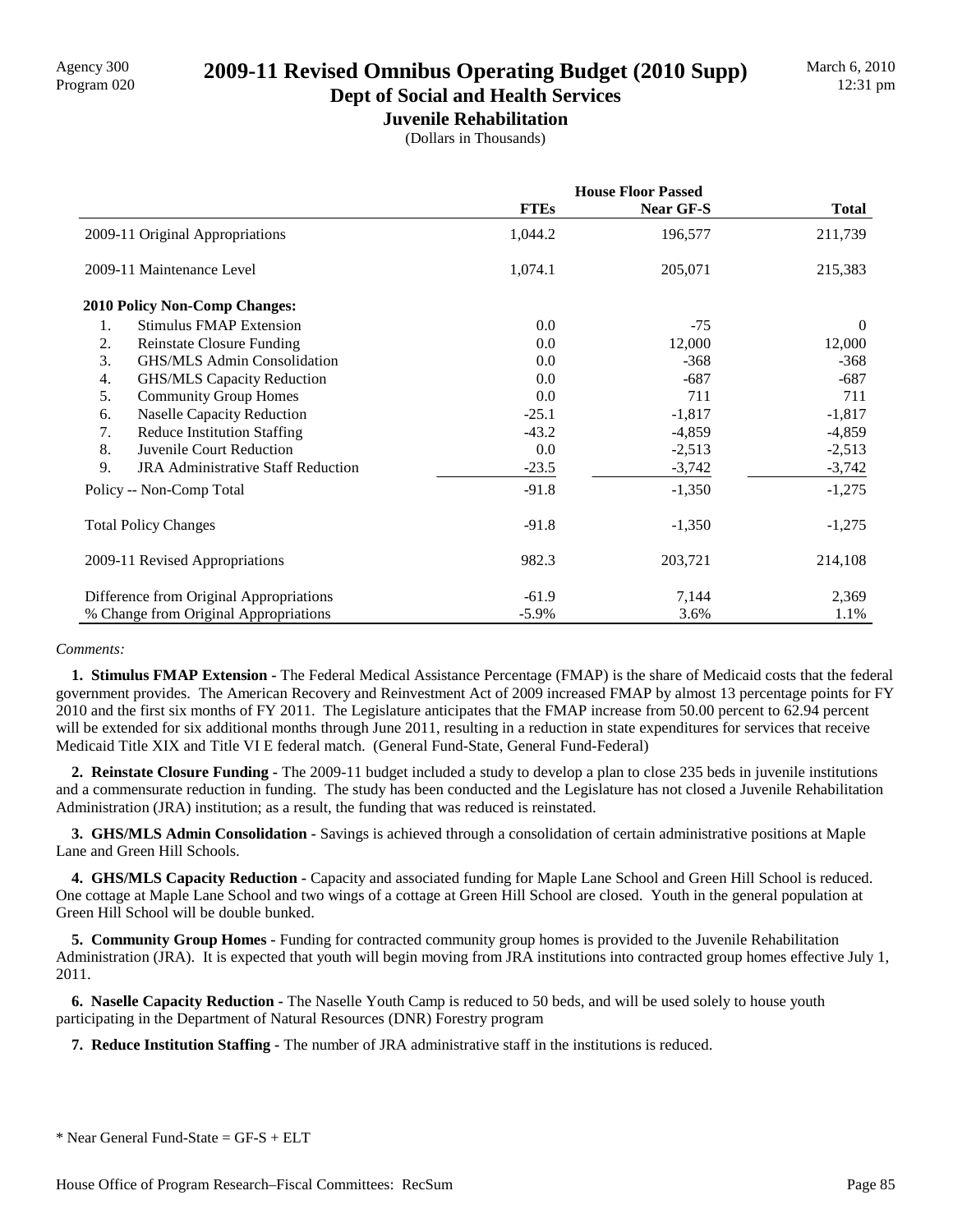Agency 300
Program 020

# 2009-11 Revised Omnibus Operating Budget (2010 Supp)

## Dept of Social and Health Services

### Juvenile Rehabilitation

(Dollars in Thousands)

March 6, 2010
12:31 pm

| | House Floor Passed | | |
|---|---|---|---|
| | **FTEs** | **Near GF-S** | **Total** |
| 2009-11 Original Appropriations | 1,044.2 | 196,577 | 211,739 |
| 2009-11 Maintenance Level | 1,074.1 | 205,071 | 215,383 |
| **2010 Policy Non-Comp Changes:** | | | |
| 1. Stimulus FMAP Extension | 0.0 | -75 | 0 |
| 2. Reinstate Closure Funding | 0.0 | 12,000 | 12,000 |
| 3. GHS/MLS Admin Consolidation | 0.0 | -368 | -368 |
| 4. GHS/MLS Capacity Reduction | 0.0 | -687 | -687 |
| 5. Community Group Homes | 0.0 | 711 | 711 |
| 6. Naselle Capacity Reduction | -25.1 | -1,817 | -1,817 |
| 7. Reduce Institution Staffing | -43.2 | -4,859 | -4,859 |
| 8. Juvenile Court Reduction | 0.0 | -2,513 | -2,513 |
| 9. JRA Administrative Staff Reduction | -23.5 | -3,742 | -3,742 |
| Policy -- Non-Comp Total | -91.8 | -1,350 | -1,275 |
| Total Policy Changes | -91.8 | -1,350 | -1,275 |
| 2009-11 Revised Appropriations | 982.3 | 203,721 | 214,108 |
| Difference from Original Appropriations | -61.9 | 7,144 | 2,369 |
| % Change from Original Appropriations | -5.9% | 3.6% | 1.1% |

*Comments:*

**1. Stimulus FMAP Extension -** The Federal Medical Assistance Percentage (FMAP) is the share of Medicaid costs that the federal government provides. The American Recovery and Reinvestment Act of 2009 increased FMAP by almost 13 percentage points for FY 2010 and the first six months of FY 2011. The Legislature anticipates that the FMAP increase from 50.00 percent to 62.94 percent will be extended for six additional months through June 2011, resulting in a reduction in state expenditures for services that receive Medicaid Title XIX and Title VI E federal match. (General Fund-State, General Fund-Federal)

**2. Reinstate Closure Funding -** The 2009-11 budget included a study to develop a plan to close 235 beds in juvenile institutions and a commensurate reduction in funding. The study has been conducted and the Legislature has not closed a Juvenile Rehabilitation Administration (JRA) institution; as a result, the funding that was reduced is reinstated.

**3. GHS/MLS Admin Consolidation -** Savings is achieved through a consolidation of certain administrative positions at Maple Lane and Green Hill Schools.

**4. GHS/MLS Capacity Reduction -** Capacity and associated funding for Maple Lane School and Green Hill School is reduced. One cottage at Maple Lane School and two wings of a cottage at Green Hill School are closed. Youth in the general population at Green Hill School will be double bunked.

**5. Community Group Homes -** Funding for contracted community group homes is provided to the Juvenile Rehabilitation Administration (JRA). It is expected that youth will begin moving from JRA institutions into contracted group homes effective July 1, 2011.

**6. Naselle Capacity Reduction -** The Naselle Youth Camp is reduced to 50 beds, and will be used solely to house youth participating in the Department of Natural Resources (DNR) Forestry program

**7. Reduce Institution Staffing -** The number of JRA administrative staff in the institutions is reduced.

\* Near General Fund-State = GF-S + ELT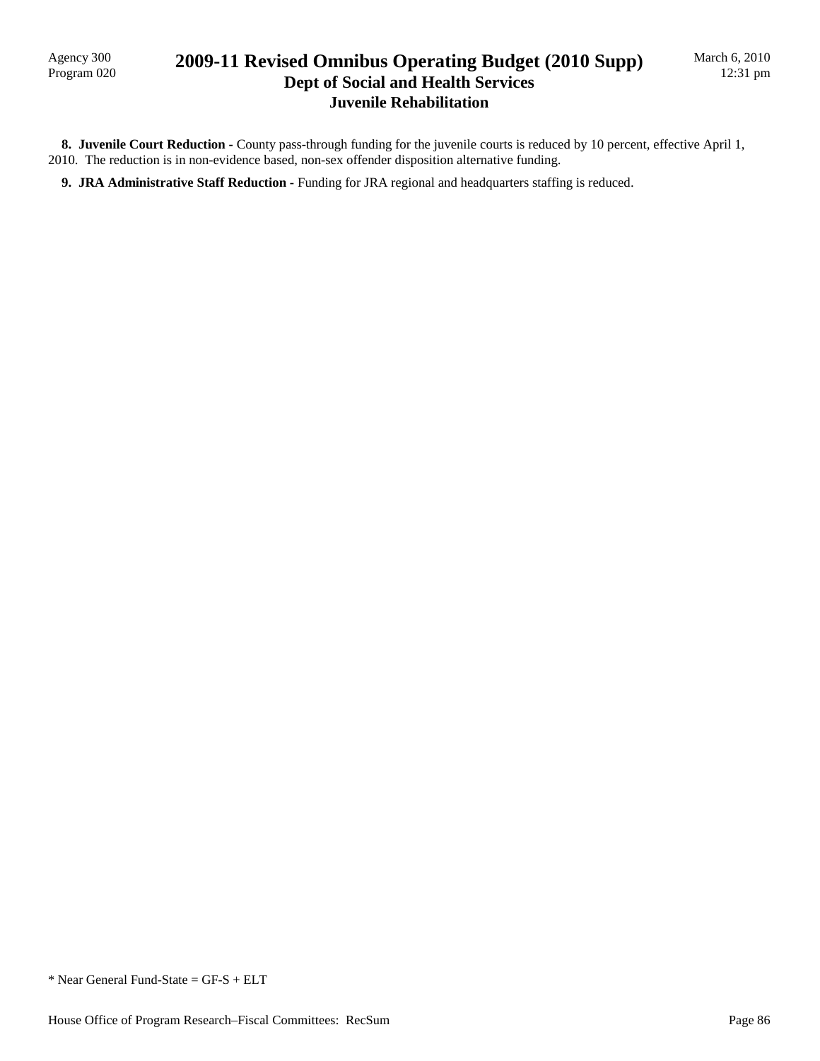**8. Juvenile Court Reduction -** County pass-through funding for the juvenile courts is reduced by 10 percent, effective April 1, 2010. The reduction is in non-evidence based, non-sex offender disposition alternative funding.

**9. JRA Administrative Staff Reduction -** Funding for JRA regional and headquarters staffing is reduced.

* Near General Fund-State = GF-S + ELT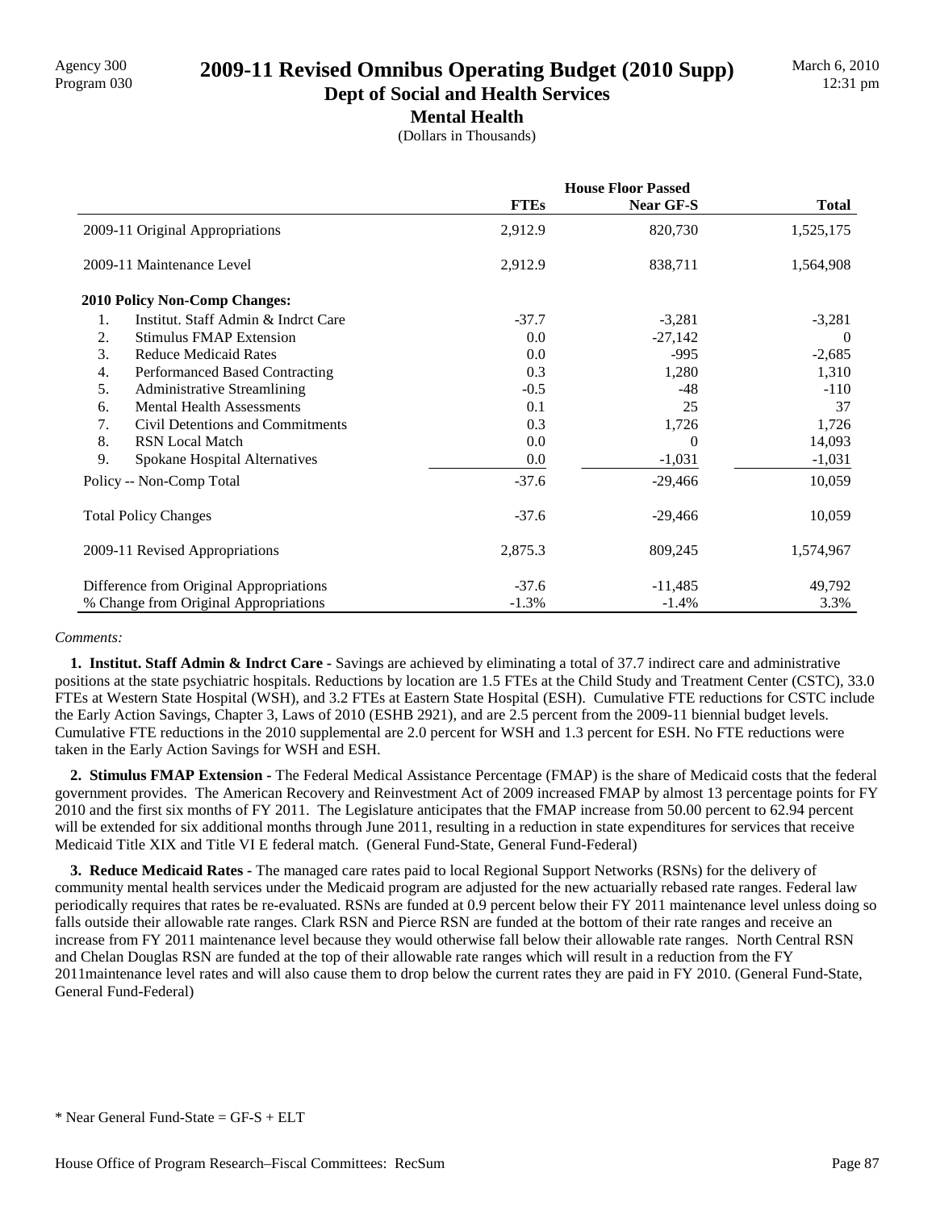# 2009-11 Revised Omnibus Operating Budget (2010 Supp)

## Dept of Social and Health Services

### Mental Health

(Dollars in Thousands)

| | House Floor Passed | | |
|---|---|---|---|
| | FTEs | Near GF-S | Total |
| 2009-11 Original Appropriations | 2,912.9 | 820,730 | 1,525,175 |
| 2009-11 Maintenance Level | 2,912.9 | 838,711 | 1,564,908 |
| **2010 Policy Non-Comp Changes:** | | | |
| 1. Institut. Staff Admin & Indrct Care | -37.7 | -3,281 | -3,281 |
| 2. Stimulus FMAP Extension | 0.0 | -27,142 | 0 |
| 3. Reduce Medicaid Rates | 0.0 | -995 | -2,685 |
| 4. Performanced Based Contracting | 0.3 | 1,280 | 1,310 |
| 5. Administrative Streamlining | -0.5 | -48 | -110 |
| 6. Mental Health Assessments | 0.1 | 25 | 37 |
| 7. Civil Detentions and Commitments | 0.3 | 1,726 | 1,726 |
| 8. RSN Local Match | 0.0 | 0 | 14,093 |
| 9. Spokane Hospital Alternatives | 0.0 | -1,031 | -1,031 |
| Policy -- Non-Comp Total | -37.6 | -29,466 | 10,059 |
| Total Policy Changes | -37.6 | -29,466 | 10,059 |
| 2009-11 Revised Appropriations | 2,875.3 | 809,245 | 1,574,967 |
| Difference from Original Appropriations | -37.6 | -11,485 | 49,792 |
| % Change from Original Appropriations | -1.3% | -1.4% | 3.3% |

*Comments:*

**1. Institut. Staff Admin & Indrct Care -** Savings are achieved by eliminating a total of 37.7 indirect care and administrative positions at the state psychiatric hospitals. Reductions by location are 1.5 FTEs at the Child Study and Treatment Center (CSTC), 33.0 FTEs at Western State Hospital (WSH), and 3.2 FTEs at Eastern State Hospital (ESH). Cumulative FTE reductions for CSTC include the Early Action Savings, Chapter 3, Laws of 2010 (ESHB 2921), and are 2.5 percent from the 2009-11 biennial budget levels. Cumulative FTE reductions in the 2010 supplemental are 2.0 percent for WSH and 1.3 percent for ESH. No FTE reductions were taken in the Early Action Savings for WSH and ESH.

**2. Stimulus FMAP Extension -** The Federal Medical Assistance Percentage (FMAP) is the share of Medicaid costs that the federal government provides. The American Recovery and Reinvestment Act of 2009 increased FMAP by almost 13 percentage points for FY 2010 and the first six months of FY 2011. The Legislature anticipates that the FMAP increase from 50.00 percent to 62.94 percent will be extended for six additional months through June 2011, resulting in a reduction in state expenditures for services that receive Medicaid Title XIX and Title VI E federal match. (General Fund-State, General Fund-Federal)

**3. Reduce Medicaid Rates -** The managed care rates paid to local Regional Support Networks (RSNs) for the delivery of community mental health services under the Medicaid program are adjusted for the new actuarially rebased rate ranges. Federal law periodically requires that rates be re-evaluated. RSNs are funded at 0.9 percent below their FY 2011 maintenance level unless doing so falls outside their allowable rate ranges. Clark RSN and Pierce RSN are funded at the bottom of their rate ranges and receive an increase from FY 2011 maintenance level because they would otherwise fall below their allowable rate ranges. North Central RSN and Chelan Douglas RSN are funded at the top of their allowable rate ranges which will result in a reduction from the FY 2011maintenance level rates and will also cause them to drop below the current rates they are paid in FY 2010. (General Fund-State, General Fund-Federal)

\* Near General Fund-State = GF-S + ELT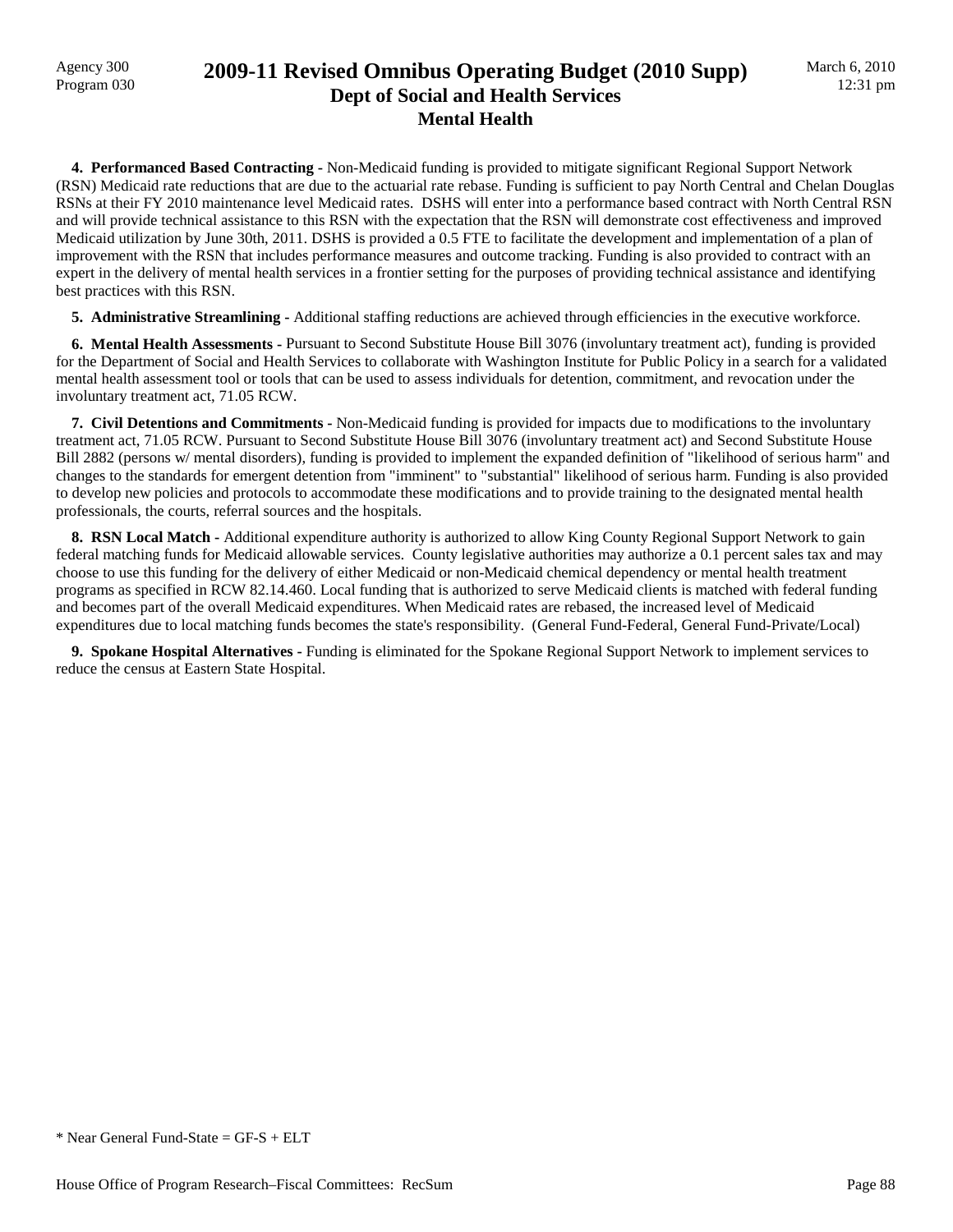**4. Performanced Based Contracting -** Non-Medicaid funding is provided to mitigate significant Regional Support Network (RSN) Medicaid rate reductions that are due to the actuarial rate rebase. Funding is sufficient to pay North Central and Chelan Douglas RSNs at their FY 2010 maintenance level Medicaid rates. DSHS will enter into a performance based contract with North Central RSN and will provide technical assistance to this RSN with the expectation that the RSN will demonstrate cost effectiveness and improved Medicaid utilization by June 30th, 2011. DSHS is provided a 0.5 FTE to facilitate the development and implementation of a plan of improvement with the RSN that includes performance measures and outcome tracking. Funding is also provided to contract with an expert in the delivery of mental health services in a frontier setting for the purposes of providing technical assistance and identifying best practices with this RSN.

**5. Administrative Streamlining -** Additional staffing reductions are achieved through efficiencies in the executive workforce.

**6. Mental Health Assessments -** Pursuant to Second Substitute House Bill 3076 (involuntary treatment act), funding is provided for the Department of Social and Health Services to collaborate with Washington Institute for Public Policy in a search for a validated mental health assessment tool or tools that can be used to assess individuals for detention, commitment, and revocation under the involuntary treatment act, 71.05 RCW.

**7. Civil Detentions and Commitments -** Non-Medicaid funding is provided for impacts due to modifications to the involuntary treatment act, 71.05 RCW. Pursuant to Second Substitute House Bill 3076 (involuntary treatment act) and Second Substitute House Bill 2882 (persons w/ mental disorders), funding is provided to implement the expanded definition of "likelihood of serious harm" and changes to the standards for emergent detention from "imminent" to "substantial" likelihood of serious harm. Funding is also provided to develop new policies and protocols to accommodate these modifications and to provide training to the designated mental health professionals, the courts, referral sources and the hospitals.

**8. RSN Local Match -** Additional expenditure authority is authorized to allow King County Regional Support Network to gain federal matching funds for Medicaid allowable services. County legislative authorities may authorize a 0.1 percent sales tax and may choose to use this funding for the delivery of either Medicaid or non-Medicaid chemical dependency or mental health treatment programs as specified in RCW 82.14.460. Local funding that is authorized to serve Medicaid clients is matched with federal funding and becomes part of the overall Medicaid expenditures. When Medicaid rates are rebased, the increased level of Medicaid expenditures due to local matching funds becomes the state's responsibility. (General Fund-Federal, General Fund-Private/Local)

**9. Spokane Hospital Alternatives -** Funding is eliminated for the Spokane Regional Support Network to implement services to reduce the census at Eastern State Hospital.

* Near General Fund-State = GF-S + ELT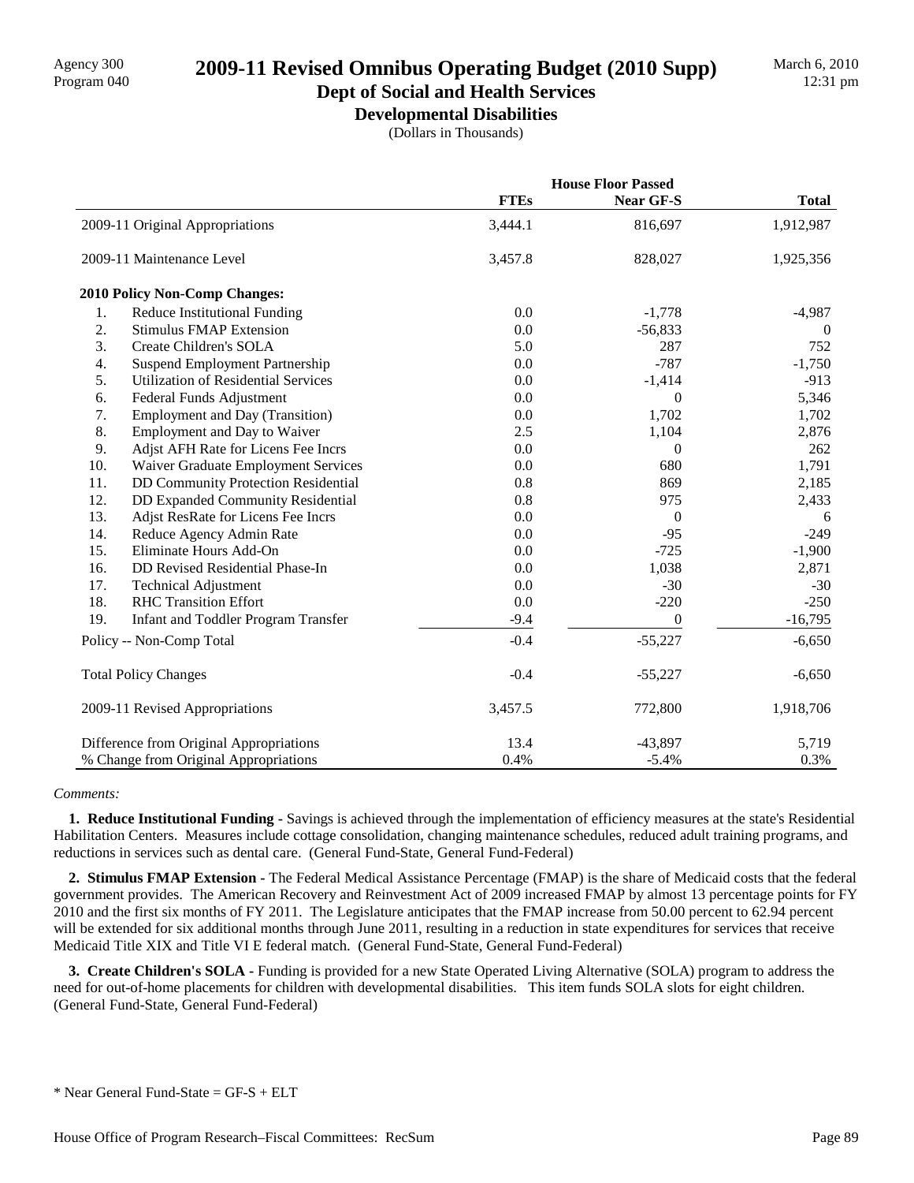# 2009-11 Revised Omnibus Operating Budget (2010 Supp)

## Dept of Social and Health Services

### Developmental Disabilities

(Dollars in Thousands)

| | House Floor Passed | | |
|---|---|---|---|
| | **FTEs** | **Near GF-S** | **Total** |
| 2009-11 Original Appropriations | 3,444.1 | 816,697 | 1,912,987 |
| 2009-11 Maintenance Level | 3,457.8 | 828,027 | 1,925,356 |
| **2010 Policy Non-Comp Changes:** | | | |
| 1. Reduce Institutional Funding | 0.0 | -1,778 | -4,987 |
| 2. Stimulus FMAP Extension | 0.0 | -56,833 | 0 |
| 3. Create Children's SOLA | 5.0 | 287 | 752 |
| 4. Suspend Employment Partnership | 0.0 | -787 | -1,750 |
| 5. Utilization of Residential Services | 0.0 | -1,414 | -913 |
| 6. Federal Funds Adjustment | 0.0 | 0 | 5,346 |
| 7. Employment and Day (Transition) | 0.0 | 1,702 | 1,702 |
| 8. Employment and Day to Waiver | 2.5 | 1,104 | 2,876 |
| 9. Adjst AFH Rate for Licens Fee Incrs | 0.0 | 0 | 262 |
| 10. Waiver Graduate Employment Services | 0.0 | 680 | 1,791 |
| 11. DD Community Protection Residential | 0.8 | 869 | 2,185 |
| 12. DD Expanded Community Residential | 0.8 | 975 | 2,433 |
| 13. Adjst ResRate for Licens Fee Incrs | 0.0 | 0 | 6 |
| 14. Reduce Agency Admin Rate | 0.0 | -95 | -249 |
| 15. Eliminate Hours Add-On | 0.0 | -725 | -1,900 |
| 16. DD Revised Residential Phase-In | 0.0 | 1,038 | 2,871 |
| 17. Technical Adjustment | 0.0 | -30 | -30 |
| 18. RHC Transition Effort | 0.0 | -220 | -250 |
| 19. Infant and Toddler Program Transfer | -9.4 | 0 | -16,795 |
| Policy -- Non-Comp Total | -0.4 | -55,227 | -6,650 |
| Total Policy Changes | -0.4 | -55,227 | -6,650 |
| 2009-11 Revised Appropriations | 3,457.5 | 772,800 | 1,918,706 |
| Difference from Original Appropriations | 13.4 | -43,897 | 5,719 |
| % Change from Original Appropriations | 0.4% | -5.4% | 0.3% |

*Comments:*

**1. Reduce Institutional Funding -** Savings is achieved through the implementation of efficiency measures at the state's Residential Habilitation Centers. Measures include cottage consolidation, changing maintenance schedules, reduced adult training programs, and reductions in services such as dental care. (General Fund-State, General Fund-Federal)

**2. Stimulus FMAP Extension -** The Federal Medical Assistance Percentage (FMAP) is the share of Medicaid costs that the federal government provides. The American Recovery and Reinvestment Act of 2009 increased FMAP by almost 13 percentage points for FY 2010 and the first six months of FY 2011. The Legislature anticipates that the FMAP increase from 50.00 percent to 62.94 percent will be extended for six additional months through June 2011, resulting in a reduction in state expenditures for services that receive Medicaid Title XIX and Title VI E federal match. (General Fund-State, General Fund-Federal)

**3. Create Children's SOLA -** Funding is provided for a new State Operated Living Alternative (SOLA) program to address the need for out-of-home placements for children with developmental disabilities. This item funds SOLA slots for eight children. (General Fund-State, General Fund-Federal)

\* Near General Fund-State = GF-S + ELT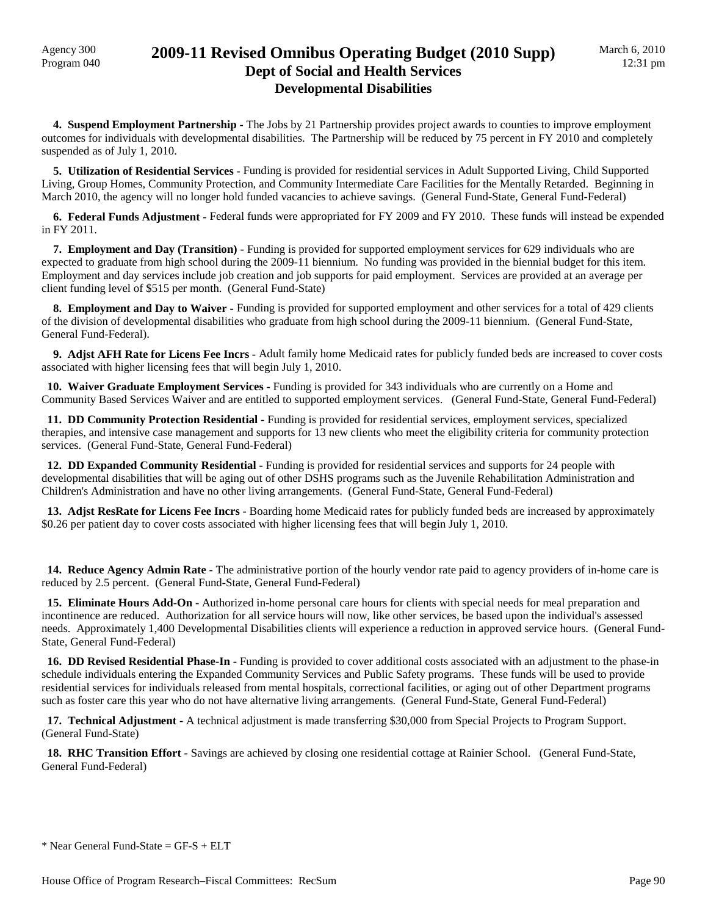# 2009-11 Revised Omnibus Operating Budget (2010 Supp)
## Dept of Social and Health Services
### Developmental Disabilities

**4. Suspend Employment Partnership -** The Jobs by 21 Partnership provides project awards to counties to improve employment outcomes for individuals with developmental disabilities. The Partnership will be reduced by 75 percent in FY 2010 and completely suspended as of July 1, 2010.

**5. Utilization of Residential Services -** Funding is provided for residential services in Adult Supported Living, Child Supported Living, Group Homes, Community Protection, and Community Intermediate Care Facilities for the Mentally Retarded. Beginning in March 2010, the agency will no longer hold funded vacancies to achieve savings. (General Fund-State, General Fund-Federal)

**6. Federal Funds Adjustment -** Federal funds were appropriated for FY 2009 and FY 2010. These funds will instead be expended in FY 2011.

**7. Employment and Day (Transition) -** Funding is provided for supported employment services for 629 individuals who are expected to graduate from high school during the 2009-11 biennium. No funding was provided in the biennial budget for this item. Employment and day services include job creation and job supports for paid employment. Services are provided at an average per client funding level of $515 per month. (General Fund-State)

**8. Employment and Day to Waiver -** Funding is provided for supported employment and other services for a total of 429 clients of the division of developmental disabilities who graduate from high school during the 2009-11 biennium. (General Fund-State, General Fund-Federal).

**9. Adjst AFH Rate for Licens Fee Incrs -** Adult family home Medicaid rates for publicly funded beds are increased to cover costs associated with higher licensing fees that will begin July 1, 2010.

**10. Waiver Graduate Employment Services -** Funding is provided for 343 individuals who are currently on a Home and Community Based Services Waiver and are entitled to supported employment services. (General Fund-State, General Fund-Federal)

**11. DD Community Protection Residential -** Funding is provided for residential services, employment services, specialized therapies, and intensive case management and supports for 13 new clients who meet the eligibility criteria for community protection services. (General Fund-State, General Fund-Federal)

**12. DD Expanded Community Residential -** Funding is provided for residential services and supports for 24 people with developmental disabilities that will be aging out of other DSHS programs such as the Juvenile Rehabilitation Administration and Children's Administration and have no other living arrangements. (General Fund-State, General Fund-Federal)

**13. Adjst ResRate for Licens Fee Incrs -** Boarding home Medicaid rates for publicly funded beds are increased by approximately $0.26 per patient day to cover costs associated with higher licensing fees that will begin July 1, 2010.

**14. Reduce Agency Admin Rate -** The administrative portion of the hourly vendor rate paid to agency providers of in-home care is reduced by 2.5 percent. (General Fund-State, General Fund-Federal)

**15. Eliminate Hours Add-On -** Authorized in-home personal care hours for clients with special needs for meal preparation and incontinence are reduced. Authorization for all service hours will now, like other services, be based upon the individual's assessed needs. Approximately 1,400 Developmental Disabilities clients will experience a reduction in approved service hours. (General Fund-State, General Fund-Federal)

**16. DD Revised Residential Phase-In -** Funding is provided to cover additional costs associated with an adjustment to the phase-in schedule individuals entering the Expanded Community Services and Public Safety programs. These funds will be used to provide residential services for individuals released from mental hospitals, correctional facilities, or aging out of other Department programs such as foster care this year who do not have alternative living arrangements. (General Fund-State, General Fund-Federal)

**17. Technical Adjustment -** A technical adjustment is made transferring $30,000 from Special Projects to Program Support. (General Fund-State)

**18. RHC Transition Effort -** Savings are achieved by closing one residential cottage at Rainier School. (General Fund-State, General Fund-Federal)

* Near General Fund-State = GF-S + ELT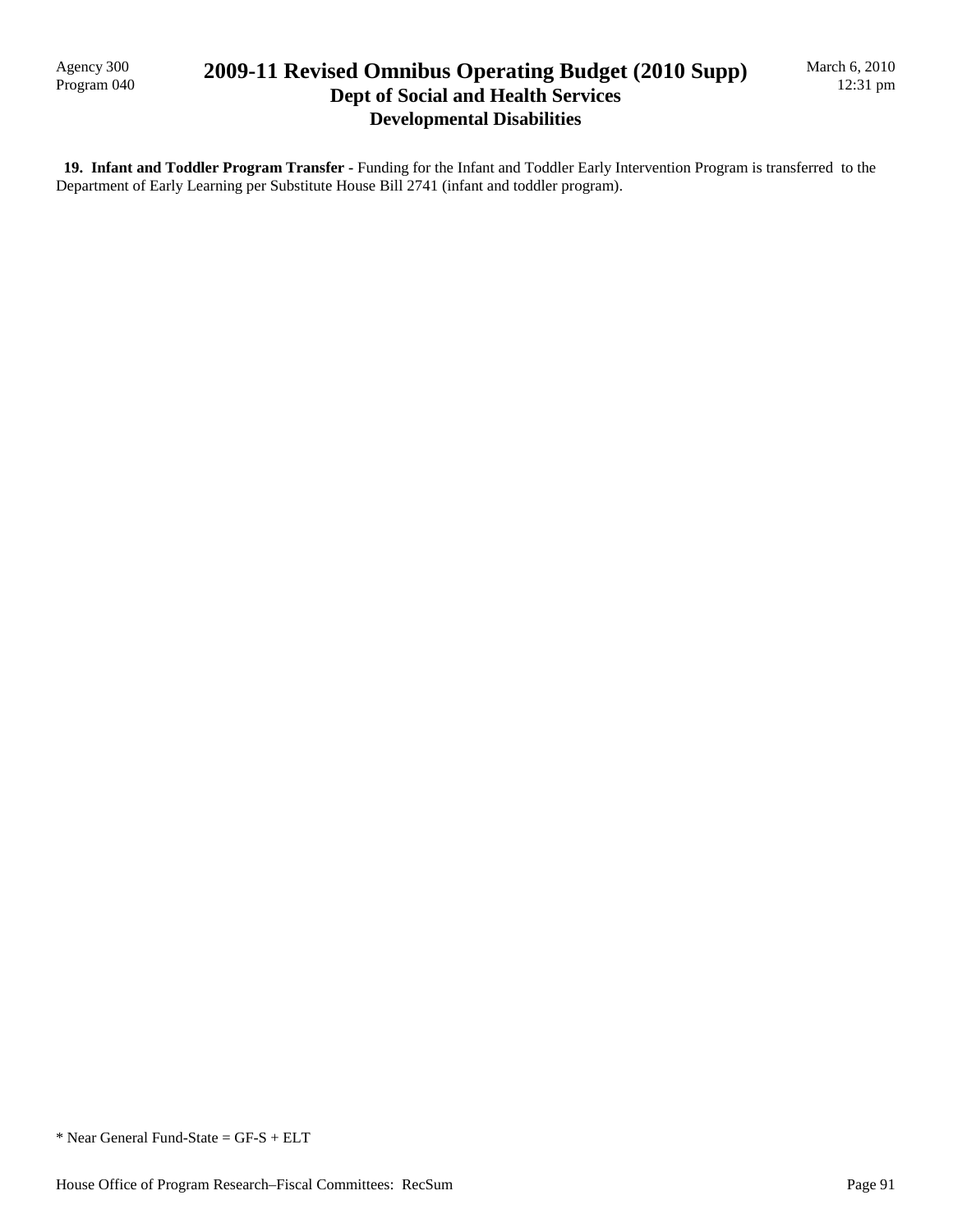**19. Infant and Toddler Program Transfer -** Funding for the Infant and Toddler Early Intervention Program is transferred to the Department of Early Learning per Substitute House Bill 2741 (infant and toddler program).

* Near General Fund-State = GF-S + ELT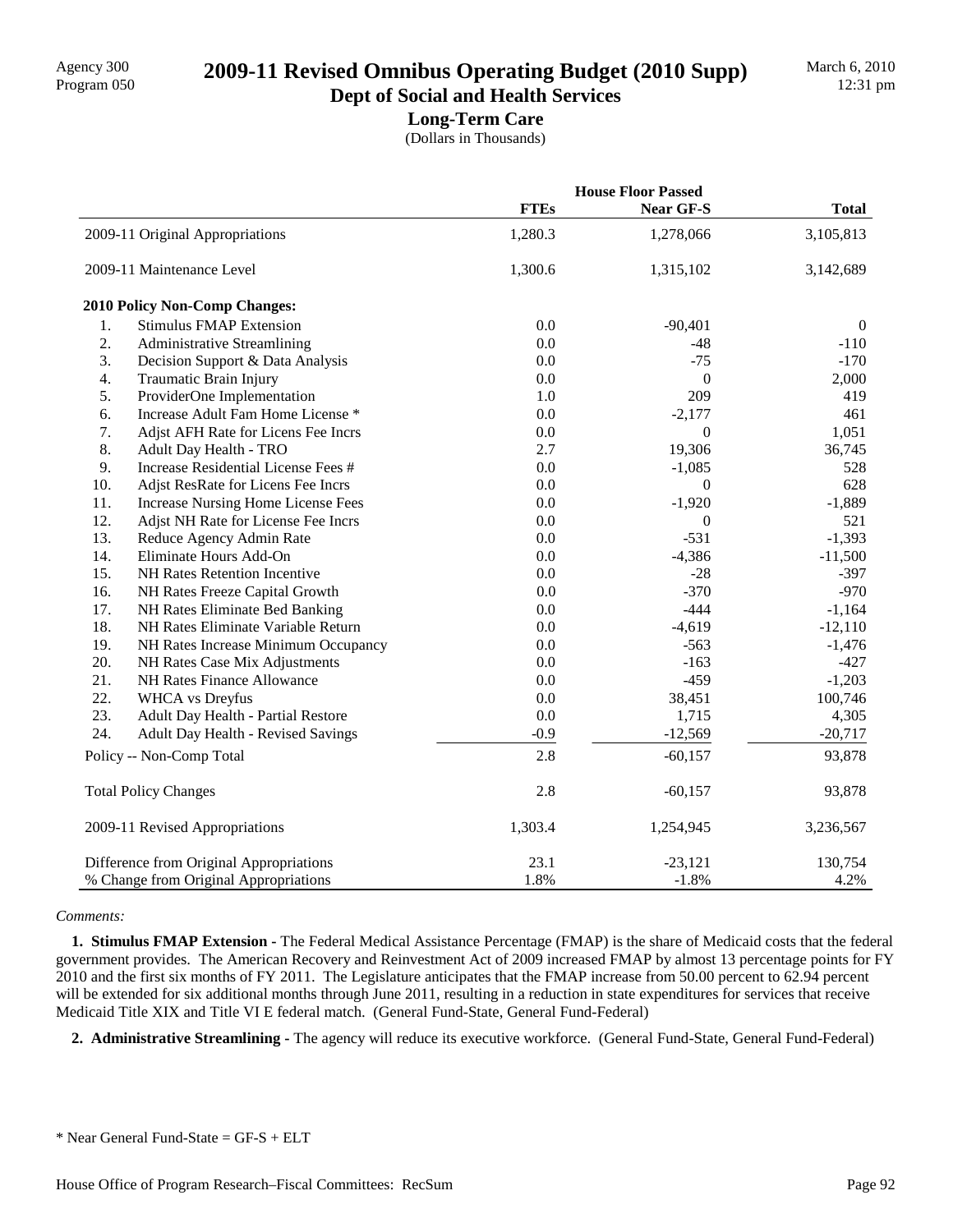# 2009-11 Revised Omnibus Operating Budget (2010 Supp)

## Dept of Social and Health Services

### Long-Term Care

(Dollars in Thousands)

| | House Floor Passed | | |
|---|---|---|---|
| | FTEs | Near GF-S | Total |
| 2009-11 Original Appropriations | 1,280.3 | 1,278,066 | 3,105,813 |
| 2009-11 Maintenance Level | 1,300.6 | 1,315,102 | 3,142,689 |
| **2010 Policy Non-Comp Changes:** | | | |
| 1. Stimulus FMAP Extension | 0.0 | -90,401 | 0 |
| 2. Administrative Streamlining | 0.0 | -48 | -110 |
| 3. Decision Support & Data Analysis | 0.0 | -75 | -170 |
| 4. Traumatic Brain Injury | 0.0 | 0 | 2,000 |
| 5. ProviderOne Implementation | 1.0 | 209 | 419 |
| 6. Increase Adult Fam Home License * | 0.0 | -2,177 | 461 |
| 7. Adjst AFH Rate for Licens Fee Incrs | 0.0 | 0 | 1,051 |
| 8. Adult Day Health - TRO | 2.7 | 19,306 | 36,745 |
| 9. Increase Residential License Fees # | 0.0 | -1,085 | 528 |
| 10. Adjst ResRate for Licens Fee Incrs | 0.0 | 0 | 628 |
| 11. Increase Nursing Home License Fees | 0.0 | -1,920 | -1,889 |
| 12. Adjst NH Rate for License Fee Incrs | 0.0 | 0 | 521 |
| 13. Reduce Agency Admin Rate | 0.0 | -531 | -1,393 |
| 14. Eliminate Hours Add-On | 0.0 | -4,386 | -11,500 |
| 15. NH Rates Retention Incentive | 0.0 | -28 | -397 |
| 16. NH Rates Freeze Capital Growth | 0.0 | -370 | -970 |
| 17. NH Rates Eliminate Bed Banking | 0.0 | -444 | -1,164 |
| 18. NH Rates Eliminate Variable Return | 0.0 | -4,619 | -12,110 |
| 19. NH Rates Increase Minimum Occupancy | 0.0 | -563 | -1,476 |
| 20. NH Rates Case Mix Adjustments | 0.0 | -163 | -427 |
| 21. NH Rates Finance Allowance | 0.0 | -459 | -1,203 |
| 22. WHCA vs Dreyfus | 0.0 | 38,451 | 100,746 |
| 23. Adult Day Health - Partial Restore | 0.0 | 1,715 | 4,305 |
| 24. Adult Day Health - Revised Savings | -0.9 | -12,569 | -20,717 |
| Policy -- Non-Comp Total | 2.8 | -60,157 | 93,878 |
| Total Policy Changes | 2.8 | -60,157 | 93,878 |
| 2009-11 Revised Appropriations | 1,303.4 | 1,254,945 | 3,236,567 |
| Difference from Original Appropriations | 23.1 | -23,121 | 130,754 |
| % Change from Original Appropriations | 1.8% | -1.8% | 4.2% |

*Comments:*

**1. Stimulus FMAP Extension -** The Federal Medical Assistance Percentage (FMAP) is the share of Medicaid costs that the federal government provides. The American Recovery and Reinvestment Act of 2009 increased FMAP by almost 13 percentage points for FY 2010 and the first six months of FY 2011. The Legislature anticipates that the FMAP increase from 50.00 percent to 62.94 percent will be extended for six additional months through June 2011, resulting in a reduction in state expenditures for services that receive Medicaid Title XIX and Title VI E federal match. (General Fund-State, General Fund-Federal)

**2. Administrative Streamlining -** The agency will reduce its executive workforce. (General Fund-State, General Fund-Federal)

\* Near General Fund-State = GF-S + ELT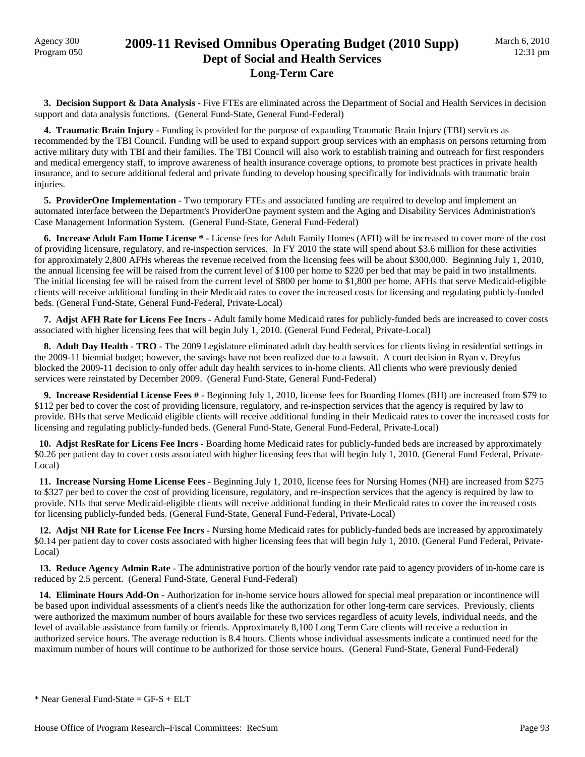## 2009-11 Revised Omnibus Operating Budget (2010 Supp)
## Dept of Social and Health Services
## Long-Term Care

**3. Decision Support & Data Analysis -** Five FTEs are eliminated across the Department of Social and Health Services in decision support and data analysis functions. (General Fund-State, General Fund-Federal)

**4. Traumatic Brain Injury -** Funding is provided for the purpose of expanding Traumatic Brain Injury (TBI) services as recommended by the TBI Council. Funding will be used to expand support group services with an emphasis on persons returning from active military duty with TBI and their families. The TBI Council will also work to establish training and outreach for first responders and medical emergency staff, to improve awareness of health insurance coverage options, to promote best practices in private health insurance, and to secure additional federal and private funding to develop housing specifically for individuals with traumatic brain injuries.

**5. ProviderOne Implementation -** Two temporary FTEs and associated funding are required to develop and implement an automated interface between the Department's ProviderOne payment system and the Aging and Disability Services Administration's Case Management Information System. (General Fund-State, General Fund-Federal)

**6. Increase Adult Fam Home License * -** License fees for Adult Family Homes (AFH) will be increased to cover more of the cost of providing licensure, regulatory, and re-inspection services. In FY 2010 the state will spend about $3.6 million for these activities for approximately 2,800 AFHs whereas the revenue received from the licensing fees will be about $300,000. Beginning July 1, 2010, the annual licensing fee will be raised from the current level of $100 per home to $220 per bed that may be paid in two installments. The initial licensing fee will be raised from the current level of $800 per home to $1,800 per home. AFHs that serve Medicaid-eligible clients will receive additional funding in their Medicaid rates to cover the increased costs for licensing and regulating publicly-funded beds. (General Fund-State, General Fund-Federal, Private-Local)

**7. Adjst AFH Rate for Licens Fee Incrs -** Adult family home Medicaid rates for publicly-funded beds are increased to cover costs associated with higher licensing fees that will begin July 1, 2010. (General Fund Federal, Private-Local)

**8. Adult Day Health - TRO -** The 2009 Legislature eliminated adult day health services for clients living in residential settings in the 2009-11 biennial budget; however, the savings have not been realized due to a lawsuit. A court decision in Ryan v. Dreyfus blocked the 2009-11 decision to only offer adult day health services to in-home clients. All clients who were previously denied services were reinstated by December 2009. (General Fund-State, General Fund-Federal)

**9. Increase Residential License Fees # -** Beginning July 1, 2010, license fees for Boarding Homes (BH) are increased from $79 to $112 per bed to cover the cost of providing licensure, regulatory, and re-inspection services that the agency is required by law to provide. BHs that serve Medicaid eligible clients will receive additional funding in their Medicaid rates to cover the increased costs for licensing and regulating publicly-funded beds. (General Fund-State, General Fund-Federal, Private-Local)

**10. Adjst ResRate for Licens Fee Incrs -** Boarding home Medicaid rates for publicly-funded beds are increased by approximately $0.26 per patient day to cover costs associated with higher licensing fees that will begin July 1, 2010. (General Fund Federal, Private-Local)

**11. Increase Nursing Home License Fees -** Beginning July 1, 2010, license fees for Nursing Homes (NH) are increased from $275 to $327 per bed to cover the cost of providing licensure, regulatory, and re-inspection services that the agency is required by law to provide. NHs that serve Medicaid-eligible clients will receive additional funding in their Medicaid rates to cover the increased costs for licensing publicly-funded beds. (General Fund-State, General Fund-Federal, Private-Local)

**12. Adjst NH Rate for License Fee Incrs -** Nursing home Medicaid rates for publicly-funded beds are increased by approximately $0.14 per patient day to cover costs associated with higher licensing fees that will begin July 1, 2010. (General Fund Federal, Private-Local)

**13. Reduce Agency Admin Rate -** The administrative portion of the hourly vendor rate paid to agency providers of in-home care is reduced by 2.5 percent. (General Fund-State, General Fund-Federal)

**14. Eliminate Hours Add-On -** Authorization for in-home service hours allowed for special meal preparation or incontinence will be based upon individual assessments of a client's needs like the authorization for other long-term care services. Previously, clients were authorized the maximum number of hours available for these two services regardless of acuity levels, individual needs, and the level of available assistance from family or friends. Approximately 8,100 Long Term Care clients will receive a reduction in authorized service hours. The average reduction is 8.4 hours. Clients whose individual assessments indicate a continued need for the maximum number of hours will continue to be authorized for those service hours. (General Fund-State, General Fund-Federal)

* Near General Fund-State = GF-S + ELT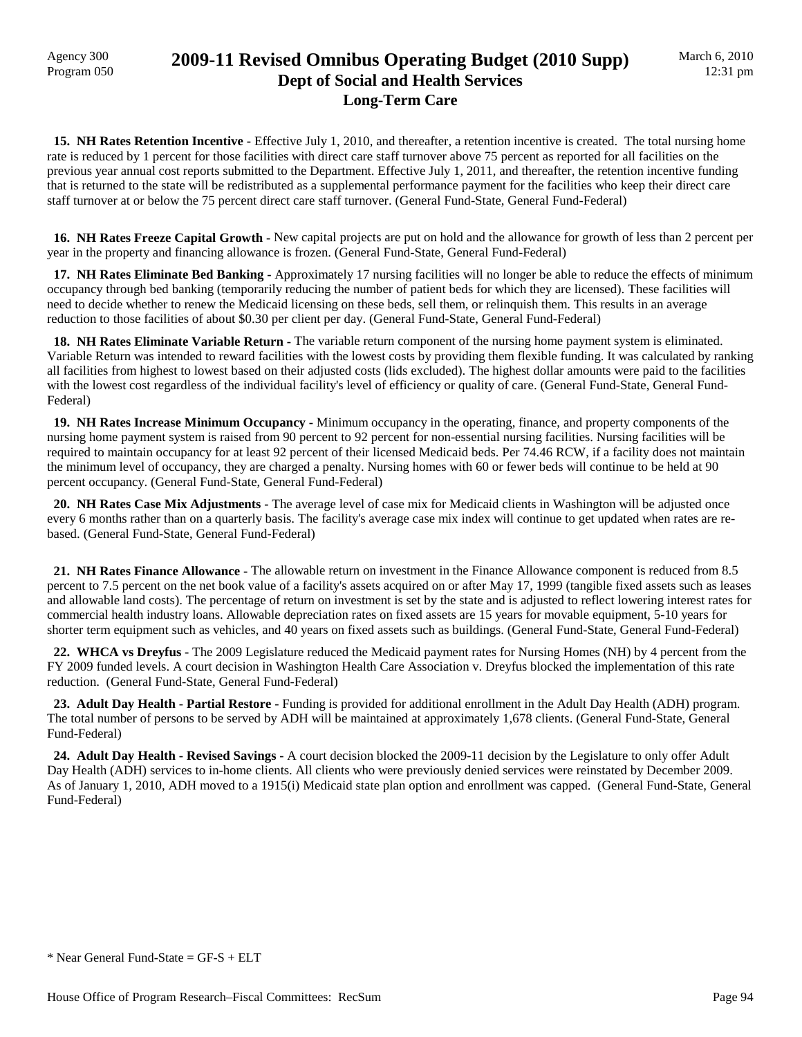**15. NH Rates Retention Incentive -** Effective July 1, 2010, and thereafter, a retention incentive is created. The total nursing home rate is reduced by 1 percent for those facilities with direct care staff turnover above 75 percent as reported for all facilities on the previous year annual cost reports submitted to the Department. Effective July 1, 2011, and thereafter, the retention incentive funding that is returned to the state will be redistributed as a supplemental performance payment for the facilities who keep their direct care staff turnover at or below the 75 percent direct care staff turnover. (General Fund-State, General Fund-Federal)

**16. NH Rates Freeze Capital Growth -** New capital projects are put on hold and the allowance for growth of less than 2 percent per year in the property and financing allowance is frozen. (General Fund-State, General Fund-Federal)

**17. NH Rates Eliminate Bed Banking -** Approximately 17 nursing facilities will no longer be able to reduce the effects of minimum occupancy through bed banking (temporarily reducing the number of patient beds for which they are licensed). These facilities will need to decide whether to renew the Medicaid licensing on these beds, sell them, or relinquish them. This results in an average reduction to those facilities of about $0.30 per client per day. (General Fund-State, General Fund-Federal)

**18. NH Rates Eliminate Variable Return -** The variable return component of the nursing home payment system is eliminated. Variable Return was intended to reward facilities with the lowest costs by providing them flexible funding. It was calculated by ranking all facilities from highest to lowest based on their adjusted costs (lids excluded). The highest dollar amounts were paid to the facilities with the lowest cost regardless of the individual facility's level of efficiency or quality of care. (General Fund-State, General Fund-Federal)

**19. NH Rates Increase Minimum Occupancy -** Minimum occupancy in the operating, finance, and property components of the nursing home payment system is raised from 90 percent to 92 percent for non-essential nursing facilities. Nursing facilities will be required to maintain occupancy for at least 92 percent of their licensed Medicaid beds. Per 74.46 RCW, if a facility does not maintain the minimum level of occupancy, they are charged a penalty. Nursing homes with 60 or fewer beds will continue to be held at 90 percent occupancy. (General Fund-State, General Fund-Federal)

**20. NH Rates Case Mix Adjustments -** The average level of case mix for Medicaid clients in Washington will be adjusted once every 6 months rather than on a quarterly basis. The facility's average case mix index will continue to get updated when rates are re-based. (General Fund-State, General Fund-Federal)

**21. NH Rates Finance Allowance -** The allowable return on investment in the Finance Allowance component is reduced from 8.5 percent to 7.5 percent on the net book value of a facility's assets acquired on or after May 17, 1999 (tangible fixed assets such as leases and allowable land costs). The percentage of return on investment is set by the state and is adjusted to reflect lowering interest rates for commercial health industry loans. Allowable depreciation rates on fixed assets are 15 years for movable equipment, 5-10 years for shorter term equipment such as vehicles, and 40 years on fixed assets such as buildings. (General Fund-State, General Fund-Federal)

**22. WHCA vs Dreyfus -** The 2009 Legislature reduced the Medicaid payment rates for Nursing Homes (NH) by 4 percent from the FY 2009 funded levels. A court decision in Washington Health Care Association v. Dreyfus blocked the implementation of this rate reduction. (General Fund-State, General Fund-Federal)

**23. Adult Day Health - Partial Restore -** Funding is provided for additional enrollment in the Adult Day Health (ADH) program. The total number of persons to be served by ADH will be maintained at approximately 1,678 clients. (General Fund-State, General Fund-Federal)

**24. Adult Day Health - Revised Savings -** A court decision blocked the 2009-11 decision by the Legislature to only offer Adult Day Health (ADH) services to in-home clients. All clients who were previously denied services were reinstated by December 2009. As of January 1, 2010, ADH moved to a 1915(i) Medicaid state plan option and enrollment was capped. (General Fund-State, General Fund-Federal)

\* Near General Fund-State = GF-S + ELT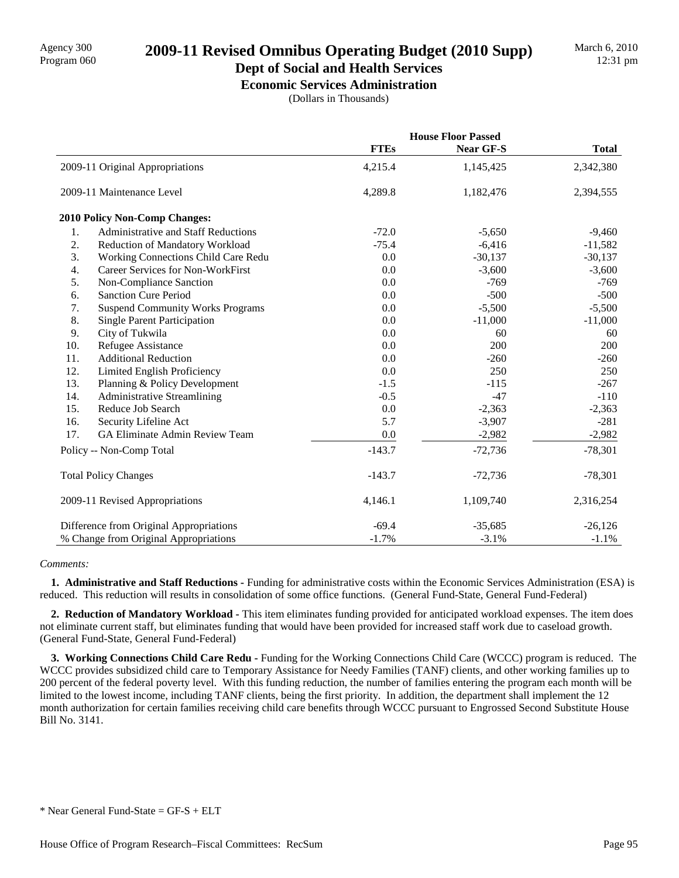# 2009-11 Revised Omnibus Operating Budget (2010 Supp)

## Dept of Social and Health Services

### Economic Services Administration

(Dollars in Thousands)

| | House Floor Passed | | |
|---|---|---|---|
| | **FTEs** | **Near GF-S** | **Total** |
| 2009-11 Original Appropriations | 4,215.4 | 1,145,425 | 2,342,380 |
| 2009-11 Maintenance Level | 4,289.8 | 1,182,476 | 2,394,555 |
| **2010 Policy Non-Comp Changes:** | | | |
| 1. Administrative and Staff Reductions | -72.0 | -5,650 | -9,460 |
| 2. Reduction of Mandatory Workload | -75.4 | -6,416 | -11,582 |
| 3. Working Connections Child Care Redu | 0.0 | -30,137 | -30,137 |
| 4. Career Services for Non-WorkFirst | 0.0 | -3,600 | -3,600 |
| 5. Non-Compliance Sanction | 0.0 | -769 | -769 |
| 6. Sanction Cure Period | 0.0 | -500 | -500 |
| 7. Suspend Community Works Programs | 0.0 | -5,500 | -5,500 |
| 8. Single Parent Participation | 0.0 | -11,000 | -11,000 |
| 9. City of Tukwila | 0.0 | 60 | 60 |
| 10. Refugee Assistance | 0.0 | 200 | 200 |
| 11. Additional Reduction | 0.0 | -260 | -260 |
| 12. Limited English Proficiency | 0.0 | 250 | 250 |
| 13. Planning & Policy Development | -1.5 | -115 | -267 |
| 14. Administrative Streamlining | -0.5 | -47 | -110 |
| 15. Reduce Job Search | 0.0 | -2,363 | -2,363 |
| 16. Security Lifeline Act | 5.7 | -3,907 | -281 |
| 17. GA Eliminate Admin Review Team | 0.0 | -2,982 | -2,982 |
| Policy -- Non-Comp Total | -143.7 | -72,736 | -78,301 |
| Total Policy Changes | -143.7 | -72,736 | -78,301 |
| 2009-11 Revised Appropriations | 4,146.1 | 1,109,740 | 2,316,254 |
| Difference from Original Appropriations | -69.4 | -35,685 | -26,126 |
| % Change from Original Appropriations | -1.7% | -3.1% | -1.1% |

*Comments:*

**1. Administrative and Staff Reductions -** Funding for administrative costs within the Economic Services Administration (ESA) is reduced. This reduction will results in consolidation of some office functions. (General Fund-State, General Fund-Federal)

**2. Reduction of Mandatory Workload -** This item eliminates funding provided for anticipated workload expenses. The item does not eliminate current staff, but eliminates funding that would have been provided for increased staff work due to caseload growth. (General Fund-State, General Fund-Federal)

**3. Working Connections Child Care Redu -** Funding for the Working Connections Child Care (WCCC) program is reduced. The WCCC provides subsidized child care to Temporary Assistance for Needy Families (TANF) clients, and other working families up to 200 percent of the federal poverty level. With this funding reduction, the number of families entering the program each month will be limited to the lowest income, including TANF clients, being the first priority. In addition, the department shall implement the 12 month authorization for certain families receiving child care benefits through WCCC pursuant to Engrossed Second Substitute House Bill No. 3141.

* Near General Fund-State = GF-S + ELT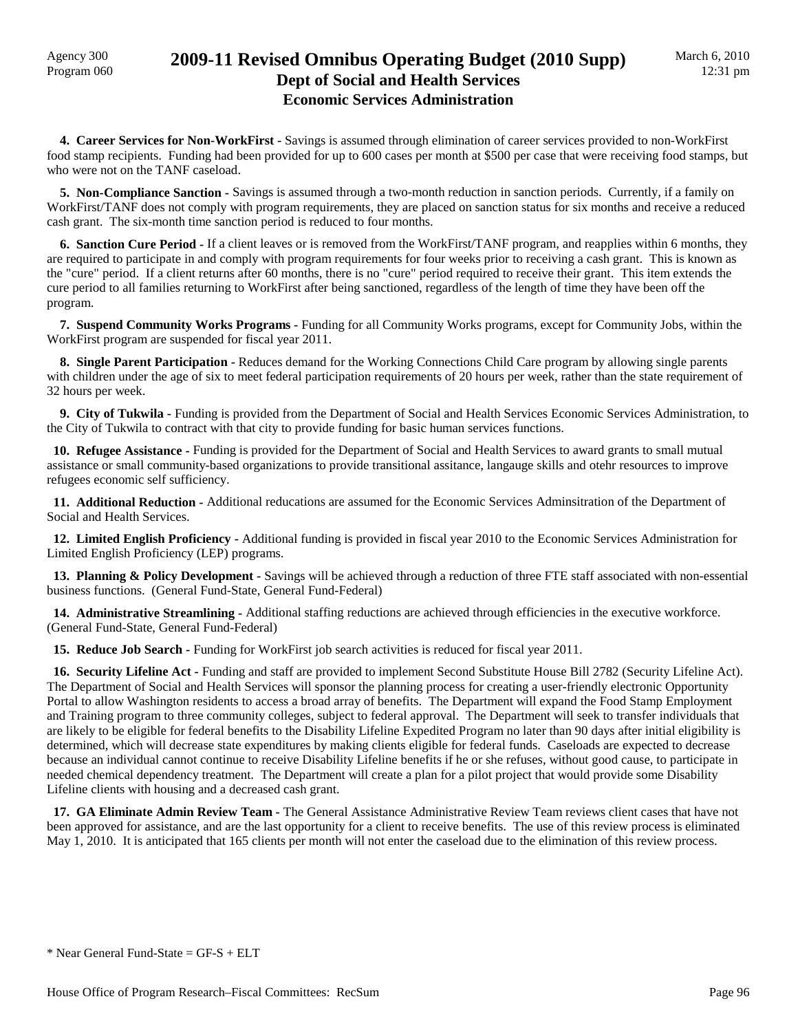**4. Career Services for Non-WorkFirst -** Savings is assumed through elimination of career services provided to non-WorkFirst food stamp recipients. Funding had been provided for up to 600 cases per month at $500 per case that were receiving food stamps, but who were not on the TANF caseload.

**5. Non-Compliance Sanction -** Savings is assumed through a two-month reduction in sanction periods. Currently, if a family on WorkFirst/TANF does not comply with program requirements, they are placed on sanction status for six months and receive a reduced cash grant. The six-month time sanction period is reduced to four months.

**6. Sanction Cure Period -** If a client leaves or is removed from the WorkFirst/TANF program, and reapplies within 6 months, they are required to participate in and comply with program requirements for four weeks prior to receiving a cash grant. This is known as the "cure" period. If a client returns after 60 months, there is no "cure" period required to receive their grant. This item extends the cure period to all families returning to WorkFirst after being sanctioned, regardless of the length of time they have been off the program.

**7. Suspend Community Works Programs -** Funding for all Community Works programs, except for Community Jobs, within the WorkFirst program are suspended for fiscal year 2011.

**8. Single Parent Participation -** Reduces demand for the Working Connections Child Care program by allowing single parents with children under the age of six to meet federal participation requirements of 20 hours per week, rather than the state requirement of 32 hours per week.

**9. City of Tukwila -** Funding is provided from the Department of Social and Health Services Economic Services Administration, to the City of Tukwila to contract with that city to provide funding for basic human services functions.

**10. Refugee Assistance -** Funding is provided for the Department of Social and Health Services to award grants to small mutual assistance or small community-based organizations to provide transitional assitance, langauge skills and otehr resources to improve refugees economic self sufficiency.

**11. Additional Reduction -** Additional reducations are assumed for the Economic Services Adminsitration of the Department of Social and Health Services.

**12. Limited English Proficiency -** Additional funding is provided in fiscal year 2010 to the Economic Services Administration for Limited English Proficiency (LEP) programs.

**13. Planning & Policy Development -** Savings will be achieved through a reduction of three FTE staff associated with non-essential business functions. (General Fund-State, General Fund-Federal)

**14. Administrative Streamlining -** Additional staffing reductions are achieved through efficiencies in the executive workforce. (General Fund-State, General Fund-Federal)

**15. Reduce Job Search -** Funding for WorkFirst job search activities is reduced for fiscal year 2011.

**16. Security Lifeline Act -** Funding and staff are provided to implement Second Substitute House Bill 2782 (Security Lifeline Act). The Department of Social and Health Services will sponsor the planning process for creating a user-friendly electronic Opportunity Portal to allow Washington residents to access a broad array of benefits. The Department will expand the Food Stamp Employment and Training program to three community colleges, subject to federal approval. The Department will seek to transfer individuals that are likely to be eligible for federal benefits to the Disability Lifeline Expedited Program no later than 90 days after initial eligibility is determined, which will decrease state expenditures by making clients eligible for federal funds. Caseloads are expected to decrease because an individual cannot continue to receive Disability Lifeline benefits if he or she refuses, without good cause, to participate in needed chemical dependency treatment. The Department will create a plan for a pilot project that would provide some Disability Lifeline clients with housing and a decreased cash grant.

**17. GA Eliminate Admin Review Team -** The General Assistance Administrative Review Team reviews client cases that have not been approved for assistance, and are the last opportunity for a client to receive benefits. The use of this review process is eliminated May 1, 2010. It is anticipated that 165 clients per month will not enter the caseload due to the elimination of this review process.

* Near General Fund-State = GF-S + ELT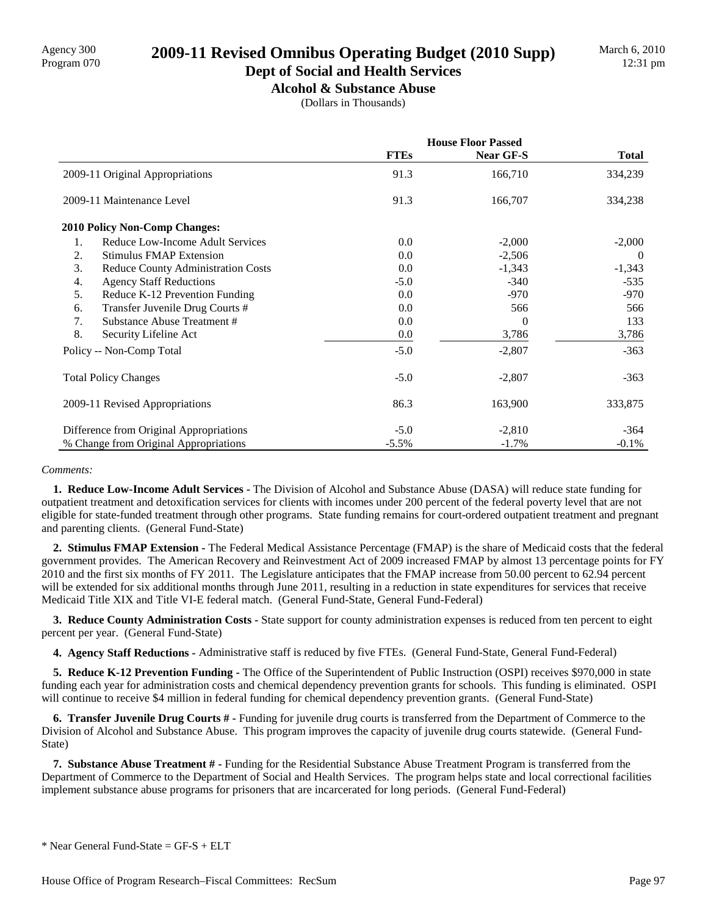# 2009-11 Revised Omnibus Operating Budget (2010 Supp)

## Dept of Social and Health Services

### Alcohol & Substance Abuse

(Dollars in Thousands)

| | House Floor Passed | | |
|---|---|---|---|
| | FTEs | Near GF-S | Total |
| 2009-11 Original Appropriations | 91.3 | 166,710 | 334,239 |
| 2009-11 Maintenance Level | 91.3 | 166,707 | 334,238 |
| **2010 Policy Non-Comp Changes:** | | | |
| 1. Reduce Low-Income Adult Services | 0.0 | -2,000 | -2,000 |
| 2. Stimulus FMAP Extension | 0.0 | -2,506 | 0 |
| 3. Reduce County Administration Costs | 0.0 | -1,343 | -1,343 |
| 4. Agency Staff Reductions | -5.0 | -340 | -535 |
| 5. Reduce K-12 Prevention Funding | 0.0 | -970 | -970 |
| 6. Transfer Juvenile Drug Courts # | 0.0 | 566 | 566 |
| 7. Substance Abuse Treatment # | 0.0 | 0 | 133 |
| 8. Security Lifeline Act | 0.0 | 3,786 | 3,786 |
| Policy -- Non-Comp Total | -5.0 | -2,807 | -363 |
| Total Policy Changes | -5.0 | -2,807 | -363 |
| 2009-11 Revised Appropriations | 86.3 | 163,900 | 333,875 |
| Difference from Original Appropriations | -5.0 | -2,810 | -364 |
| % Change from Original Appropriations | -5.5% | -1.7% | -0.1% |

*Comments:*

**1. Reduce Low-Income Adult Services -** The Division of Alcohol and Substance Abuse (DASA) will reduce state funding for outpatient treatment and detoxification services for clients with incomes under 200 percent of the federal poverty level that are not eligible for state-funded treatment through other programs. State funding remains for court-ordered outpatient treatment and pregnant and parenting clients. (General Fund-State)

**2. Stimulus FMAP Extension -** The Federal Medical Assistance Percentage (FMAP) is the share of Medicaid costs that the federal government provides. The American Recovery and Reinvestment Act of 2009 increased FMAP by almost 13 percentage points for FY 2010 and the first six months of FY 2011. The Legislature anticipates that the FMAP increase from 50.00 percent to 62.94 percent will be extended for six additional months through June 2011, resulting in a reduction in state expenditures for services that receive Medicaid Title XIX and Title VI-E federal match. (General Fund-State, General Fund-Federal)

**3. Reduce County Administration Costs -** State support for county administration expenses is reduced from ten percent to eight percent per year. (General Fund-State)

**4. Agency Staff Reductions -** Administrative staff is reduced by five FTEs. (General Fund-State, General Fund-Federal)

**5. Reduce K-12 Prevention Funding -** The Office of the Superintendent of Public Instruction (OSPI) receives $970,000 in state funding each year for administration costs and chemical dependency prevention grants for schools. This funding is eliminated. OSPI will continue to receive $4 million in federal funding for chemical dependency prevention grants. (General Fund-State)

**6. Transfer Juvenile Drug Courts # -** Funding for juvenile drug courts is transferred from the Department of Commerce to the Division of Alcohol and Substance Abuse. This program improves the capacity of juvenile drug courts statewide. (General Fund-State)

**7. Substance Abuse Treatment # -** Funding for the Residential Substance Abuse Treatment Program is transferred from the Department of Commerce to the Department of Social and Health Services. The program helps state and local correctional facilities implement substance abuse programs for prisoners that are incarcerated for long periods. (General Fund-Federal)

* Near General Fund-State = GF-S + ELT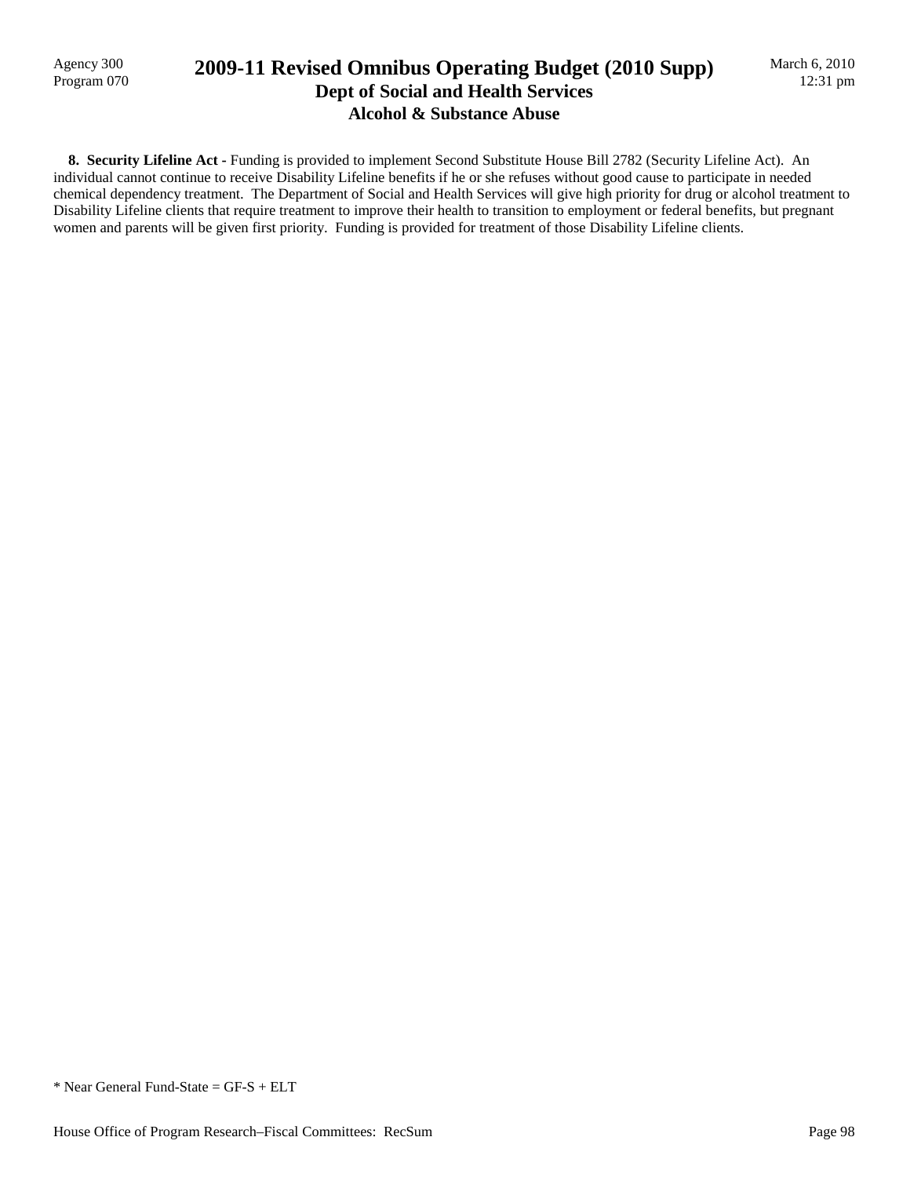**8. Security Lifeline Act -** Funding is provided to implement Second Substitute House Bill 2782 (Security Lifeline Act). An individual cannot continue to receive Disability Lifeline benefits if he or she refuses without good cause to participate in needed chemical dependency treatment. The Department of Social and Health Services will give high priority for drug or alcohol treatment to Disability Lifeline clients that require treatment to improve their health to transition to employment or federal benefits, but pregnant women and parents will be given first priority. Funding is provided for treatment of those Disability Lifeline clients.

\* Near General Fund-State = GF-S + ELT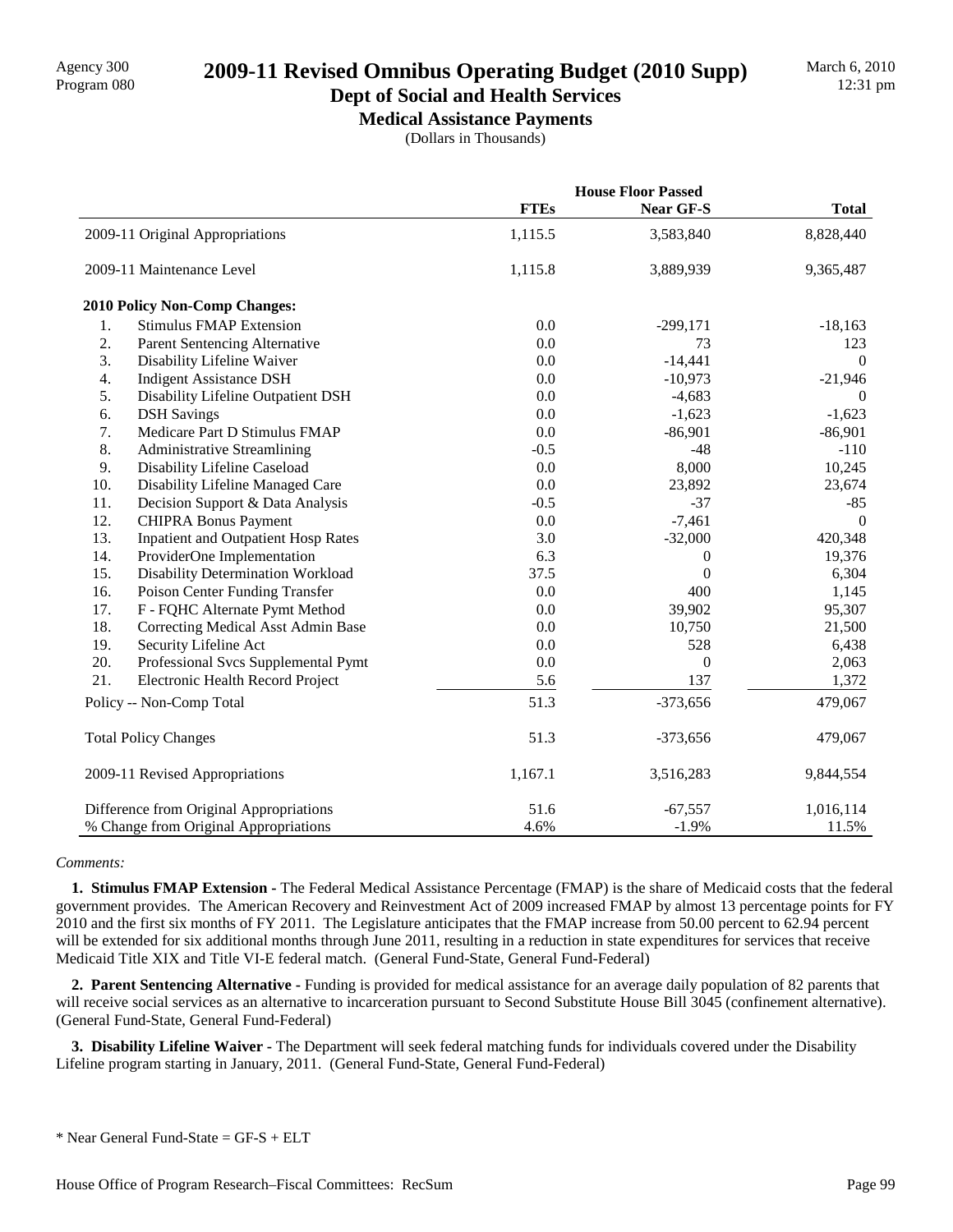Agency 300
Program 080

# 2009-11 Revised Omnibus Operating Budget (2010 Supp)

## Dept of Social and Health Services

### Medical Assistance Payments

(Dollars in Thousands)

March 6, 2010
12:31 pm

| | House Floor Passed | | |
|---|---|---|---|
| | **FTEs** | **Near GF-S** | **Total** |
| 2009-11 Original Appropriations | 1,115.5 | 3,583,840 | 8,828,440 |
| 2009-11 Maintenance Level | 1,115.8 | 3,889,939 | 9,365,487 |
| **2010 Policy Non-Comp Changes:** | | | |
| 1. Stimulus FMAP Extension | 0.0 | -299,171 | -18,163 |
| 2. Parent Sentencing Alternative | 0.0 | 73 | 123 |
| 3. Disability Lifeline Waiver | 0.0 | -14,441 | 0 |
| 4. Indigent Assistance DSH | 0.0 | -10,973 | -21,946 |
| 5. Disability Lifeline Outpatient DSH | 0.0 | -4,683 | 0 |
| 6. DSH Savings | 0.0 | -1,623 | -1,623 |
| 7. Medicare Part D Stimulus FMAP | 0.0 | -86,901 | -86,901 |
| 8. Administrative Streamlining | -0.5 | -48 | -110 |
| 9. Disability Lifeline Caseload | 0.0 | 8,000 | 10,245 |
| 10. Disability Lifeline Managed Care | 0.0 | 23,892 | 23,674 |
| 11. Decision Support & Data Analysis | -0.5 | -37 | -85 |
| 12. CHIPRA Bonus Payment | 0.0 | -7,461 | 0 |
| 13. Inpatient and Outpatient Hosp Rates | 3.0 | -32,000 | 420,348 |
| 14. ProviderOne Implementation | 6.3 | 0 | 19,376 |
| 15. Disability Determination Workload | 37.5 | 0 | 6,304 |
| 16. Poison Center Funding Transfer | 0.0 | 400 | 1,145 |
| 17. F - FQHC Alternate Pymt Method | 0.0 | 39,902 | 95,307 |
| 18. Correcting Medical Asst Admin Base | 0.0 | 10,750 | 21,500 |
| 19. Security Lifeline Act | 0.0 | 528 | 6,438 |
| 20. Professional Svcs Supplemental Pymt | 0.0 | 0 | 2,063 |
| 21. Electronic Health Record Project | 5.6 | 137 | 1,372 |
| Policy -- Non-Comp Total | 51.3 | -373,656 | 479,067 |
| Total Policy Changes | 51.3 | -373,656 | 479,067 |
| 2009-11 Revised Appropriations | 1,167.1 | 3,516,283 | 9,844,554 |
| Difference from Original Appropriations | 51.6 | -67,557 | 1,016,114 |
| % Change from Original Appropriations | 4.6% | -1.9% | 11.5% |

*Comments:*

**1. Stimulus FMAP Extension -** The Federal Medical Assistance Percentage (FMAP) is the share of Medicaid costs that the federal government provides. The American Recovery and Reinvestment Act of 2009 increased FMAP by almost 13 percentage points for FY 2010 and the first six months of FY 2011. The Legislature anticipates that the FMAP increase from 50.00 percent to 62.94 percent will be extended for six additional months through June 2011, resulting in a reduction in state expenditures for services that receive Medicaid Title XIX and Title VI-E federal match. (General Fund-State, General Fund-Federal)

**2. Parent Sentencing Alternative -** Funding is provided for medical assistance for an average daily population of 82 parents that will receive social services as an alternative to incarceration pursuant to Second Substitute House Bill 3045 (confinement alternative). (General Fund-State, General Fund-Federal)

**3. Disability Lifeline Waiver -** The Department will seek federal matching funds for individuals covered under the Disability Lifeline program starting in January, 2011. (General Fund-State, General Fund-Federal)

\* Near General Fund-State = GF-S + ELT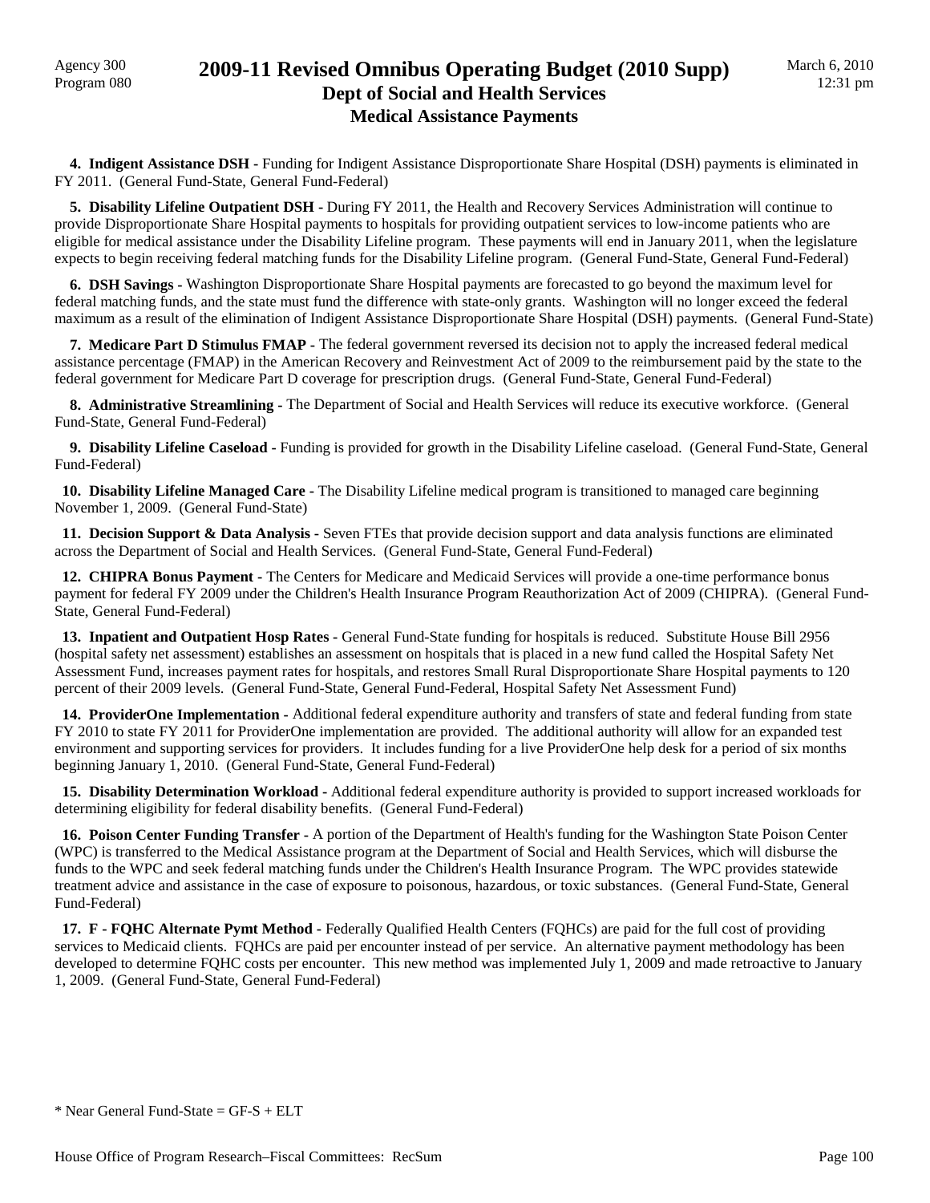**4. Indigent Assistance DSH -** Funding for Indigent Assistance Disproportionate Share Hospital (DSH) payments is eliminated in FY 2011. (General Fund-State, General Fund-Federal)

**5. Disability Lifeline Outpatient DSH -** During FY 2011, the Health and Recovery Services Administration will continue to provide Disproportionate Share Hospital payments to hospitals for providing outpatient services to low-income patients who are eligible for medical assistance under the Disability Lifeline program. These payments will end in January 2011, when the legislature expects to begin receiving federal matching funds for the Disability Lifeline program. (General Fund-State, General Fund-Federal)

**6. DSH Savings -** Washington Disproportionate Share Hospital payments are forecasted to go beyond the maximum level for federal matching funds, and the state must fund the difference with state-only grants. Washington will no longer exceed the federal maximum as a result of the elimination of Indigent Assistance Disproportionate Share Hospital (DSH) payments. (General Fund-State)

**7. Medicare Part D Stimulus FMAP -** The federal government reversed its decision not to apply the increased federal medical assistance percentage (FMAP) in the American Recovery and Reinvestment Act of 2009 to the reimbursement paid by the state to the federal government for Medicare Part D coverage for prescription drugs. (General Fund-State, General Fund-Federal)

**8. Administrative Streamlining -** The Department of Social and Health Services will reduce its executive workforce. (General Fund-State, General Fund-Federal)

**9. Disability Lifeline Caseload -** Funding is provided for growth in the Disability Lifeline caseload. (General Fund-State, General Fund-Federal)

**10. Disability Lifeline Managed Care -** The Disability Lifeline medical program is transitioned to managed care beginning November 1, 2009. (General Fund-State)

**11. Decision Support & Data Analysis -** Seven FTEs that provide decision support and data analysis functions are eliminated across the Department of Social and Health Services. (General Fund-State, General Fund-Federal)

**12. CHIPRA Bonus Payment -** The Centers for Medicare and Medicaid Services will provide a one-time performance bonus payment for federal FY 2009 under the Children's Health Insurance Program Reauthorization Act of 2009 (CHIPRA). (General Fund-State, General Fund-Federal)

**13. Inpatient and Outpatient Hosp Rates -** General Fund-State funding for hospitals is reduced. Substitute House Bill 2956 (hospital safety net assessment) establishes an assessment on hospitals that is placed in a new fund called the Hospital Safety Net Assessment Fund, increases payment rates for hospitals, and restores Small Rural Disproportionate Share Hospital payments to 120 percent of their 2009 levels. (General Fund-State, General Fund-Federal, Hospital Safety Net Assessment Fund)

**14. ProviderOne Implementation -** Additional federal expenditure authority and transfers of state and federal funding from state FY 2010 to state FY 2011 for ProviderOne implementation are provided. The additional authority will allow for an expanded test environment and supporting services for providers. It includes funding for a live ProviderOne help desk for a period of six months beginning January 1, 2010. (General Fund-State, General Fund-Federal)

**15. Disability Determination Workload -** Additional federal expenditure authority is provided to support increased workloads for determining eligibility for federal disability benefits. (General Fund-Federal)

**16. Poison Center Funding Transfer -** A portion of the Department of Health's funding for the Washington State Poison Center (WPC) is transferred to the Medical Assistance program at the Department of Social and Health Services, which will disburse the funds to the WPC and seek federal matching funds under the Children's Health Insurance Program. The WPC provides statewide treatment advice and assistance in the case of exposure to poisonous, hazardous, or toxic substances. (General Fund-State, General Fund-Federal)

**17. F - FQHC Alternate Pymt Method -** Federally Qualified Health Centers (FQHCs) are paid for the full cost of providing services to Medicaid clients. FQHCs are paid per encounter instead of per service. An alternative payment methodology has been developed to determine FQHC costs per encounter. This new method was implemented July 1, 2009 and made retroactive to January 1, 2009. (General Fund-State, General Fund-Federal)

* Near General Fund-State = GF-S + ELT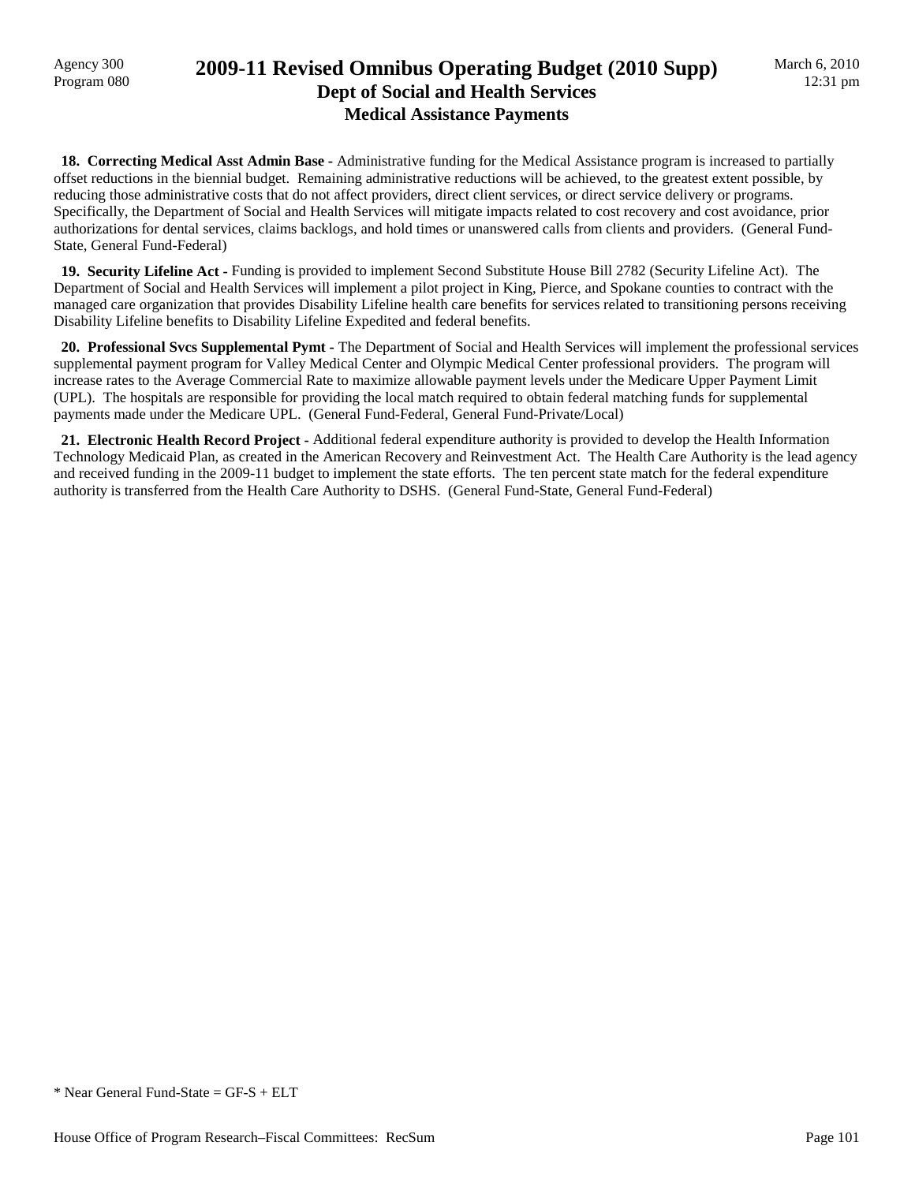**18. Correcting Medical Asst Admin Base -** Administrative funding for the Medical Assistance program is increased to partially offset reductions in the biennial budget. Remaining administrative reductions will be achieved, to the greatest extent possible, by reducing those administrative costs that do not affect providers, direct client services, or direct service delivery or programs. Specifically, the Department of Social and Health Services will mitigate impacts related to cost recovery and cost avoidance, prior authorizations for dental services, claims backlogs, and hold times or unanswered calls from clients and providers. (General Fund-State, General Fund-Federal)

**19. Security Lifeline Act -** Funding is provided to implement Second Substitute House Bill 2782 (Security Lifeline Act). The Department of Social and Health Services will implement a pilot project in King, Pierce, and Spokane counties to contract with the managed care organization that provides Disability Lifeline health care benefits for services related to transitioning persons receiving Disability Lifeline benefits to Disability Lifeline Expedited and federal benefits.

**20. Professional Svcs Supplemental Pymt -** The Department of Social and Health Services will implement the professional services supplemental payment program for Valley Medical Center and Olympic Medical Center professional providers. The program will increase rates to the Average Commercial Rate to maximize allowable payment levels under the Medicare Upper Payment Limit (UPL). The hospitals are responsible for providing the local match required to obtain federal matching funds for supplemental payments made under the Medicare UPL. (General Fund-Federal, General Fund-Private/Local)

**21. Electronic Health Record Project -** Additional federal expenditure authority is provided to develop the Health Information Technology Medicaid Plan, as created in the American Recovery and Reinvestment Act. The Health Care Authority is the lead agency and received funding in the 2009-11 budget to implement the state efforts. The ten percent state match for the federal expenditure authority is transferred from the Health Care Authority to DSHS. (General Fund-State, General Fund-Federal)

* Near General Fund-State = GF-S + ELT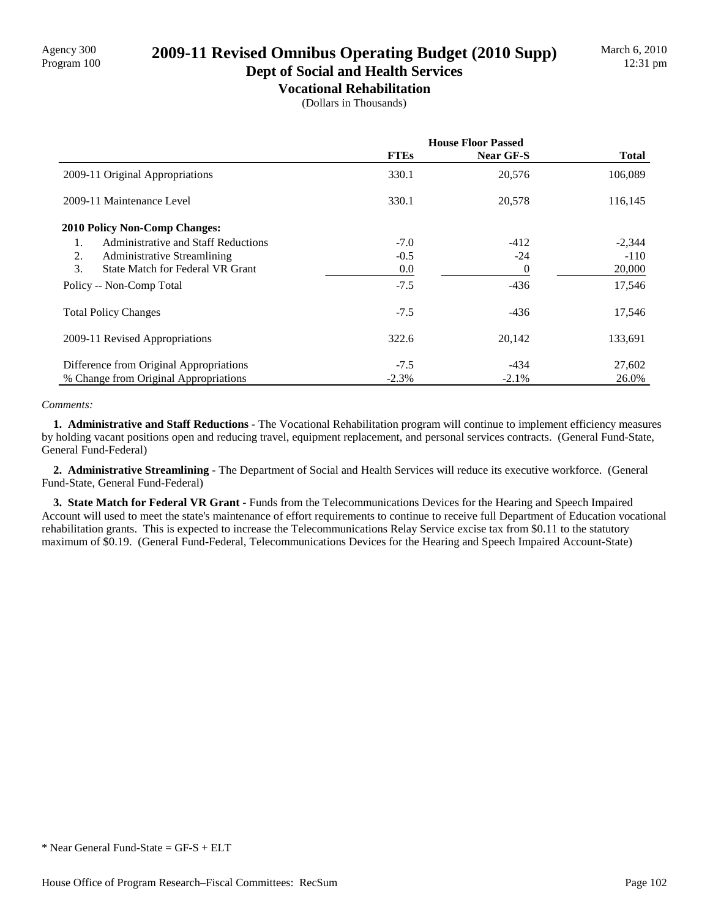# 2009-11 Revised Omnibus Operating Budget (2010 Supp)

## Dept of Social and Health Services

### Vocational Rehabilitation

(Dollars in Thousands)

| | House Floor Passed | | |
|---|---|---|---|
| | **FTEs** | **Near GF-S** | **Total** |
| 2009-11 Original Appropriations | 330.1 | 20,576 | 106,089 |
| 2009-11 Maintenance Level | 330.1 | 20,578 | 116,145 |
| **2010 Policy Non-Comp Changes:** | | | |
| 1. Administrative and Staff Reductions | -7.0 | -412 | -2,344 |
| 2. Administrative Streamlining | -0.5 | -24 | -110 |
| 3. State Match for Federal VR Grant | 0.0 | 0 | 20,000 |
| Policy -- Non-Comp Total | -7.5 | -436 | 17,546 |
| Total Policy Changes | -7.5 | -436 | 17,546 |
| 2009-11 Revised Appropriations | 322.6 | 20,142 | 133,691 |
| Difference from Original Appropriations | -7.5 | -434 | 27,602 |
| % Change from Original Appropriations | -2.3% | -2.1% | 26.0% |

*Comments:*

**1. Administrative and Staff Reductions -** The Vocational Rehabilitation program will continue to implement efficiency measures by holding vacant positions open and reducing travel, equipment replacement, and personal services contracts. (General Fund-State, General Fund-Federal)

**2. Administrative Streamlining -** The Department of Social and Health Services will reduce its executive workforce. (General Fund-State, General Fund-Federal)

**3. State Match for Federal VR Grant -** Funds from the Telecommunications Devices for the Hearing and Speech Impaired Account will used to meet the state's maintenance of effort requirements to continue to receive full Department of Education vocational rehabilitation grants. This is expected to increase the Telecommunications Relay Service excise tax from $0.11 to the statutory maximum of $0.19. (General Fund-Federal, Telecommunications Devices for the Hearing and Speech Impaired Account-State)

\* Near General Fund-State = GF-S + ELT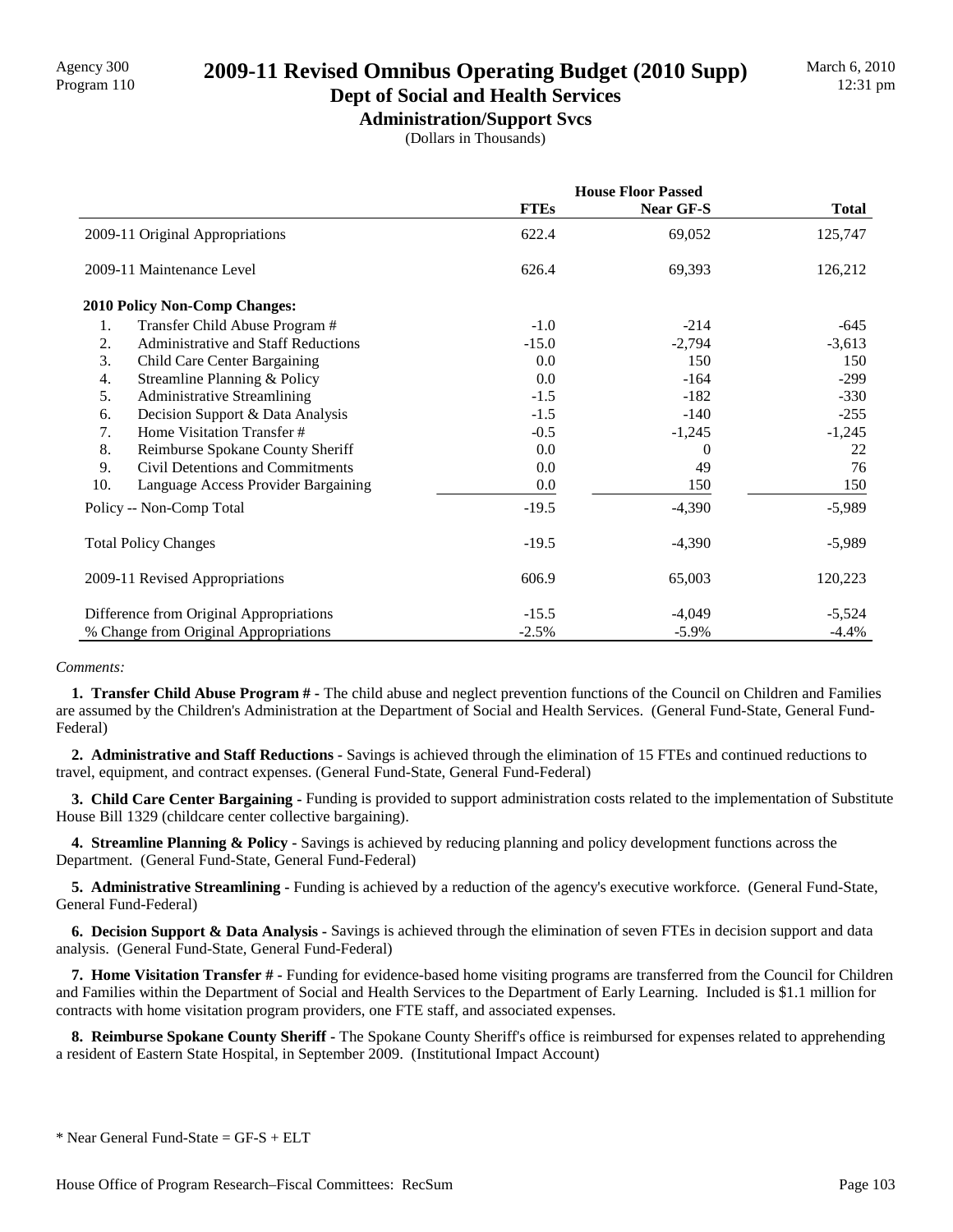# 2009-11 Revised Omnibus Operating Budget (2010 Supp)

## Dept of Social and Health Services

### Administration/Support Svcs

(Dollars in Thousands)

| | House Floor Passed | | |
|---|---|---|---|
| | **FTEs** | **Near GF-S** | **Total** |
| 2009-11 Original Appropriations | 622.4 | 69,052 | 125,747 |
| 2009-11 Maintenance Level | 626.4 | 69,393 | 126,212 |
| **2010 Policy Non-Comp Changes:** | | | |
| 1. Transfer Child Abuse Program # | -1.0 | -214 | -645 |
| 2. Administrative and Staff Reductions | -15.0 | -2,794 | -3,613 |
| 3. Child Care Center Bargaining | 0.0 | 150 | 150 |
| 4. Streamline Planning & Policy | 0.0 | -164 | -299 |
| 5. Administrative Streamlining | -1.5 | -182 | -330 |
| 6. Decision Support & Data Analysis | -1.5 | -140 | -255 |
| 7. Home Visitation Transfer # | -0.5 | -1,245 | -1,245 |
| 8. Reimburse Spokane County Sheriff | 0.0 | 0 | 22 |
| 9. Civil Detentions and Commitments | 0.0 | 49 | 76 |
| 10. Language Access Provider Bargaining | 0.0 | 150 | 150 |
| Policy -- Non-Comp Total | -19.5 | -4,390 | -5,989 |
| Total Policy Changes | -19.5 | -4,390 | -5,989 |
| 2009-11 Revised Appropriations | 606.9 | 65,003 | 120,223 |
| Difference from Original Appropriations | -15.5 | -4,049 | -5,524 |
| % Change from Original Appropriations | -2.5% | -5.9% | -4.4% |

*Comments:*

**1. Transfer Child Abuse Program # -** The child abuse and neglect prevention functions of the Council on Children and Families are assumed by the Children's Administration at the Department of Social and Health Services. (General Fund-State, General Fund-Federal)

**2. Administrative and Staff Reductions -** Savings is achieved through the elimination of 15 FTEs and continued reductions to travel, equipment, and contract expenses. (General Fund-State, General Fund-Federal)

**3. Child Care Center Bargaining -** Funding is provided to support administration costs related to the implementation of Substitute House Bill 1329 (childcare center collective bargaining).

**4. Streamline Planning & Policy -** Savings is achieved by reducing planning and policy development functions across the Department. (General Fund-State, General Fund-Federal)

**5. Administrative Streamlining -** Funding is achieved by a reduction of the agency's executive workforce. (General Fund-State, General Fund-Federal)

**6. Decision Support & Data Analysis -** Savings is achieved through the elimination of seven FTEs in decision support and data analysis. (General Fund-State, General Fund-Federal)

**7. Home Visitation Transfer # -** Funding for evidence-based home visiting programs are transferred from the Council for Children and Families within the Department of Social and Health Services to the Department of Early Learning. Included is $1.1 million for contracts with home visitation program providers, one FTE staff, and associated expenses.

**8. Reimburse Spokane County Sheriff -** The Spokane County Sheriff's office is reimbursed for expenses related to apprehending a resident of Eastern State Hospital, in September 2009. (Institutional Impact Account)

\* Near General Fund-State = GF-S + ELT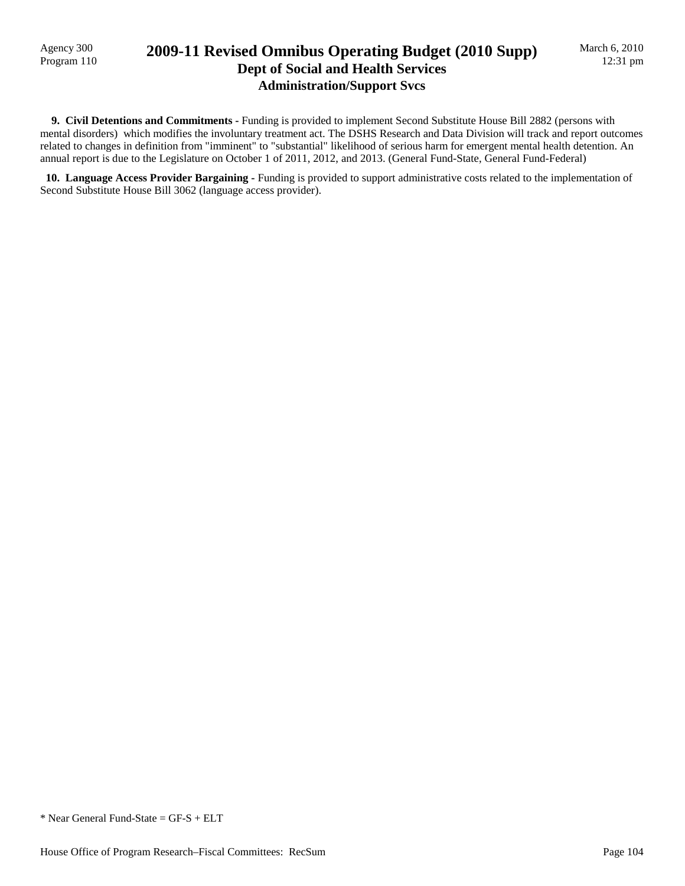**9. Civil Detentions and Commitments -** Funding is provided to implement Second Substitute House Bill 2882 (persons with mental disorders) which modifies the involuntary treatment act. The DSHS Research and Data Division will track and report outcomes related to changes in definition from "imminent" to "substantial" likelihood of serious harm for emergent mental health detention. An annual report is due to the Legislature on October 1 of 2011, 2012, and 2013. (General Fund-State, General Fund-Federal)

**10. Language Access Provider Bargaining -** Funding is provided to support administrative costs related to the implementation of Second Substitute House Bill 3062 (language access provider).

* Near General Fund-State = GF-S + ELT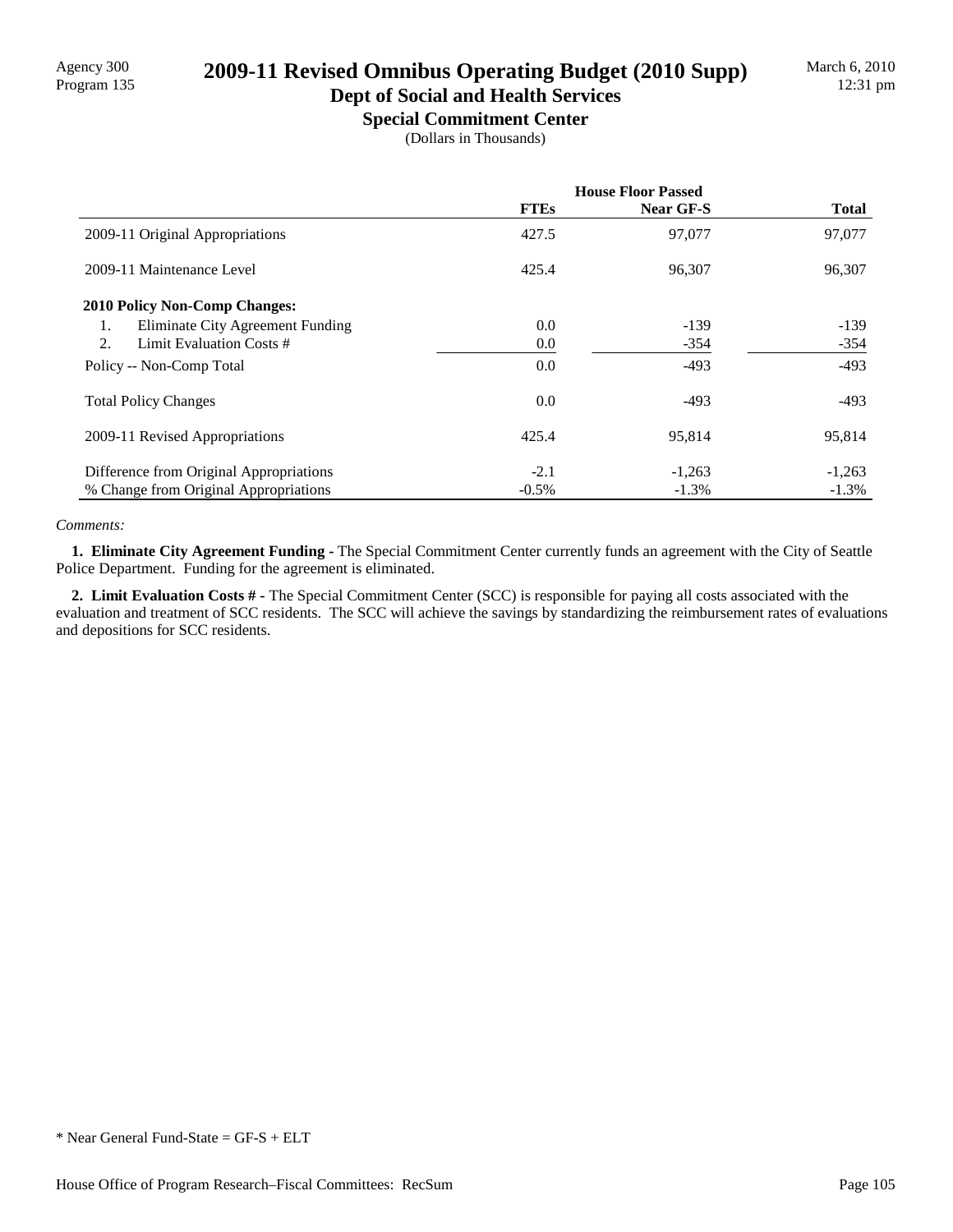# 2009-11 Revised Omnibus Operating Budget (2010 Supp)

## Dept of Social and Health Services

### Special Commitment Center

(Dollars in Thousands)

| | House Floor Passed | | |
|---|---|---|---|
| | FTEs | Near GF-S | Total |
| 2009-11 Original Appropriations | 427.5 | 97,077 | 97,077 |
| 2009-11 Maintenance Level | 425.4 | 96,307 | 96,307 |
| **2010 Policy Non-Comp Changes:** | | | |
| 1. Eliminate City Agreement Funding | 0.0 | -139 | -139 |
| 2. Limit Evaluation Costs # | 0.0 | -354 | -354 |
| Policy -- Non-Comp Total | 0.0 | -493 | -493 |
| Total Policy Changes | 0.0 | -493 | -493 |
| 2009-11 Revised Appropriations | 425.4 | 95,814 | 95,814 |
| Difference from Original Appropriations | -2.1 | -1,263 | -1,263 |
| % Change from Original Appropriations | -0.5% | -1.3% | -1.3% |

*Comments:*

**1. Eliminate City Agreement Funding -** The Special Commitment Center currently funds an agreement with the City of Seattle Police Department. Funding for the agreement is eliminated.

**2. Limit Evaluation Costs # -** The Special Commitment Center (SCC) is responsible for paying all costs associated with the evaluation and treatment of SCC residents. The SCC will achieve the savings by standardizing the reimbursement rates of evaluations and depositions for SCC residents.

* Near General Fund-State = GF-S + ELT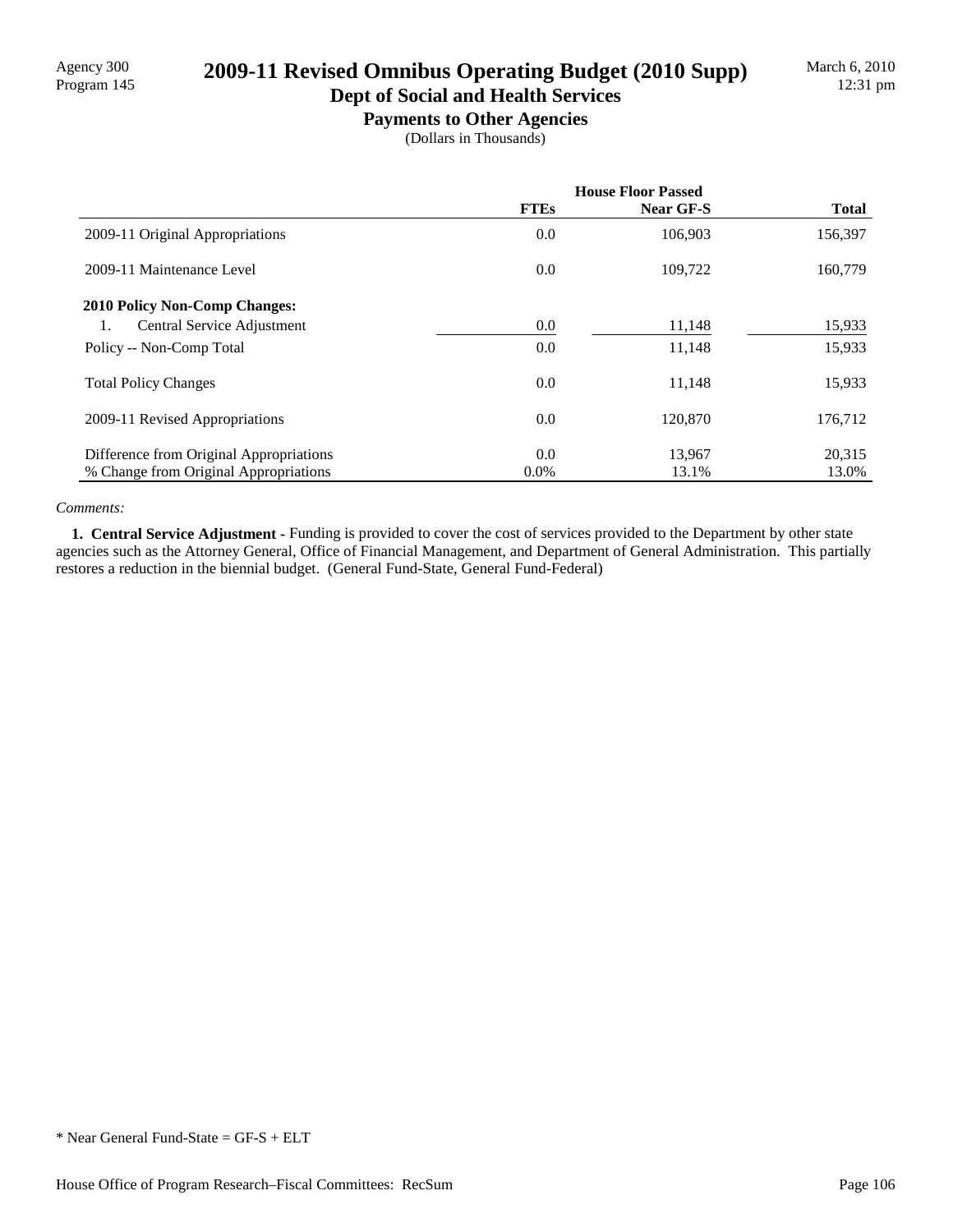Agency 300
Program 145

# 2009-11 Revised Omnibus Operating Budget (2010 Supp)

## Dept of Social and Health Services

### Payments to Other Agencies

(Dollars in Thousands)

March 6, 2010
12:31 pm

| | House Floor Passed | | |
|---|---|---|---|
| | **FTEs** | **Near GF-S** | **Total** |
| 2009-11 Original Appropriations | 0.0 | 106,903 | 156,397 |
| 2009-11 Maintenance Level | 0.0 | 109,722 | 160,779 |
| **2010 Policy Non-Comp Changes:** | | | |
| 1. Central Service Adjustment | 0.0 | 11,148 | 15,933 |
| Policy -- Non-Comp Total | 0.0 | 11,148 | 15,933 |
| Total Policy Changes | 0.0 | 11,148 | 15,933 |
| 2009-11 Revised Appropriations | 0.0 | 120,870 | 176,712 |
| Difference from Original Appropriations | 0.0 | 13,967 | 20,315 |
| % Change from Original Appropriations | 0.0% | 13.1% | 13.0% |

*Comments:*

**1. Central Service Adjustment -** Funding is provided to cover the cost of services provided to the Department by other state agencies such as the Attorney General, Office of Financial Management, and Department of General Administration. This partially restores a reduction in the biennial budget. (General Fund-State, General Fund-Federal)

* Near General Fund-State = GF-S + ELT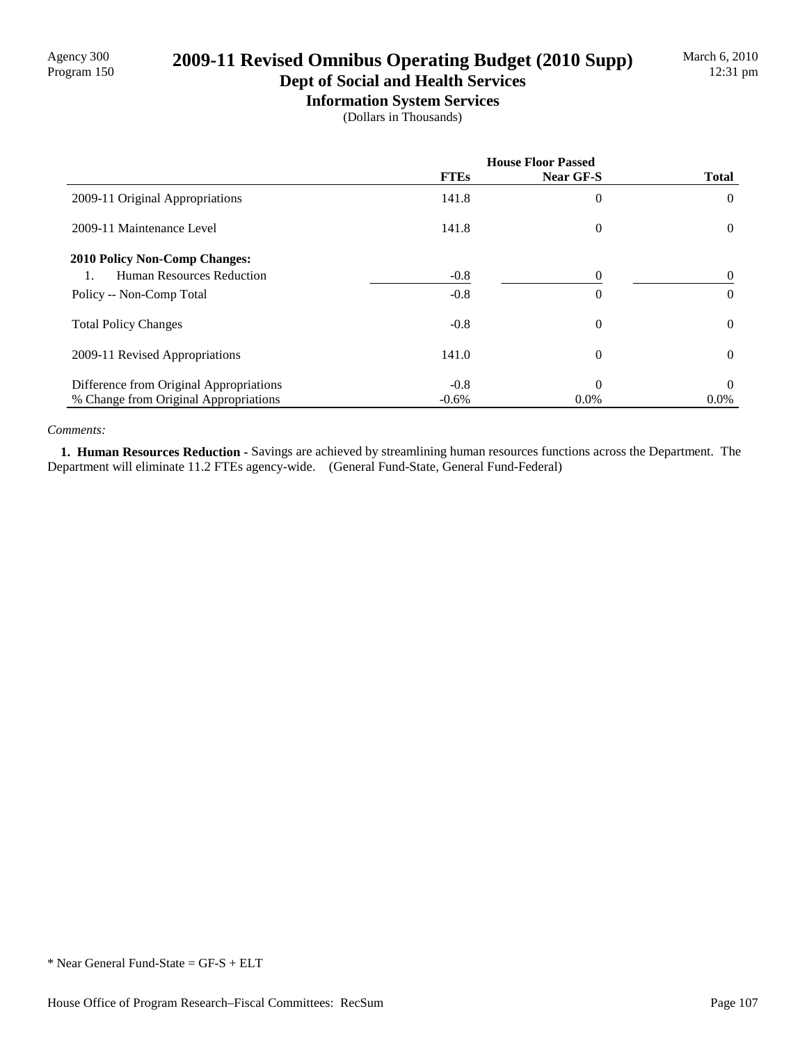Agency 300
Program 150

# 2009-11 Revised Omnibus Operating Budget (2010 Supp)

## Dept of Social and Health Services

### Information System Services

(Dollars in Thousands)

| | House Floor Passed | | |
|---|---|---|---|
| | FTEs | Near GF-S | Total |
| 2009-11 Original Appropriations | 141.8 | 0 | 0 |
| 2009-11 Maintenance Level | 141.8 | 0 | 0 |
| **2010 Policy Non-Comp Changes:** | | | |
| 1. Human Resources Reduction | -0.8 | 0 | 0 |
| Policy -- Non-Comp Total | -0.8 | 0 | 0 |
| Total Policy Changes | -0.8 | 0 | 0 |
| 2009-11 Revised Appropriations | 141.0 | 0 | 0 |
| Difference from Original Appropriations | -0.8 | 0 | 0 |
| % Change from Original Appropriations | -0.6% | 0.0% | 0.0% |

*Comments:*

**1. Human Resources Reduction -** Savings are achieved by streamlining human resources functions across the Department. The Department will eliminate 11.2 FTEs agency-wide. (General Fund-State, General Fund-Federal)

\* Near General Fund-State = GF-S + ELT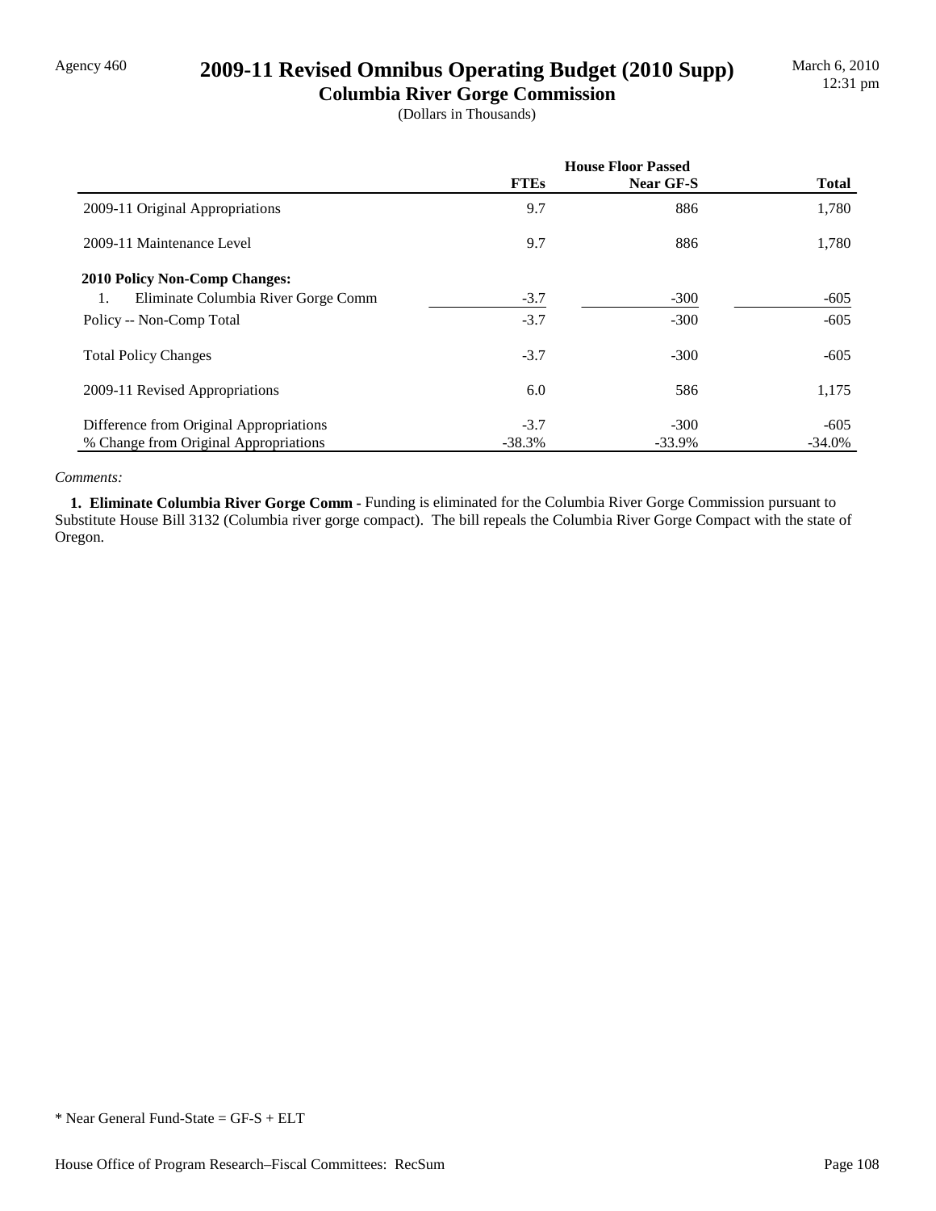Agency 460

# 2009-11 Revised Omnibus Operating Budget (2010 Supp)

## Columbia River Gorge Commission

(Dollars in Thousands)

| | House Floor Passed | | |
|---|---|---|---|
| | **FTEs** | **Near GF-S** | **Total** |
| 2009-11 Original Appropriations | 9.7 | 886 | 1,780 |
| 2009-11 Maintenance Level | 9.7 | 886 | 1,780 |
| **2010 Policy Non-Comp Changes:** | | | |
| 1. Eliminate Columbia River Gorge Comm | -3.7 | -300 | -605 |
| Policy -- Non-Comp Total | -3.7 | -300 | -605 |
| Total Policy Changes | -3.7 | -300 | -605 |
| 2009-11 Revised Appropriations | 6.0 | 586 | 1,175 |
| Difference from Original Appropriations | -3.7 | -300 | -605 |
| % Change from Original Appropriations | -38.3% | -33.9% | -34.0% |

*Comments:*

**1. Eliminate Columbia River Gorge Comm -** Funding is eliminated for the Columbia River Gorge Commission pursuant to Substitute House Bill 3132 (Columbia river gorge compact). The bill repeals the Columbia River Gorge Compact with the state of Oregon.

* Near General Fund-State = GF-S + ELT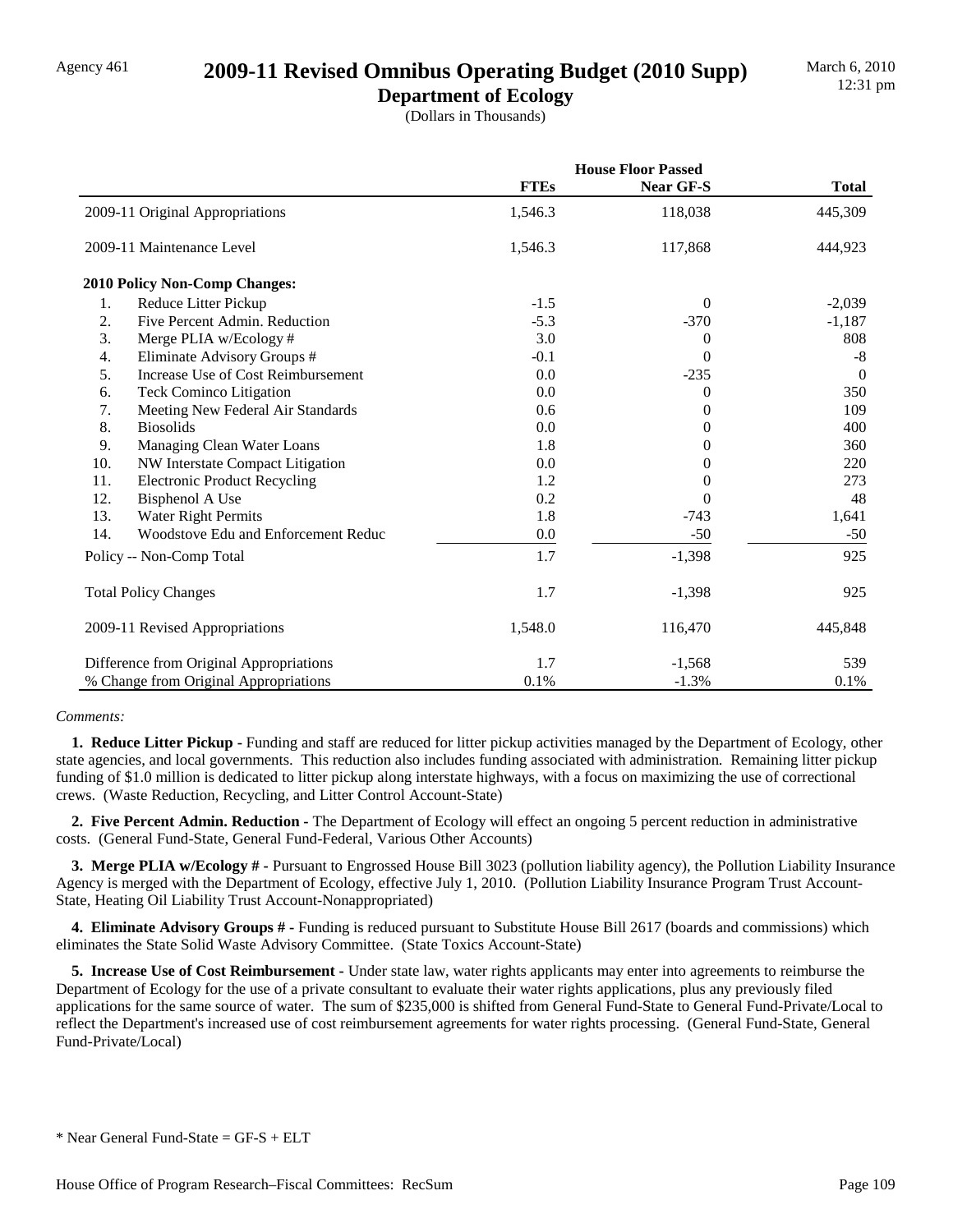Agency 461

# 2009-11 Revised Omnibus Operating Budget (2010 Supp)

## Department of Ecology

(Dollars in Thousands)

March 6, 2010
12:31 pm

| | House Floor Passed | | |
|---|---|---|---|
| | **FTEs** | **Near GF-S** | **Total** |
| 2009-11 Original Appropriations | 1,546.3 | 118,038 | 445,309 |
| 2009-11 Maintenance Level | 1,546.3 | 117,868 | 444,923 |
| **2010 Policy Non-Comp Changes:** | | | |
| 1. Reduce Litter Pickup | -1.5 | 0 | -2,039 |
| 2. Five Percent Admin. Reduction | -5.3 | -370 | -1,187 |
| 3. Merge PLIA w/Ecology # | 3.0 | 0 | 808 |
| 4. Eliminate Advisory Groups # | -0.1 | 0 | -8 |
| 5. Increase Use of Cost Reimbursement | 0.0 | -235 | 0 |
| 6. Teck Cominco Litigation | 0.0 | 0 | 350 |
| 7. Meeting New Federal Air Standards | 0.6 | 0 | 109 |
| 8. Biosolids | 0.0 | 0 | 400 |
| 9. Managing Clean Water Loans | 1.8 | 0 | 360 |
| 10. NW Interstate Compact Litigation | 0.0 | 0 | 220 |
| 11. Electronic Product Recycling | 1.2 | 0 | 273 |
| 12. Bisphenol A Use | 0.2 | 0 | 48 |
| 13. Water Right Permits | 1.8 | -743 | 1,641 |
| 14. Woodstove Edu and Enforcement Reduc | 0.0 | -50 | -50 |
| Policy -- Non-Comp Total | 1.7 | -1,398 | 925 |
| Total Policy Changes | 1.7 | -1,398 | 925 |
| 2009-11 Revised Appropriations | 1,548.0 | 116,470 | 445,848 |
| Difference from Original Appropriations | 1.7 | -1,568 | 539 |
| % Change from Original Appropriations | 0.1% | -1.3% | 0.1% |

*Comments:*

**1. Reduce Litter Pickup -** Funding and staff are reduced for litter pickup activities managed by the Department of Ecology, other state agencies, and local governments. This reduction also includes funding associated with administration. Remaining litter pickup funding of $1.0 million is dedicated to litter pickup along interstate highways, with a focus on maximizing the use of correctional crews. (Waste Reduction, Recycling, and Litter Control Account-State)

**2. Five Percent Admin. Reduction -** The Department of Ecology will effect an ongoing 5 percent reduction in administrative costs. (General Fund-State, General Fund-Federal, Various Other Accounts)

**3. Merge PLIA w/Ecology # -** Pursuant to Engrossed House Bill 3023 (pollution liability agency), the Pollution Liability Insurance Agency is merged with the Department of Ecology, effective July 1, 2010. (Pollution Liability Insurance Program Trust Account-State, Heating Oil Liability Trust Account-Nonappropriated)

**4. Eliminate Advisory Groups # -** Funding is reduced pursuant to Substitute House Bill 2617 (boards and commissions) which eliminates the State Solid Waste Advisory Committee. (State Toxics Account-State)

**5. Increase Use of Cost Reimbursement -** Under state law, water rights applicants may enter into agreements to reimburse the Department of Ecology for the use of a private consultant to evaluate their water rights applications, plus any previously filed applications for the same source of water. The sum of $235,000 is shifted from General Fund-State to General Fund-Private/Local to reflect the Department's increased use of cost reimbursement agreements for water rights processing. (General Fund-State, General Fund-Private/Local)

* Near General Fund-State = GF-S + ELT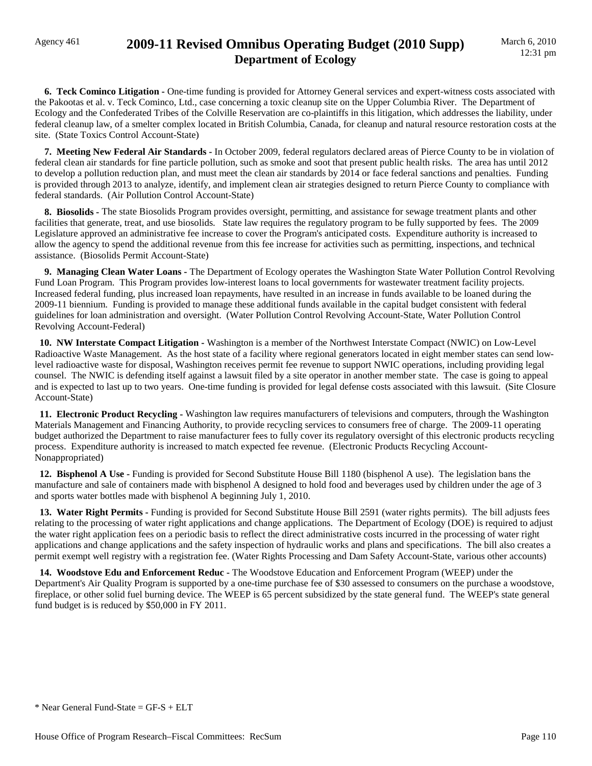**6. Teck Cominco Litigation** - One-time funding is provided for Attorney General services and expert-witness costs associated with the Pakootas et al. v. Teck Cominco, Ltd., case concerning a toxic cleanup site on the Upper Columbia River. The Department of Ecology and the Confederated Tribes of the Colville Reservation are co-plaintiffs in this litigation, which addresses the liability, under federal cleanup law, of a smelter complex located in British Columbia, Canada, for cleanup and natural resource restoration costs at the site. (State Toxics Control Account-State)

**7. Meeting New Federal Air Standards** - In October 2009, federal regulators declared areas of Pierce County to be in violation of federal clean air standards for fine particle pollution, such as smoke and soot that present public health risks. The area has until 2012 to develop a pollution reduction plan, and must meet the clean air standards by 2014 or face federal sanctions and penalties. Funding is provided through 2013 to analyze, identify, and implement clean air strategies designed to return Pierce County to compliance with federal standards. (Air Pollution Control Account-State)

**8. Biosolids** - The state Biosolids Program provides oversight, permitting, and assistance for sewage treatment plants and other facilities that generate, treat, and use biosolids. State law requires the regulatory program to be fully supported by fees. The 2009 Legislature approved an administrative fee increase to cover the Program's anticipated costs. Expenditure authority is increased to allow the agency to spend the additional revenue from this fee increase for activities such as permitting, inspections, and technical assistance. (Biosolids Permit Account-State)

**9. Managing Clean Water Loans** - The Department of Ecology operates the Washington State Water Pollution Control Revolving Fund Loan Program. This Program provides low-interest loans to local governments for wastewater treatment facility projects. Increased federal funding, plus increased loan repayments, have resulted in an increase in funds available to be loaned during the 2009-11 biennium. Funding is provided to manage these additional funds available in the capital budget consistent with federal guidelines for loan administration and oversight. (Water Pollution Control Revolving Account-State, Water Pollution Control Revolving Account-Federal)

**10. NW Interstate Compact Litigation** - Washington is a member of the Northwest Interstate Compact (NWIC) on Low-Level Radioactive Waste Management. As the host state of a facility where regional generators located in eight member states can send low-level radioactive waste for disposal, Washington receives permit fee revenue to support NWIC operations, including providing legal counsel. The NWIC is defending itself against a lawsuit filed by a site operator in another member state. The case is going to appeal and is expected to last up to two years. One-time funding is provided for legal defense costs associated with this lawsuit. (Site Closure Account-State)

**11. Electronic Product Recycling** - Washington law requires manufacturers of televisions and computers, through the Washington Materials Management and Financing Authority, to provide recycling services to consumers free of charge. The 2009-11 operating budget authorized the Department to raise manufacturer fees to fully cover its regulatory oversight of this electronic products recycling process. Expenditure authority is increased to match expected fee revenue. (Electronic Products Recycling Account-Nonappropriated)

**12. Bisphenol A Use** - Funding is provided for Second Substitute House Bill 1180 (bisphenol A use). The legislation bans the manufacture and sale of containers made with bisphenol A designed to hold food and beverages used by children under the age of 3 and sports water bottles made with bisphenol A beginning July 1, 2010.

**13. Water Right Permits** - Funding is provided for Second Substitute House Bill 2591 (water rights permits). The bill adjusts fees relating to the processing of water right applications and change applications. The Department of Ecology (DOE) is required to adjust the water right application fees on a periodic basis to reflect the direct administrative costs incurred in the processing of water right applications and change applications and the safety inspection of hydraulic works and plans and specifications. The bill also creates a permit exempt well registry with a registration fee. (Water Rights Processing and Dam Safety Account-State, various other accounts)

**14. Woodstove Edu and Enforcement Reduc** - The Woodstove Education and Enforcement Program (WEEP) under the Department's Air Quality Program is supported by a one-time purchase fee of $30 assessed to consumers on the purchase a woodstove, fireplace, or other solid fuel burning device. The WEEP is 65 percent subsidized by the state general fund. The WEEP's state general fund budget is is reduced by $50,000 in FY 2011.

* Near General Fund-State = GF-S + ELT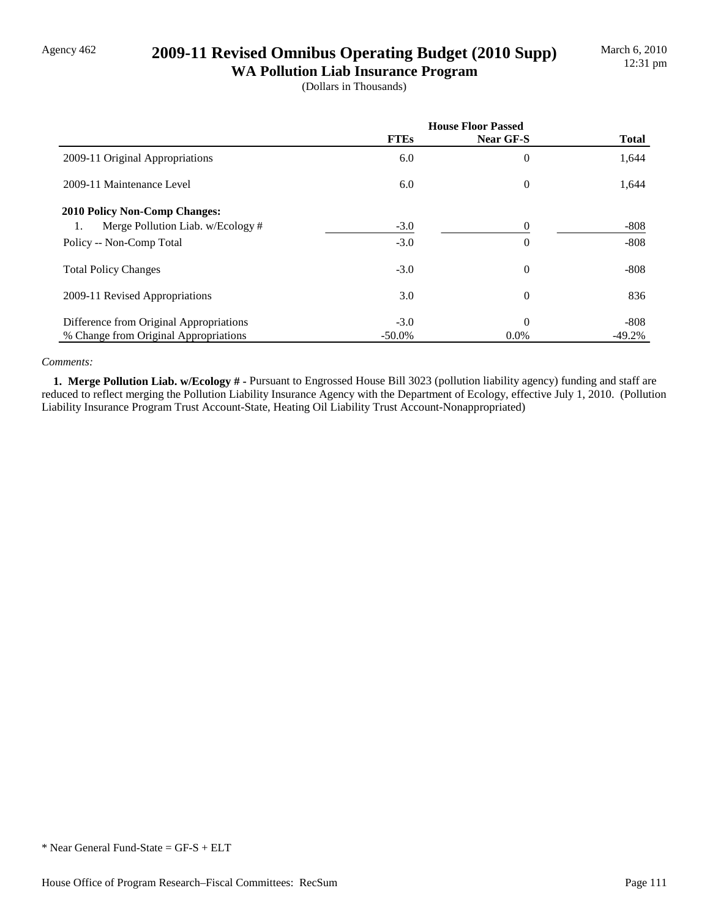Agency 462

# 2009-11 Revised Omnibus Operating Budget (2010 Supp)
## WA Pollution Liab Insurance Program

(Dollars in Thousands)

| | House Floor Passed | | |
|---|---|---|---|
| | FTEs | Near GF-S | Total |
| 2009-11 Original Appropriations | 6.0 | 0 | 1,644 |
| 2009-11 Maintenance Level | 6.0 | 0 | 1,644 |
| **2010 Policy Non-Comp Changes:** | | | |
| 1. Merge Pollution Liab. w/Ecology # | -3.0 | 0 | -808 |
| Policy -- Non-Comp Total | -3.0 | 0 | -808 |
| Total Policy Changes | -3.0 | 0 | -808 |
| 2009-11 Revised Appropriations | 3.0 | 0 | 836 |
| Difference from Original Appropriations | -3.0 | 0 | -808 |
| % Change from Original Appropriations | -50.0% | 0.0% | -49.2% |

*Comments:*

**1. Merge Pollution Liab. w/Ecology # -** Pursuant to Engrossed House Bill 3023 (pollution liability agency) funding and staff are reduced to reflect merging the Pollution Liability Insurance Agency with the Department of Ecology, effective July 1, 2010. (Pollution Liability Insurance Program Trust Account-State, Heating Oil Liability Trust Account-Nonappropriated)

* Near General Fund-State = GF-S + ELT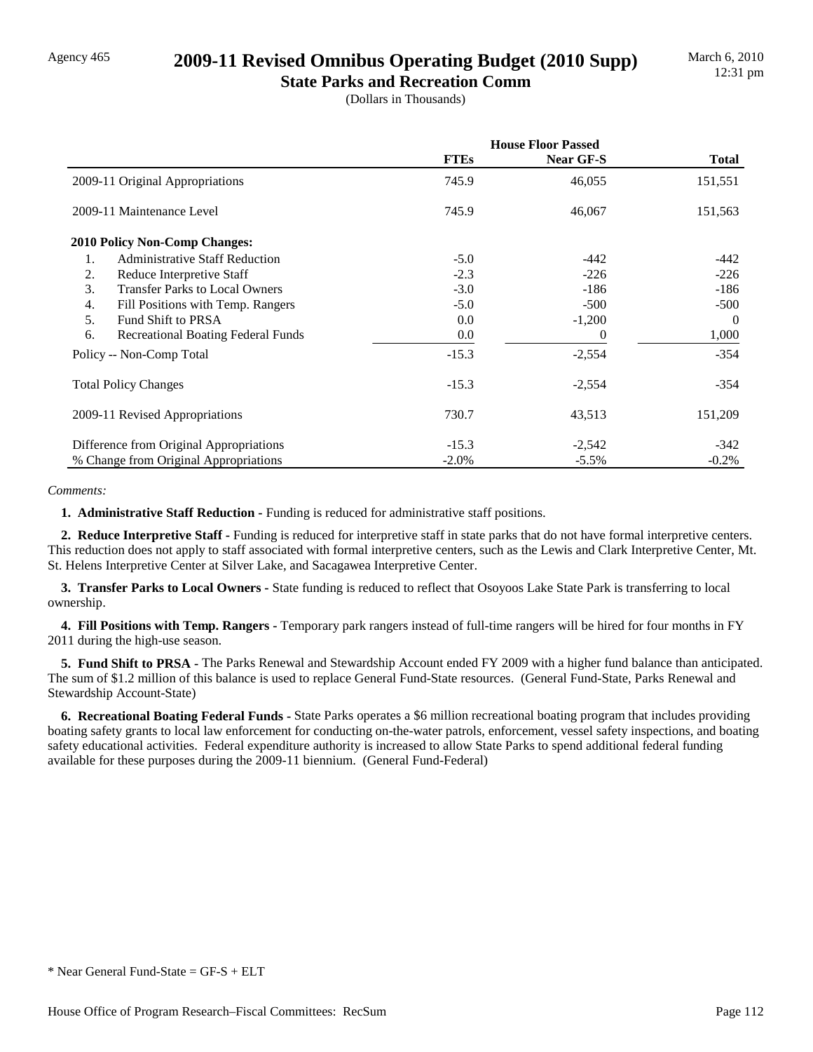Agency 465

# 2009-11 Revised Omnibus Operating Budget (2010 Supp)

## State Parks and Recreation Comm

(Dollars in Thousands)

March 6, 2010
12:31 pm

| | House Floor Passed | | |
|---|---|---|---|
| | **FTEs** | **Near GF-S** | **Total** |
| 2009-11 Original Appropriations | 745.9 | 46,055 | 151,551 |
| 2009-11 Maintenance Level | 745.9 | 46,067 | 151,563 |
| **2010 Policy Non-Comp Changes:** | | | |
| 1. Administrative Staff Reduction | -5.0 | -442 | -442 |
| 2. Reduce Interpretive Staff | -2.3 | -226 | -226 |
| 3. Transfer Parks to Local Owners | -3.0 | -186 | -186 |
| 4. Fill Positions with Temp. Rangers | -5.0 | -500 | -500 |
| 5. Fund Shift to PRSA | 0.0 | -1,200 | 0 |
| 6. Recreational Boating Federal Funds | 0.0 | 0 | 1,000 |
| Policy -- Non-Comp Total | -15.3 | -2,554 | -354 |
| Total Policy Changes | -15.3 | -2,554 | -354 |
| 2009-11 Revised Appropriations | 730.7 | 43,513 | 151,209 |
| Difference from Original Appropriations | -15.3 | -2,542 | -342 |
| % Change from Original Appropriations | -2.0% | -5.5% | -0.2% |

*Comments:*

**1. Administrative Staff Reduction -** Funding is reduced for administrative staff positions.

**2. Reduce Interpretive Staff -** Funding is reduced for interpretive staff in state parks that do not have formal interpretive centers. This reduction does not apply to staff associated with formal interpretive centers, such as the Lewis and Clark Interpretive Center, Mt. St. Helens Interpretive Center at Silver Lake, and Sacagawea Interpretive Center.

**3. Transfer Parks to Local Owners -** State funding is reduced to reflect that Osoyoos Lake State Park is transferring to local ownership.

**4. Fill Positions with Temp. Rangers -** Temporary park rangers instead of full-time rangers will be hired for four months in FY 2011 during the high-use season.

**5. Fund Shift to PRSA -** The Parks Renewal and Stewardship Account ended FY 2009 with a higher fund balance than anticipated. The sum of $1.2 million of this balance is used to replace General Fund-State resources. (General Fund-State, Parks Renewal and Stewardship Account-State)

**6. Recreational Boating Federal Funds -** State Parks operates a $6 million recreational boating program that includes providing boating safety grants to local law enforcement for conducting on-the-water patrols, enforcement, vessel safety inspections, and boating safety educational activities. Federal expenditure authority is increased to allow State Parks to spend additional federal funding available for these purposes during the 2009-11 biennium. (General Fund-Federal)

* Near General Fund-State = GF-S + ELT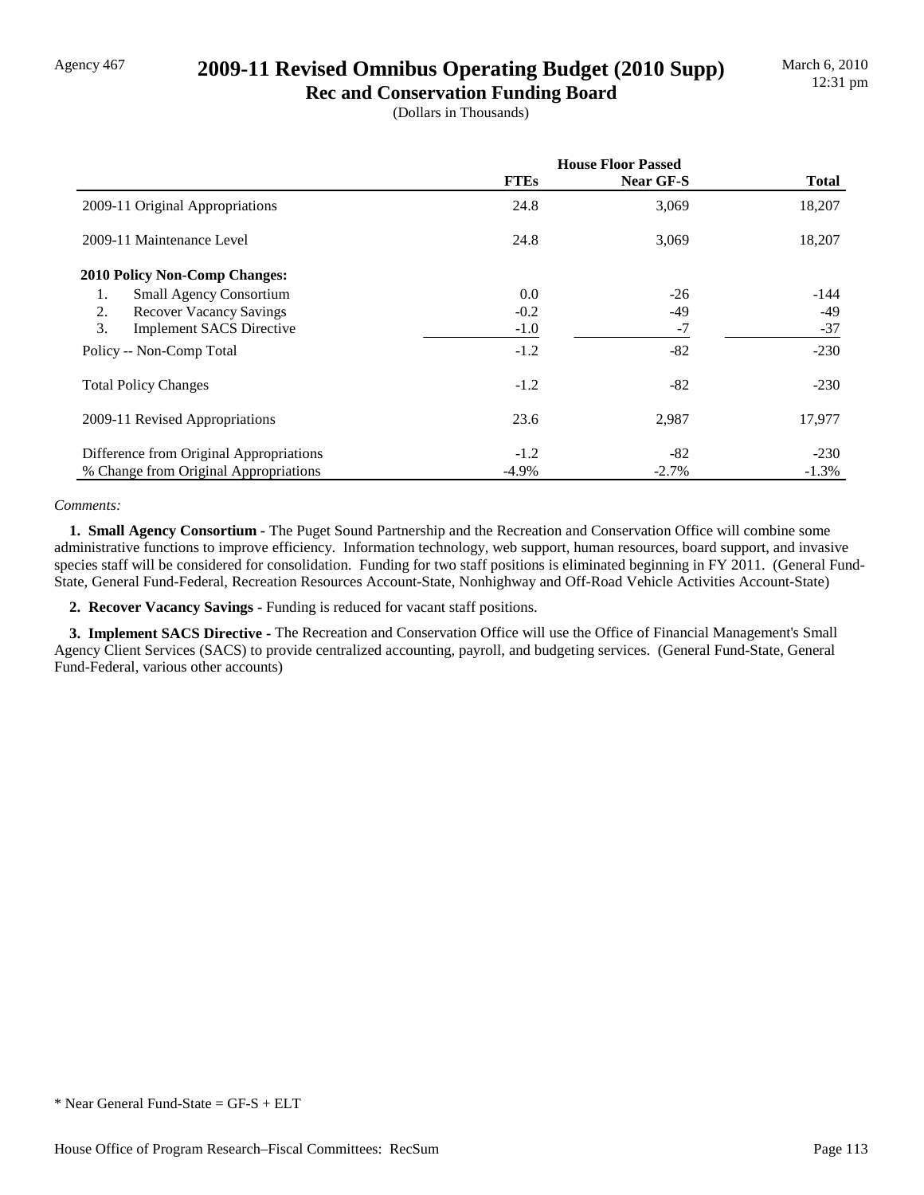Agency 467

# 2009-11 Revised Omnibus Operating Budget (2010 Supp)

## Rec and Conservation Funding Board

(Dollars in Thousands)

| | House Floor Passed | | |
|---|---|---|---|
| | FTEs | Near GF-S | Total |
| 2009-11 Original Appropriations | 24.8 | 3,069 | 18,207 |
| 2009-11 Maintenance Level | 24.8 | 3,069 | 18,207 |
| **2010 Policy Non-Comp Changes:** | | | |
| 1. Small Agency Consortium | 0.0 | -26 | -144 |
| 2. Recover Vacancy Savings | -0.2 | -49 | -49 |
| 3. Implement SACS Directive | -1.0 | -7 | -37 |
| Policy -- Non-Comp Total | -1.2 | -82 | -230 |
| Total Policy Changes | -1.2 | -82 | -230 |
| 2009-11 Revised Appropriations | 23.6 | 2,987 | 17,977 |
| Difference from Original Appropriations | -1.2 | -82 | -230 |
| % Change from Original Appropriations | -4.9% | -2.7% | -1.3% |

*Comments:*

**1. Small Agency Consortium -** The Puget Sound Partnership and the Recreation and Conservation Office will combine some administrative functions to improve efficiency. Information technology, web support, human resources, board support, and invasive species staff will be considered for consolidation. Funding for two staff positions is eliminated beginning in FY 2011. (General Fund-State, General Fund-Federal, Recreation Resources Account-State, Nonhighway and Off-Road Vehicle Activities Account-State)

**2. Recover Vacancy Savings -** Funding is reduced for vacant staff positions.

**3. Implement SACS Directive -** The Recreation and Conservation Office will use the Office of Financial Management's Small Agency Client Services (SACS) to provide centralized accounting, payroll, and budgeting services. (General Fund-State, General Fund-Federal, various other accounts)

* Near General Fund-State = GF-S + ELT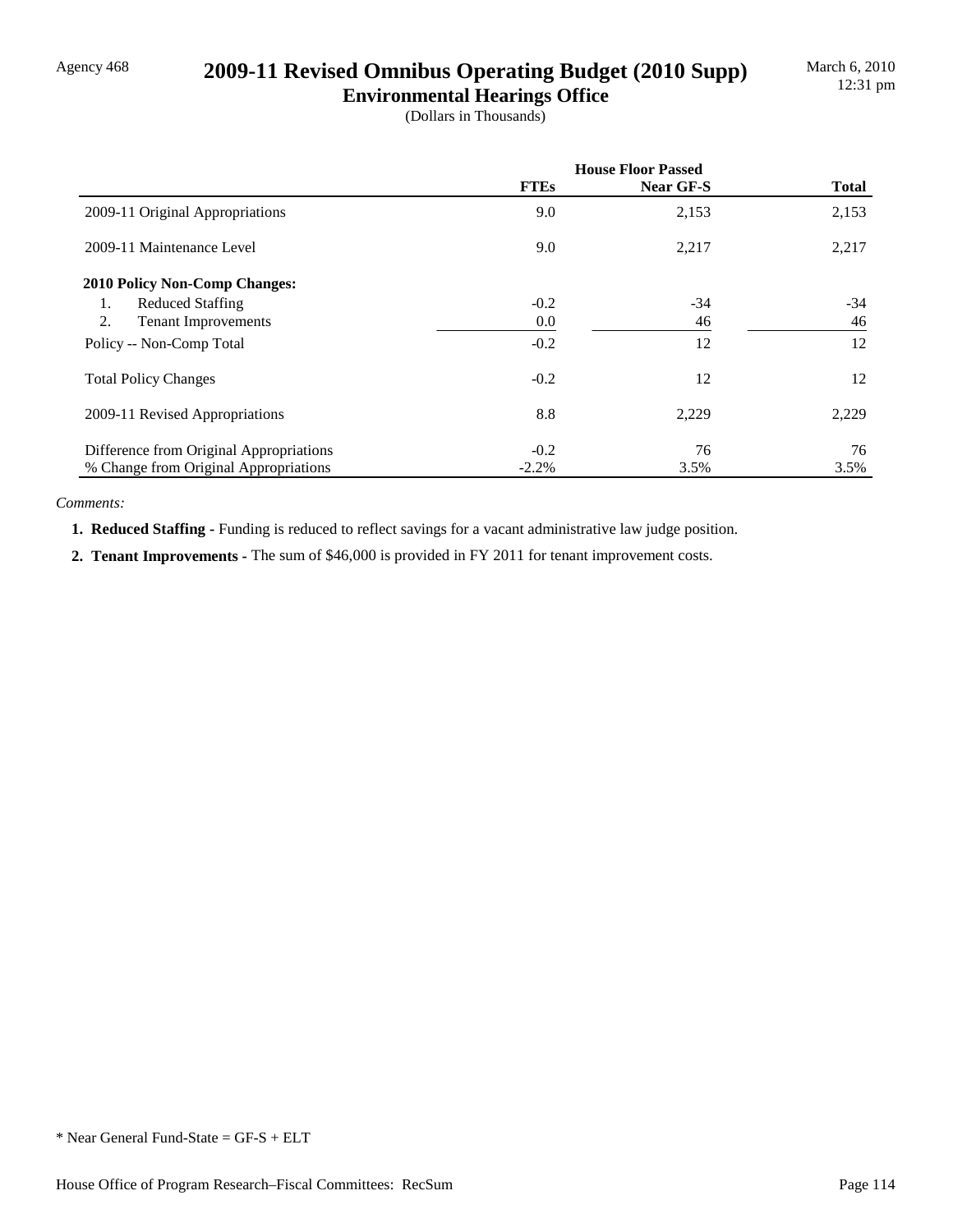Agency 468

# 2009-11 Revised Omnibus Operating Budget (2010 Supp)

## Environmental Hearings Office

(Dollars in Thousands)

| | House Floor Passed | | |
|---|---|---|---|
| | FTEs | Near GF-S | Total |
| 2009-11 Original Appropriations | 9.0 | 2,153 | 2,153 |
| 2009-11 Maintenance Level | 9.0 | 2,217 | 2,217 |
| **2010 Policy Non-Comp Changes:** | | | |
| 1. Reduced Staffing | -0.2 | -34 | -34 |
| 2. Tenant Improvements | 0.0 | 46 | 46 |
| Policy -- Non-Comp Total | -0.2 | 12 | 12 |
| Total Policy Changes | -0.2 | 12 | 12 |
| 2009-11 Revised Appropriations | 8.8 | 2,229 | 2,229 |
| Difference from Original Appropriations | -0.2 | 76 | 76 |
| % Change from Original Appropriations | -2.2% | 3.5% | 3.5% |

*Comments:*

1. **Reduced Staffing -** Funding is reduced to reflect savings for a vacant administrative law judge position.
2. **Tenant Improvements -** The sum of $46,000 is provided in FY 2011 for tenant improvement costs.

* Near General Fund-State = GF-S + ELT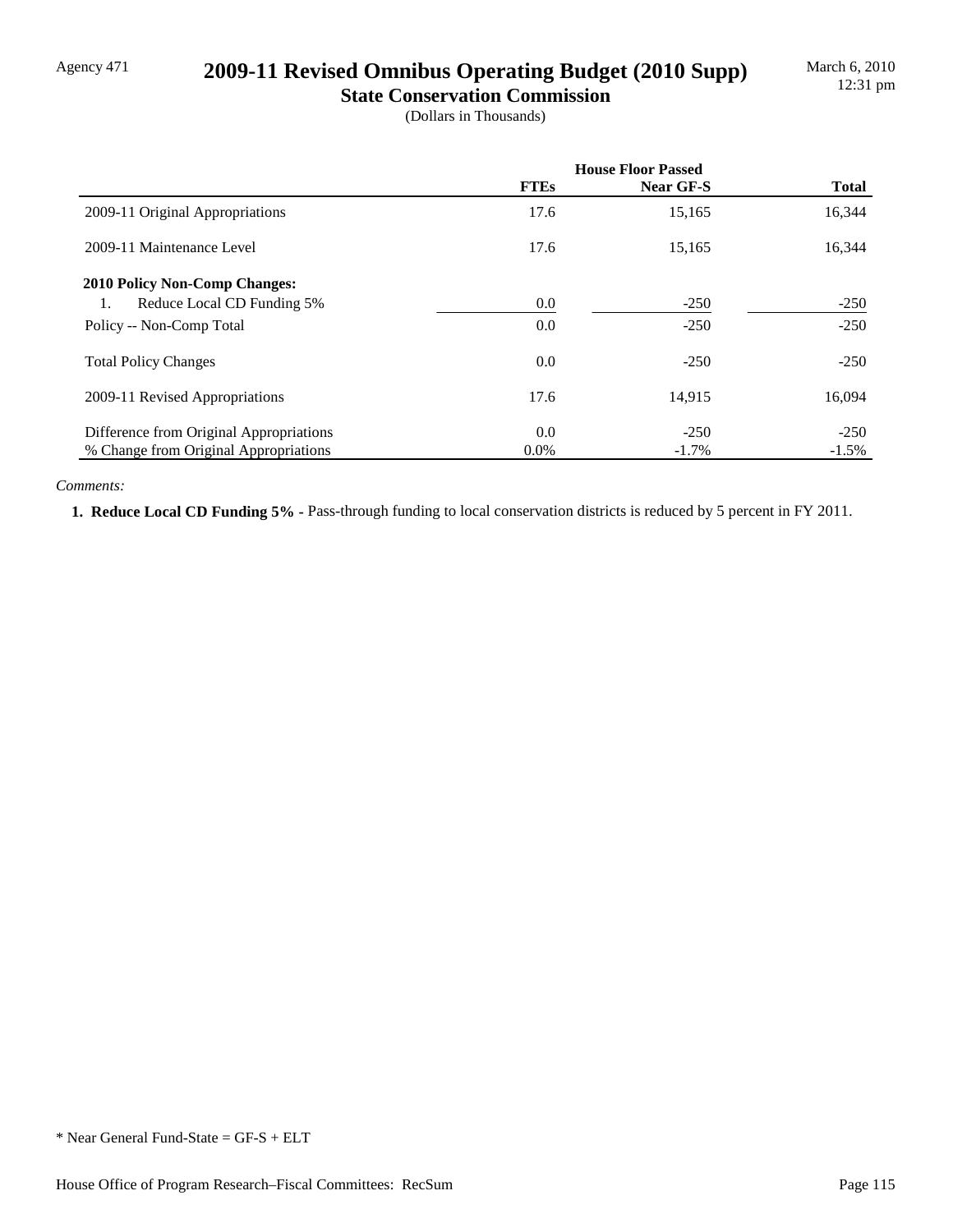Agency 471

# 2009-11 Revised Omnibus Operating Budget (2010 Supp)

## State Conservation Commission

(Dollars in Thousands)

March 6, 2010
12:31 pm

| | House Floor Passed | | |
|---|---|---|---|
| | **FTEs** | **Near GF-S** | **Total** |
| 2009-11 Original Appropriations | 17.6 | 15,165 | 16,344 |
| 2009-11 Maintenance Level | 17.6 | 15,165 | 16,344 |
| **2010 Policy Non-Comp Changes:** | | | |
| 1. Reduce Local CD Funding 5% | 0.0 | -250 | -250 |
| Policy -- Non-Comp Total | 0.0 | -250 | -250 |
| Total Policy Changes | 0.0 | -250 | -250 |
| 2009-11 Revised Appropriations | 17.6 | 14,915 | 16,094 |
| Difference from Original Appropriations | 0.0 | -250 | -250 |
| % Change from Original Appropriations | 0.0% | -1.7% | -1.5% |

*Comments:*

**1. Reduce Local CD Funding 5% -** Pass-through funding to local conservation districts is reduced by 5 percent in FY 2011.

\* Near General Fund-State = GF-S + ELT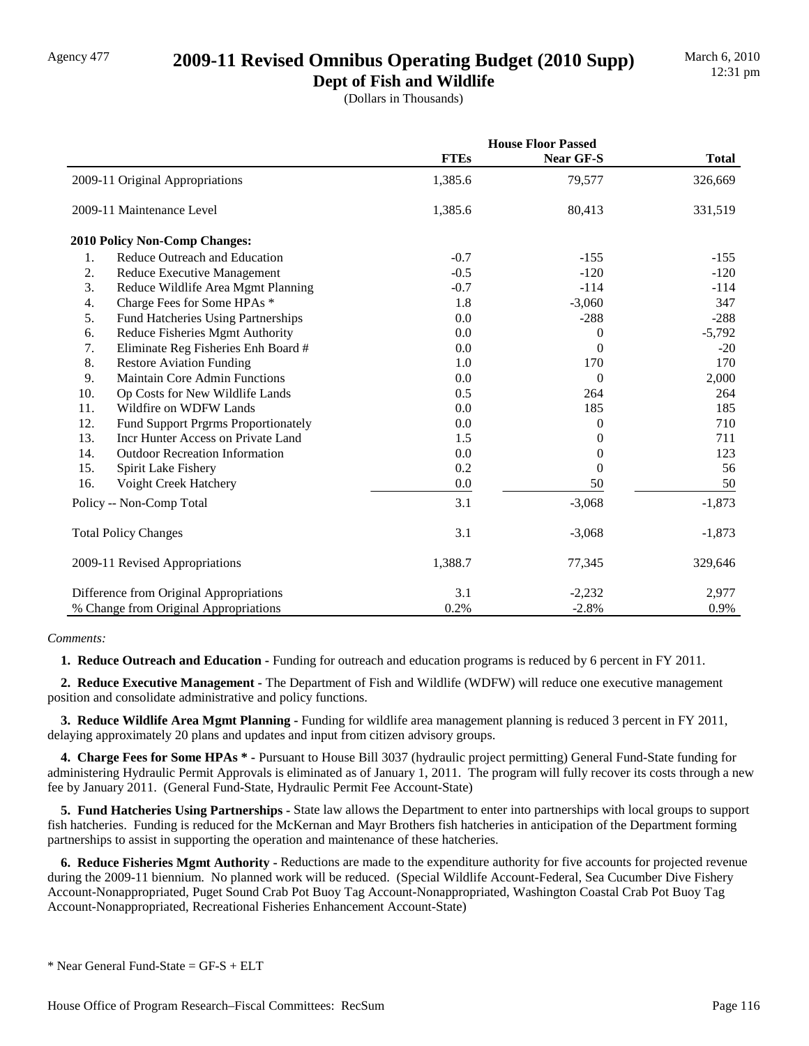Agency 477

# 2009-11 Revised Omnibus Operating Budget (2010 Supp)

## Dept of Fish and Wildlife

(Dollars in Thousands)

March 6, 2010
12:31 pm

| | House Floor Passed | | |
|---|---|---|---|
| | **FTEs** | **Near GF-S** | **Total** |
| 2009-11 Original Appropriations | 1,385.6 | 79,577 | 326,669 |
| 2009-11 Maintenance Level | 1,385.6 | 80,413 | 331,519 |
| **2010 Policy Non-Comp Changes:** | | | |
| 1. Reduce Outreach and Education | -0.7 | -155 | -155 |
| 2. Reduce Executive Management | -0.5 | -120 | -120 |
| 3. Reduce Wildlife Area Mgmt Planning | -0.7 | -114 | -114 |
| 4. Charge Fees for Some HPAs * | 1.8 | -3,060 | 347 |
| 5. Fund Hatcheries Using Partnerships | 0.0 | -288 | -288 |
| 6. Reduce Fisheries Mgmt Authority | 0.0 | 0 | -5,792 |
| 7. Eliminate Reg Fisheries Enh Board # | 0.0 | 0 | -20 |
| 8. Restore Aviation Funding | 1.0 | 170 | 170 |
| 9. Maintain Core Admin Functions | 0.0 | 0 | 2,000 |
| 10. Op Costs for New Wildlife Lands | 0.5 | 264 | 264 |
| 11. Wildfire on WDFW Lands | 0.0 | 185 | 185 |
| 12. Fund Support Prgrms Proportionately | 0.0 | 0 | 710 |
| 13. Incr Hunter Access on Private Land | 1.5 | 0 | 711 |
| 14. Outdoor Recreation Information | 0.0 | 0 | 123 |
| 15. Spirit Lake Fishery | 0.2 | 0 | 56 |
| 16. Voight Creek Hatchery | 0.0 | 50 | 50 |
| Policy -- Non-Comp Total | 3.1 | -3,068 | -1,873 |
| Total Policy Changes | 3.1 | -3,068 | -1,873 |
| 2009-11 Revised Appropriations | 1,388.7 | 77,345 | 329,646 |
| Difference from Original Appropriations | 3.1 | -2,232 | 2,977 |
| % Change from Original Appropriations | 0.2% | -2.8% | 0.9% |

*Comments:*

**1. Reduce Outreach and Education -** Funding for outreach and education programs is reduced by 6 percent in FY 2011.

**2. Reduce Executive Management -** The Department of Fish and Wildlife (WDFW) will reduce one executive management position and consolidate administrative and policy functions.

**3. Reduce Wildlife Area Mgmt Planning -** Funding for wildlife area management planning is reduced 3 percent in FY 2011, delaying approximately 20 plans and updates and input from citizen advisory groups.

**4. Charge Fees for Some HPAs * -** Pursuant to House Bill 3037 (hydraulic project permitting) General Fund-State funding for administering Hydraulic Permit Approvals is eliminated as of January 1, 2011. The program will fully recover its costs through a new fee by January 2011. (General Fund-State, Hydraulic Permit Fee Account-State)

**5. Fund Hatcheries Using Partnerships -** State law allows the Department to enter into partnerships with local groups to support fish hatcheries. Funding is reduced for the McKernan and Mayr Brothers fish hatcheries in anticipation of the Department forming partnerships to assist in supporting the operation and maintenance of these hatcheries.

**6. Reduce Fisheries Mgmt Authority -** Reductions are made to the expenditure authority for five accounts for projected revenue during the 2009-11 biennium. No planned work will be reduced. (Special Wildlife Account-Federal, Sea Cucumber Dive Fishery Account-Nonappropriated, Puget Sound Crab Pot Buoy Tag Account-Nonappropriated, Washington Coastal Crab Pot Buoy Tag Account-Nonappropriated, Recreational Fisheries Enhancement Account-State)

* Near General Fund-State = GF-S + ELT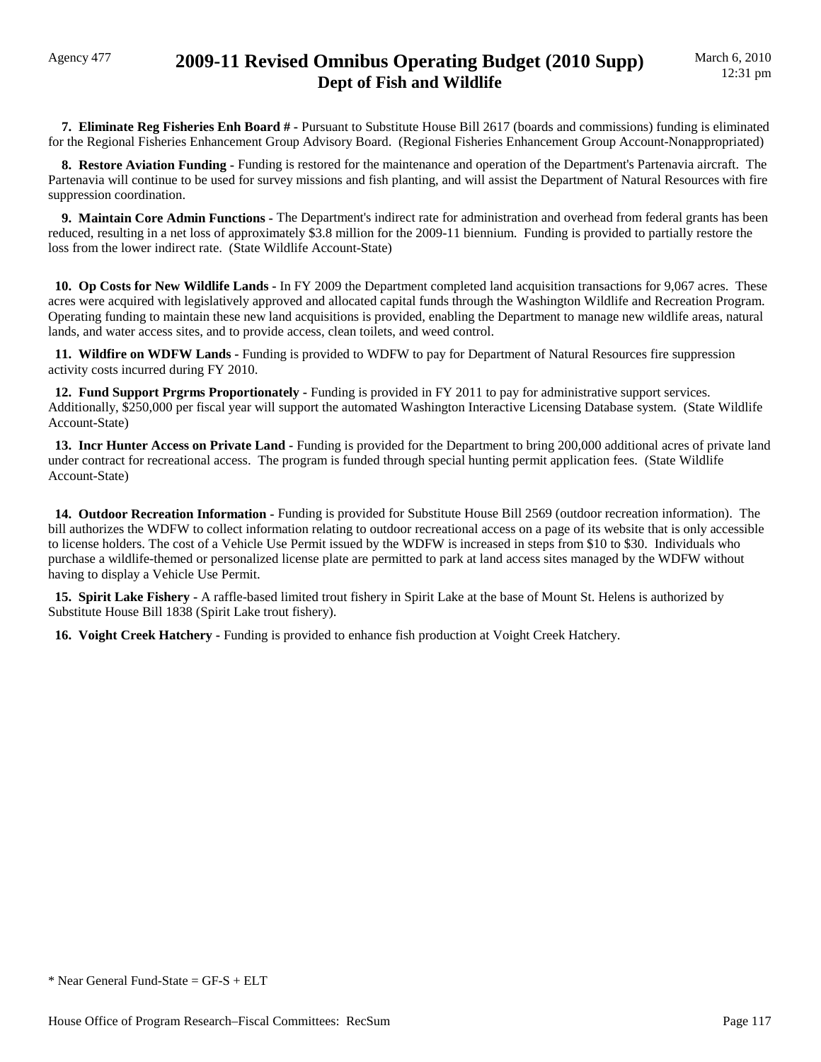**7. Eliminate Reg Fisheries Enh Board # -** Pursuant to Substitute House Bill 2617 (boards and commissions) funding is eliminated for the Regional Fisheries Enhancement Group Advisory Board. (Regional Fisheries Enhancement Group Account-Nonappropriated)

**8. Restore Aviation Funding -** Funding is restored for the maintenance and operation of the Department's Partenavia aircraft. The Partenavia will continue to be used for survey missions and fish planting, and will assist the Department of Natural Resources with fire suppression coordination.

**9. Maintain Core Admin Functions -** The Department's indirect rate for administration and overhead from federal grants has been reduced, resulting in a net loss of approximately $3.8 million for the 2009-11 biennium. Funding is provided to partially restore the loss from the lower indirect rate. (State Wildlife Account-State)

**10. Op Costs for New Wildlife Lands -** In FY 2009 the Department completed land acquisition transactions for 9,067 acres. These acres were acquired with legislatively approved and allocated capital funds through the Washington Wildlife and Recreation Program. Operating funding to maintain these new land acquisitions is provided, enabling the Department to manage new wildlife areas, natural lands, and water access sites, and to provide access, clean toilets, and weed control.

**11. Wildfire on WDFW Lands -** Funding is provided to WDFW to pay for Department of Natural Resources fire suppression activity costs incurred during FY 2010.

**12. Fund Support Prgrms Proportionately -** Funding is provided in FY 2011 to pay for administrative support services. Additionally, $250,000 per fiscal year will support the automated Washington Interactive Licensing Database system. (State Wildlife Account-State)

**13. Incr Hunter Access on Private Land -** Funding is provided for the Department to bring 200,000 additional acres of private land under contract for recreational access. The program is funded through special hunting permit application fees. (State Wildlife Account-State)

**14. Outdoor Recreation Information -** Funding is provided for Substitute House Bill 2569 (outdoor recreation information). The bill authorizes the WDFW to collect information relating to outdoor recreational access on a page of its website that is only accessible to license holders. The cost of a Vehicle Use Permit issued by the WDFW is increased in steps from $10 to $30. Individuals who purchase a wildlife-themed or personalized license plate are permitted to park at land access sites managed by the WDFW without having to display a Vehicle Use Permit.

**15. Spirit Lake Fishery -** A raffle-based limited trout fishery in Spirit Lake at the base of Mount St. Helens is authorized by Substitute House Bill 1838 (Spirit Lake trout fishery).

**16. Voight Creek Hatchery -** Funding is provided to enhance fish production at Voight Creek Hatchery.

* Near General Fund-State = GF-S + ELT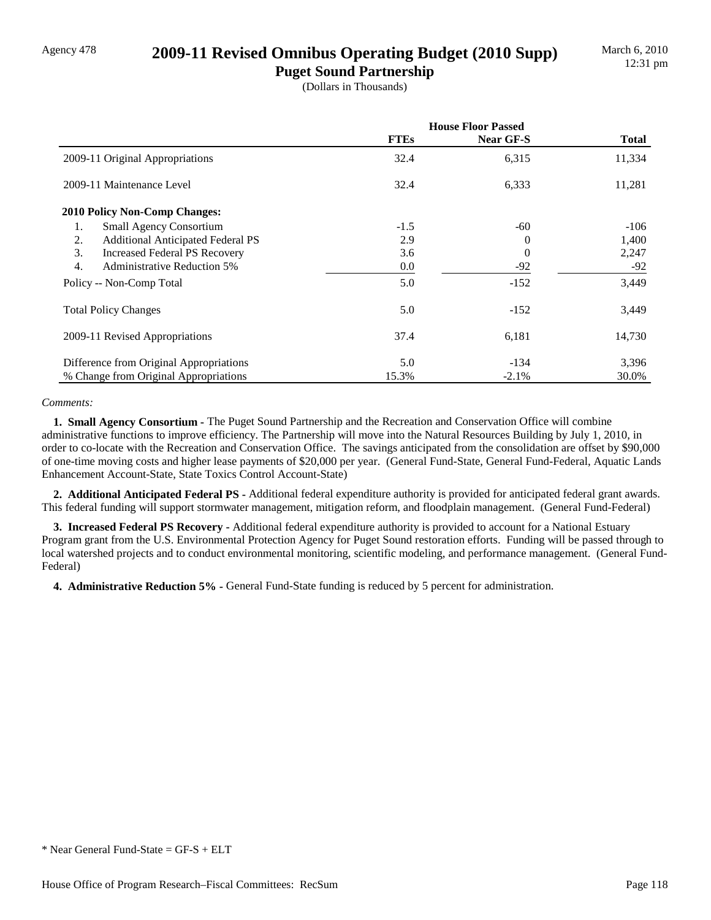Agency 478

# 2009-11 Revised Omnibus Operating Budget (2010 Supp)

## Puget Sound Partnership

(Dollars in Thousands)

March 6, 2010
12:31 pm

| | House Floor Passed | | |
|---|---|---|---|
| | **FTEs** | **Near GF-S** | **Total** |
| 2009-11 Original Appropriations | 32.4 | 6,315 | 11,334 |
| 2009-11 Maintenance Level | 32.4 | 6,333 | 11,281 |
| **2010 Policy Non-Comp Changes:** | | | |
| 1. Small Agency Consortium | -1.5 | -60 | -106 |
| 2. Additional Anticipated Federal PS | 2.9 | 0 | 1,400 |
| 3. Increased Federal PS Recovery | 3.6 | 0 | 2,247 |
| 4. Administrative Reduction 5% | 0.0 | -92 | -92 |
| Policy -- Non-Comp Total | 5.0 | -152 | 3,449 |
| Total Policy Changes | 5.0 | -152 | 3,449 |
| 2009-11 Revised Appropriations | 37.4 | 6,181 | 14,730 |
| Difference from Original Appropriations | 5.0 | -134 | 3,396 |
| % Change from Original Appropriations | 15.3% | -2.1% | 30.0% |

*Comments:*

**1. Small Agency Consortium -** The Puget Sound Partnership and the Recreation and Conservation Office will combine administrative functions to improve efficiency. The Partnership will move into the Natural Resources Building by July 1, 2010, in order to co-locate with the Recreation and Conservation Office. The savings anticipated from the consolidation are offset by $90,000 of one-time moving costs and higher lease payments of $20,000 per year. (General Fund-State, General Fund-Federal, Aquatic Lands Enhancement Account-State, State Toxics Control Account-State)

**2. Additional Anticipated Federal PS -** Additional federal expenditure authority is provided for anticipated federal grant awards. This federal funding will support stormwater management, mitigation reform, and floodplain management. (General Fund-Federal)

**3. Increased Federal PS Recovery -** Additional federal expenditure authority is provided to account for a National Estuary Program grant from the U.S. Environmental Protection Agency for Puget Sound restoration efforts. Funding will be passed through to local watershed projects and to conduct environmental monitoring, scientific modeling, and performance management. (General Fund-Federal)

**4. Administrative Reduction 5% -** General Fund-State funding is reduced by 5 percent for administration.

* Near General Fund-State = GF-S + ELT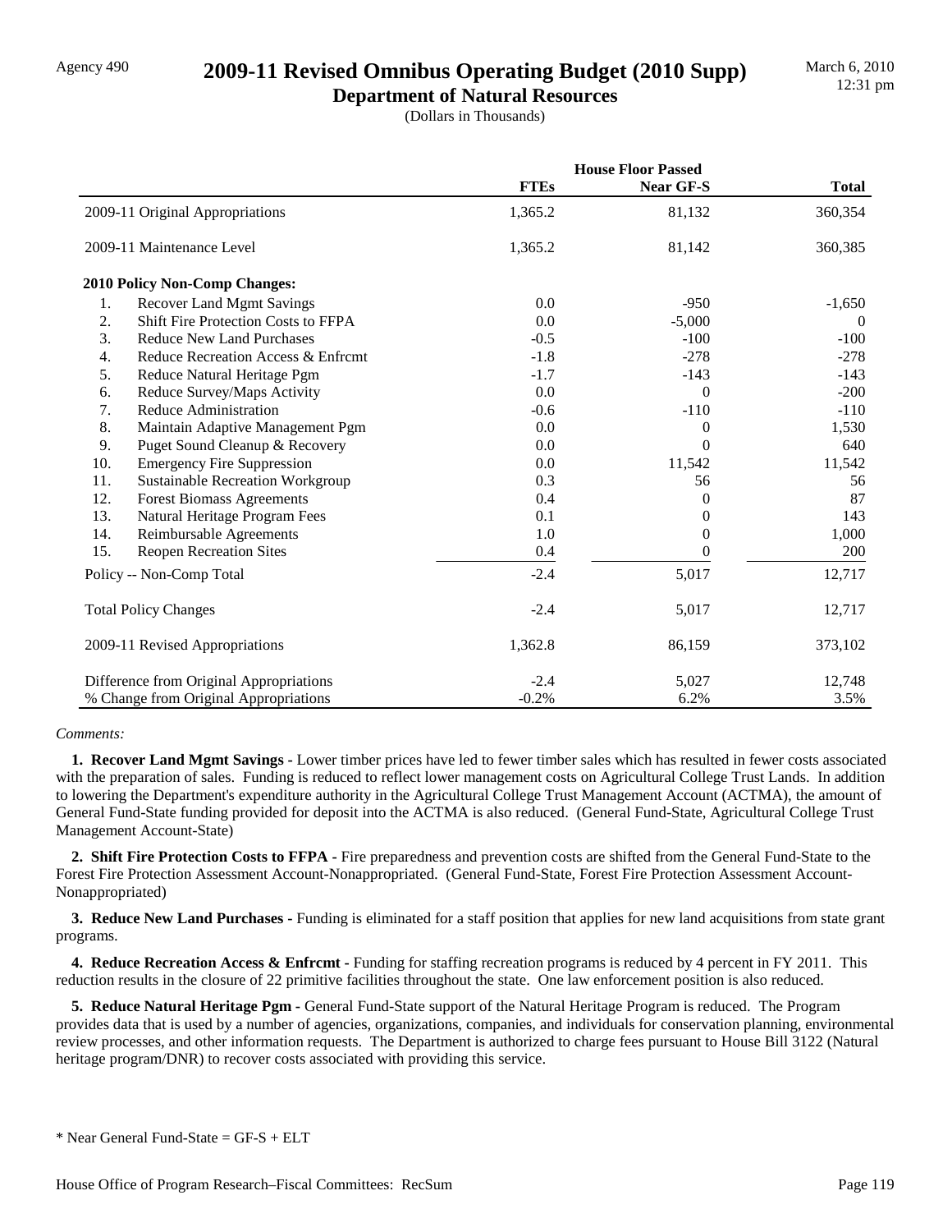Agency 490

# 2009-11 Revised Omnibus Operating Budget (2010 Supp)

## Department of Natural Resources

(Dollars in Thousands)

| | House Floor Passed | | |
|---|---|---|---|
| | **FTEs** | **Near GF-S** | **Total** |
| 2009-11 Original Appropriations | 1,365.2 | 81,132 | 360,354 |
| 2009-11 Maintenance Level | 1,365.2 | 81,142 | 360,385 |
| **2010 Policy Non-Comp Changes:** | | | |
| 1. Recover Land Mgmt Savings | 0.0 | -950 | -1,650 |
| 2. Shift Fire Protection Costs to FFPA | 0.0 | -5,000 | 0 |
| 3. Reduce New Land Purchases | -0.5 | -100 | -100 |
| 4. Reduce Recreation Access & Enfrcmt | -1.8 | -278 | -278 |
| 5. Reduce Natural Heritage Pgm | -1.7 | -143 | -143 |
| 6. Reduce Survey/Maps Activity | 0.0 | 0 | -200 |
| 7. Reduce Administration | -0.6 | -110 | -110 |
| 8. Maintain Adaptive Management Pgm | 0.0 | 0 | 1,530 |
| 9. Puget Sound Cleanup & Recovery | 0.0 | 0 | 640 |
| 10. Emergency Fire Suppression | 0.0 | 11,542 | 11,542 |
| 11. Sustainable Recreation Workgroup | 0.3 | 56 | 56 |
| 12. Forest Biomass Agreements | 0.4 | 0 | 87 |
| 13. Natural Heritage Program Fees | 0.1 | 0 | 143 |
| 14. Reimbursable Agreements | 1.0 | 0 | 1,000 |
| 15. Reopen Recreation Sites | 0.4 | 0 | 200 |
| Policy -- Non-Comp Total | -2.4 | 5,017 | 12,717 |
| Total Policy Changes | -2.4 | 5,017 | 12,717 |
| 2009-11 Revised Appropriations | 1,362.8 | 86,159 | 373,102 |
| Difference from Original Appropriations | -2.4 | 5,027 | 12,748 |
| % Change from Original Appropriations | -0.2% | 6.2% | 3.5% |

*Comments:*

**1. Recover Land Mgmt Savings -** Lower timber prices have led to fewer timber sales which has resulted in fewer costs associated with the preparation of sales. Funding is reduced to reflect lower management costs on Agricultural College Trust Lands. In addition to lowering the Department's expenditure authority in the Agricultural College Trust Management Account (ACTMA), the amount of General Fund-State funding provided for deposit into the ACTMA is also reduced. (General Fund-State, Agricultural College Trust Management Account-State)

**2. Shift Fire Protection Costs to FFPA -** Fire preparedness and prevention costs are shifted from the General Fund-State to the Forest Fire Protection Assessment Account-Nonappropriated. (General Fund-State, Forest Fire Protection Assessment Account-Nonappropriated)

**3. Reduce New Land Purchases -** Funding is eliminated for a staff position that applies for new land acquisitions from state grant programs.

**4. Reduce Recreation Access & Enfrcmt -** Funding for staffing recreation programs is reduced by 4 percent in FY 2011. This reduction results in the closure of 22 primitive facilities throughout the state. One law enforcement position is also reduced.

**5. Reduce Natural Heritage Pgm -** General Fund-State support of the Natural Heritage Program is reduced. The Program provides data that is used by a number of agencies, organizations, companies, and individuals for conservation planning, environmental review processes, and other information requests. The Department is authorized to charge fees pursuant to House Bill 3122 (Natural heritage program/DNR) to recover costs associated with providing this service.

* Near General Fund-State = GF-S + ELT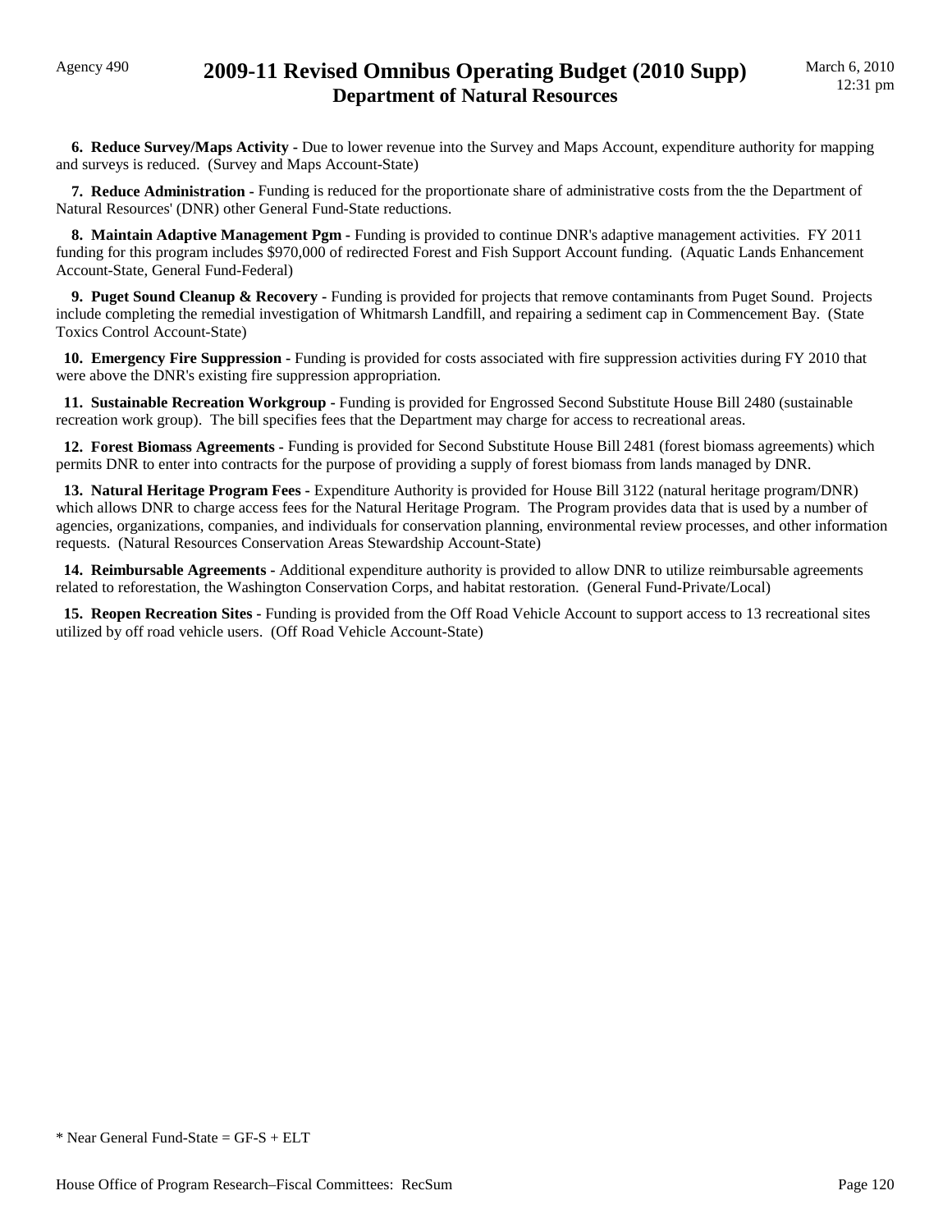**6. Reduce Survey/Maps Activity -** Due to lower revenue into the Survey and Maps Account, expenditure authority for mapping and surveys is reduced. (Survey and Maps Account-State)

**7. Reduce Administration -** Funding is reduced for the proportionate share of administrative costs from the the Department of Natural Resources' (DNR) other General Fund-State reductions.

**8. Maintain Adaptive Management Pgm -** Funding is provided to continue DNR's adaptive management activities. FY 2011 funding for this program includes $970,000 of redirected Forest and Fish Support Account funding. (Aquatic Lands Enhancement Account-State, General Fund-Federal)

**9. Puget Sound Cleanup & Recovery -** Funding is provided for projects that remove contaminants from Puget Sound. Projects include completing the remedial investigation of Whitmarsh Landfill, and repairing a sediment cap in Commencement Bay. (State Toxics Control Account-State)

**10. Emergency Fire Suppression -** Funding is provided for costs associated with fire suppression activities during FY 2010 that were above the DNR's existing fire suppression appropriation.

**11. Sustainable Recreation Workgroup -** Funding is provided for Engrossed Second Substitute House Bill 2480 (sustainable recreation work group). The bill specifies fees that the Department may charge for access to recreational areas.

**12. Forest Biomass Agreements -** Funding is provided for Second Substitute House Bill 2481 (forest biomass agreements) which permits DNR to enter into contracts for the purpose of providing a supply of forest biomass from lands managed by DNR.

**13. Natural Heritage Program Fees -** Expenditure Authority is provided for House Bill 3122 (natural heritage program/DNR) which allows DNR to charge access fees for the Natural Heritage Program. The Program provides data that is used by a number of agencies, organizations, companies, and individuals for conservation planning, environmental review processes, and other information requests. (Natural Resources Conservation Areas Stewardship Account-State)

**14. Reimbursable Agreements -** Additional expenditure authority is provided to allow DNR to utilize reimbursable agreements related to reforestation, the Washington Conservation Corps, and habitat restoration. (General Fund-Private/Local)

**15. Reopen Recreation Sites -** Funding is provided from the Off Road Vehicle Account to support access to 13 recreational sites utilized by off road vehicle users. (Off Road Vehicle Account-State)

* Near General Fund-State = GF-S + ELT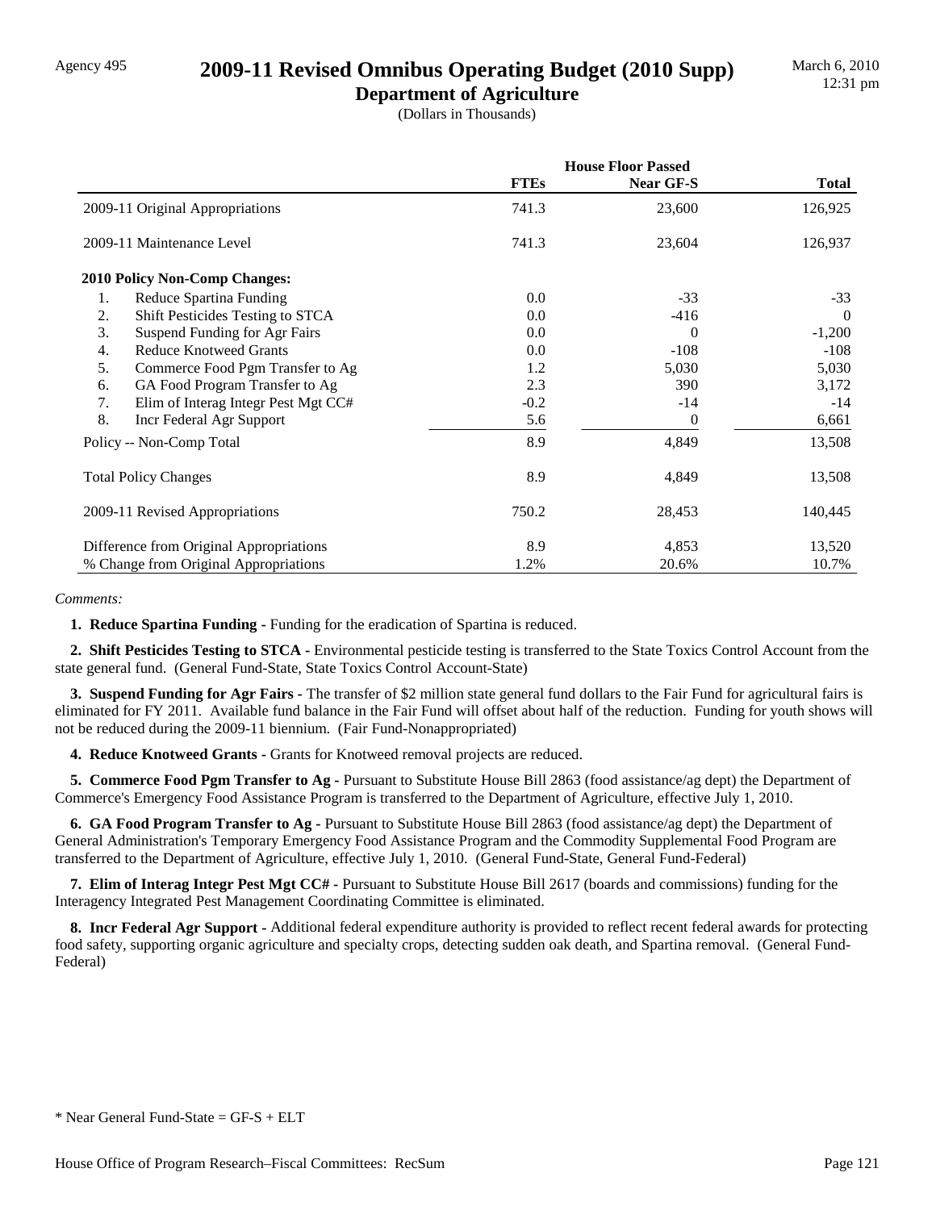Agency 495

# 2009-11 Revised Omnibus Operating Budget (2010 Supp)

## Department of Agriculture

(Dollars in Thousands)

March 6, 2010
12:31 pm

| | House Floor Passed | | |
|---|---|---|---|
| | **FTEs** | **Near GF-S** | **Total** |
| 2009-11 Original Appropriations | 741.3 | 23,600 | 126,925 |
| 2009-11 Maintenance Level | 741.3 | 23,604 | 126,937 |
| **2010 Policy Non-Comp Changes:** | | | |
| 1. Reduce Spartina Funding | 0.0 | -33 | -33 |
| 2. Shift Pesticides Testing to STCA | 0.0 | -416 | 0 |
| 3. Suspend Funding for Agr Fairs | 0.0 | 0 | -1,200 |
| 4. Reduce Knotweed Grants | 0.0 | -108 | -108 |
| 5. Commerce Food Pgm Transfer to Ag | 1.2 | 5,030 | 5,030 |
| 6. GA Food Program Transfer to Ag | 2.3 | 390 | 3,172 |
| 7. Elim of Interag Integr Pest Mgt CC# | -0.2 | -14 | -14 |
| 8. Incr Federal Agr Support | 5.6 | 0 | 6,661 |
| Policy -- Non-Comp Total | 8.9 | 4,849 | 13,508 |
| Total Policy Changes | 8.9 | 4,849 | 13,508 |
| 2009-11 Revised Appropriations | 750.2 | 28,453 | 140,445 |
| Difference from Original Appropriations | 8.9 | 4,853 | 13,520 |
| % Change from Original Appropriations | 1.2% | 20.6% | 10.7% |

*Comments:*

**1. Reduce Spartina Funding -** Funding for the eradication of Spartina is reduced.

**2. Shift Pesticides Testing to STCA -** Environmental pesticide testing is transferred to the State Toxics Control Account from the state general fund. (General Fund-State, State Toxics Control Account-State)

**3. Suspend Funding for Agr Fairs -** The transfer of $2 million state general fund dollars to the Fair Fund for agricultural fairs is eliminated for FY 2011. Available fund balance in the Fair Fund will offset about half of the reduction. Funding for youth shows will not be reduced during the 2009-11 biennium. (Fair Fund-Nonappropriated)

**4. Reduce Knotweed Grants -** Grants for Knotweed removal projects are reduced.

**5. Commerce Food Pgm Transfer to Ag -** Pursuant to Substitute House Bill 2863 (food assistance/ag dept) the Department of Commerce's Emergency Food Assistance Program is transferred to the Department of Agriculture, effective July 1, 2010.

**6. GA Food Program Transfer to Ag -** Pursuant to Substitute House Bill 2863 (food assistance/ag dept) the Department of General Administration's Temporary Emergency Food Assistance Program and the Commodity Supplemental Food Program are transferred to the Department of Agriculture, effective July 1, 2010. (General Fund-State, General Fund-Federal)

**7. Elim of Interag Integr Pest Mgt CC# -** Pursuant to Substitute House Bill 2617 (boards and commissions) funding for the Interagency Integrated Pest Management Coordinating Committee is eliminated.

**8. Incr Federal Agr Support -** Additional federal expenditure authority is provided to reflect recent federal awards for protecting food safety, supporting organic agriculture and specialty crops, detecting sudden oak death, and Spartina removal. (General Fund-Federal)

* Near General Fund-State = GF-S + ELT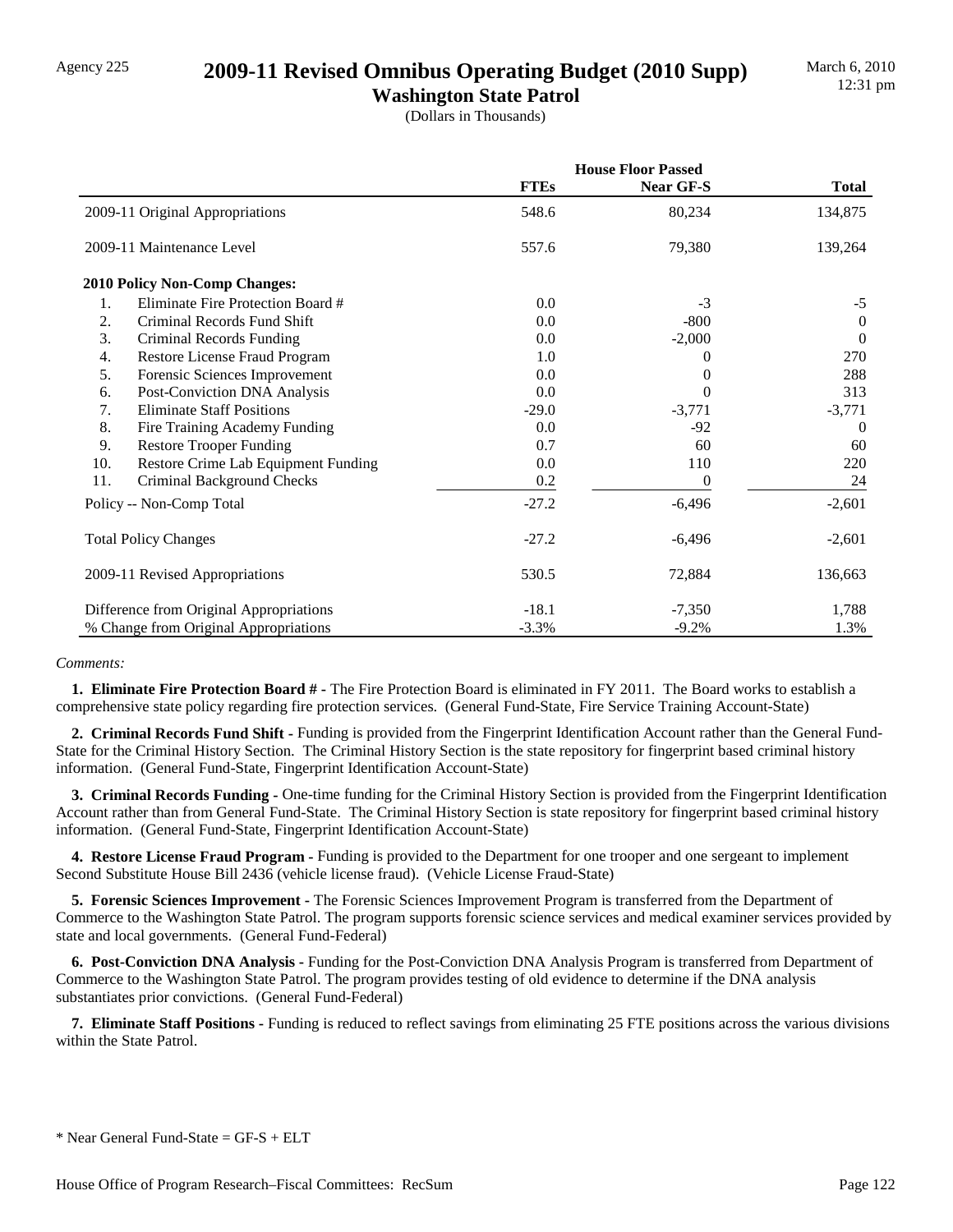Agency 225

# 2009-11 Revised Omnibus Operating Budget (2010 Supp)

## Washington State Patrol

(Dollars in Thousands)

March 6, 2010
12:31 pm

| | House Floor Passed | | |
|---|---|---|---|
| | **FTEs** | **Near GF-S** | **Total** |
| 2009-11 Original Appropriations | 548.6 | 80,234 | 134,875 |
| 2009-11 Maintenance Level | 557.6 | 79,380 | 139,264 |
| **2010 Policy Non-Comp Changes:** | | | |
| 1. Eliminate Fire Protection Board # | 0.0 | -3 | -5 |
| 2. Criminal Records Fund Shift | 0.0 | -800 | 0 |
| 3. Criminal Records Funding | 0.0 | -2,000 | 0 |
| 4. Restore License Fraud Program | 1.0 | 0 | 270 |
| 5. Forensic Sciences Improvement | 0.0 | 0 | 288 |
| 6. Post-Conviction DNA Analysis | 0.0 | 0 | 313 |
| 7. Eliminate Staff Positions | -29.0 | -3,771 | -3,771 |
| 8. Fire Training Academy Funding | 0.0 | -92 | 0 |
| 9. Restore Trooper Funding | 0.7 | 60 | 60 |
| 10. Restore Crime Lab Equipment Funding | 0.0 | 110 | 220 |
| 11. Criminal Background Checks | 0.2 | 0 | 24 |
| Policy -- Non-Comp Total | -27.2 | -6,496 | -2,601 |
| Total Policy Changes | -27.2 | -6,496 | -2,601 |
| 2009-11 Revised Appropriations | 530.5 | 72,884 | 136,663 |
| Difference from Original Appropriations | -18.1 | -7,350 | 1,788 |
| % Change from Original Appropriations | -3.3% | -9.2% | 1.3% |

*Comments:*

**1. Eliminate Fire Protection Board # -** The Fire Protection Board is eliminated in FY 2011. The Board works to establish a comprehensive state policy regarding fire protection services. (General Fund-State, Fire Service Training Account-State)

**2. Criminal Records Fund Shift -** Funding is provided from the Fingerprint Identification Account rather than the General Fund-State for the Criminal History Section. The Criminal History Section is the state repository for fingerprint based criminal history information. (General Fund-State, Fingerprint Identification Account-State)

**3. Criminal Records Funding -** One-time funding for the Criminal History Section is provided from the Fingerprint Identification Account rather than from General Fund-State. The Criminal History Section is state repository for fingerprint based criminal history information. (General Fund-State, Fingerprint Identification Account-State)

**4. Restore License Fraud Program -** Funding is provided to the Department for one trooper and one sergeant to implement Second Substitute House Bill 2436 (vehicle license fraud). (Vehicle License Fraud-State)

**5. Forensic Sciences Improvement -** The Forensic Sciences Improvement Program is transferred from the Department of Commerce to the Washington State Patrol. The program supports forensic science services and medical examiner services provided by state and local governments. (General Fund-Federal)

**6. Post-Conviction DNA Analysis -** Funding for the Post-Conviction DNA Analysis Program is transferred from Department of Commerce to the Washington State Patrol. The program provides testing of old evidence to determine if the DNA analysis substantiates prior convictions. (General Fund-Federal)

**7. Eliminate Staff Positions -** Funding is reduced to reflect savings from eliminating 25 FTE positions across the various divisions within the State Patrol.

* Near General Fund-State = GF-S + ELT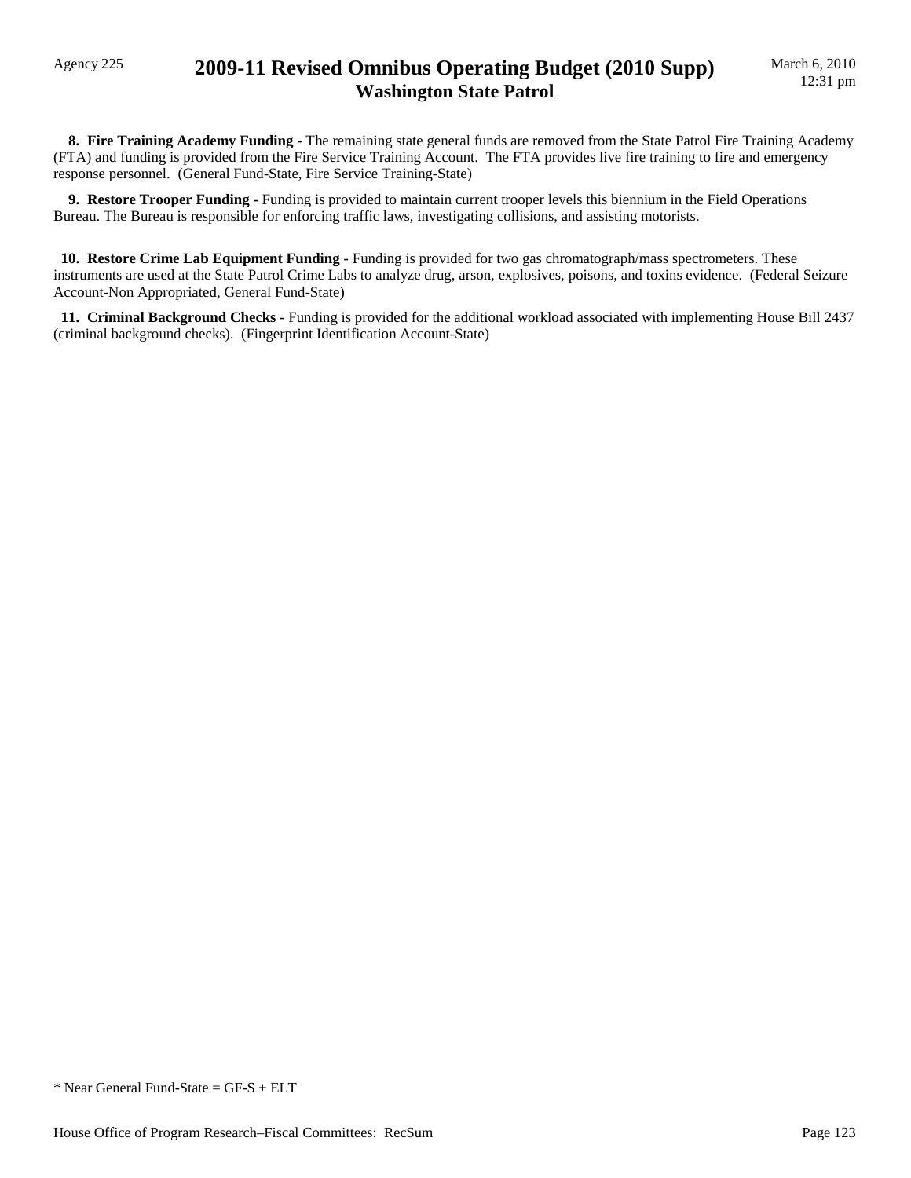**8. Fire Training Academy Funding -** The remaining state general funds are removed from the State Patrol Fire Training Academy (FTA) and funding is provided from the Fire Service Training Account. The FTA provides live fire training to fire and emergency response personnel. (General Fund-State, Fire Service Training-State)

**9. Restore Trooper Funding -** Funding is provided to maintain current trooper levels this biennium in the Field Operations Bureau. The Bureau is responsible for enforcing traffic laws, investigating collisions, and assisting motorists.

**10. Restore Crime Lab Equipment Funding -** Funding is provided for two gas chromatograph/mass spectrometers. These instruments are used at the State Patrol Crime Labs to analyze drug, arson, explosives, poisons, and toxins evidence. (Federal Seizure Account-Non Appropriated, General Fund-State)

**11. Criminal Background Checks -** Funding is provided for the additional workload associated with implementing House Bill 2437 (criminal background checks). (Fingerprint Identification Account-State)

* Near General Fund-State = GF-S + ELT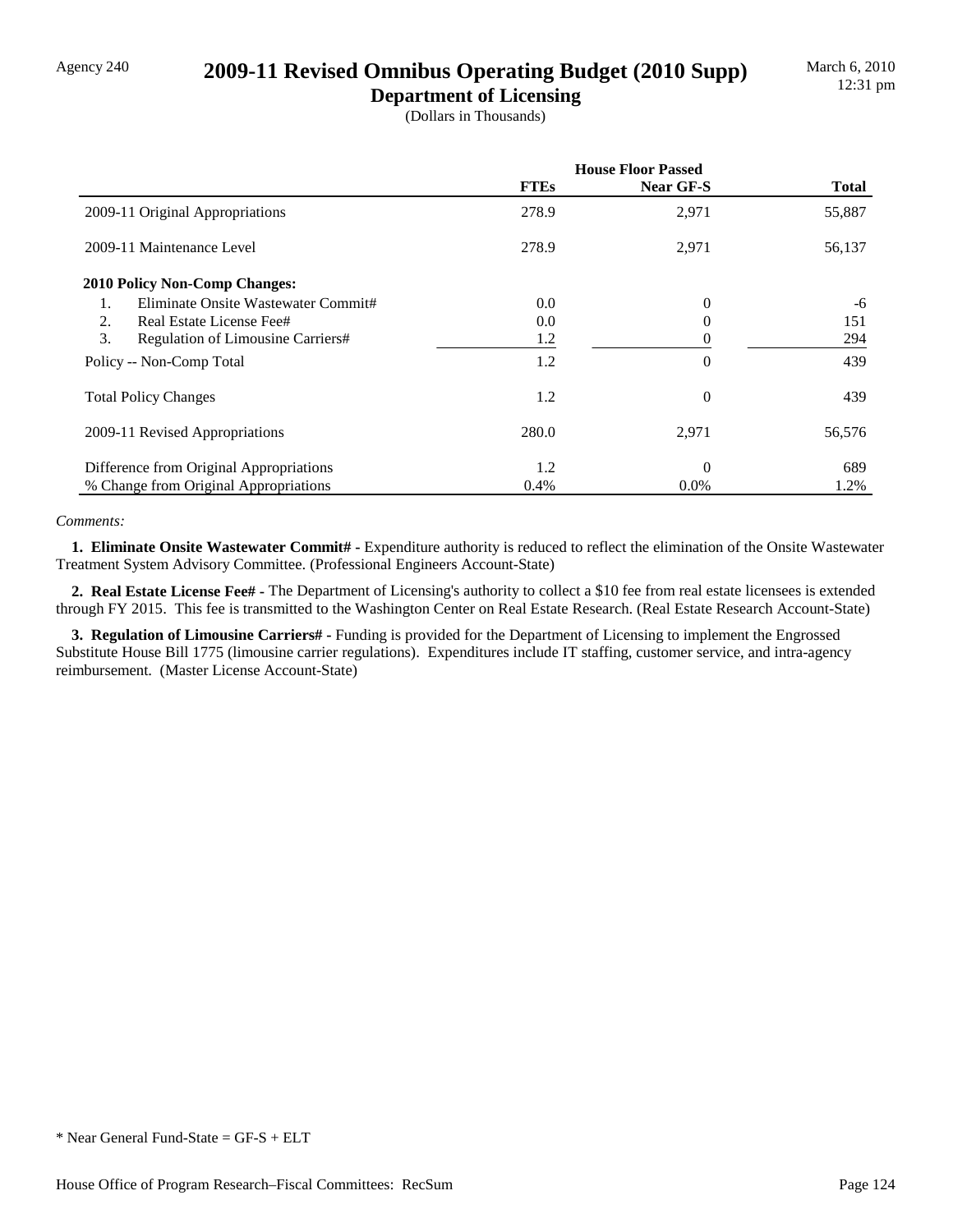Agency 240

# 2009-11 Revised Omnibus Operating Budget (2010 Supp)

## Department of Licensing

(Dollars in Thousands)

| | House Floor Passed | | |
|---|---|---|---|
| | **FTEs** | **Near GF-S** | **Total** |
| 2009-11 Original Appropriations | 278.9 | 2,971 | 55,887 |
| 2009-11 Maintenance Level | 278.9 | 2,971 | 56,137 |
| **2010 Policy Non-Comp Changes:** | | | |
| 1. Eliminate Onsite Wastewater Commit# | 0.0 | 0 | -6 |
| 2. Real Estate License Fee# | 0.0 | 0 | 151 |
| 3. Regulation of Limousine Carriers# | 1.2 | 0 | 294 |
| Policy -- Non-Comp Total | 1.2 | 0 | 439 |
| Total Policy Changes | 1.2 | 0 | 439 |
| 2009-11 Revised Appropriations | 280.0 | 2,971 | 56,576 |
| Difference from Original Appropriations | 1.2 | 0 | 689 |
| % Change from Original Appropriations | 0.4% | 0.0% | 1.2% |

*Comments:*

**1. Eliminate Onsite Wastewater Commit# -** Expenditure authority is reduced to reflect the elimination of the Onsite Wastewater Treatment System Advisory Committee. (Professional Engineers Account-State)

**2. Real Estate License Fee# -** The Department of Licensing's authority to collect a $10 fee from real estate licensees is extended through FY 2015. This fee is transmitted to the Washington Center on Real Estate Research. (Real Estate Research Account-State)

**3. Regulation of Limousine Carriers# -** Funding is provided for the Department of Licensing to implement the Engrossed Substitute House Bill 1775 (limousine carrier regulations). Expenditures include IT staffing, customer service, and intra-agency reimbursement. (Master License Account-State)

* Near General Fund-State = GF-S + ELT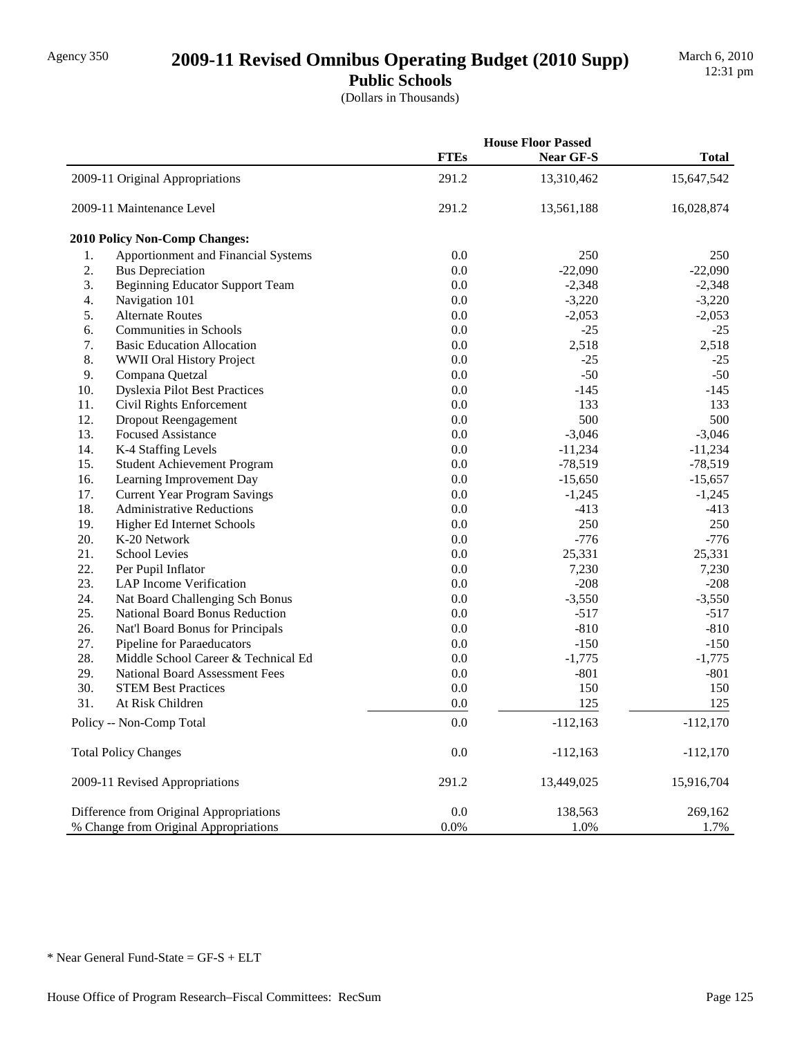Agency 350

# 2009-11 Revised Omnibus Operating Budget (2010 Supp)

## Public Schools

(Dollars in Thousands)

March 6, 2010
12:31 pm

| | House Floor Passed | | |
|---|---|---|---|
| | **FTEs** | **Near GF-S** | **Total** |
| 2009-11 Original Appropriations | 291.2 | 13,310,462 | 15,647,542 |
| 2009-11 Maintenance Level | 291.2 | 13,561,188 | 16,028,874 |
| **2010 Policy Non-Comp Changes:** | | | |
| 1. Apportionment and Financial Systems | 0.0 | 250 | 250 |
| 2. Bus Depreciation | 0.0 | -22,090 | -22,090 |
| 3. Beginning Educator Support Team | 0.0 | -2,348 | -2,348 |
| 4. Navigation 101 | 0.0 | -3,220 | -3,220 |
| 5. Alternate Routes | 0.0 | -2,053 | -2,053 |
| 6. Communities in Schools | 0.0 | -25 | -25 |
| 7. Basic Education Allocation | 0.0 | 2,518 | 2,518 |
| 8. WWII Oral History Project | 0.0 | -25 | -25 |
| 9. Compana Quetzal | 0.0 | -50 | -50 |
| 10. Dyslexia Pilot Best Practices | 0.0 | -145 | -145 |
| 11. Civil Rights Enforcement | 0.0 | 133 | 133 |
| 12. Dropout Reengagement | 0.0 | 500 | 500 |
| 13. Focused Assistance | 0.0 | -3,046 | -3,046 |
| 14. K-4 Staffing Levels | 0.0 | -11,234 | -11,234 |
| 15. Student Achievement Program | 0.0 | -78,519 | -78,519 |
| 16. Learning Improvement Day | 0.0 | -15,650 | -15,657 |
| 17. Current Year Program Savings | 0.0 | -1,245 | -1,245 |
| 18. Administrative Reductions | 0.0 | -413 | -413 |
| 19. Higher Ed Internet Schools | 0.0 | 250 | 250 |
| 20. K-20 Network | 0.0 | -776 | -776 |
| 21. School Levies | 0.0 | 25,331 | 25,331 |
| 22. Per Pupil Inflator | 0.0 | 7,230 | 7,230 |
| 23. LAP Income Verification | 0.0 | -208 | -208 |
| 24. Nat Board Challenging Sch Bonus | 0.0 | -3,550 | -3,550 |
| 25. National Board Bonus Reduction | 0.0 | -517 | -517 |
| 26. Nat'l Board Bonus for Principals | 0.0 | -810 | -810 |
| 27. Pipeline for Paraeducators | 0.0 | -150 | -150 |
| 28. Middle School Career & Technical Ed | 0.0 | -1,775 | -1,775 |
| 29. National Board Assessment Fees | 0.0 | -801 | -801 |
| 30. STEM Best Practices | 0.0 | 150 | 150 |
| 31. At Risk Children | 0.0 | 125 | 125 |
| Policy -- Non-Comp Total | 0.0 | -112,163 | -112,170 |
| Total Policy Changes | 0.0 | -112,163 | -112,170 |
| 2009-11 Revised Appropriations | 291.2 | 13,449,025 | 15,916,704 |
| Difference from Original Appropriations | 0.0 | 138,563 | 269,162 |
| % Change from Original Appropriations | 0.0% | 1.0% | 1.7% |

* Near General Fund-State = GF-S + ELT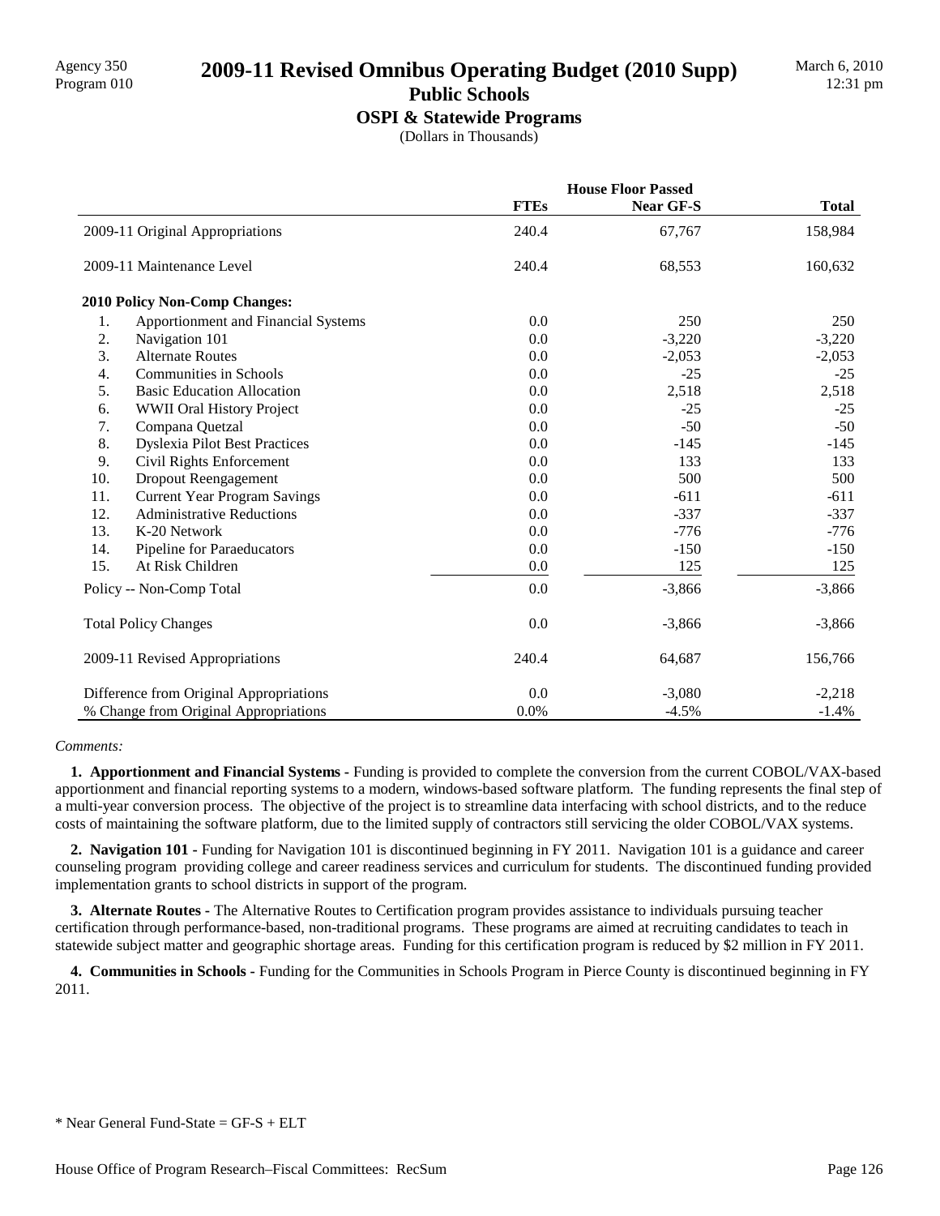# 2009-11 Revised Omnibus Operating Budget (2010 Supp)

## Public Schools

### OSPI & Statewide Programs

(Dollars in Thousands)

| | House Floor Passed | | |
|---|---|---|---|
| | FTEs | Near GF-S | Total |
| 2009-11 Original Appropriations | 240.4 | 67,767 | 158,984 |
| 2009-11 Maintenance Level | 240.4 | 68,553 | 160,632 |
| **2010 Policy Non-Comp Changes:** | | | |
| 1. Apportionment and Financial Systems | 0.0 | 250 | 250 |
| 2. Navigation 101 | 0.0 | -3,220 | -3,220 |
| 3. Alternate Routes | 0.0 | -2,053 | -2,053 |
| 4. Communities in Schools | 0.0 | -25 | -25 |
| 5. Basic Education Allocation | 0.0 | 2,518 | 2,518 |
| 6. WWII Oral History Project | 0.0 | -25 | -25 |
| 7. Compana Quetzal | 0.0 | -50 | -50 |
| 8. Dyslexia Pilot Best Practices | 0.0 | -145 | -145 |
| 9. Civil Rights Enforcement | 0.0 | 133 | 133 |
| 10. Dropout Reengagement | 0.0 | 500 | 500 |
| 11. Current Year Program Savings | 0.0 | -611 | -611 |
| 12. Administrative Reductions | 0.0 | -337 | -337 |
| 13. K-20 Network | 0.0 | -776 | -776 |
| 14. Pipeline for Paraeducators | 0.0 | -150 | -150 |
| 15. At Risk Children | 0.0 | 125 | 125 |
| Policy -- Non-Comp Total | 0.0 | -3,866 | -3,866 |
| Total Policy Changes | 0.0 | -3,866 | -3,866 |
| 2009-11 Revised Appropriations | 240.4 | 64,687 | 156,766 |
| Difference from Original Appropriations | 0.0 | -3,080 | -2,218 |
| % Change from Original Appropriations | 0.0% | -4.5% | -1.4% |

*Comments:*

**1. Apportionment and Financial Systems -** Funding is provided to complete the conversion from the current COBOL/VAX-based apportionment and financial reporting systems to a modern, windows-based software platform. The funding represents the final step of a multi-year conversion process. The objective of the project is to streamline data interfacing with school districts, and to the reduce costs of maintaining the software platform, due to the limited supply of contractors still servicing the older COBOL/VAX systems.

**2. Navigation 101 -** Funding for Navigation 101 is discontinued beginning in FY 2011. Navigation 101 is a guidance and career counseling program providing college and career readiness services and curriculum for students. The discontinued funding provided implementation grants to school districts in support of the program.

**3. Alternate Routes -** The Alternative Routes to Certification program provides assistance to individuals pursuing teacher certification through performance-based, non-traditional programs. These programs are aimed at recruiting candidates to teach in statewide subject matter and geographic shortage areas. Funding for this certification program is reduced by $2 million in FY 2011.

**4. Communities in Schools -** Funding for the Communities in Schools Program in Pierce County is discontinued beginning in FY 2011.

* Near General Fund-State = GF-S + ELT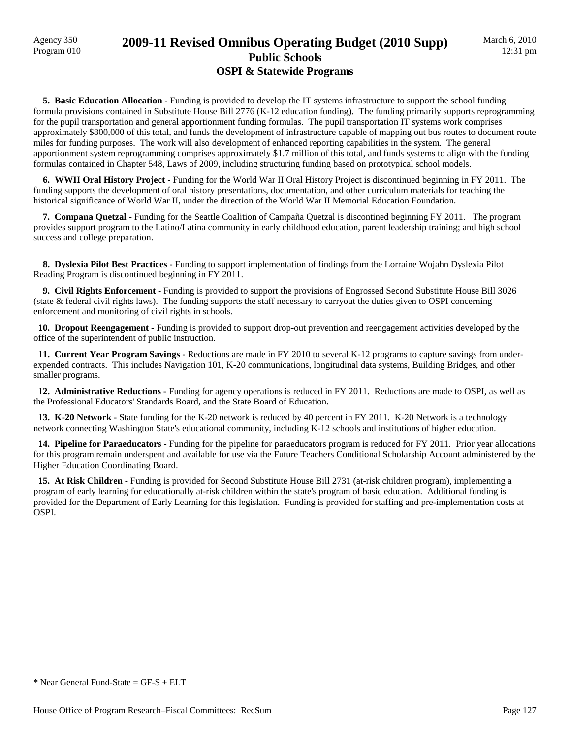**5. Basic Education Allocation -** Funding is provided to develop the IT systems infrastructure to support the school funding formula provisions contained in Substitute House Bill 2776 (K-12 education funding). The funding primarily supports reprogramming for the pupil transportation and general apportionment funding formulas. The pupil transportation IT systems work comprises approximately $800,000 of this total, and funds the development of infrastructure capable of mapping out bus routes to document route miles for funding purposes. The work will also development of enhanced reporting capabilities in the system. The general apportionment system reprogramming comprises approximately $1.7 million of this total, and funds systems to align with the funding formulas contained in Chapter 548, Laws of 2009, including structuring funding based on prototypical school models.

**6. WWII Oral History Project -** Funding for the World War II Oral History Project is discontinued beginning in FY 2011. The funding supports the development of oral history presentations, documentation, and other curriculum materials for teaching the historical significance of World War II, under the direction of the World War II Memorial Education Foundation.

**7. Compana Quetzal -** Funding for the Seattle Coalition of Campaña Quetzal is discontined beginning FY 2011. The program provides support program to the Latino/Latina community in early childhood education, parent leadership training; and high school success and college preparation.

**8. Dyslexia Pilot Best Practices -** Funding to support implementation of findings from the Lorraine Wojahn Dyslexia Pilot Reading Program is discontinued beginning in FY 2011.

**9. Civil Rights Enforcement -** Funding is provided to support the provisions of Engrossed Second Substitute House Bill 3026 (state & federal civil rights laws). The funding supports the staff necessary to carryout the duties given to OSPI concerning enforcement and monitoring of civil rights in schools.

**10. Dropout Reengagement -** Funding is provided to support drop-out prevention and reengagement activities developed by the office of the superintendent of public instruction.

**11. Current Year Program Savings -** Reductions are made in FY 2010 to several K-12 programs to capture savings from under-expended contracts. This includes Navigation 101, K-20 communications, longitudinal data systems, Building Bridges, and other smaller programs.

**12. Administrative Reductions -** Funding for agency operations is reduced in FY 2011. Reductions are made to OSPI, as well as the Professional Educators' Standards Board, and the State Board of Education.

**13. K-20 Network -** State funding for the K-20 network is reduced by 40 percent in FY 2011. K-20 Network is a technology network connecting Washington State's educational community, including K-12 schools and institutions of higher education.

**14. Pipeline for Paraeducators -** Funding for the pipeline for paraeducators program is reduced for FY 2011. Prior year allocations for this program remain underspent and available for use via the Future Teachers Conditional Scholarship Account administered by the Higher Education Coordinating Board.

**15. At Risk Children -** Funding is provided for Second Substitute House Bill 2731 (at-risk children program), implementing a program of early learning for educationally at-risk children within the state's program of basic education. Additional funding is provided for the Department of Early Learning for this legislation. Funding is provided for staffing and pre-implementation costs at OSPI.

* Near General Fund-State = GF-S + ELT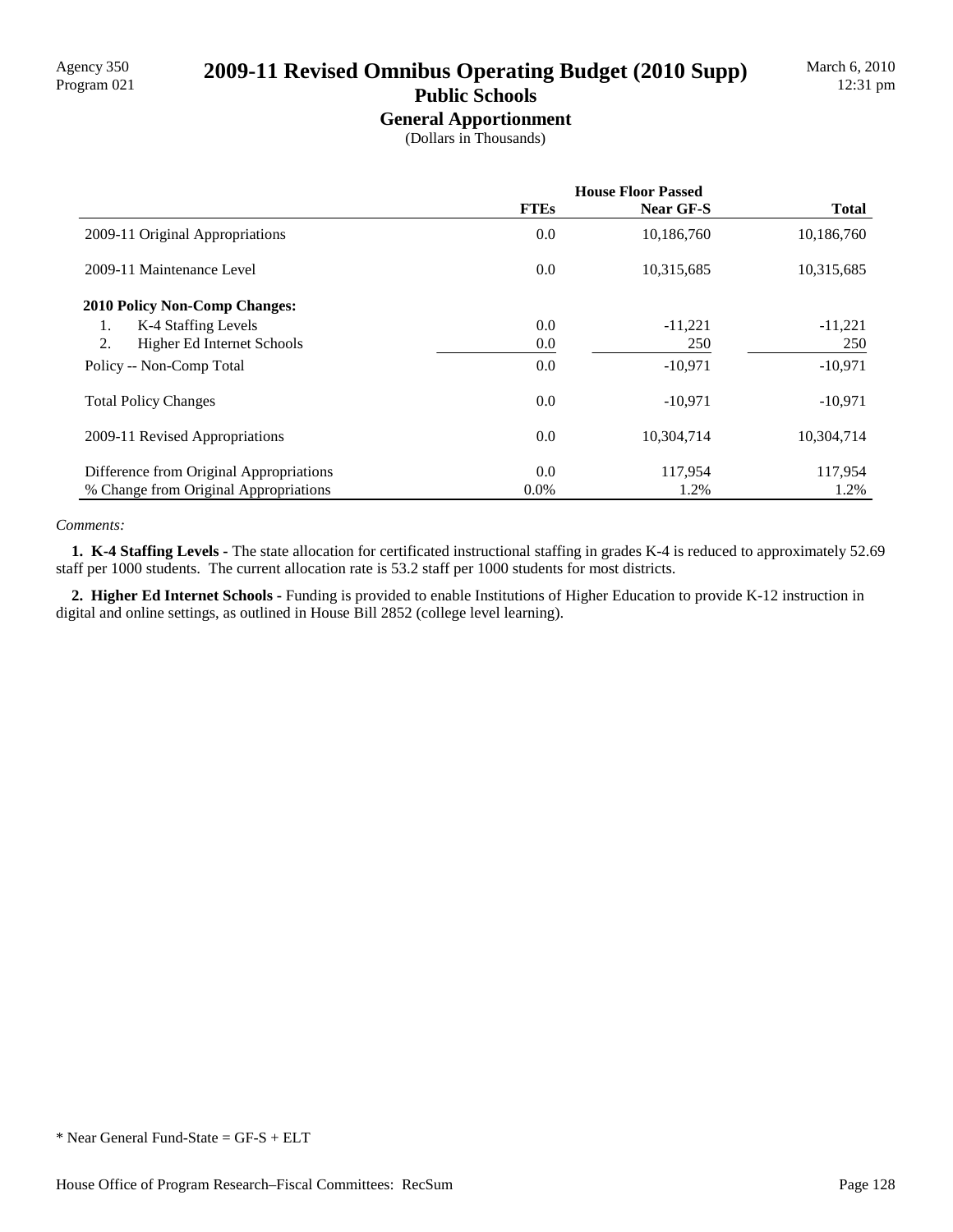Agency 350
Program 021

# 2009-11 Revised Omnibus Operating Budget (2010 Supp)

## Public Schools

### General Apportionment

(Dollars in Thousands)

March 6, 2010
12:31 pm

| | House Floor Passed | | |
|---|---|---|---|
| | **FTEs** | **Near GF-S** | **Total** |
| 2009-11 Original Appropriations | 0.0 | 10,186,760 | 10,186,760 |
| 2009-11 Maintenance Level | 0.0 | 10,315,685 | 10,315,685 |
| **2010 Policy Non-Comp Changes:** | | | |
| 1. K-4 Staffing Levels | 0.0 | -11,221 | -11,221 |
| 2. Higher Ed Internet Schools | 0.0 | 250 | 250 |
| Policy -- Non-Comp Total | 0.0 | -10,971 | -10,971 |
| Total Policy Changes | 0.0 | -10,971 | -10,971 |
| 2009-11 Revised Appropriations | 0.0 | 10,304,714 | 10,304,714 |
| Difference from Original Appropriations | 0.0 | 117,954 | 117,954 |
| % Change from Original Appropriations | 0.0% | 1.2% | 1.2% |

*Comments:*

**1. K-4 Staffing Levels -** The state allocation for certificated instructional staffing in grades K-4 is reduced to approximately 52.69 staff per 1000 students. The current allocation rate is 53.2 staff per 1000 students for most districts.

**2. Higher Ed Internet Schools -** Funding is provided to enable Institutions of Higher Education to provide K-12 instruction in digital and online settings, as outlined in House Bill 2852 (college level learning).

* Near General Fund-State = GF-S + ELT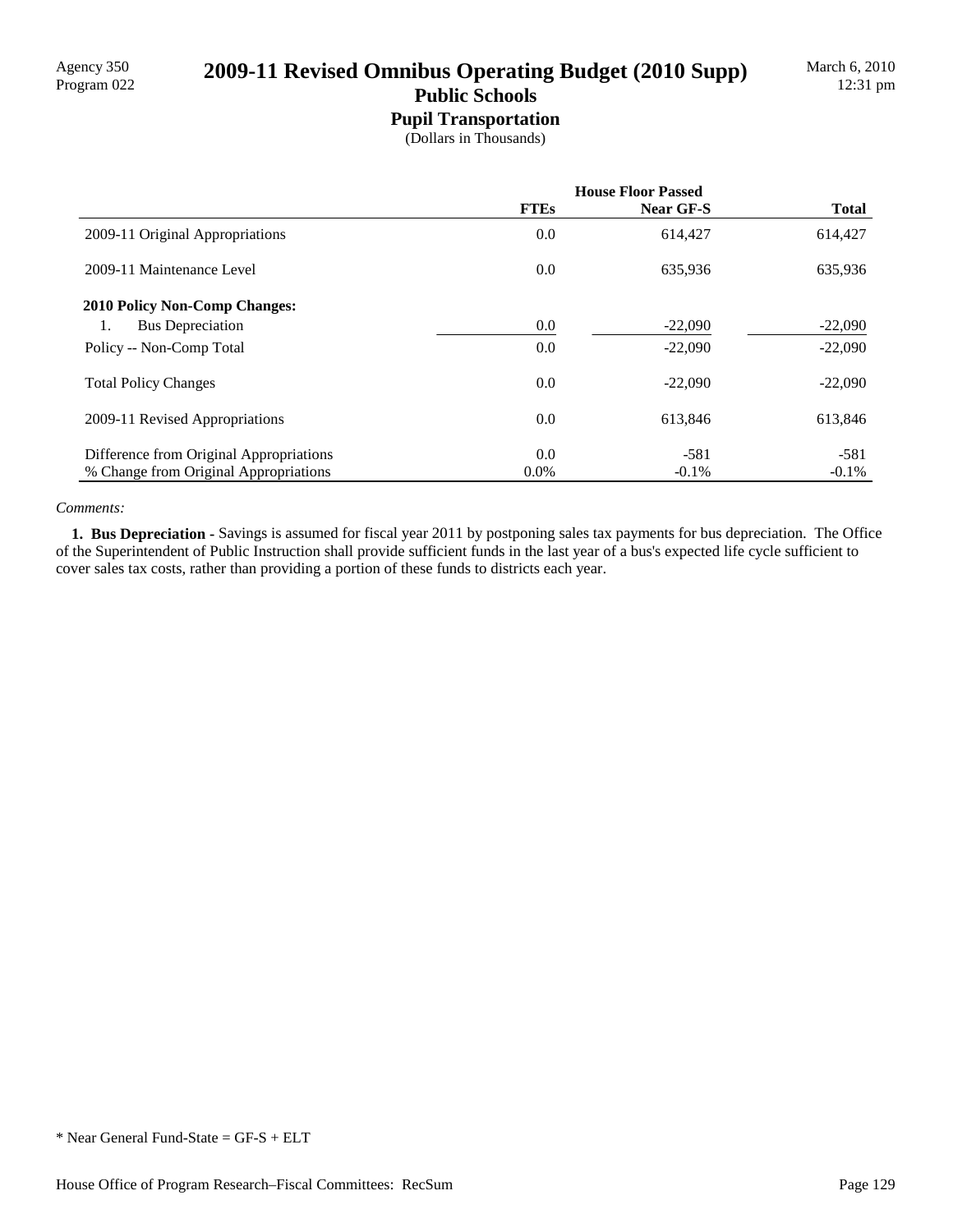# 2009-11 Revised Omnibus Operating Budget (2010 Supp)

## Public Schools

### Pupil Transportation

(Dollars in Thousands)

| | House Floor Passed | | |
|---|---|---|---|
| | FTEs | Near GF-S | Total |
| 2009-11 Original Appropriations | 0.0 | 614,427 | 614,427 |
| 2009-11 Maintenance Level | 0.0 | 635,936 | 635,936 |
| **2010 Policy Non-Comp Changes:** | | | |
| 1. Bus Depreciation | 0.0 | -22,090 | -22,090 |
| Policy -- Non-Comp Total | 0.0 | -22,090 | -22,090 |
| Total Policy Changes | 0.0 | -22,090 | -22,090 |
| 2009-11 Revised Appropriations | 0.0 | 613,846 | 613,846 |
| Difference from Original Appropriations | 0.0 | -581 | -581 |
| % Change from Original Appropriations | 0.0% | -0.1% | -0.1% |

*Comments:*

**1. Bus Depreciation -** Savings is assumed for fiscal year 2011 by postponing sales tax payments for bus depreciation. The Office of the Superintendent of Public Instruction shall provide sufficient funds in the last year of a bus's expected life cycle sufficient to cover sales tax costs, rather than providing a portion of these funds to districts each year.

\* Near General Fund-State = GF-S + ELT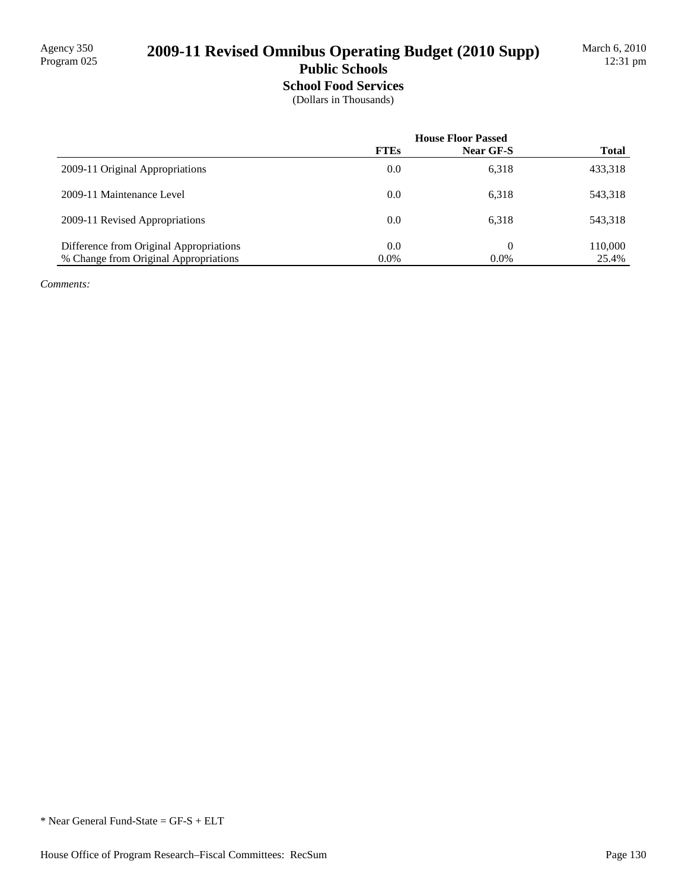Agency 350
Program 025

# 2009-11 Revised Omnibus Operating Budget (2010 Supp)

## Public Schools

### School Food Services

(Dollars in Thousands)

March 6, 2010
12:31 pm

| | House Floor Passed | | |
|---|---|---|---|
| | FTEs | Near GF-S | Total |
| 2009-11 Original Appropriations | 0.0 | 6,318 | 433,318 |
| 2009-11 Maintenance Level | 0.0 | 6,318 | 543,318 |
| 2009-11 Revised Appropriations | 0.0 | 6,318 | 543,318 |
| Difference from Original Appropriations | 0.0 | 0 | 110,000 |
| % Change from Original Appropriations | 0.0% | 0.0% | 25.4% |

*Comments:*

* Near General Fund-State = GF-S + ELT

House Office of Program Research–Fiscal Committees: RecSum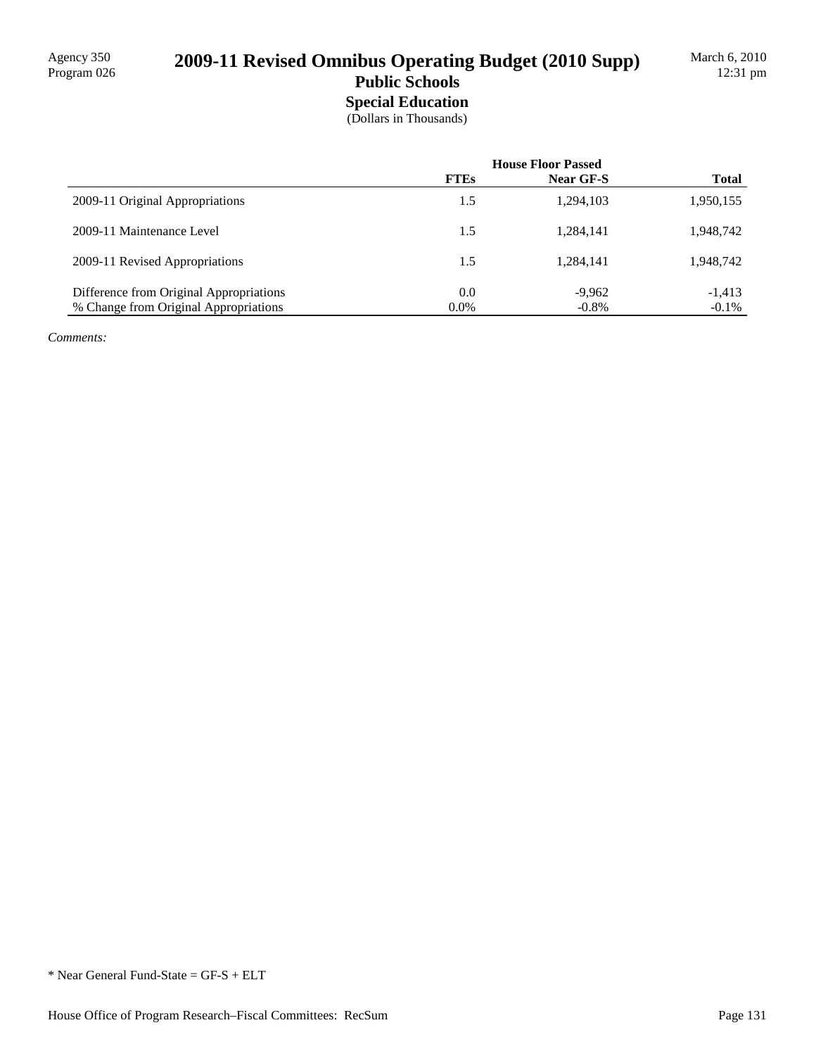Agency 350
Program 026

# 2009-11 Revised Omnibus Operating Budget (2010 Supp)

## Public Schools

### Special Education

(Dollars in Thousands)

March 6, 2010
12:31 pm

| | House Floor Passed | | |
|---|---|---|---|
| | **FTEs** | **Near GF-S** | **Total** |
| 2009-11 Original Appropriations | 1.5 | 1,294,103 | 1,950,155 |
| 2009-11 Maintenance Level | 1.5 | 1,284,141 | 1,948,742 |
| 2009-11 Revised Appropriations | 1.5 | 1,284,141 | 1,948,742 |
| Difference from Original Appropriations | 0.0 | -9,962 | -1,413 |
| % Change from Original Appropriations | 0.0% | -0.8% | -0.1% |

*Comments:*

* Near General Fund-State = GF-S + ELT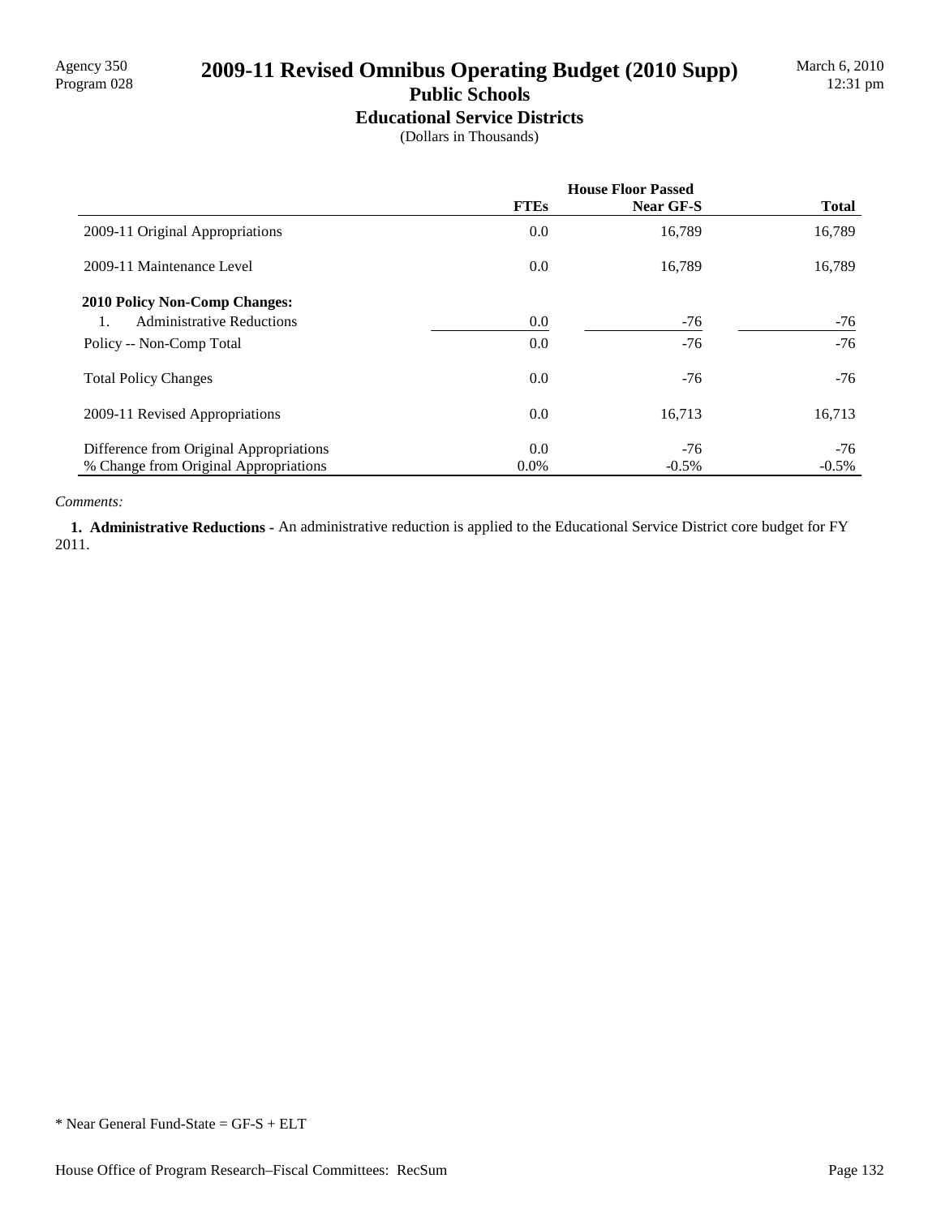Agency 350
Program 028

# 2009-11 Revised Omnibus Operating Budget (2010 Supp)

March 6, 2010
12:31 pm

## Public Schools

### Educational Service Districts

(Dollars in Thousands)

| | House Floor Passed | | |
|---|---|---|---|
| | **FTEs** | **Near GF-S** | **Total** |
| 2009-11 Original Appropriations | 0.0 | 16,789 | 16,789 |
| 2009-11 Maintenance Level | 0.0 | 16,789 | 16,789 |
| **2010 Policy Non-Comp Changes:** | | | |
| 1. Administrative Reductions | 0.0 | -76 | -76 |
| Policy -- Non-Comp Total | 0.0 | -76 | -76 |
| Total Policy Changes | 0.0 | -76 | -76 |
| 2009-11 Revised Appropriations | 0.0 | 16,713 | 16,713 |
| Difference from Original Appropriations | 0.0 | -76 | -76 |
| % Change from Original Appropriations | 0.0% | -0.5% | -0.5% |

*Comments:*

**1. Administrative Reductions -** An administrative reduction is applied to the Educational Service District core budget for FY 2011.

* Near General Fund-State = GF-S + ELT

House Office of Program Research–Fiscal Committees: RecSum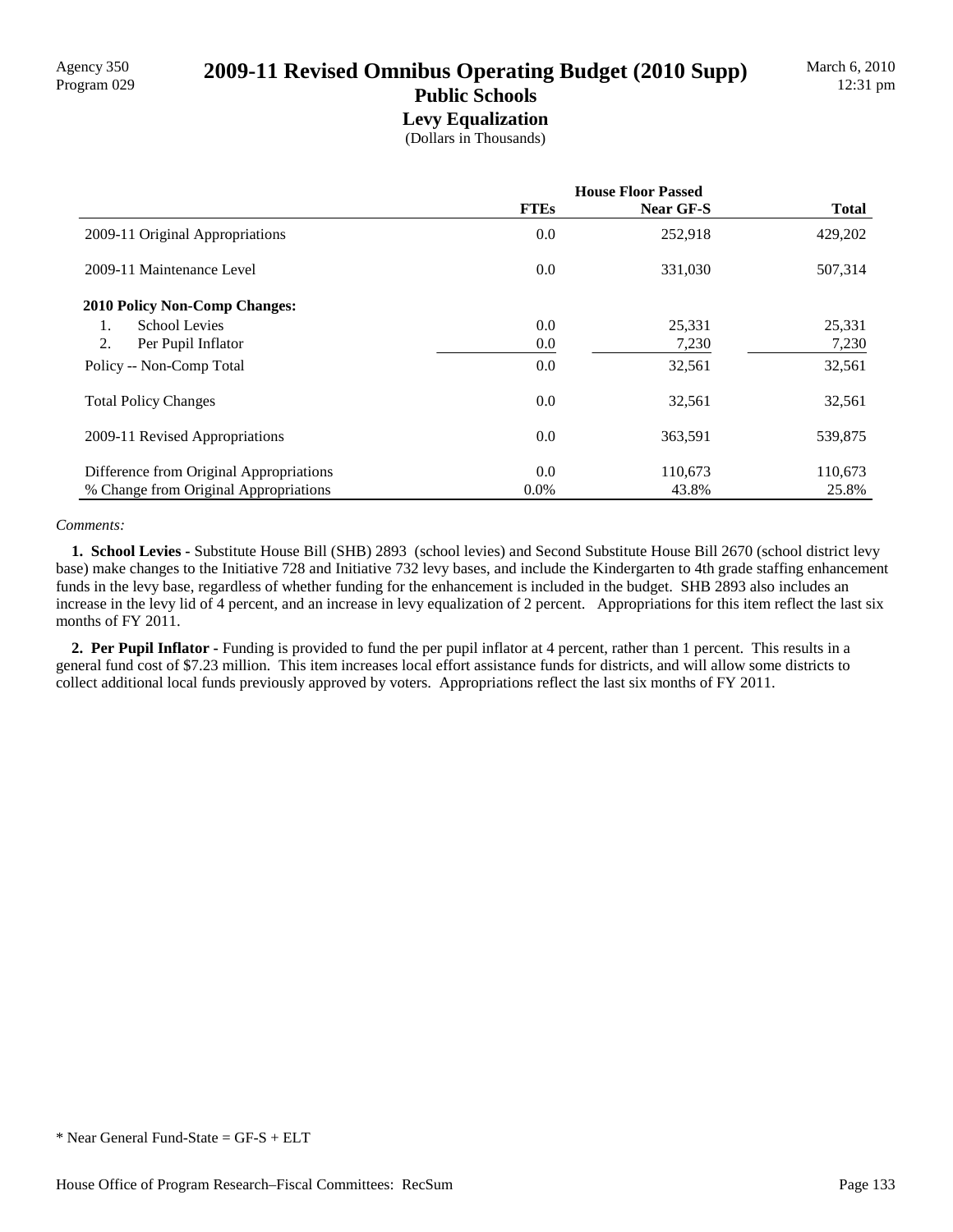# 2009-11 Revised Omnibus Operating Budget (2010 Supp)

## Public Schools

### Levy Equalization

(Dollars in Thousands)

| | House Floor Passed | | |
|---|---|---|---|
| | FTEs | Near GF-S | Total |
| 2009-11 Original Appropriations | 0.0 | 252,918 | 429,202 |
| 2009-11 Maintenance Level | 0.0 | 331,030 | 507,314 |
| **2010 Policy Non-Comp Changes:** | | | |
| 1. School Levies | 0.0 | 25,331 | 25,331 |
| 2. Per Pupil Inflator | 0.0 | 7,230 | 7,230 |
| Policy -- Non-Comp Total | 0.0 | 32,561 | 32,561 |
| Total Policy Changes | 0.0 | 32,561 | 32,561 |
| 2009-11 Revised Appropriations | 0.0 | 363,591 | 539,875 |
| Difference from Original Appropriations | 0.0 | 110,673 | 110,673 |
| % Change from Original Appropriations | 0.0% | 43.8% | 25.8% |

*Comments:*

**1. School Levies -** Substitute House Bill (SHB) 2893 (school levies) and Second Substitute House Bill 2670 (school district levy base) make changes to the Initiative 728 and Initiative 732 levy bases, and include the Kindergarten to 4th grade staffing enhancement funds in the levy base, regardless of whether funding for the enhancement is included in the budget. SHB 2893 also includes an increase in the levy lid of 4 percent, and an increase in levy equalization of 2 percent. Appropriations for this item reflect the last six months of FY 2011.

**2. Per Pupil Inflator -** Funding is provided to fund the per pupil inflator at 4 percent, rather than 1 percent. This results in a general fund cost of $7.23 million. This item increases local effort assistance funds for districts, and will allow some districts to collect additional local funds previously approved by voters. Appropriations reflect the last six months of FY 2011.

* Near General Fund-State = GF-S + ELT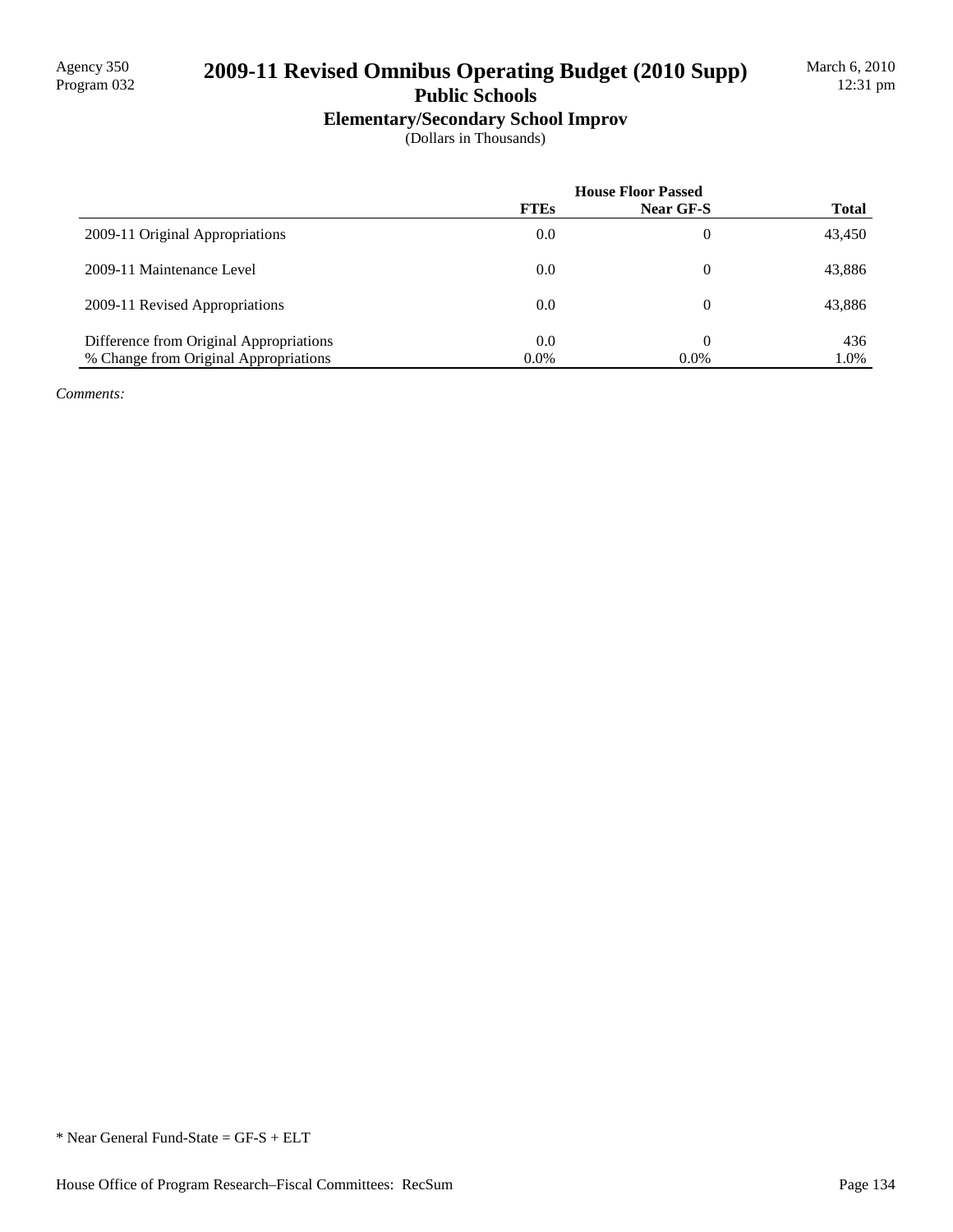# 2009-11 Revised Omnibus Operating Budget (2010 Supp)

Agency 350
Program 032

March 6, 2010
12:31 pm

## Public Schools

### Elementary/Secondary School Improv

(Dollars in Thousands)

| | House Floor Passed | | |
|---|---|---|---|
| | **FTEs** | **Near GF-S** | **Total** |
| 2009-11 Original Appropriations | 0.0 | 0 | 43,450 |
| 2009-11 Maintenance Level | 0.0 | 0 | 43,886 |
| 2009-11 Revised Appropriations | 0.0 | 0 | 43,886 |
| Difference from Original Appropriations | 0.0 | 0 | 436 |
| % Change from Original Appropriations | 0.0% | 0.0% | 1.0% |

*Comments:*

* Near General Fund-State = GF-S + ELT

House Office of Program Research–Fiscal Committees: RecSum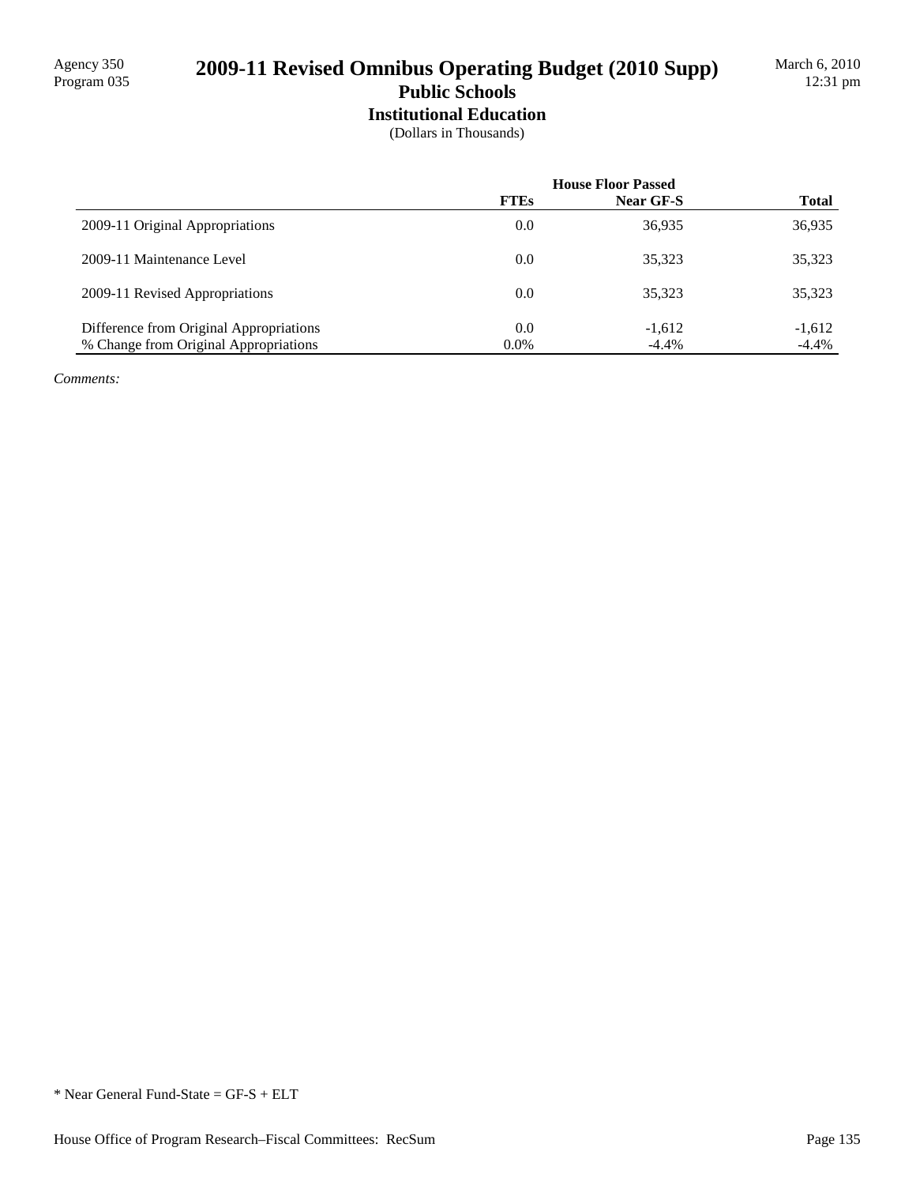Agency 350
Program 035

# 2009-11 Revised Omnibus Operating Budget (2010 Supp)

## Public Schools

### Institutional Education

(Dollars in Thousands)

| | House Floor Passed | | |
|---|---|---|---|
| | FTEs | Near GF-S | Total |
| 2009-11 Original Appropriations | 0.0 | 36,935 | 36,935 |
| 2009-11 Maintenance Level | 0.0 | 35,323 | 35,323 |
| 2009-11 Revised Appropriations | 0.0 | 35,323 | 35,323 |
| Difference from Original Appropriations | 0.0 | -1,612 | -1,612 |
| % Change from Original Appropriations | 0.0% | -4.4% | -4.4% |

*Comments:*

* Near General Fund-State = GF-S + ELT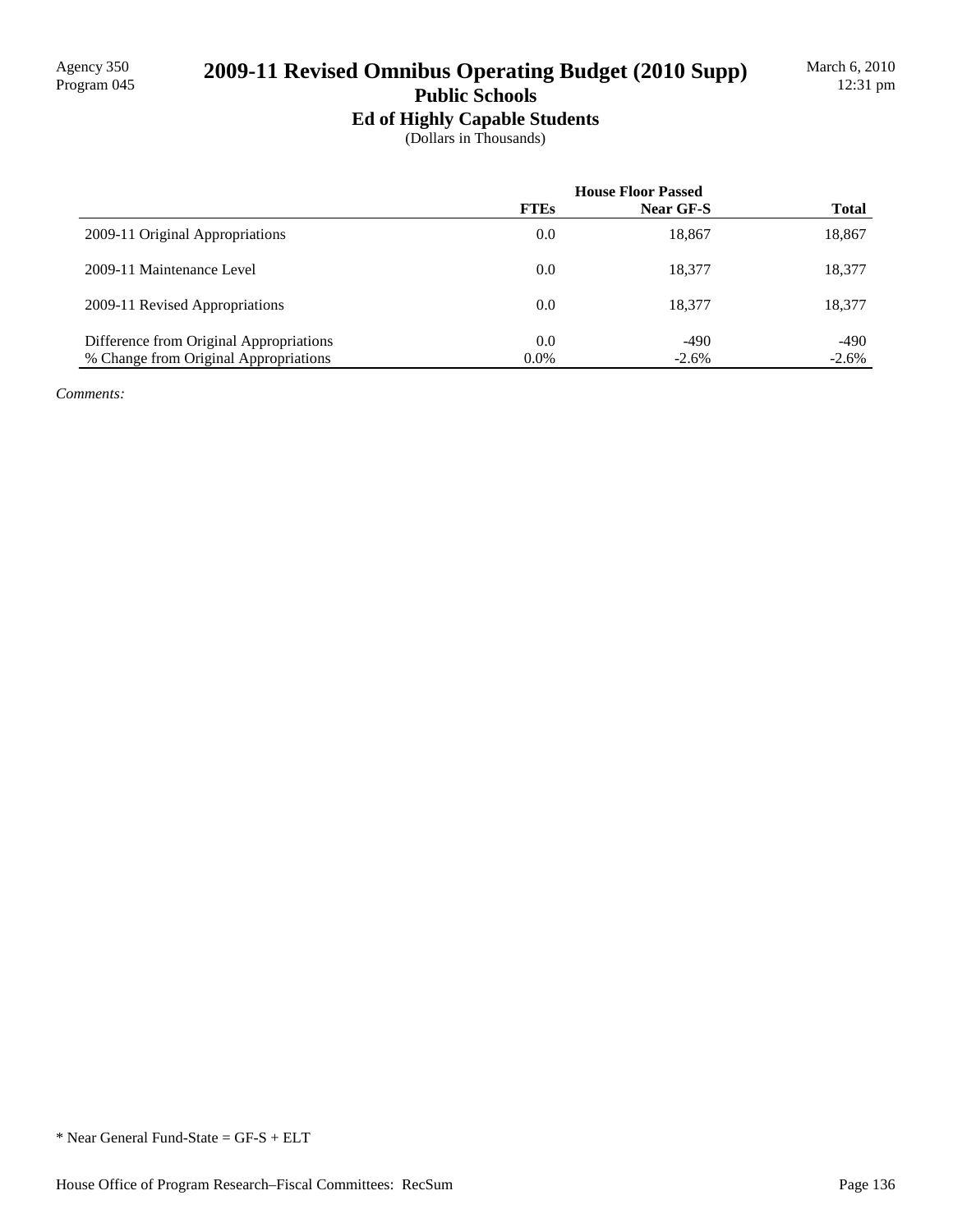Agency 350
Program 045

# 2009-11 Revised Omnibus Operating Budget (2010 Supp)

## Public Schools

### Ed of Highly Capable Students

(Dollars in Thousands)

March 6, 2010
12:31 pm

| | House Floor Passed | | |
|---|---|---|---|
| | **FTEs** | **Near GF-S** | **Total** |
| 2009-11 Original Appropriations | 0.0 | 18,867 | 18,867 |
| 2009-11 Maintenance Level | 0.0 | 18,377 | 18,377 |
| 2009-11 Revised Appropriations | 0.0 | 18,377 | 18,377 |
| Difference from Original Appropriations | 0.0 | -490 | -490 |
| % Change from Original Appropriations | 0.0% | -2.6% | -2.6% |

*Comments:*

* Near General Fund-State = GF-S + ELT

House Office of Program Research–Fiscal Committees: RecSum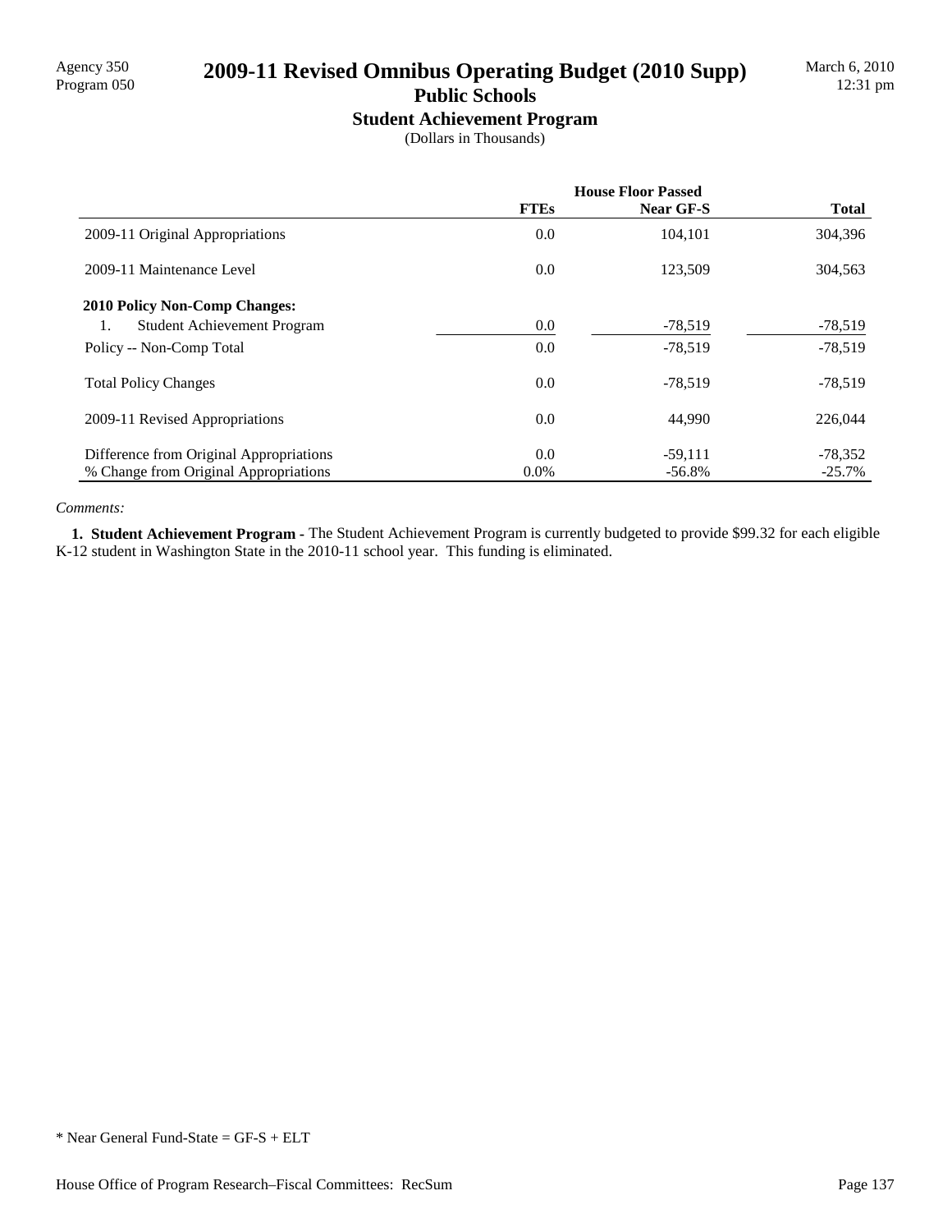Agency 350
Program 050

# 2009-11 Revised Omnibus Operating Budget (2010 Supp)

March 6, 2010
12:31 pm

## Public Schools

### Student Achievement Program

(Dollars in Thousands)

| | House Floor Passed | | |
|---|---|---|---|
| | **FTEs** | **Near GF-S** | **Total** |
| 2009-11 Original Appropriations | 0.0 | 104,101 | 304,396 |
| 2009-11 Maintenance Level | 0.0 | 123,509 | 304,563 |
| **2010 Policy Non-Comp Changes:** | | | |
| 1. Student Achievement Program | 0.0 | -78,519 | -78,519 |
| Policy -- Non-Comp Total | 0.0 | -78,519 | -78,519 |
| Total Policy Changes | 0.0 | -78,519 | -78,519 |
| 2009-11 Revised Appropriations | 0.0 | 44,990 | 226,044 |
| Difference from Original Appropriations | 0.0 | -59,111 | -78,352 |
| % Change from Original Appropriations | 0.0% | -56.8% | -25.7% |

*Comments:*

**1. Student Achievement Program -** The Student Achievement Program is currently budgeted to provide $99.32 for each eligible K-12 student in Washington State in the 2010-11 school year. This funding is eliminated.

* Near General Fund-State = GF-S + ELT

House Office of Program Research–Fiscal Committees: RecSum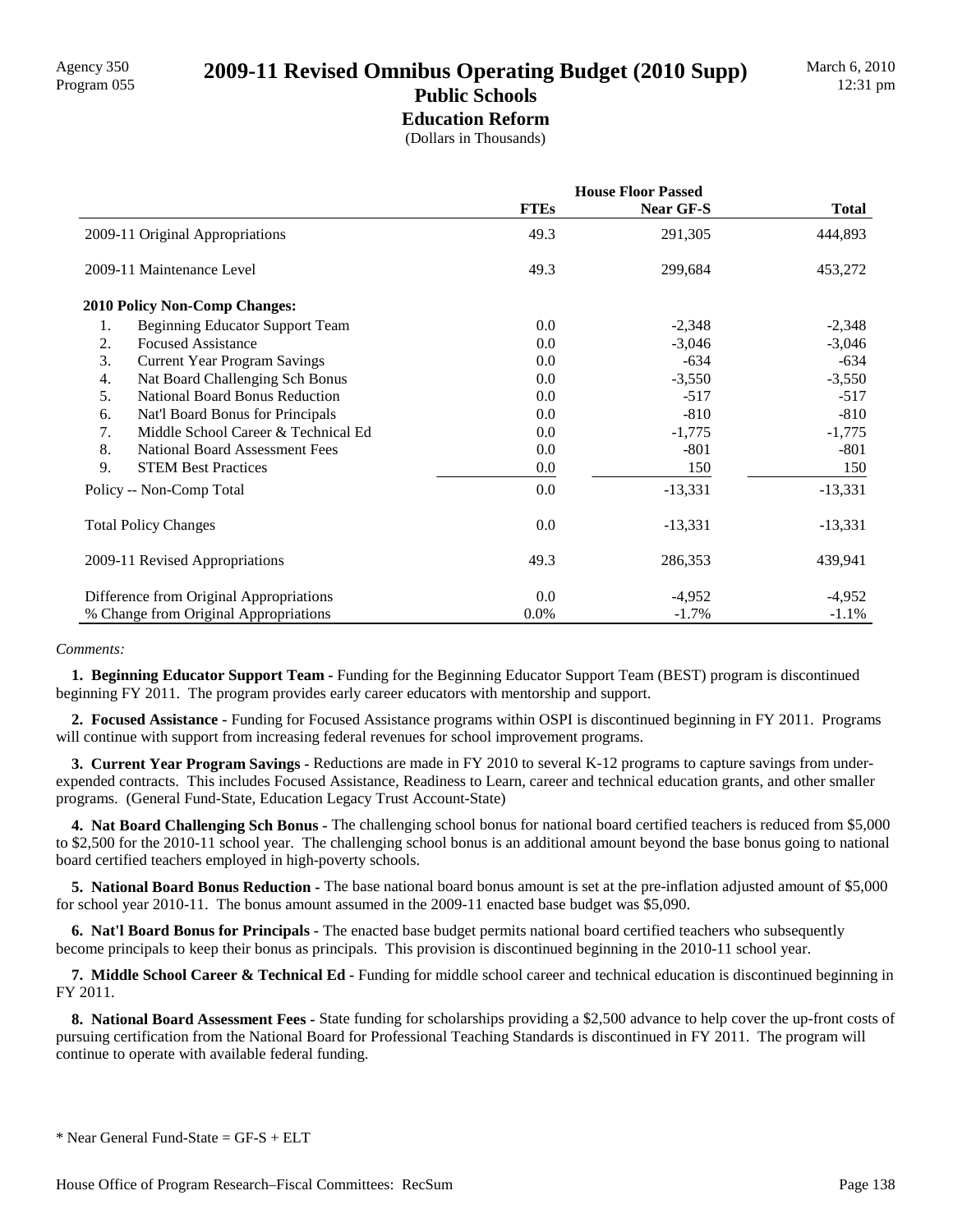# 2009-11 Revised Omnibus Operating Budget (2010 Supp)

Agency 350
Program 055

March 6, 2010
12:31 pm

## Public Schools
### Education Reform
(Dollars in Thousands)

| | House Floor Passed | | |
|---|---|---|---|
| | **FTEs** | **Near GF-S** | **Total** |
| 2009-11 Original Appropriations | 49.3 | 291,305 | 444,893 |
| 2009-11 Maintenance Level | 49.3 | 299,684 | 453,272 |
| **2010 Policy Non-Comp Changes:** | | | |
| 1. Beginning Educator Support Team | 0.0 | -2,348 | -2,348 |
| 2. Focused Assistance | 0.0 | -3,046 | -3,046 |
| 3. Current Year Program Savings | 0.0 | -634 | -634 |
| 4. Nat Board Challenging Sch Bonus | 0.0 | -3,550 | -3,550 |
| 5. National Board Bonus Reduction | 0.0 | -517 | -517 |
| 6. Nat'l Board Bonus for Principals | 0.0 | -810 | -810 |
| 7. Middle School Career & Technical Ed | 0.0 | -1,775 | -1,775 |
| 8. National Board Assessment Fees | 0.0 | -801 | -801 |
| 9. STEM Best Practices | 0.0 | 150 | 150 |
| Policy -- Non-Comp Total | 0.0 | -13,331 | -13,331 |
| Total Policy Changes | 0.0 | -13,331 | -13,331 |
| 2009-11 Revised Appropriations | 49.3 | 286,353 | 439,941 |
| Difference from Original Appropriations | 0.0 | -4,952 | -4,952 |
| % Change from Original Appropriations | 0.0% | -1.7% | -1.1% |

*Comments:*

**1. Beginning Educator Support Team -** Funding for the Beginning Educator Support Team (BEST) program is discontinued beginning FY 2011. The program provides early career educators with mentorship and support.

**2. Focused Assistance -** Funding for Focused Assistance programs within OSPI is discontinued beginning in FY 2011. Programs will continue with support from increasing federal revenues for school improvement programs.

**3. Current Year Program Savings -** Reductions are made in FY 2010 to several K-12 programs to capture savings from under-expended contracts. This includes Focused Assistance, Readiness to Learn, career and technical education grants, and other smaller programs. (General Fund-State, Education Legacy Trust Account-State)

**4. Nat Board Challenging Sch Bonus -** The challenging school bonus for national board certified teachers is reduced from $5,000 to $2,500 for the 2010-11 school year. The challenging school bonus is an additional amount beyond the base bonus going to national board certified teachers employed in high-poverty schools.

**5. National Board Bonus Reduction -** The base national board bonus amount is set at the pre-inflation adjusted amount of $5,000 for school year 2010-11. The bonus amount assumed in the 2009-11 enacted base budget was $5,090.

**6. Nat'l Board Bonus for Principals -** The enacted base budget permits national board certified teachers who subsequently become principals to keep their bonus as principals. This provision is discontinued beginning in the 2010-11 school year.

**7. Middle School Career & Technical Ed -** Funding for middle school career and technical education is discontinued beginning in FY 2011.

**8. National Board Assessment Fees -** State funding for scholarships providing a $2,500 advance to help cover the up-front costs of pursuing certification from the National Board for Professional Teaching Standards is discontinued in FY 2011. The program will continue to operate with available federal funding.

\* Near General Fund-State = GF-S + ELT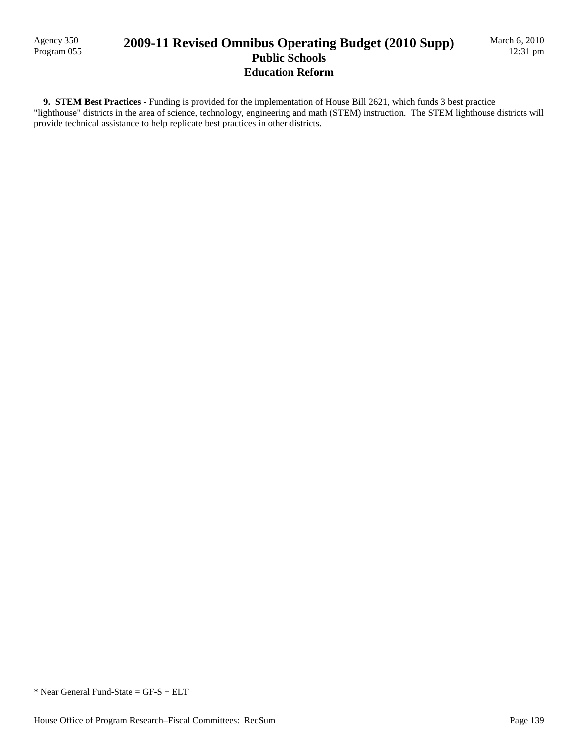**9. STEM Best Practices -** Funding is provided for the implementation of House Bill 2621, which funds 3 best practice "lighthouse" districts in the area of science, technology, engineering and math (STEM) instruction. The STEM lighthouse districts will provide technical assistance to help replicate best practices in other districts.

\* Near General Fund-State = GF-S + ELT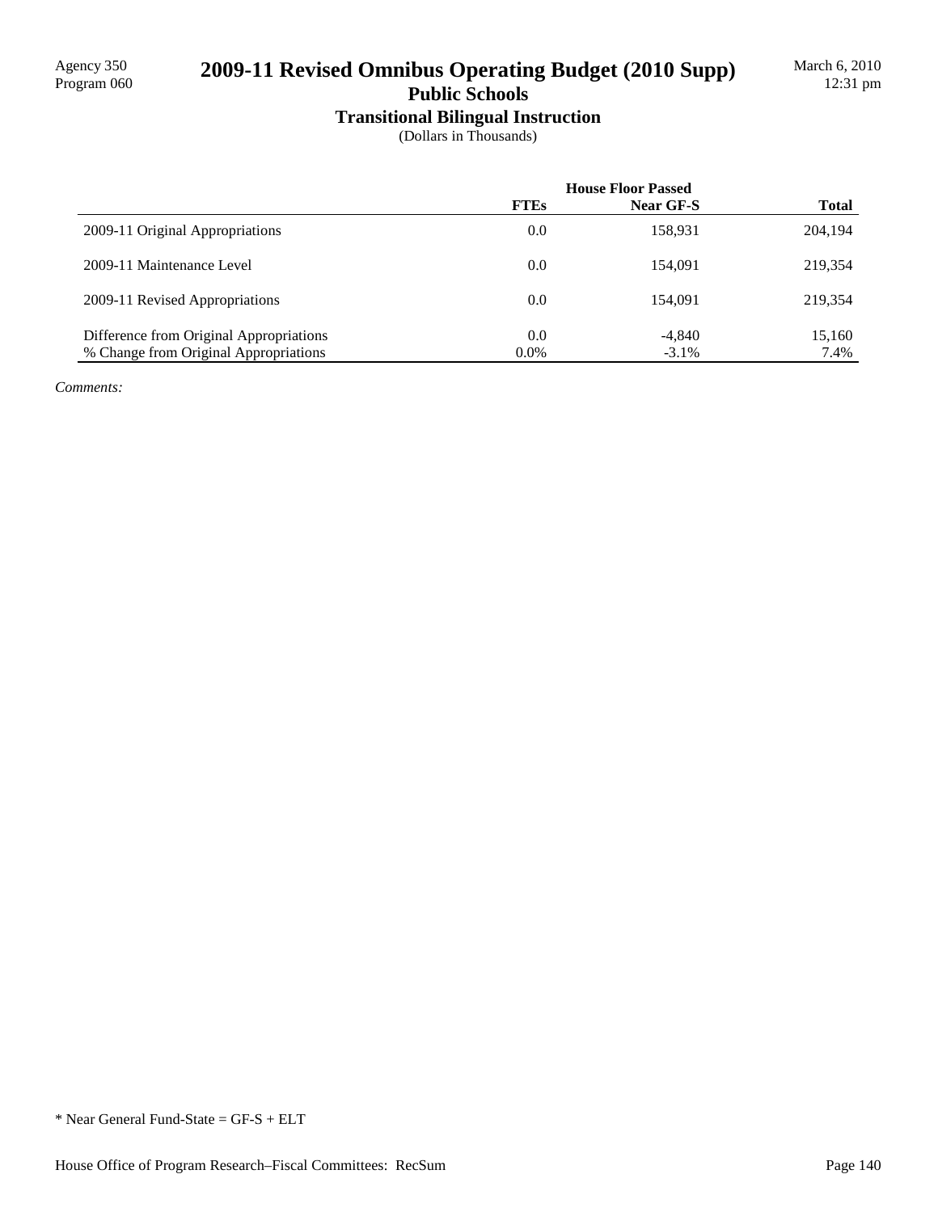# 2009-11 Revised Omnibus Operating Budget (2010 Supp)

## Public Schools

### Transitional Bilingual Instruction

(Dollars in Thousands)

| | House Floor Passed | | |
|---|---|---|---|
| | **FTEs** | **Near GF-S** | **Total** |
| 2009-11 Original Appropriations | 0.0 | 158,931 | 204,194 |
| 2009-11 Maintenance Level | 0.0 | 154,091 | 219,354 |
| 2009-11 Revised Appropriations | 0.0 | 154,091 | 219,354 |
| Difference from Original Appropriations | 0.0 | -4,840 | 15,160 |
| % Change from Original Appropriations | 0.0% | -3.1% | 7.4% |

*Comments:*

* Near General Fund-State = GF-S + ELT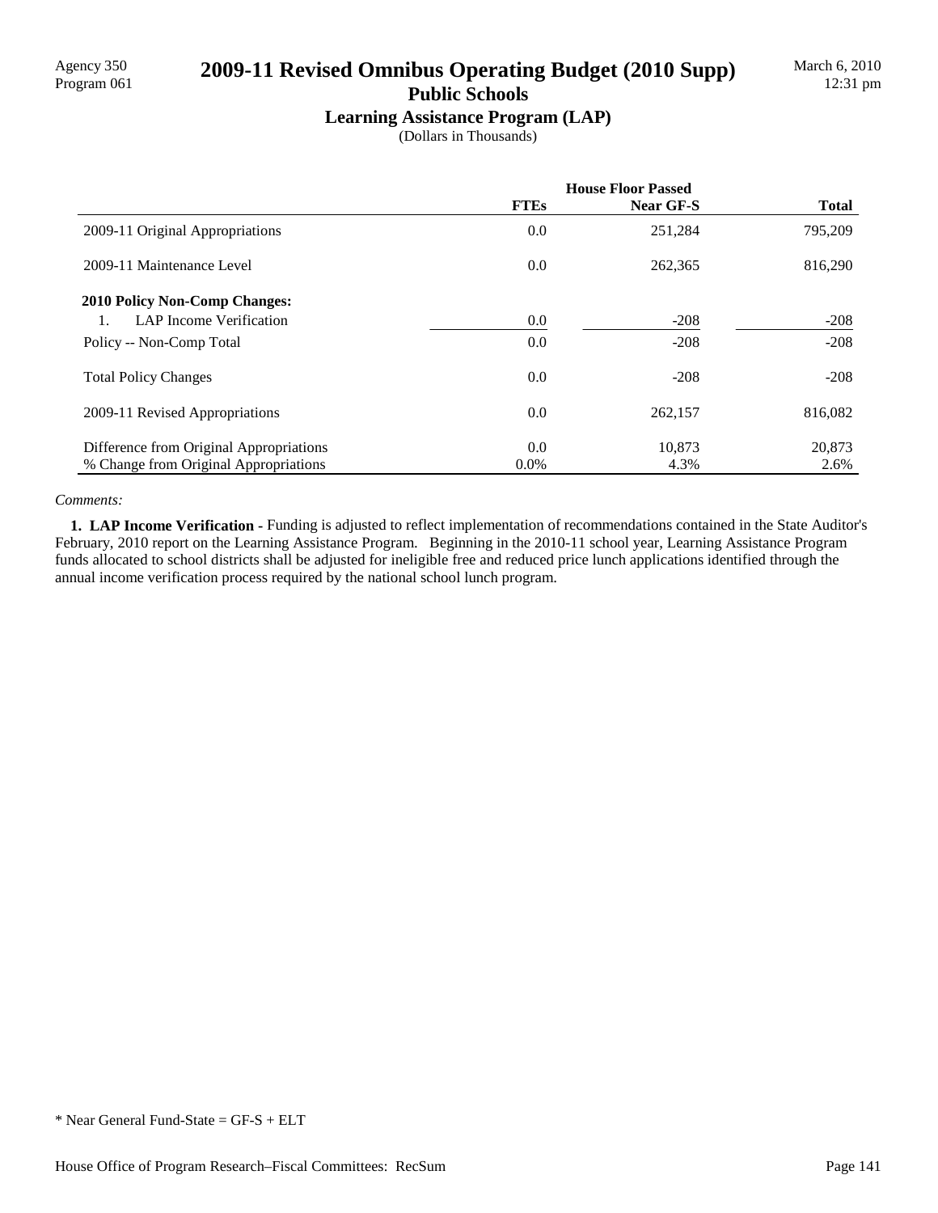Agency 350
Program 061

# 2009-11 Revised Omnibus Operating Budget (2010 Supp)

March 6, 2010
12:31 pm

## Public Schools

### Learning Assistance Program (LAP)

(Dollars in Thousands)

| | House Floor Passed | | |
|---|---|---|---|
| | **FTEs** | **Near GF-S** | **Total** |
| 2009-11 Original Appropriations | 0.0 | 251,284 | 795,209 |
| 2009-11 Maintenance Level | 0.0 | 262,365 | 816,290 |
| **2010 Policy Non-Comp Changes:** | | | |
| 1. LAP Income Verification | 0.0 | -208 | -208 |
| Policy -- Non-Comp Total | 0.0 | -208 | -208 |
| Total Policy Changes | 0.0 | -208 | -208 |
| 2009-11 Revised Appropriations | 0.0 | 262,157 | 816,082 |
| Difference from Original Appropriations | 0.0 | 10,873 | 20,873 |
| % Change from Original Appropriations | 0.0% | 4.3% | 2.6% |

*Comments:*

**1. LAP Income Verification -** Funding is adjusted to reflect implementation of recommendations contained in the State Auditor's February, 2010 report on the Learning Assistance Program. Beginning in the 2010-11 school year, Learning Assistance Program funds allocated to school districts shall be adjusted for ineligible free and reduced price lunch applications identified through the annual income verification process required by the national school lunch program.

* Near General Fund-State = GF-S + ELT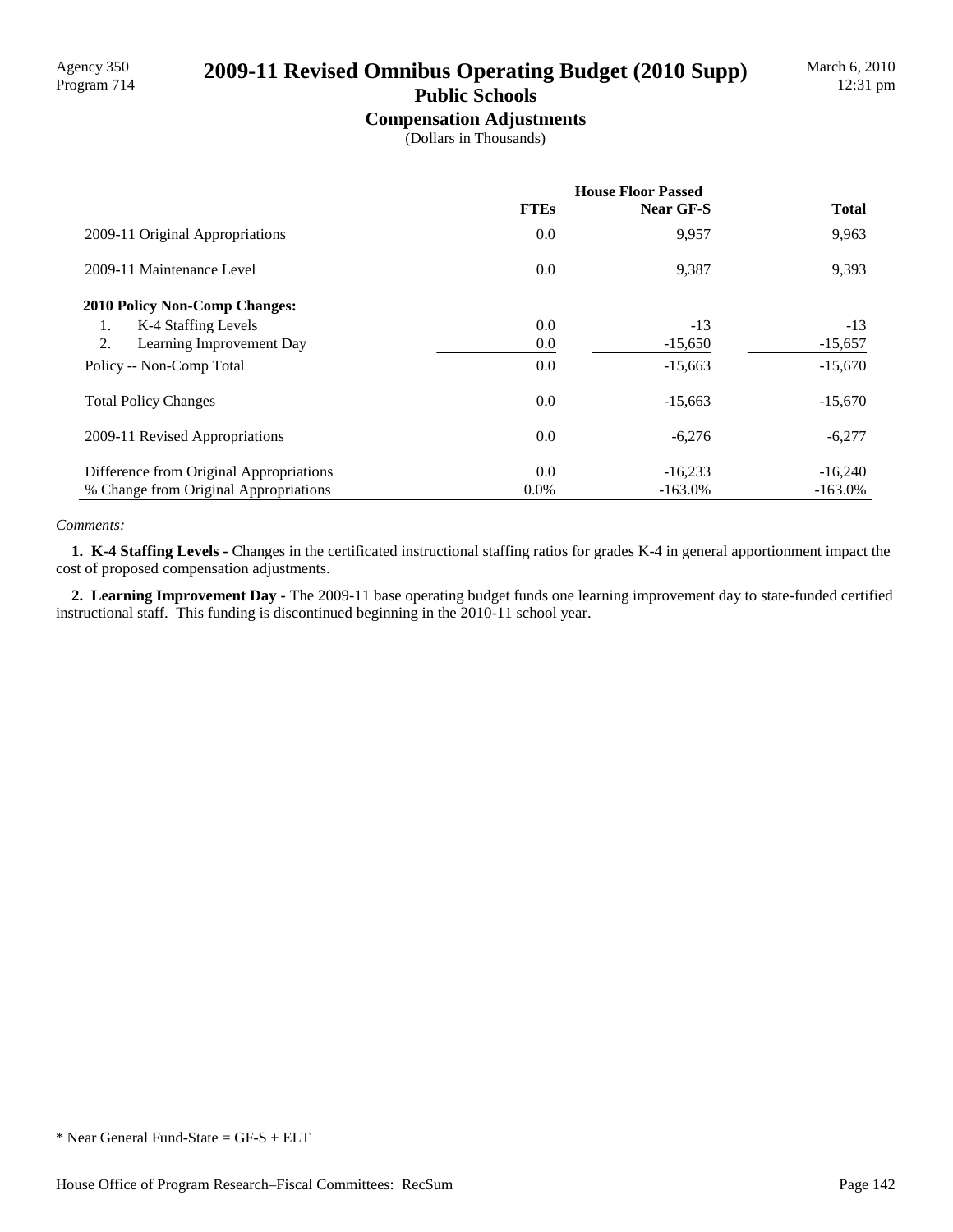Agency 350
Program 714

# 2009-11 Revised Omnibus Operating Budget (2010 Supp)

## Public Schools

### Compensation Adjustments

(Dollars in Thousands)

| | House Floor Passed | | |
|---|---|---|---|
| | **FTEs** | **Near GF-S** | **Total** |
| 2009-11 Original Appropriations | 0.0 | 9,957 | 9,963 |
| 2009-11 Maintenance Level | 0.0 | 9,387 | 9,393 |
| **2010 Policy Non-Comp Changes:** | | | |
| 1. K-4 Staffing Levels | 0.0 | -13 | -13 |
| 2. Learning Improvement Day | 0.0 | -15,650 | -15,657 |
| Policy -- Non-Comp Total | 0.0 | -15,663 | -15,670 |
| Total Policy Changes | 0.0 | -15,663 | -15,670 |
| 2009-11 Revised Appropriations | 0.0 | -6,276 | -6,277 |
| Difference from Original Appropriations | 0.0 | -16,233 | -16,240 |
| % Change from Original Appropriations | 0.0% | -163.0% | -163.0% |

*Comments:*

**1. K-4 Staffing Levels -** Changes in the certificated instructional staffing ratios for grades K-4 in general apportionment impact the cost of proposed compensation adjustments.

**2. Learning Improvement Day -** The 2009-11 base operating budget funds one learning improvement day to state-funded certified instructional staff. This funding is discontinued beginning in the 2010-11 school year.

* Near General Fund-State = GF-S + ELT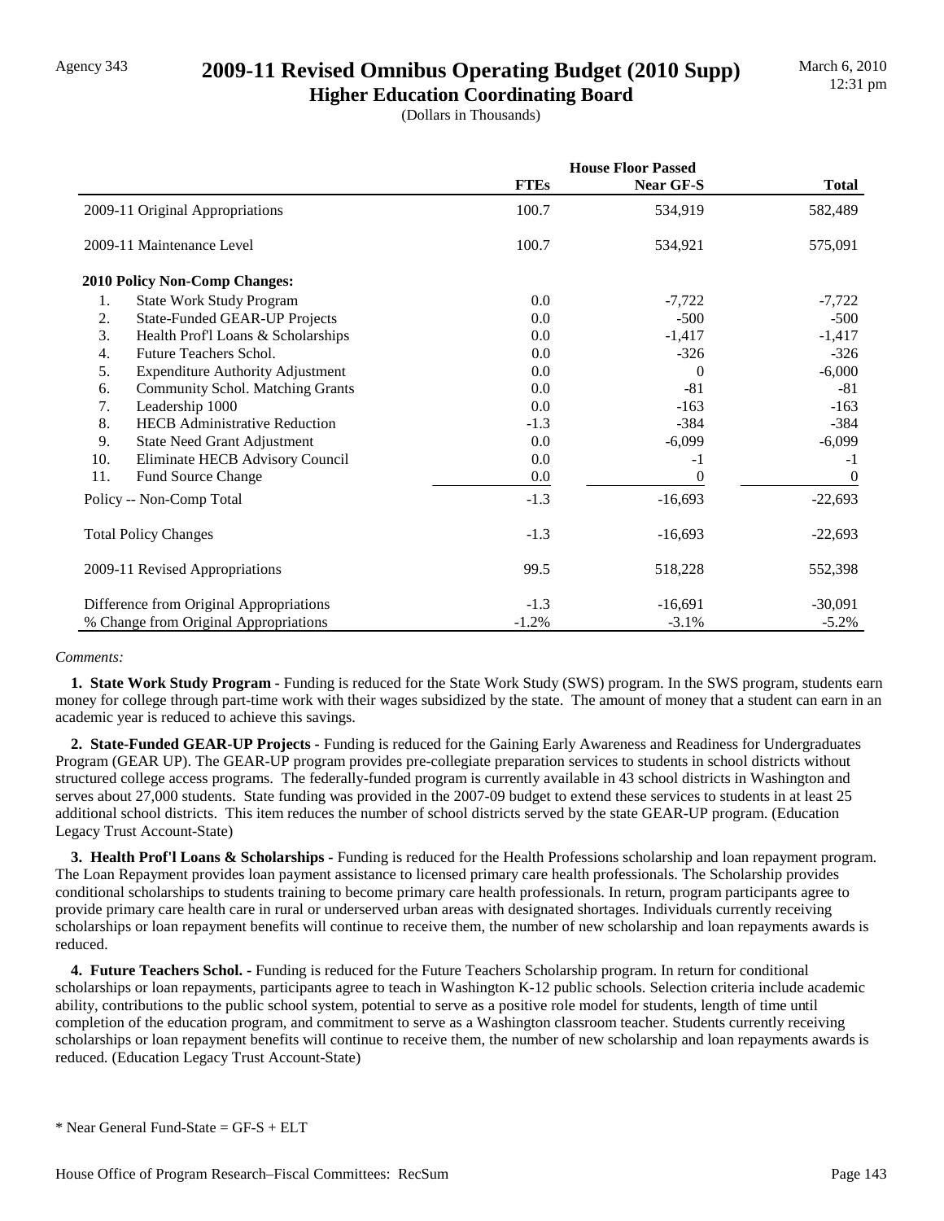Agency 343

# 2009-11 Revised Omnibus Operating Budget (2010 Supp)

## Higher Education Coordinating Board

(Dollars in Thousands)

March 6, 2010
12:31 pm

| | House Floor Passed | | |
|---|---|---|---|
| | **FTEs** | **Near GF-S** | **Total** |
| 2009-11 Original Appropriations | 100.7 | 534,919 | 582,489 |
| 2009-11 Maintenance Level | 100.7 | 534,921 | 575,091 |
| **2010 Policy Non-Comp Changes:** | | | |
| 1. State Work Study Program | 0.0 | -7,722 | -7,722 |
| 2. State-Funded GEAR-UP Projects | 0.0 | -500 | -500 |
| 3. Health Prof'l Loans & Scholarships | 0.0 | -1,417 | -1,417 |
| 4. Future Teachers Schol. | 0.0 | -326 | -326 |
| 5. Expenditure Authority Adjustment | 0.0 | 0 | -6,000 |
| 6. Community Schol. Matching Grants | 0.0 | -81 | -81 |
| 7. Leadership 1000 | 0.0 | -163 | -163 |
| 8. HECB Administrative Reduction | -1.3 | -384 | -384 |
| 9. State Need Grant Adjustment | 0.0 | -6,099 | -6,099 |
| 10. Eliminate HECB Advisory Council | 0.0 | -1 | -1 |
| 11. Fund Source Change | 0.0 | 0 | 0 |
| Policy -- Non-Comp Total | -1.3 | -16,693 | -22,693 |
| Total Policy Changes | -1.3 | -16,693 | -22,693 |
| 2009-11 Revised Appropriations | 99.5 | 518,228 | 552,398 |
| Difference from Original Appropriations | -1.3 | -16,691 | -30,091 |
| % Change from Original Appropriations | -1.2% | -3.1% | -5.2% |

*Comments:*

**1. State Work Study Program -** Funding is reduced for the State Work Study (SWS) program. In the SWS program, students earn money for college through part-time work with their wages subsidized by the state. The amount of money that a student can earn in an academic year is reduced to achieve this savings.

**2. State-Funded GEAR-UP Projects -** Funding is reduced for the Gaining Early Awareness and Readiness for Undergraduates Program (GEAR UP). The GEAR-UP program provides pre-collegiate preparation services to students in school districts without structured college access programs. The federally-funded program is currently available in 43 school districts in Washington and serves about 27,000 students. State funding was provided in the 2007-09 budget to extend these services to students in at least 25 additional school districts. This item reduces the number of school districts served by the state GEAR-UP program. (Education Legacy Trust Account-State)

**3. Health Prof'l Loans & Scholarships -** Funding is reduced for the Health Professions scholarship and loan repayment program. The Loan Repayment provides loan payment assistance to licensed primary care health professionals. The Scholarship provides conditional scholarships to students training to become primary care health professionals. In return, program participants agree to provide primary care health care in rural or underserved urban areas with designated shortages. Individuals currently receiving scholarships or loan repayment benefits will continue to receive them, the number of new scholarship and loan repayments awards is reduced.

**4. Future Teachers Schol. -** Funding is reduced for the Future Teachers Scholarship program. In return for conditional scholarships or loan repayments, participants agree to teach in Washington K-12 public schools. Selection criteria include academic ability, contributions to the public school system, potential to serve as a positive role model for students, length of time until completion of the education program, and commitment to serve as a Washington classroom teacher. Students currently receiving scholarships or loan repayment benefits will continue to receive them, the number of new scholarship and loan repayments awards is reduced. (Education Legacy Trust Account-State)

\* Near General Fund-State = GF-S + ELT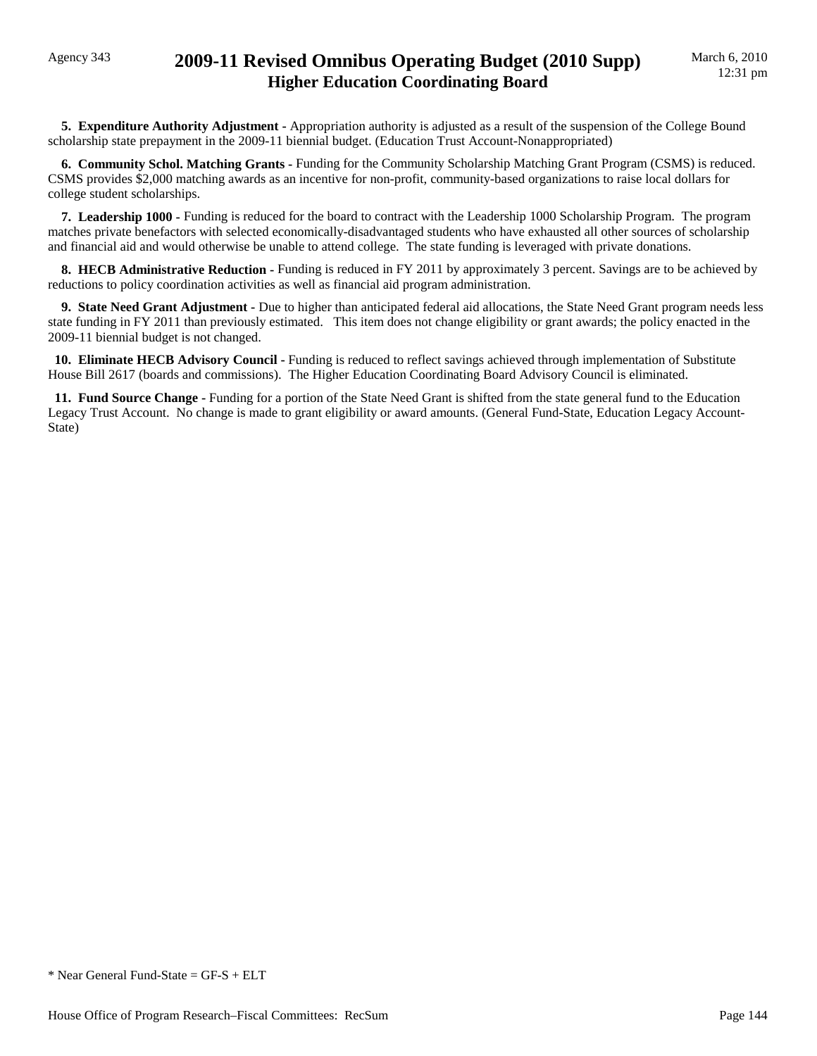**5. Expenditure Authority Adjustment -** Appropriation authority is adjusted as a result of the suspension of the College Bound scholarship state prepayment in the 2009-11 biennial budget. (Education Trust Account-Nonappropriated)

**6. Community Schol. Matching Grants -** Funding for the Community Scholarship Matching Grant Program (CSMS) is reduced. CSMS provides $2,000 matching awards as an incentive for non-profit, community-based organizations to raise local dollars for college student scholarships.

**7. Leadership 1000 -** Funding is reduced for the board to contract with the Leadership 1000 Scholarship Program. The program matches private benefactors with selected economically-disadvantaged students who have exhausted all other sources of scholarship and financial aid and would otherwise be unable to attend college. The state funding is leveraged with private donations.

**8. HECB Administrative Reduction -** Funding is reduced in FY 2011 by approximately 3 percent. Savings are to be achieved by reductions to policy coordination activities as well as financial aid program administration.

**9. State Need Grant Adjustment -** Due to higher than anticipated federal aid allocations, the State Need Grant program needs less state funding in FY 2011 than previously estimated. This item does not change eligibility or grant awards; the policy enacted in the 2009-11 biennial budget is not changed.

**10. Eliminate HECB Advisory Council -** Funding is reduced to reflect savings achieved through implementation of Substitute House Bill 2617 (boards and commissions). The Higher Education Coordinating Board Advisory Council is eliminated.

**11. Fund Source Change -** Funding for a portion of the State Need Grant is shifted from the state general fund to the Education Legacy Trust Account. No change is made to grant eligibility or award amounts. (General Fund-State, Education Legacy Account-State)

* Near General Fund-State = GF-S + ELT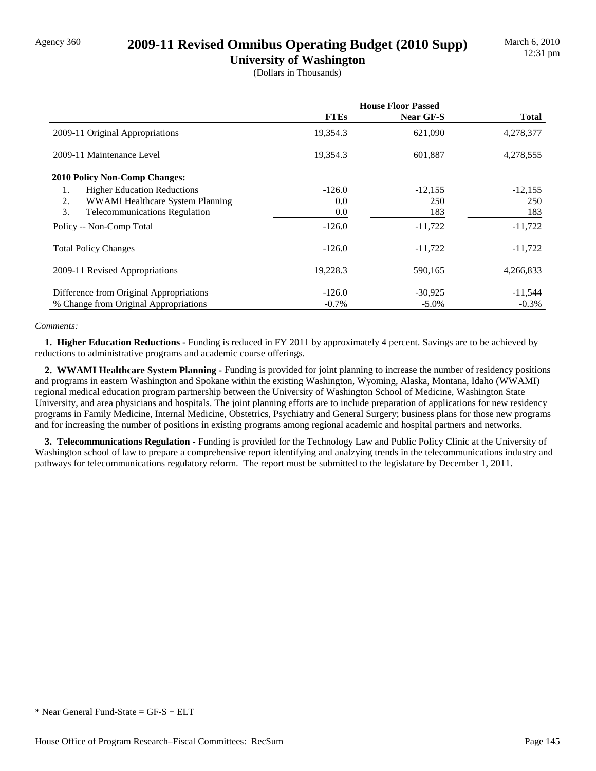Agency 360

# 2009-11 Revised Omnibus Operating Budget (2010 Supp)

## University of Washington

(Dollars in Thousands)

| | House Floor Passed | | |
|---|---|---|---|
| | **FTEs** | **Near GF-S** | **Total** |
| 2009-11 Original Appropriations | 19,354.3 | 621,090 | 4,278,377 |
| 2009-11 Maintenance Level | 19,354.3 | 601,887 | 4,278,555 |
| **2010 Policy Non-Comp Changes:** | | | |
| 1. Higher Education Reductions | -126.0 | -12,155 | -12,155 |
| 2. WWAMI Healthcare System Planning | 0.0 | 250 | 250 |
| 3. Telecommunications Regulation | 0.0 | 183 | 183 |
| Policy -- Non-Comp Total | -126.0 | -11,722 | -11,722 |
| Total Policy Changes | -126.0 | -11,722 | -11,722 |
| 2009-11 Revised Appropriations | 19,228.3 | 590,165 | 4,266,833 |
| Difference from Original Appropriations | -126.0 | -30,925 | -11,544 |
| % Change from Original Appropriations | -0.7% | -5.0% | -0.3% |

*Comments:*

**1. Higher Education Reductions -** Funding is reduced in FY 2011 by approximately 4 percent. Savings are to be achieved by reductions to administrative programs and academic course offerings.

**2. WWAMI Healthcare System Planning -** Funding is provided for joint planning to increase the number of residency positions and programs in eastern Washington and Spokane within the existing Washington, Wyoming, Alaska, Montana, Idaho (WWAMI) regional medical education program partnership between the University of Washington School of Medicine, Washington State University, and area physicians and hospitals. The joint planning efforts are to include preparation of applications for new residency programs in Family Medicine, Internal Medicine, Obstetrics, Psychiatry and General Surgery; business plans for those new programs and for increasing the number of positions in existing programs among regional academic and hospital partners and networks.

**3. Telecommunications Regulation -** Funding is provided for the Technology Law and Public Policy Clinic at the University of Washington school of law to prepare a comprehensive report identifying and analzying trends in the telecommunications industry and pathways for telecommunications regulatory reform. The report must be submitted to the legislature by December 1, 2011.

* Near General Fund-State = GF-S + ELT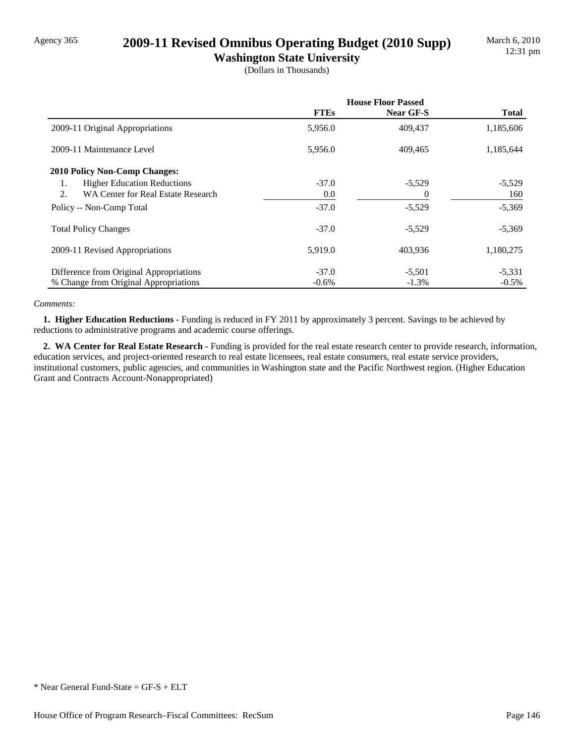# 2009-11 Revised Omnibus Operating Budget (2010 Supp)

## Washington State University

(Dollars in Thousands)

| | House Floor Passed | | |
|---|---|---|---|
| | FTEs | Near GF-S | Total |
| 2009-11 Original Appropriations | 5,956.0 | 409,437 | 1,185,606 |
| 2009-11 Maintenance Level | 5,956.0 | 409,465 | 1,185,644 |
| **2010 Policy Non-Comp Changes:** | | | |
| 1. Higher Education Reductions | -37.0 | -5,529 | -5,529 |
| 2. WA Center for Real Estate Research | 0.0 | 0 | 160 |
| Policy -- Non-Comp Total | -37.0 | -5,529 | -5,369 |
| Total Policy Changes | -37.0 | -5,529 | -5,369 |
| 2009-11 Revised Appropriations | 5,919.0 | 403,936 | 1,180,275 |
| Difference from Original Appropriations | -37.0 | -5,501 | -5,331 |
| % Change from Original Appropriations | -0.6% | -1.3% | -0.5% |

*Comments:*

**1. Higher Education Reductions -** Funding is reduced in FY 2011 by approximately 3 percent. Savings to be achieved by reductions to administrative programs and academic course offerings.

**2. WA Center for Real Estate Research -** Funding is provided for the real estate research center to provide research, information, education services, and project-oriented research to real estate licensees, real estate consumers, real estate service providers, institutional customers, public agencies, and communities in Washington state and the Pacific Northwest region. (Higher Education Grant and Contracts Account-Nonappropriated)

\* Near General Fund-State = GF-S + ELT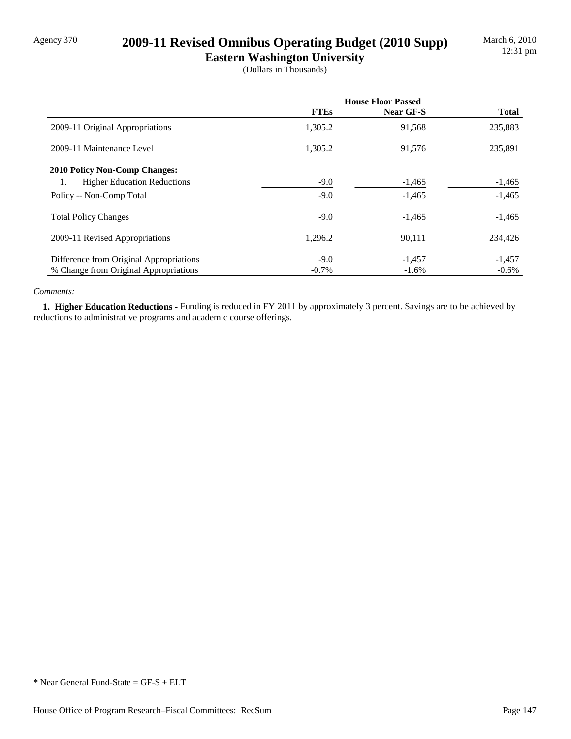Agency 370

# 2009-11 Revised Omnibus Operating Budget (2010 Supp)

## Eastern Washington University

(Dollars in Thousands)

March 6, 2010
12:31 pm

| | House Floor Passed | | |
|---|---|---|---|
| | **FTEs** | **Near GF-S** | **Total** |
| 2009-11 Original Appropriations | 1,305.2 | 91,568 | 235,883 |
| 2009-11 Maintenance Level | 1,305.2 | 91,576 | 235,891 |
| **2010 Policy Non-Comp Changes:** | | | |
| 1. Higher Education Reductions | -9.0 | -1,465 | -1,465 |
| Policy -- Non-Comp Total | -9.0 | -1,465 | -1,465 |
| Total Policy Changes | -9.0 | -1,465 | -1,465 |
| 2009-11 Revised Appropriations | 1,296.2 | 90,111 | 234,426 |
| Difference from Original Appropriations | -9.0 | -1,457 | -1,457 |
| % Change from Original Appropriations | -0.7% | -1.6% | -0.6% |

*Comments:*

**1. Higher Education Reductions -** Funding is reduced in FY 2011 by approximately 3 percent. Savings are to be achieved by reductions to administrative programs and academic course offerings.

\* Near General Fund-State = GF-S + ELT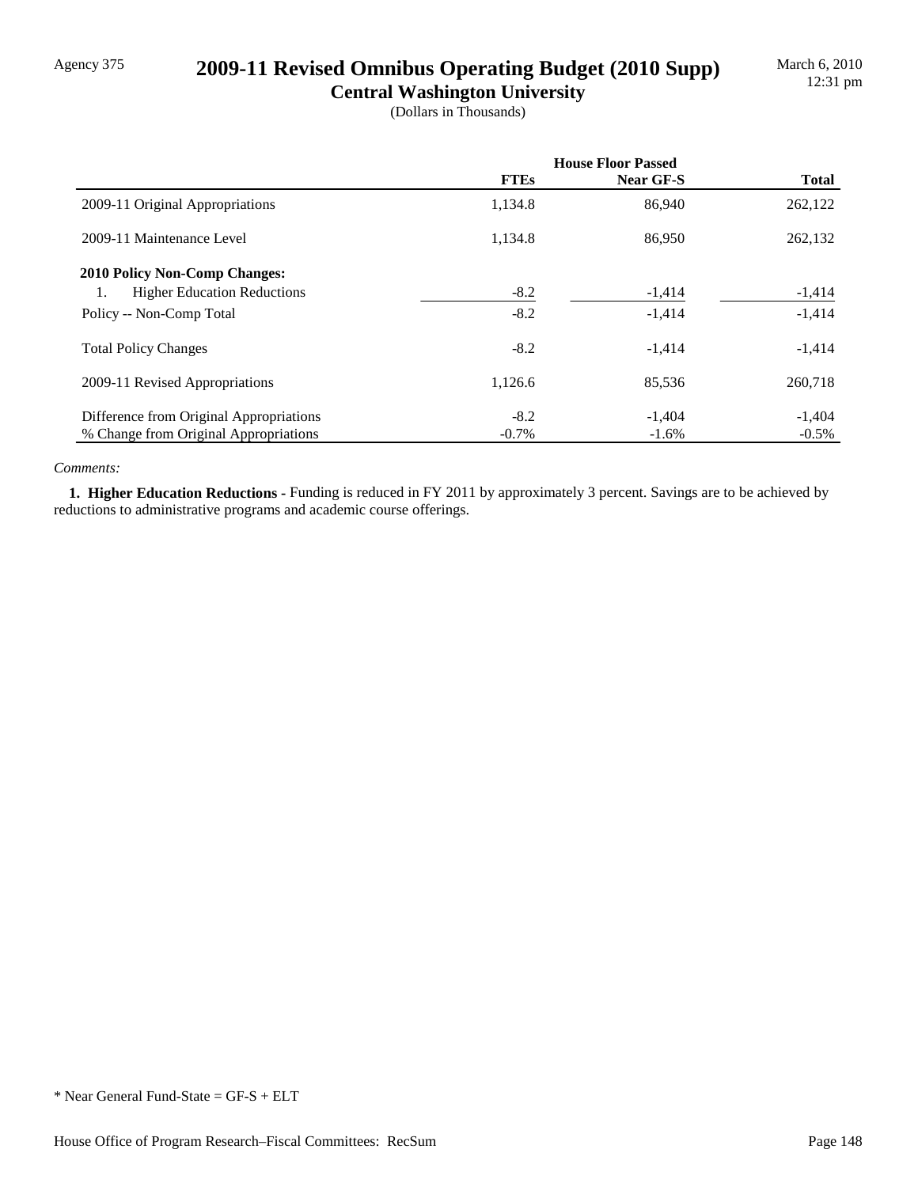Agency 375

# 2009-11 Revised Omnibus Operating Budget (2010 Supp)

## Central Washington University

(Dollars in Thousands)

March 6, 2010
12:31 pm

| | House Floor Passed | | |
|---|---|---|---|
| | **FTEs** | **Near GF-S** | **Total** |
| 2009-11 Original Appropriations | 1,134.8 | 86,940 | 262,122 |
| 2009-11 Maintenance Level | 1,134.8 | 86,950 | 262,132 |
| **2010 Policy Non-Comp Changes:** | | | |
| 1. Higher Education Reductions | -8.2 | -1,414 | -1,414 |
| Policy -- Non-Comp Total | -8.2 | -1,414 | -1,414 |
| Total Policy Changes | -8.2 | -1,414 | -1,414 |
| 2009-11 Revised Appropriations | 1,126.6 | 85,536 | 260,718 |
| Difference from Original Appropriations | -8.2 | -1,404 | -1,404 |
| % Change from Original Appropriations | -0.7% | -1.6% | -0.5% |

*Comments:*

**1. Higher Education Reductions -** Funding is reduced in FY 2011 by approximately 3 percent. Savings are to be achieved by reductions to administrative programs and academic course offerings.

* Near General Fund-State = GF-S + ELT

House Office of Program Research–Fiscal Committees: RecSum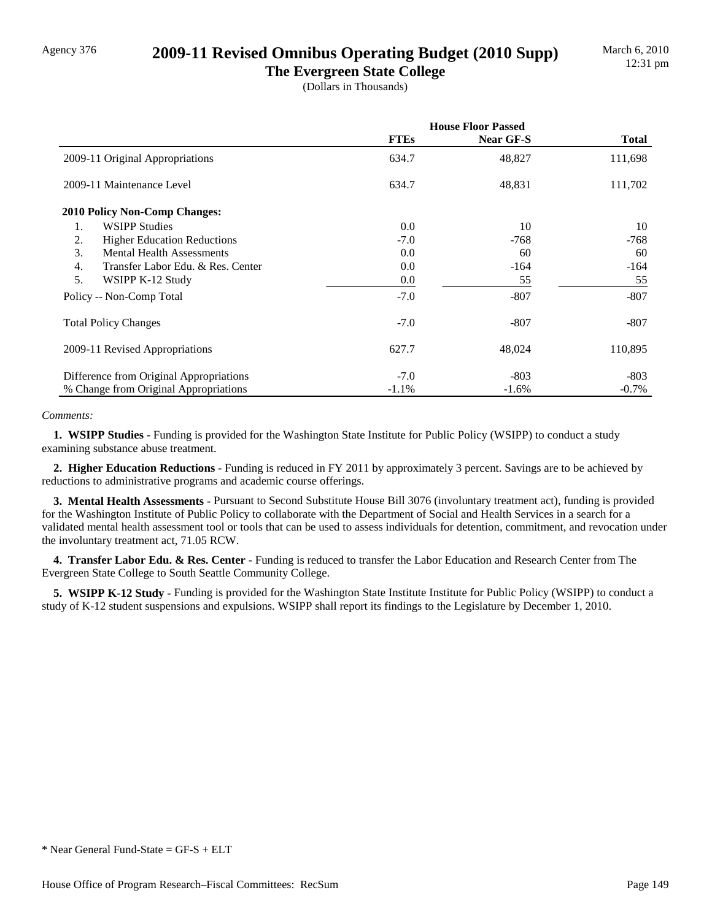Agency 376

# 2009-11 Revised Omnibus Operating Budget (2010 Supp)

## The Evergreen State College

(Dollars in Thousands)

March 6, 2010
12:31 pm

| | House Floor Passed | | |
|---|---|---|---|
| | **FTEs** | **Near GF-S** | **Total** |
| 2009-11 Original Appropriations | 634.7 | 48,827 | 111,698 |
| 2009-11 Maintenance Level | 634.7 | 48,831 | 111,702 |
| **2010 Policy Non-Comp Changes:** | | | |
| 1. WSIPP Studies | 0.0 | 10 | 10 |
| 2. Higher Education Reductions | -7.0 | -768 | -768 |
| 3. Mental Health Assessments | 0.0 | 60 | 60 |
| 4. Transfer Labor Edu. & Res. Center | 0.0 | -164 | -164 |
| 5. WSIPP K-12 Study | 0.0 | 55 | 55 |
| Policy -- Non-Comp Total | -7.0 | -807 | -807 |
| Total Policy Changes | -7.0 | -807 | -807 |
| 2009-11 Revised Appropriations | 627.7 | 48,024 | 110,895 |
| Difference from Original Appropriations | -7.0 | -803 | -803 |
| % Change from Original Appropriations | -1.1% | -1.6% | -0.7% |

*Comments:*

**1. WSIPP Studies -** Funding is provided for the Washington State Institute for Public Policy (WSIPP) to conduct a study examining substance abuse treatment.

**2. Higher Education Reductions -** Funding is reduced in FY 2011 by approximately 3 percent. Savings are to be achieved by reductions to administrative programs and academic course offerings.

**3. Mental Health Assessments -** Pursuant to Second Substitute House Bill 3076 (involuntary treatment act), funding is provided for the Washington Institute of Public Policy to collaborate with the Department of Social and Health Services in a search for a validated mental health assessment tool or tools that can be used to assess individuals for detention, commitment, and revocation under the involuntary treatment act, 71.05 RCW.

**4. Transfer Labor Edu. & Res. Center -** Funding is reduced to transfer the Labor Education and Research Center from The Evergreen State College to South Seattle Community College.

**5. WSIPP K-12 Study -** Funding is provided for the Washington State Institute Institute for Public Policy (WSIPP) to conduct a study of K-12 student suspensions and expulsions. WSIPP shall report its findings to the Legislature by December 1, 2010.

\* Near General Fund-State = GF-S + ELT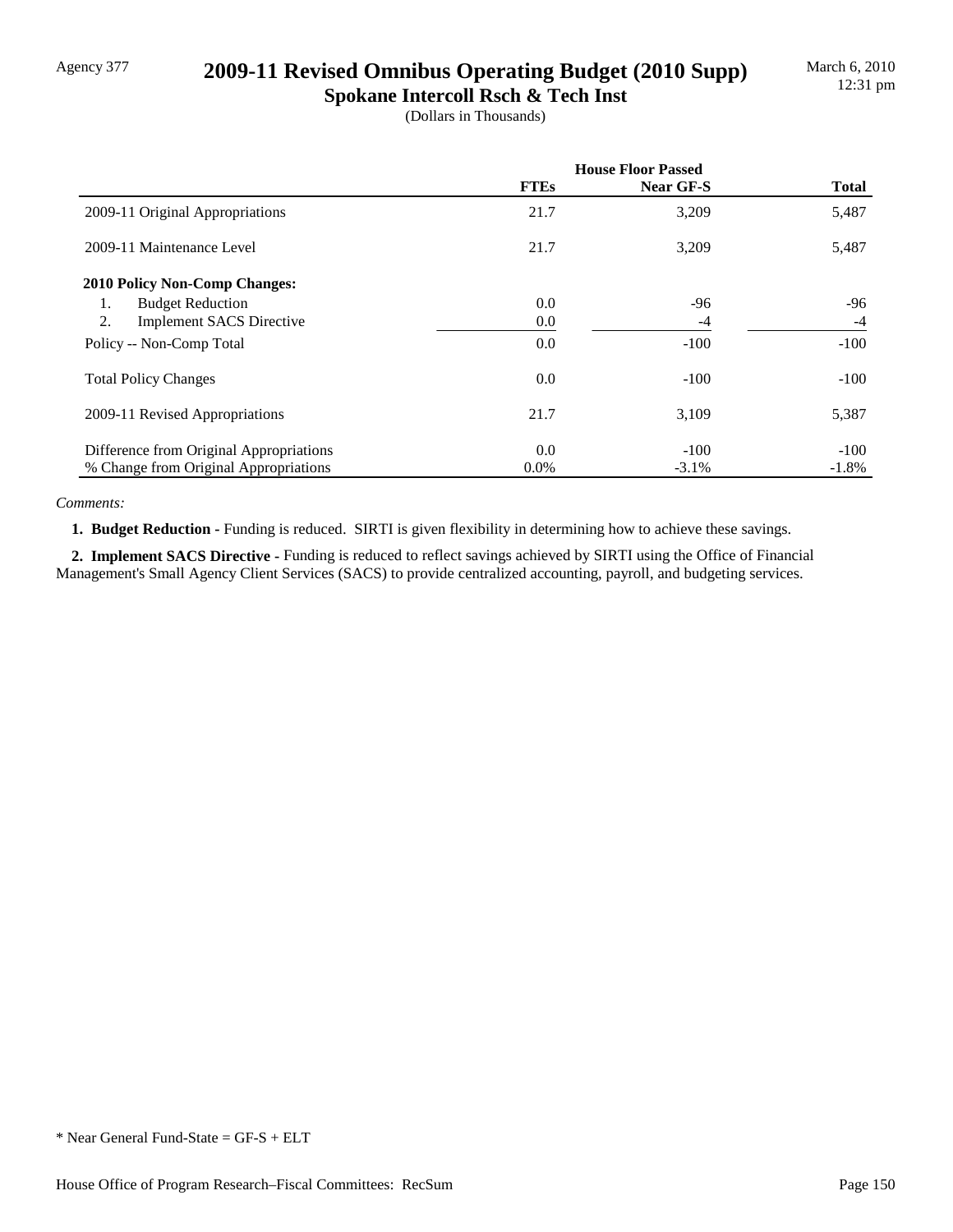# 2009-11 Revised Omnibus Operating Budget (2010 Supp)

## Spokane Intercoll Rsch & Tech Inst

(Dollars in Thousands)

| | House Floor Passed | | |
|---|---|---|---|
| | **FTEs** | **Near GF-S** | **Total** |
| 2009-11 Original Appropriations | 21.7 | 3,209 | 5,487 |
| 2009-11 Maintenance Level | 21.7 | 3,209 | 5,487 |
| **2010 Policy Non-Comp Changes:** | | | |
| 1. Budget Reduction | 0.0 | -96 | -96 |
| 2. Implement SACS Directive | 0.0 | -4 | -4 |
| Policy -- Non-Comp Total | 0.0 | -100 | -100 |
| Total Policy Changes | 0.0 | -100 | -100 |
| 2009-11 Revised Appropriations | 21.7 | 3,109 | 5,387 |
| Difference from Original Appropriations | 0.0 | -100 | -100 |
| % Change from Original Appropriations | 0.0% | -3.1% | -1.8% |

*Comments:*

**1. Budget Reduction -** Funding is reduced. SIRTI is given flexibility in determining how to achieve these savings.

**2. Implement SACS Directive -** Funding is reduced to reflect savings achieved by SIRTI using the Office of Financial Management's Small Agency Client Services (SACS) to provide centralized accounting, payroll, and budgeting services.

* Near General Fund-State = GF-S + ELT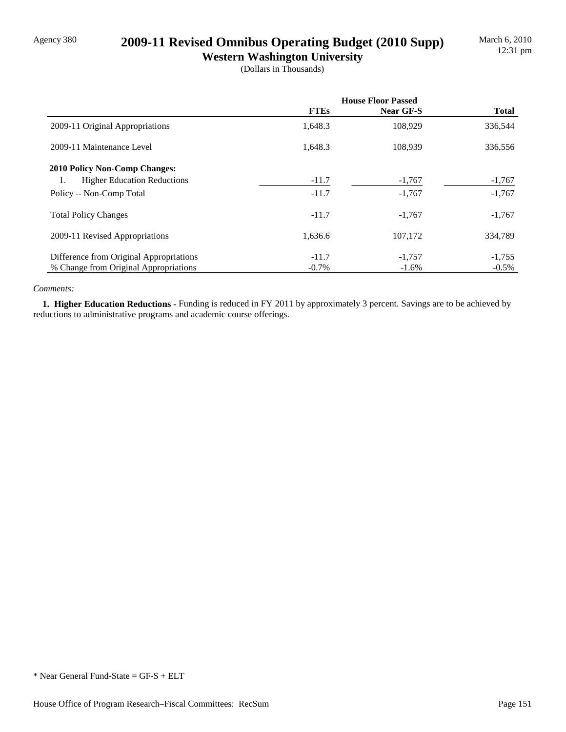Agency 380

# 2009-11 Revised Omnibus Operating Budget (2010 Supp)

## Western Washington University

(Dollars in Thousands)

| | House Floor Passed | | |
|---|---|---|---|
| | **FTEs** | **Near GF-S** | **Total** |
| 2009-11 Original Appropriations | 1,648.3 | 108,929 | 336,544 |
| 2009-11 Maintenance Level | 1,648.3 | 108,939 | 336,556 |
| **2010 Policy Non-Comp Changes:** | | | |
| 1. Higher Education Reductions | -11.7 | -1,767 | -1,767 |
| Policy -- Non-Comp Total | -11.7 | -1,767 | -1,767 |
| Total Policy Changes | -11.7 | -1,767 | -1,767 |
| 2009-11 Revised Appropriations | 1,636.6 | 107,172 | 334,789 |
| Difference from Original Appropriations | -11.7 | -1,757 | -1,755 |
| % Change from Original Appropriations | -0.7% | -1.6% | -0.5% |

*Comments:*

**1. Higher Education Reductions -** Funding is reduced in FY 2011 by approximately 3 percent. Savings are to be achieved by reductions to administrative programs and academic course offerings.

* Near General Fund-State = GF-S + ELT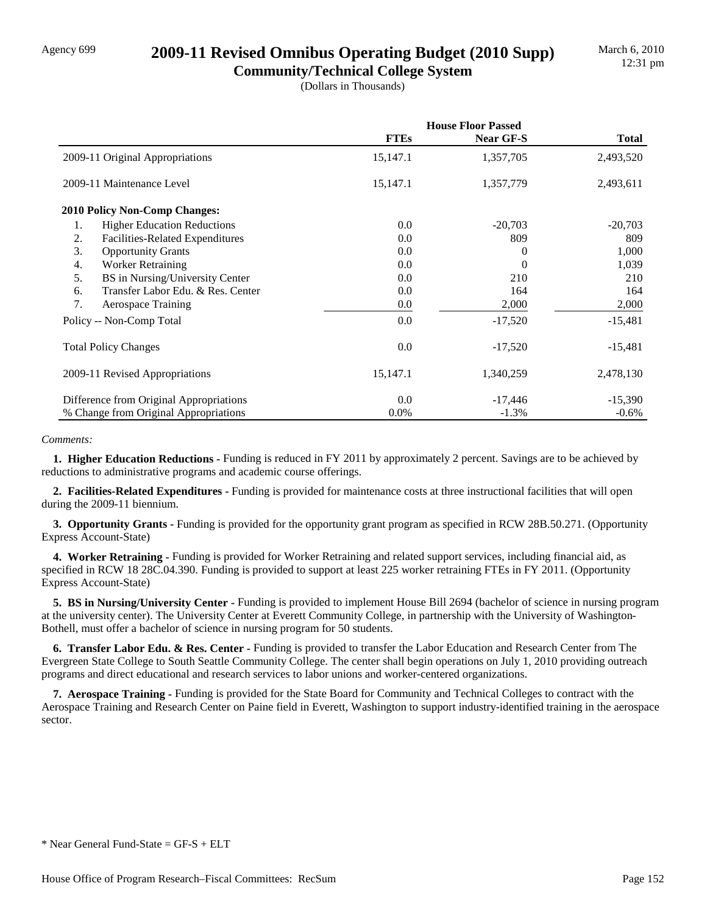Agency 699

# 2009-11 Revised Omnibus Operating Budget (2010 Supp)

## Community/Technical College System

(Dollars in Thousands)

March 6, 2010
12:31 pm

| | House Floor Passed | | |
|---|---|---|---|
| | **FTEs** | **Near GF-S** | **Total** |
| 2009-11 Original Appropriations | 15,147.1 | 1,357,705 | 2,493,520 |
| 2009-11 Maintenance Level | 15,147.1 | 1,357,779 | 2,493,611 |
| **2010 Policy Non-Comp Changes:** | | | |
| 1. Higher Education Reductions | 0.0 | -20,703 | -20,703 |
| 2. Facilities-Related Expenditures | 0.0 | 809 | 809 |
| 3. Opportunity Grants | 0.0 | 0 | 1,000 |
| 4. Worker Retraining | 0.0 | 0 | 1,039 |
| 5. BS in Nursing/University Center | 0.0 | 210 | 210 |
| 6. Transfer Labor Edu. & Res. Center | 0.0 | 164 | 164 |
| 7. Aerospace Training | 0.0 | 2,000 | 2,000 |
| Policy -- Non-Comp Total | 0.0 | -17,520 | -15,481 |
| Total Policy Changes | 0.0 | -17,520 | -15,481 |
| 2009-11 Revised Appropriations | 15,147.1 | 1,340,259 | 2,478,130 |
| Difference from Original Appropriations | 0.0 | -17,446 | -15,390 |
| % Change from Original Appropriations | 0.0% | -1.3% | -0.6% |

*Comments:*

**1. Higher Education Reductions -** Funding is reduced in FY 2011 by approximately 2 percent. Savings are to be achieved by reductions to administrative programs and academic course offerings.

**2. Facilities-Related Expenditures -** Funding is provided for maintenance costs at three instructional facilities that will open during the 2009-11 biennium.

**3. Opportunity Grants -** Funding is provided for the opportunity grant program as specified in RCW 28B.50.271. (Opportunity Express Account-State)

**4. Worker Retraining -** Funding is provided for Worker Retraining and related support services, including financial aid, as specified in RCW 18 28C.04.390. Funding is provided to support at least 225 worker retraining FTEs in FY 2011. (Opportunity Express Account-State)

**5. BS in Nursing/University Center -** Funding is provided to implement House Bill 2694 (bachelor of science in nursing program at the university center). The University Center at Everett Community College, in partnership with the University of Washington-Bothell, must offer a bachelor of science in nursing program for 50 students.

**6. Transfer Labor Edu. & Res. Center -** Funding is provided to transfer the Labor Education and Research Center from The Evergreen State College to South Seattle Community College. The center shall begin operations on July 1, 2010 providing outreach programs and direct educational and research services to labor unions and worker-centered organizations.

**7. Aerospace Training -** Funding is provided for the State Board for Community and Technical Colleges to contract with the Aerospace Training and Research Center on Paine field in Everett, Washington to support industry-identified training in the aerospace sector.

* Near General Fund-State = GF-S + ELT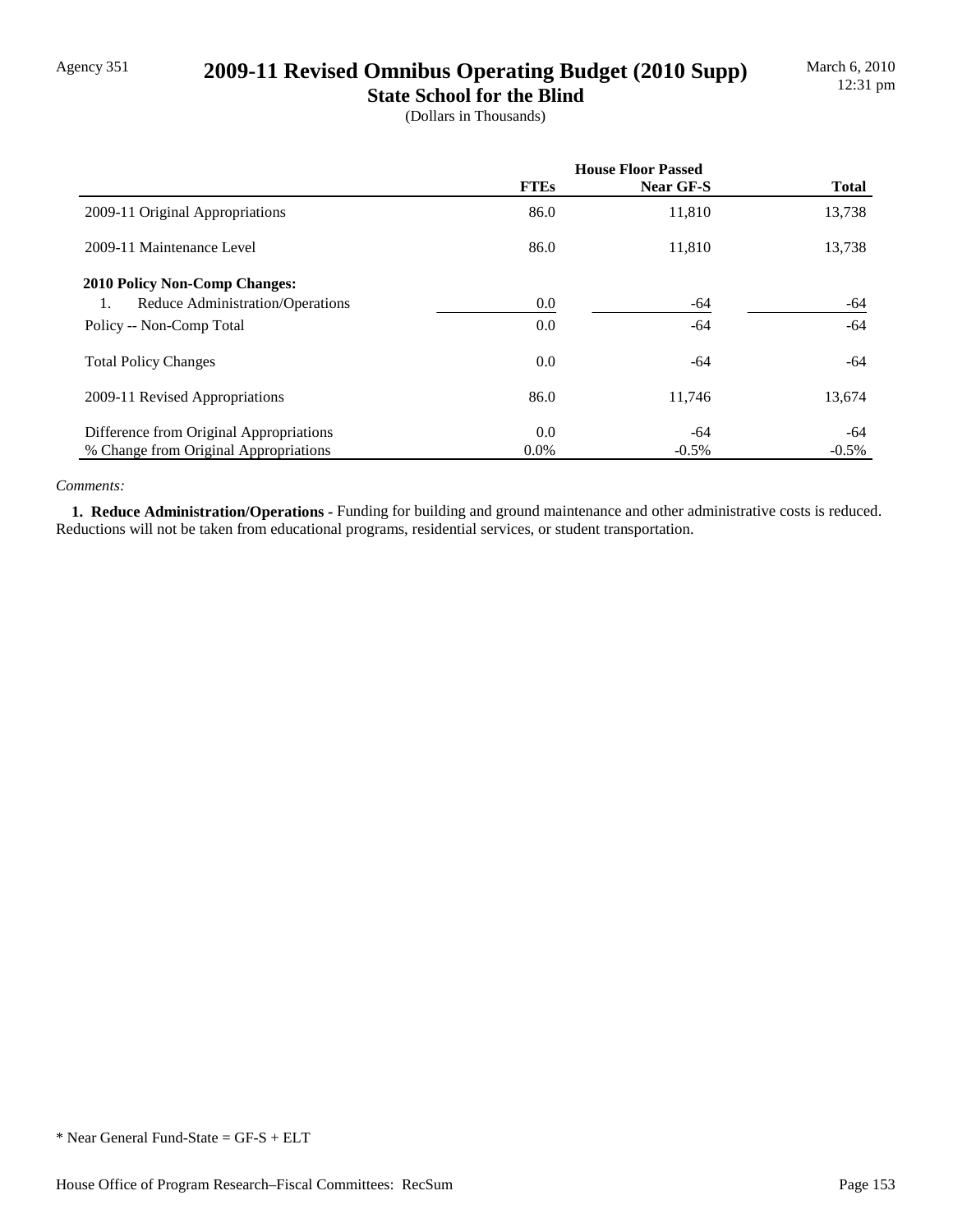# 2009-11 Revised Omnibus Operating Budget (2010 Supp)

## State School for the Blind

(Dollars in Thousands)

| | House Floor Passed | | |
|---|---|---|---|
| | FTEs | Near GF-S | Total |
| 2009-11 Original Appropriations | 86.0 | 11,810 | 13,738 |
| 2009-11 Maintenance Level | 86.0 | 11,810 | 13,738 |
| **2010 Policy Non-Comp Changes:** | | | |
| 1. Reduce Administration/Operations | 0.0 | -64 | -64 |
| Policy -- Non-Comp Total | 0.0 | -64 | -64 |
| Total Policy Changes | 0.0 | -64 | -64 |
| 2009-11 Revised Appropriations | 86.0 | 11,746 | 13,674 |
| Difference from Original Appropriations | 0.0 | -64 | -64 |
| % Change from Original Appropriations | 0.0% | -0.5% | -0.5% |

*Comments:*

**1. Reduce Administration/Operations -** Funding for building and ground maintenance and other administrative costs is reduced. Reductions will not be taken from educational programs, residential services, or student transportation.

* Near General Fund-State = GF-S + ELT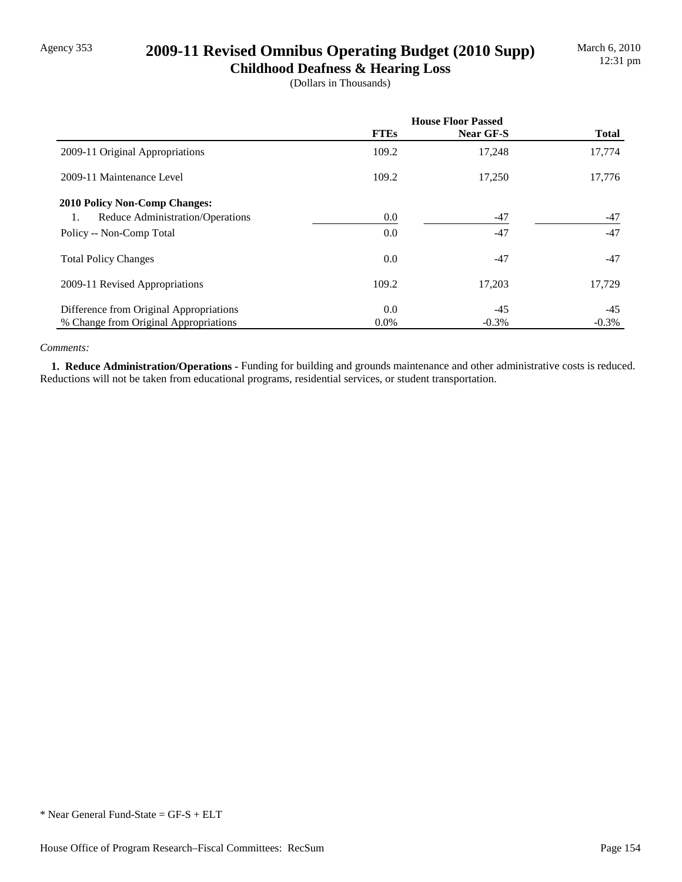# 2009-11 Revised Omnibus Operating Budget (2010 Supp)

## Childhood Deafness & Hearing Loss

(Dollars in Thousands)

| | House Floor Passed | | |
|---|---|---|---|
| | **FTEs** | **Near GF-S** | **Total** |
| 2009-11 Original Appropriations | 109.2 | 17,248 | 17,774 |
| 2009-11 Maintenance Level | 109.2 | 17,250 | 17,776 |
| **2010 Policy Non-Comp Changes:** | | | |
| 1. Reduce Administration/Operations | 0.0 | -47 | -47 |
| Policy -- Non-Comp Total | 0.0 | -47 | -47 |
| Total Policy Changes | 0.0 | -47 | -47 |
| 2009-11 Revised Appropriations | 109.2 | 17,203 | 17,729 |
| Difference from Original Appropriations | 0.0 | -45 | -45 |
| % Change from Original Appropriations | 0.0% | -0.3% | -0.3% |

*Comments:*

**1. Reduce Administration/Operations -** Funding for building and grounds maintenance and other administrative costs is reduced. Reductions will not be taken from educational programs, residential services, or student transportation.

* Near General Fund-State = GF-S + ELT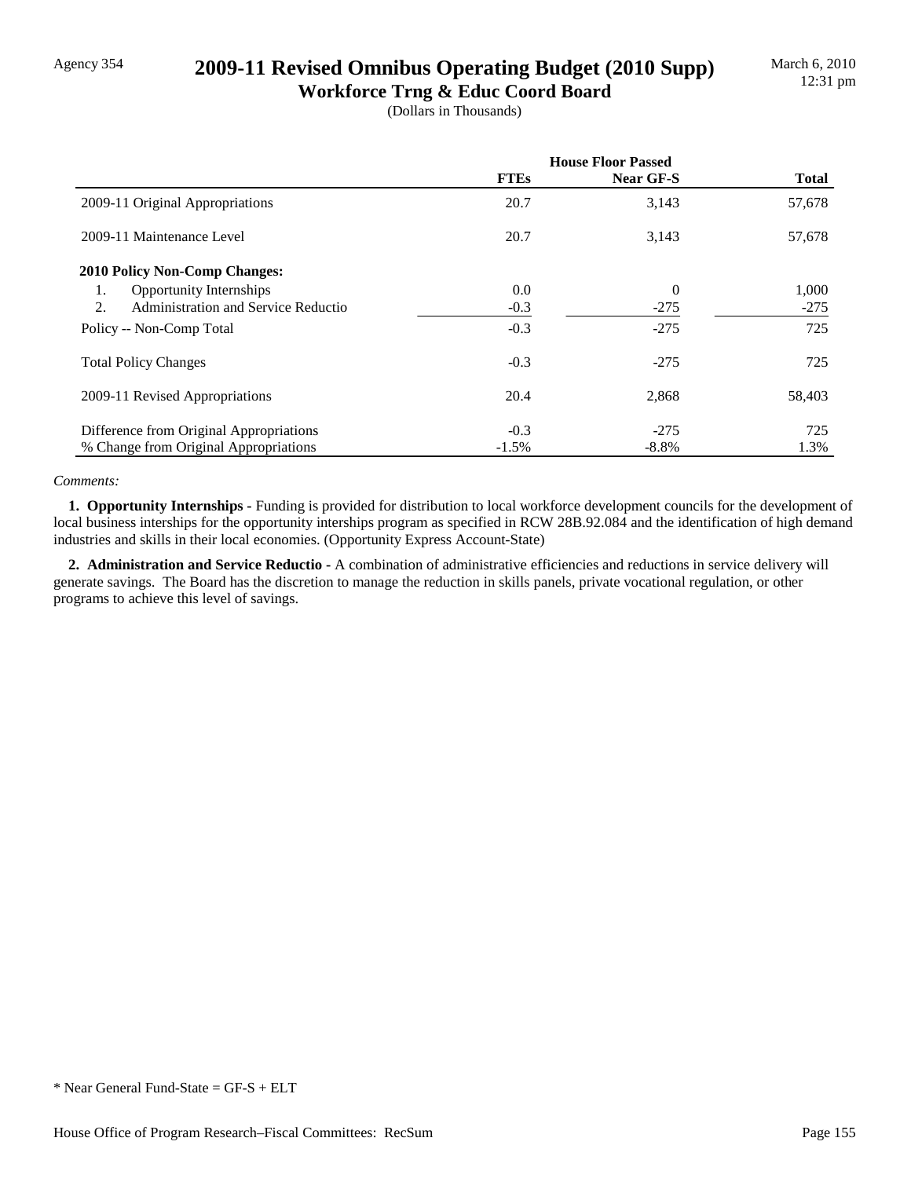Agency 354

# 2009-11 Revised Omnibus Operating Budget (2010 Supp)

## Workforce Trng & Educ Coord Board

(Dollars in Thousands)

| | House Floor Passed | | |
|---|---|---|---|
| | FTEs | Near GF-S | Total |
| 2009-11 Original Appropriations | 20.7 | 3,143 | 57,678 |
| 2009-11 Maintenance Level | 20.7 | 3,143 | 57,678 |
| **2010 Policy Non-Comp Changes:** | | | |
| 1. Opportunity Internships | 0.0 | 0 | 1,000 |
| 2. Administration and Service Reductio | -0.3 | -275 | -275 |
| Policy -- Non-Comp Total | -0.3 | -275 | 725 |
| Total Policy Changes | -0.3 | -275 | 725 |
| 2009-11 Revised Appropriations | 20.4 | 2,868 | 58,403 |
| Difference from Original Appropriations | -0.3 | -275 | 725 |
| % Change from Original Appropriations | -1.5% | -8.8% | 1.3% |

*Comments:*

**1. Opportunity Internships -** Funding is provided for distribution to local workforce development councils for the development of local business interships for the opportunity interships program as specified in RCW 28B.92.084 and the identification of high demand industries and skills in their local economies. (Opportunity Express Account-State)

**2. Administration and Service Reductio -** A combination of administrative efficiencies and reductions in service delivery will generate savings. The Board has the discretion to manage the reduction in skills panels, private vocational regulation, or other programs to achieve this level of savings.

* Near General Fund-State = GF-S + ELT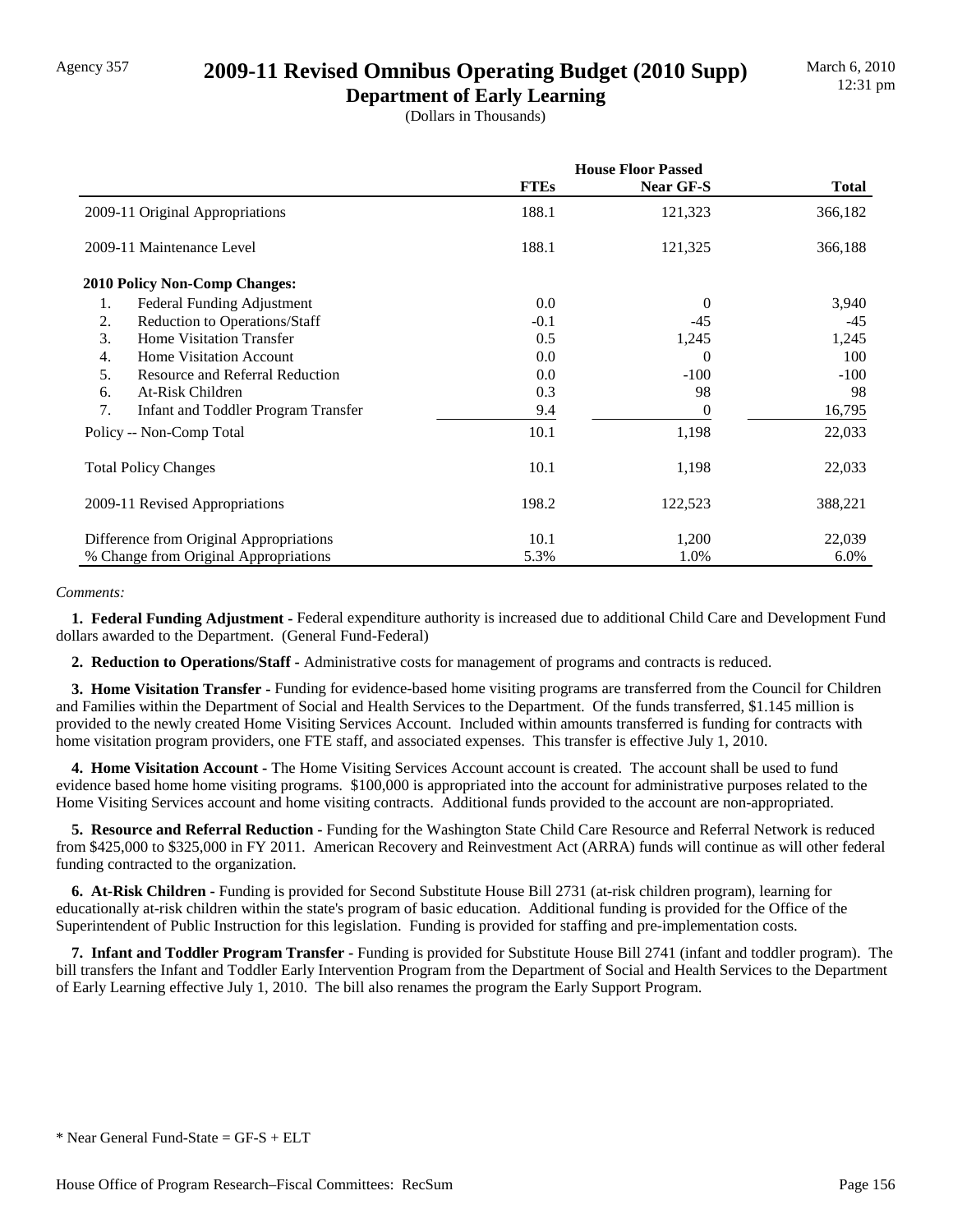Agency 357

# 2009-11 Revised Omnibus Operating Budget (2010 Supp)

## Department of Early Learning

(Dollars in Thousands)

| | House Floor Passed | | |
|---|---|---|---|
| | FTEs | Near GF-S | Total |
| 2009-11 Original Appropriations | 188.1 | 121,323 | 366,182 |
| 2009-11 Maintenance Level | 188.1 | 121,325 | 366,188 |
| **2010 Policy Non-Comp Changes:** | | | |
| 1. Federal Funding Adjustment | 0.0 | 0 | 3,940 |
| 2. Reduction to Operations/Staff | -0.1 | -45 | -45 |
| 3. Home Visitation Transfer | 0.5 | 1,245 | 1,245 |
| 4. Home Visitation Account | 0.0 | 0 | 100 |
| 5. Resource and Referral Reduction | 0.0 | -100 | -100 |
| 6. At-Risk Children | 0.3 | 98 | 98 |
| 7. Infant and Toddler Program Transfer | 9.4 | 0 | 16,795 |
| Policy -- Non-Comp Total | 10.1 | 1,198 | 22,033 |
| Total Policy Changes | 10.1 | 1,198 | 22,033 |
| 2009-11 Revised Appropriations | 198.2 | 122,523 | 388,221 |
| Difference from Original Appropriations | 10.1 | 1,200 | 22,039 |
| % Change from Original Appropriations | 5.3% | 1.0% | 6.0% |

*Comments:*

**1. Federal Funding Adjustment -** Federal expenditure authority is increased due to additional Child Care and Development Fund dollars awarded to the Department. (General Fund-Federal)

**2. Reduction to Operations/Staff -** Administrative costs for management of programs and contracts is reduced.

**3. Home Visitation Transfer -** Funding for evidence-based home visiting programs are transferred from the Council for Children and Families within the Department of Social and Health Services to the Department. Of the funds transferred, $1.145 million is provided to the newly created Home Visiting Services Account. Included within amounts transferred is funding for contracts with home visitation program providers, one FTE staff, and associated expenses. This transfer is effective July 1, 2010.

**4. Home Visitation Account -** The Home Visiting Services Account account is created. The account shall be used to fund evidence based home home visiting programs. $100,000 is appropriated into the account for administrative purposes related to the Home Visiting Services account and home visiting contracts. Additional funds provided to the account are non-appropriated.

**5. Resource and Referral Reduction -** Funding for the Washington State Child Care Resource and Referral Network is reduced from $425,000 to $325,000 in FY 2011. American Recovery and Reinvestment Act (ARRA) funds will continue as will other federal funding contracted to the organization.

**6. At-Risk Children -** Funding is provided for Second Substitute House Bill 2731 (at-risk children program), learning for educationally at-risk children within the state's program of basic education. Additional funding is provided for the Office of the Superintendent of Public Instruction for this legislation. Funding is provided for staffing and pre-implementation costs.

**7. Infant and Toddler Program Transfer -** Funding is provided for Substitute House Bill 2741 (infant and toddler program). The bill transfers the Infant and Toddler Early Intervention Program from the Department of Social and Health Services to the Department of Early Learning effective July 1, 2010. The bill also renames the program the Early Support Program.

\* Near General Fund-State = GF-S + ELT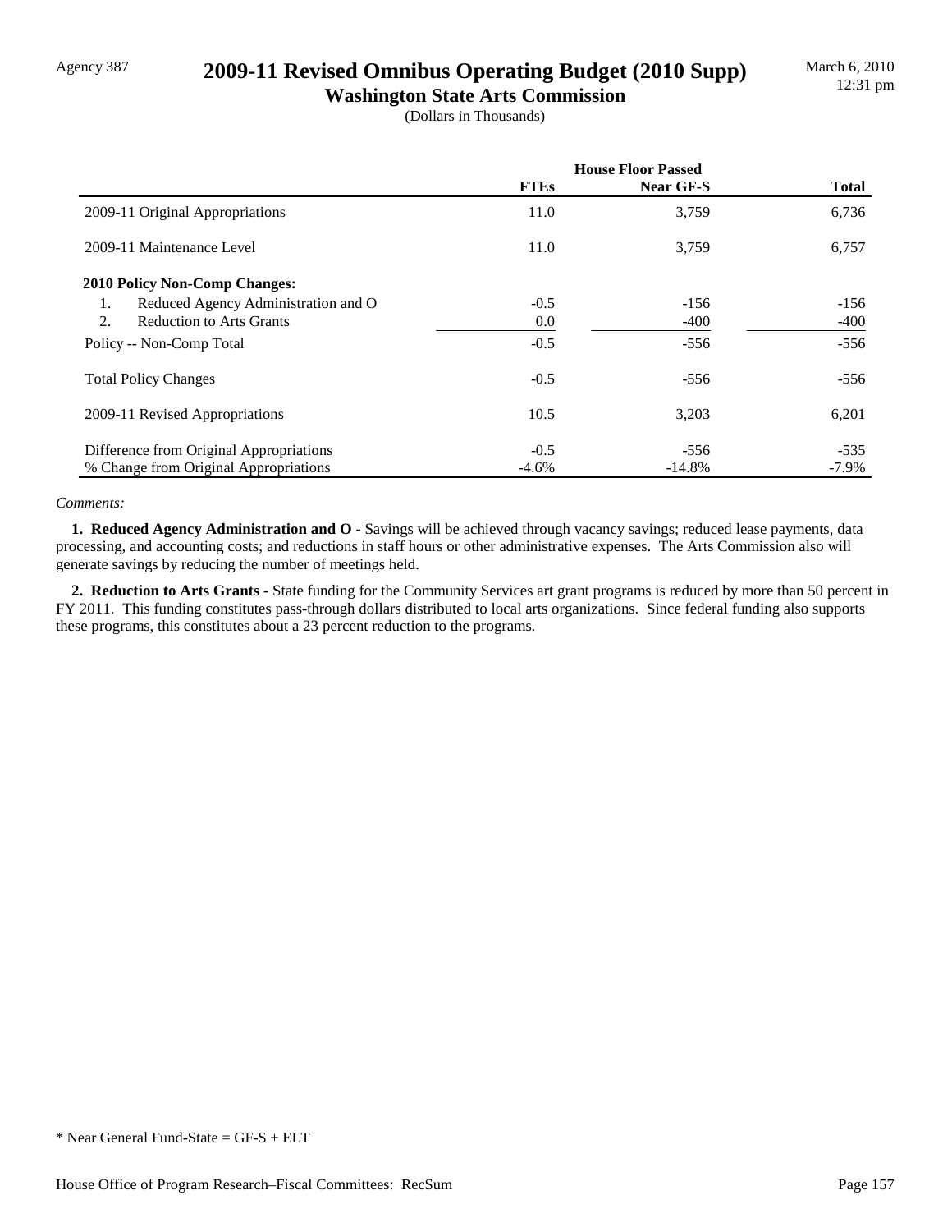Agency 387

# 2009-11 Revised Omnibus Operating Budget (2010 Supp)

## Washington State Arts Commission

(Dollars in Thousands)

| | House Floor Passed | | |
|---|---|---|---|
| | FTEs | Near GF-S | Total |
| 2009-11 Original Appropriations | 11.0 | 3,759 | 6,736 |
| 2009-11 Maintenance Level | 11.0 | 3,759 | 6,757 |
| **2010 Policy Non-Comp Changes:** | | | |
| 1. Reduced Agency Administration and O | -0.5 | -156 | -156 |
| 2. Reduction to Arts Grants | 0.0 | -400 | -400 |
| Policy -- Non-Comp Total | -0.5 | -556 | -556 |
| Total Policy Changes | -0.5 | -556 | -556 |
| 2009-11 Revised Appropriations | 10.5 | 3,203 | 6,201 |
| Difference from Original Appropriations | -0.5 | -556 | -535 |
| % Change from Original Appropriations | -4.6% | -14.8% | -7.9% |

*Comments:*

**1. Reduced Agency Administration and O -** Savings will be achieved through vacancy savings; reduced lease payments, data processing, and accounting costs; and reductions in staff hours or other administrative expenses. The Arts Commission also will generate savings by reducing the number of meetings held.

**2. Reduction to Arts Grants -** State funding for the Community Services art grant programs is reduced by more than 50 percent in FY 2011. This funding constitutes pass-through dollars distributed to local arts organizations. Since federal funding also supports these programs, this constitutes about a 23 percent reduction to the programs.

* Near General Fund-State = GF-S + ELT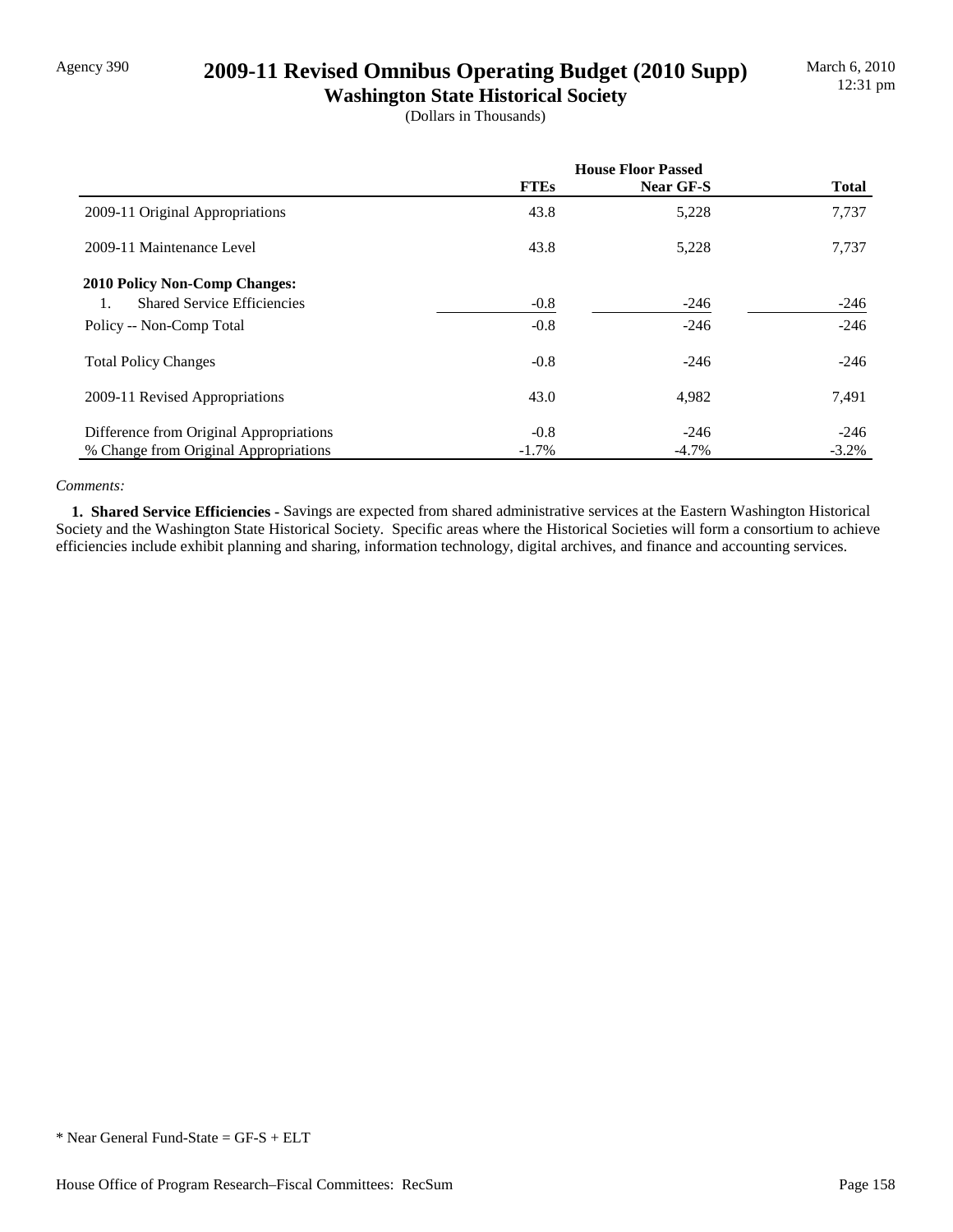# 2009-11 Revised Omnibus Operating Budget (2010 Supp)

## Washington State Historical Society

(Dollars in Thousands)

| | House Floor Passed | | |
|---|---|---|---|
| | FTEs | Near GF-S | Total |
| 2009-11 Original Appropriations | 43.8 | 5,228 | 7,737 |
| 2009-11 Maintenance Level | 43.8 | 5,228 | 7,737 |
| **2010 Policy Non-Comp Changes:** | | | |
| 1. Shared Service Efficiencies | -0.8 | -246 | -246 |
| Policy -- Non-Comp Total | -0.8 | -246 | -246 |
| Total Policy Changes | -0.8 | -246 | -246 |
| 2009-11 Revised Appropriations | 43.0 | 4,982 | 7,491 |
| Difference from Original Appropriations | -0.8 | -246 | -246 |
| % Change from Original Appropriations | -1.7% | -4.7% | -3.2% |

*Comments:*

**1. Shared Service Efficiencies -** Savings are expected from shared administrative services at the Eastern Washington Historical Society and the Washington State Historical Society. Specific areas where the Historical Societies will form a consortium to achieve efficiencies include exhibit planning and sharing, information technology, digital archives, and finance and accounting services.

* Near General Fund-State = GF-S + ELT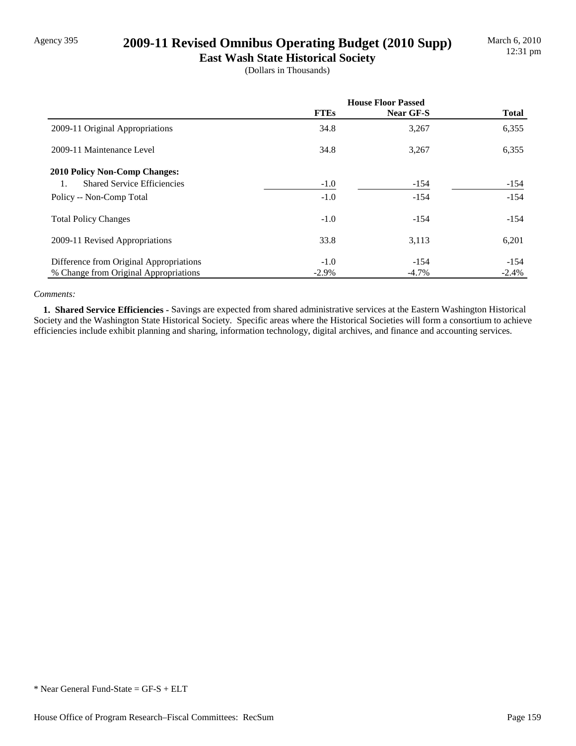Agency 395

# 2009-11 Revised Omnibus Operating Budget (2010 Supp)

## East Wash State Historical Society

(Dollars in Thousands)

| | House Floor Passed | | |
|---|---|---|---|
| | FTEs | Near GF-S | Total |
| 2009-11 Original Appropriations | 34.8 | 3,267 | 6,355 |
| 2009-11 Maintenance Level | 34.8 | 3,267 | 6,355 |
| **2010 Policy Non-Comp Changes:** | | | |
| 1. Shared Service Efficiencies | -1.0 | -154 | -154 |
| Policy -- Non-Comp Total | -1.0 | -154 | -154 |
| Total Policy Changes | -1.0 | -154 | -154 |
| 2009-11 Revised Appropriations | 33.8 | 3,113 | 6,201 |
| Difference from Original Appropriations | -1.0 | -154 | -154 |
| % Change from Original Appropriations | -2.9% | -4.7% | -2.4% |

*Comments:*

**1. Shared Service Efficiencies -** Savings are expected from shared administrative services at the Eastern Washington Historical Society and the Washington State Historical Society. Specific areas where the Historical Societies will form a consortium to achieve efficiencies include exhibit planning and sharing, information technology, digital archives, and finance and accounting services.

* Near General Fund-State = GF-S + ELT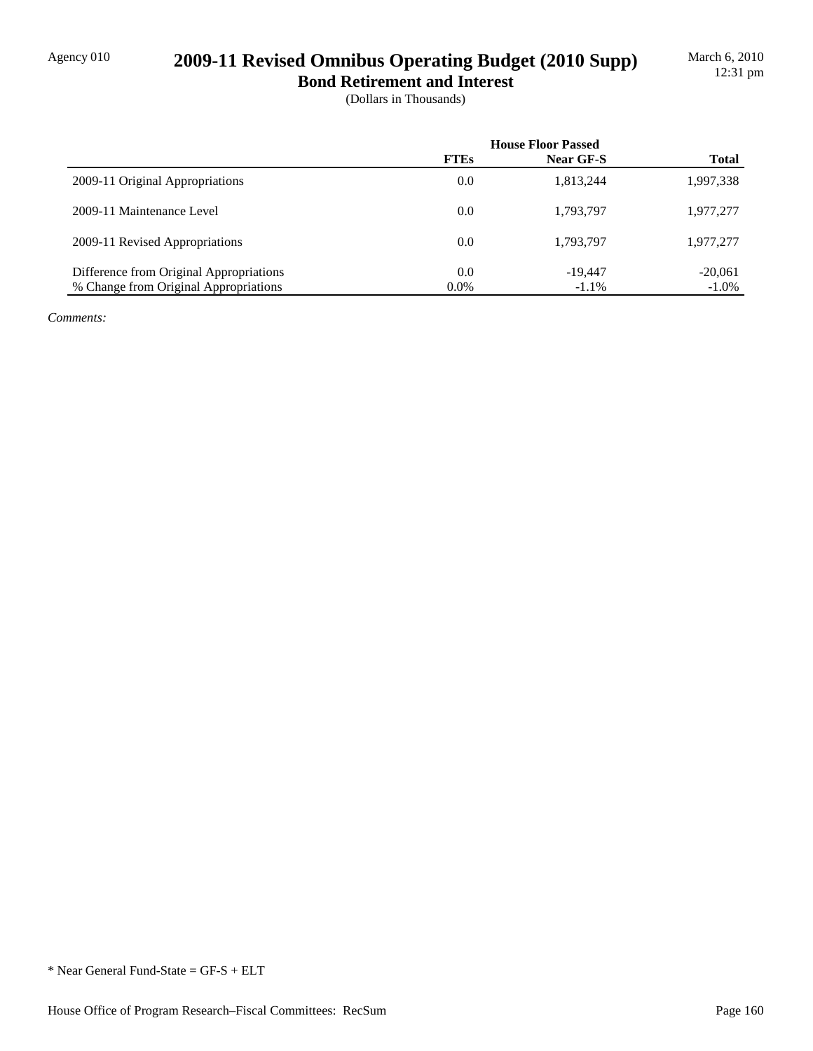Agency 010

# 2009-11 Revised Omnibus Operating Budget (2010 Supp)

## Bond Retirement and Interest

(Dollars in Thousands)

March 6, 2010
12:31 pm

| | House Floor Passed | | |
|---|---|---|---|
| | **FTEs** | **Near GF-S** | **Total** |
| 2009-11 Original Appropriations | 0.0 | 1,813,244 | 1,997,338 |
| 2009-11 Maintenance Level | 0.0 | 1,793,797 | 1,977,277 |
| 2009-11 Revised Appropriations | 0.0 | 1,793,797 | 1,977,277 |
| Difference from Original Appropriations | 0.0 | -19,447 | -20,061 |
| % Change from Original Appropriations | 0.0% | -1.1% | -1.0% |

*Comments:*

* Near General Fund-State = GF-S + ELT

House Office of Program Research–Fiscal Committees: RecSum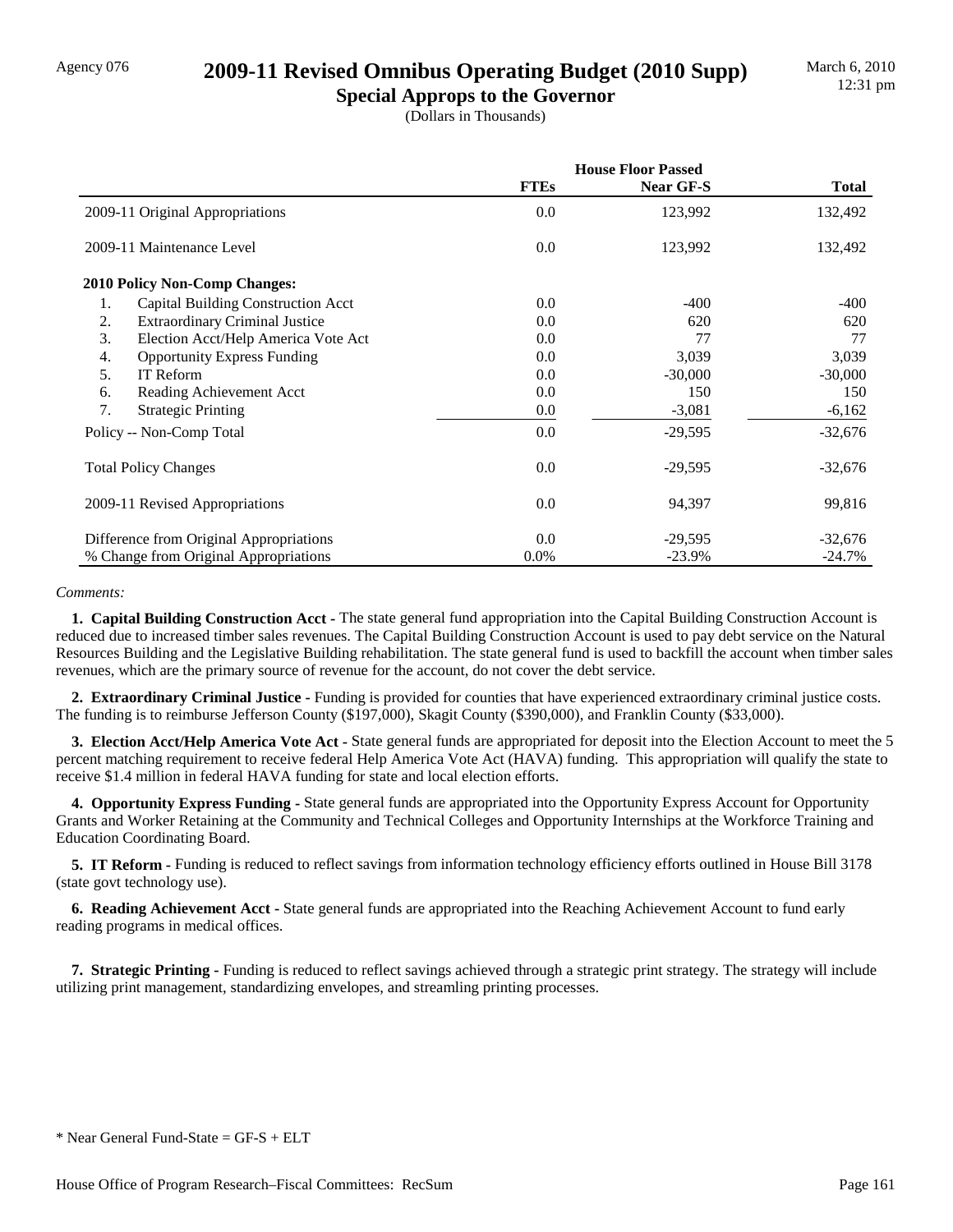Agency 076

# 2009-11 Revised Omnibus Operating Budget (2010 Supp)

## Special Approps to the Governor

(Dollars in Thousands)

March 6, 2010
12:31 pm

| | House Floor Passed | | |
|---|---|---|---|
| | FTEs | Near GF-S | Total |
| 2009-11 Original Appropriations | 0.0 | 123,992 | 132,492 |
| 2009-11 Maintenance Level | 0.0 | 123,992 | 132,492 |
| **2010 Policy Non-Comp Changes:** | | | |
| 1. Capital Building Construction Acct | 0.0 | -400 | -400 |
| 2. Extraordinary Criminal Justice | 0.0 | 620 | 620 |
| 3. Election Acct/Help America Vote Act | 0.0 | 77 | 77 |
| 4. Opportunity Express Funding | 0.0 | 3,039 | 3,039 |
| 5. IT Reform | 0.0 | -30,000 | -30,000 |
| 6. Reading Achievement Acct | 0.0 | 150 | 150 |
| 7. Strategic Printing | 0.0 | -3,081 | -6,162 |
| Policy -- Non-Comp Total | 0.0 | -29,595 | -32,676 |
| Total Policy Changes | 0.0 | -29,595 | -32,676 |
| 2009-11 Revised Appropriations | 0.0 | 94,397 | 99,816 |
| Difference from Original Appropriations | 0.0 | -29,595 | -32,676 |
| % Change from Original Appropriations | 0.0% | -23.9% | -24.7% |

*Comments:*

**1. Capital Building Construction Acct -** The state general fund appropriation into the Capital Building Construction Account is reduced due to increased timber sales revenues. The Capital Building Construction Account is used to pay debt service on the Natural Resources Building and the Legislative Building rehabilitation. The state general fund is used to backfill the account when timber sales revenues, which are the primary source of revenue for the account, do not cover the debt service.

**2. Extraordinary Criminal Justice -** Funding is provided for counties that have experienced extraordinary criminal justice costs. The funding is to reimburse Jefferson County ($197,000), Skagit County ($390,000), and Franklin County ($33,000).

**3. Election Acct/Help America Vote Act -** State general funds are appropriated for deposit into the Election Account to meet the 5 percent matching requirement to receive federal Help America Vote Act (HAVA) funding. This appropriation will qualify the state to receive $1.4 million in federal HAVA funding for state and local election efforts.

**4. Opportunity Express Funding -** State general funds are appropriated into the Opportunity Express Account for Opportunity Grants and Worker Retaining at the Community and Technical Colleges and Opportunity Internships at the Workforce Training and Education Coordinating Board.

**5. IT Reform -** Funding is reduced to reflect savings from information technology efficiency efforts outlined in House Bill 3178 (state govt technology use).

**6. Reading Achievement Acct -** State general funds are appropriated into the Reaching Achievement Account to fund early reading programs in medical offices.

**7. Strategic Printing -** Funding is reduced to reflect savings achieved through a strategic print strategy. The strategy will include utilizing print management, standardizing envelopes, and streamling printing processes.

* Near General Fund-State = GF-S + ELT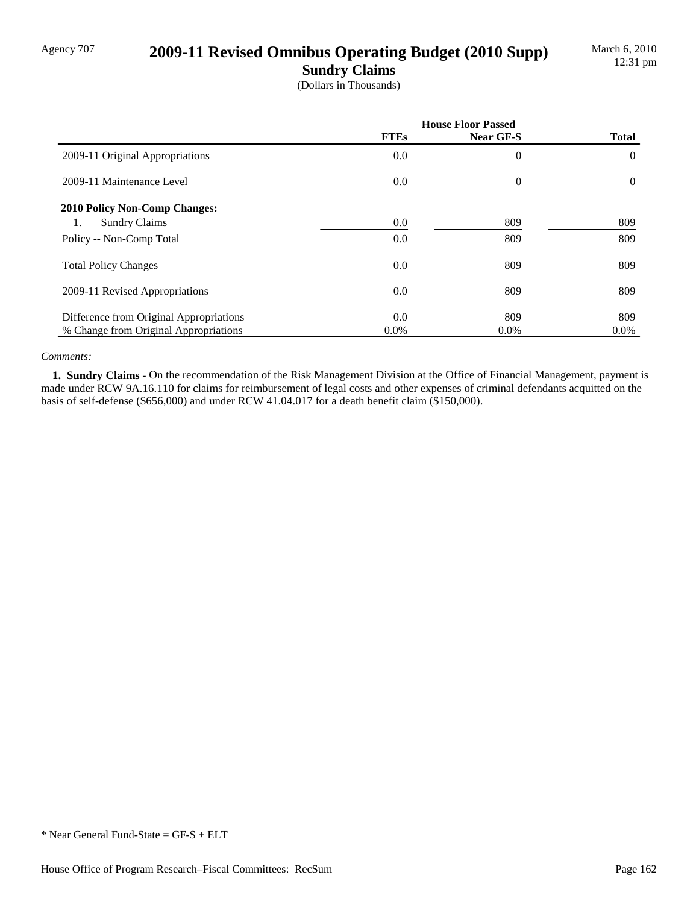Agency 707

# 2009-11 Revised Omnibus Operating Budget (2010 Supp)

## Sundry Claims

(Dollars in Thousands)

| | House Floor Passed | | |
|---|---|---|---|
| | **FTEs** | **Near GF-S** | **Total** |
| 2009-11 Original Appropriations | 0.0 | 0 | 0 |
| 2009-11 Maintenance Level | 0.0 | 0 | 0 |
| **2010 Policy Non-Comp Changes:** | | | |
| 1. Sundry Claims | 0.0 | 809 | 809 |
| Policy -- Non-Comp Total | 0.0 | 809 | 809 |
| Total Policy Changes | 0.0 | 809 | 809 |
| 2009-11 Revised Appropriations | 0.0 | 809 | 809 |
| Difference from Original Appropriations | 0.0 | 809 | 809 |
| % Change from Original Appropriations | 0.0% | 0.0% | 0.0% |

*Comments:*

**1. Sundry Claims -** On the recommendation of the Risk Management Division at the Office of Financial Management, payment is made under RCW 9A.16.110 for claims for reimbursement of legal costs and other expenses of criminal defendants acquitted on the basis of self-defense ($656,000) and under RCW 41.04.017 for a death benefit claim ($150,000).

* Near General Fund-State = GF-S + ELT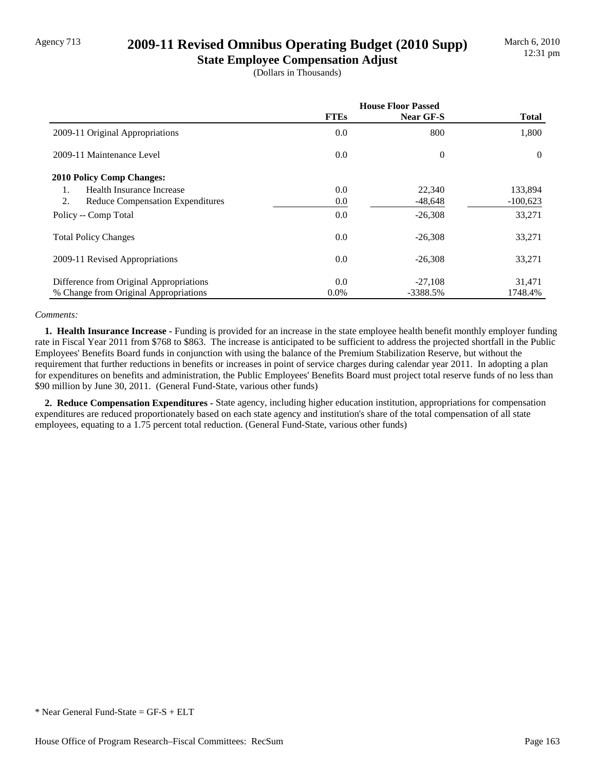Agency 713

# 2009-11 Revised Omnibus Operating Budget (2010 Supp)

## State Employee Compensation Adjust

(Dollars in Thousands)

| | House Floor Passed | | |
|---|---|---|---|
| | **FTEs** | **Near GF-S** | **Total** |
| 2009-11 Original Appropriations | 0.0 | 800 | 1,800 |
| 2009-11 Maintenance Level | 0.0 | 0 | 0 |
| **2010 Policy Comp Changes:** | | | |
| 1. Health Insurance Increase | 0.0 | 22,340 | 133,894 |
| 2. Reduce Compensation Expenditures | 0.0 | -48,648 | -100,623 |
| Policy -- Comp Total | 0.0 | -26,308 | 33,271 |
| Total Policy Changes | 0.0 | -26,308 | 33,271 |
| 2009-11 Revised Appropriations | 0.0 | -26,308 | 33,271 |
| Difference from Original Appropriations | 0.0 | -27,108 | 31,471 |
| % Change from Original Appropriations | 0.0% | -3388.5% | 1748.4% |

*Comments:*

**1. Health Insurance Increase -** Funding is provided for an increase in the state employee health benefit monthly employer funding rate in Fiscal Year 2011 from $768 to $863. The increase is anticipated to be sufficient to address the projected shortfall in the Public Employees' Benefits Board funds in conjunction with using the balance of the Premium Stabilization Reserve, but without the requirement that further reductions in benefits or increases in point of service charges during calendar year 2011. In adopting a plan for expenditures on benefits and administration, the Public Employees' Benefits Board must project total reserve funds of no less than $90 million by June 30, 2011. (General Fund-State, various other funds)

**2. Reduce Compensation Expenditures -** State agency, including higher education institution, appropriations for compensation expenditures are reduced proportionately based on each state agency and institution's share of the total compensation of all state employees, equating to a 1.75 percent total reduction. (General Fund-State, various other funds)

* Near General Fund-State = GF-S + ELT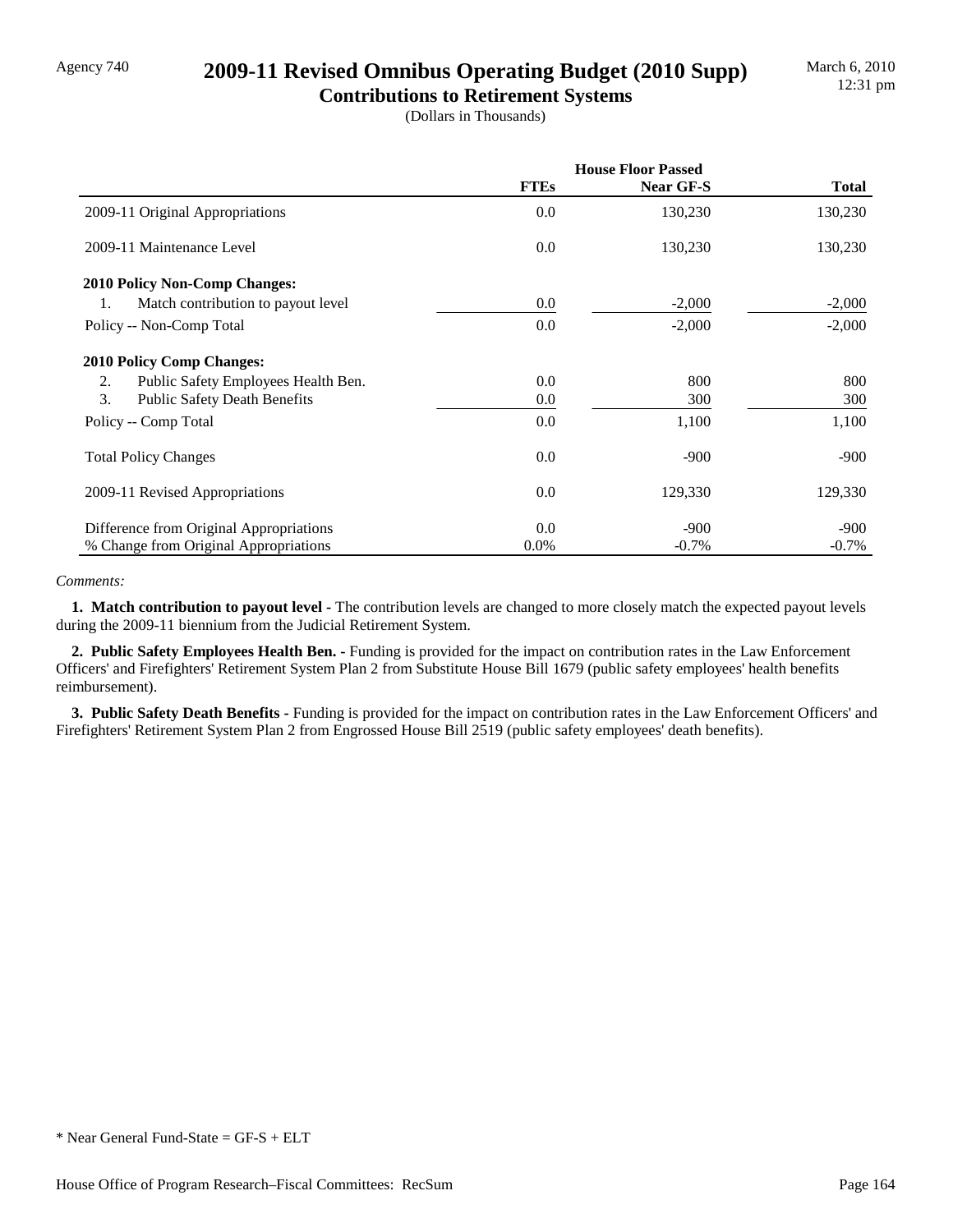Agency 740

# 2009-11 Revised Omnibus Operating Budget (2010 Supp)

## Contributions to Retirement Systems

(Dollars in Thousands)

| | House Floor Passed | | |
|---|---|---|---|
| | FTEs | Near GF-S | Total |
| 2009-11 Original Appropriations | 0.0 | 130,230 | 130,230 |
| 2009-11 Maintenance Level | 0.0 | 130,230 | 130,230 |
| **2010 Policy Non-Comp Changes:** | | | |
| 1. Match contribution to payout level | 0.0 | -2,000 | -2,000 |
| Policy -- Non-Comp Total | 0.0 | -2,000 | -2,000 |
| **2010 Policy Comp Changes:** | | | |
| 2. Public Safety Employees Health Ben. | 0.0 | 800 | 800 |
| 3. Public Safety Death Benefits | 0.0 | 300 | 300 |
| Policy -- Comp Total | 0.0 | 1,100 | 1,100 |
| Total Policy Changes | 0.0 | -900 | -900 |
| 2009-11 Revised Appropriations | 0.0 | 129,330 | 129,330 |
| Difference from Original Appropriations | 0.0 | -900 | -900 |
| % Change from Original Appropriations | 0.0% | -0.7% | -0.7% |

*Comments:*

**1. Match contribution to payout level -** The contribution levels are changed to more closely match the expected payout levels during the 2009-11 biennium from the Judicial Retirement System.

**2. Public Safety Employees Health Ben. -** Funding is provided for the impact on contribution rates in the Law Enforcement Officers' and Firefighters' Retirement System Plan 2 from Substitute House Bill 1679 (public safety employees' health benefits reimbursement).

**3. Public Safety Death Benefits -** Funding is provided for the impact on contribution rates in the Law Enforcement Officers' and Firefighters' Retirement System Plan 2 from Engrossed House Bill 2519 (public safety employees' death benefits).

* Near General Fund-State = GF-S + ELT